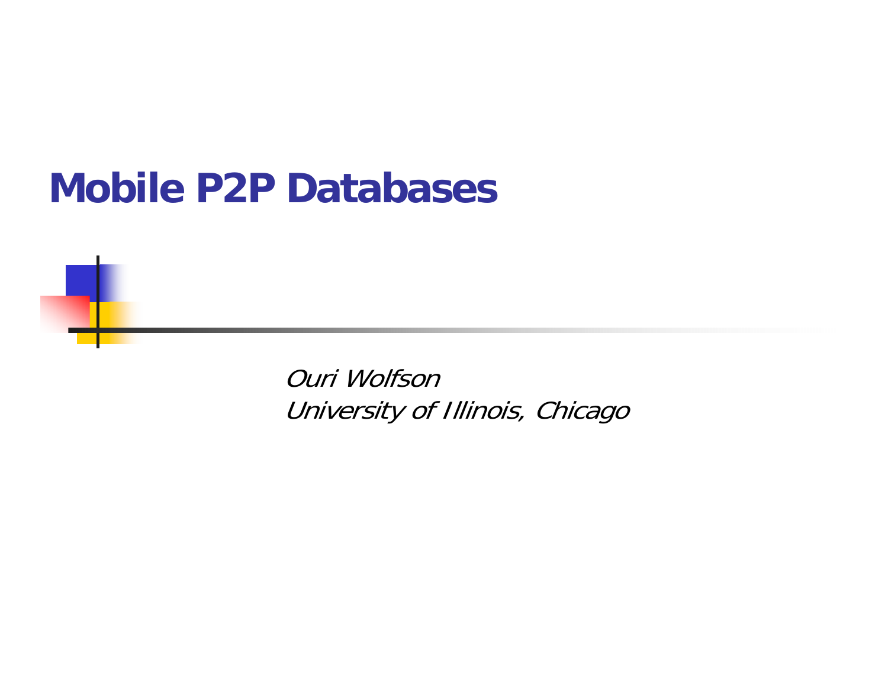# Mobile P2P Databases

*Ouri Wolfson*
*University of Illinois, Chicago*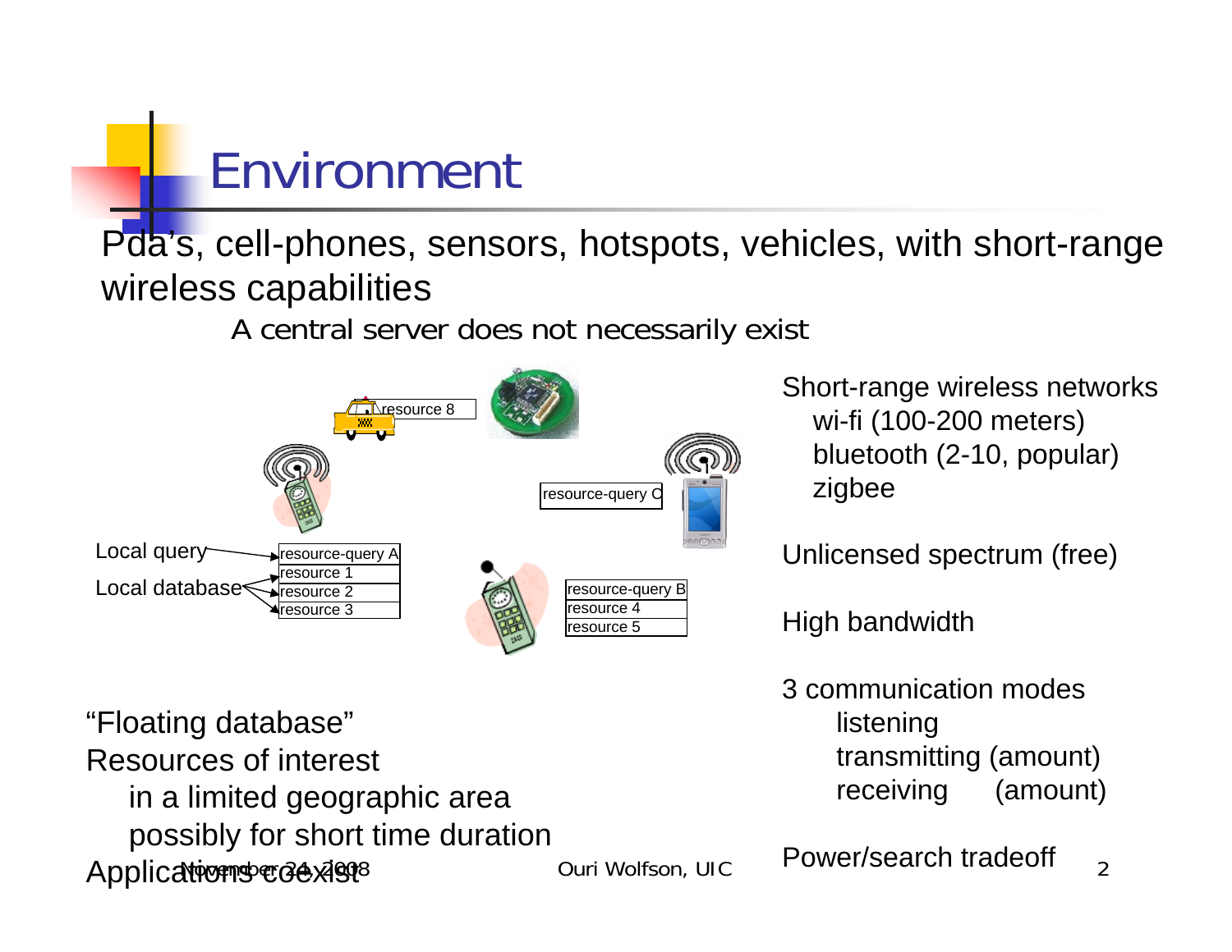# Environment

Pda's, cell-phones, sensors, hotspots, vehicles, with short-range wireless capabilities

A central server does not necessarily exist

Local query → resource-query A

Local database → resource 1, resource 2, resource 3

resource 8

resource-query C

resource-query B
resource 4
resource 5

"Floating database"

Resources of interest
- in a limited geographic area
- possibly for short time duration

Applications coexist

Short-range wireless networks
- wi-fi (100-200 meters)
- bluetooth (2-10, popular)
- zigbee

Unlicensed spectrum (free)

High bandwidth

3 communication modes
- listening
- transmitting (amount)
- receiving (amount)

Power/search tradeoff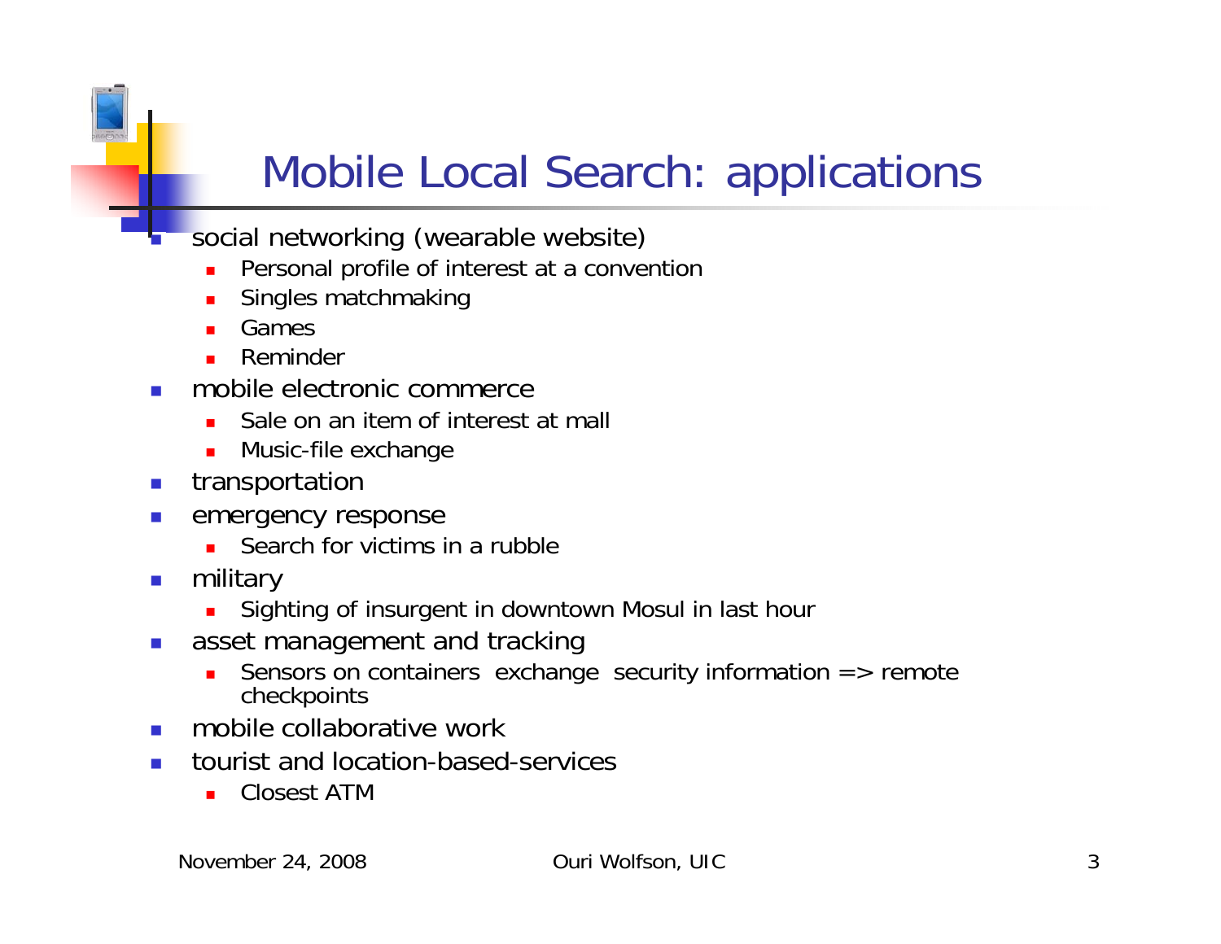# Mobile Local Search: applications

- social networking (wearable website)
  - Personal profile of interest at a convention
  - Singles matchmaking
  - Games
  - Reminder
- mobile electronic commerce
  - Sale on an item of interest at mall
  - Music-file exchange
- transportation
- emergency response
  - Search for victims in a rubble
- military
  - Sighting of insurgent in downtown Mosul in last hour
- asset management and tracking
  - Sensors on containers exchange security information => remote checkpoints
- mobile collaborative work
- tourist and location-based-services
  - Closest ATM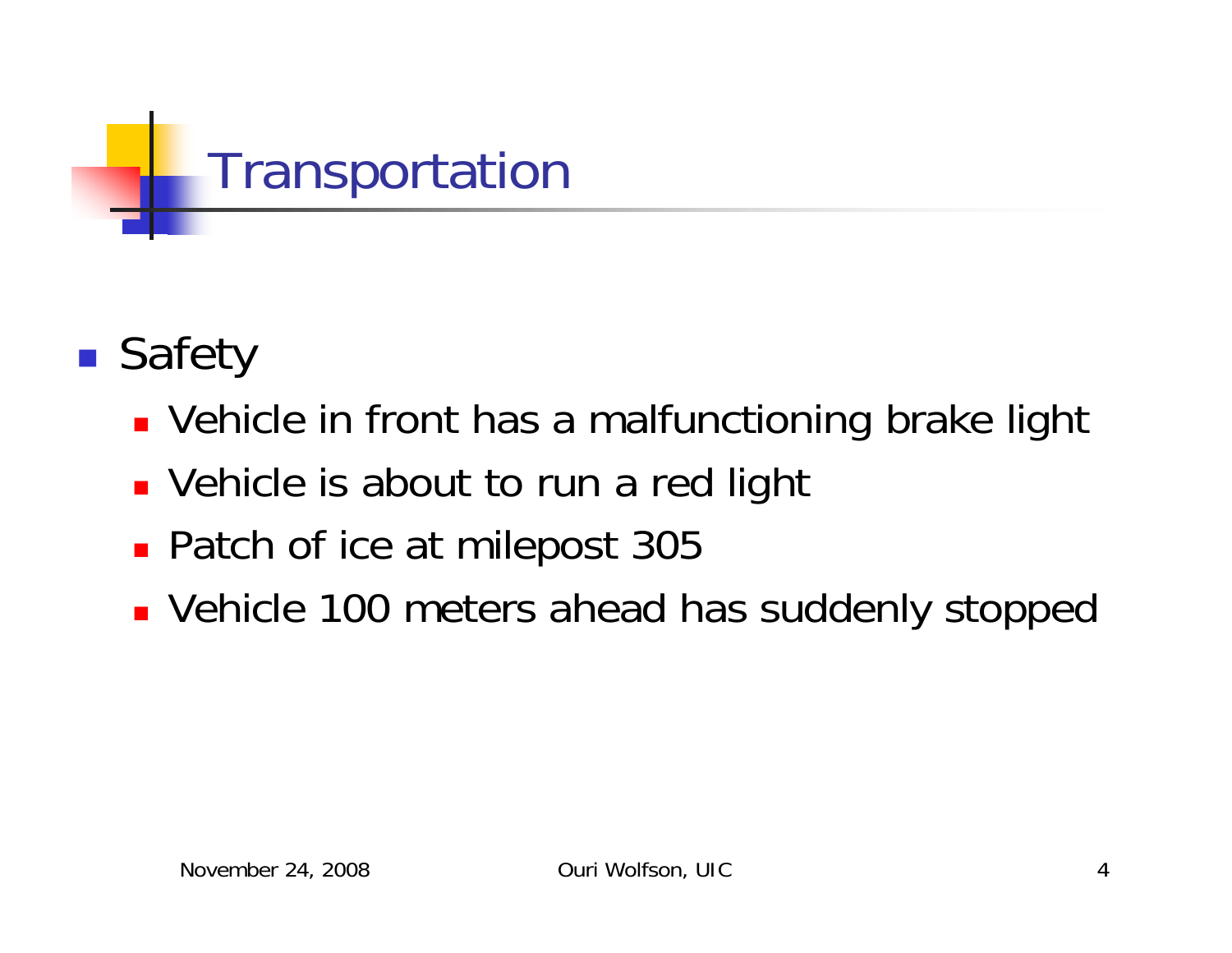# Transportation

- Safety
  - Vehicle in front has a malfunctioning brake light
  - Vehicle is about to run a red light
  - Patch of ice at milepost 305
  - Vehicle 100 meters ahead has suddenly stopped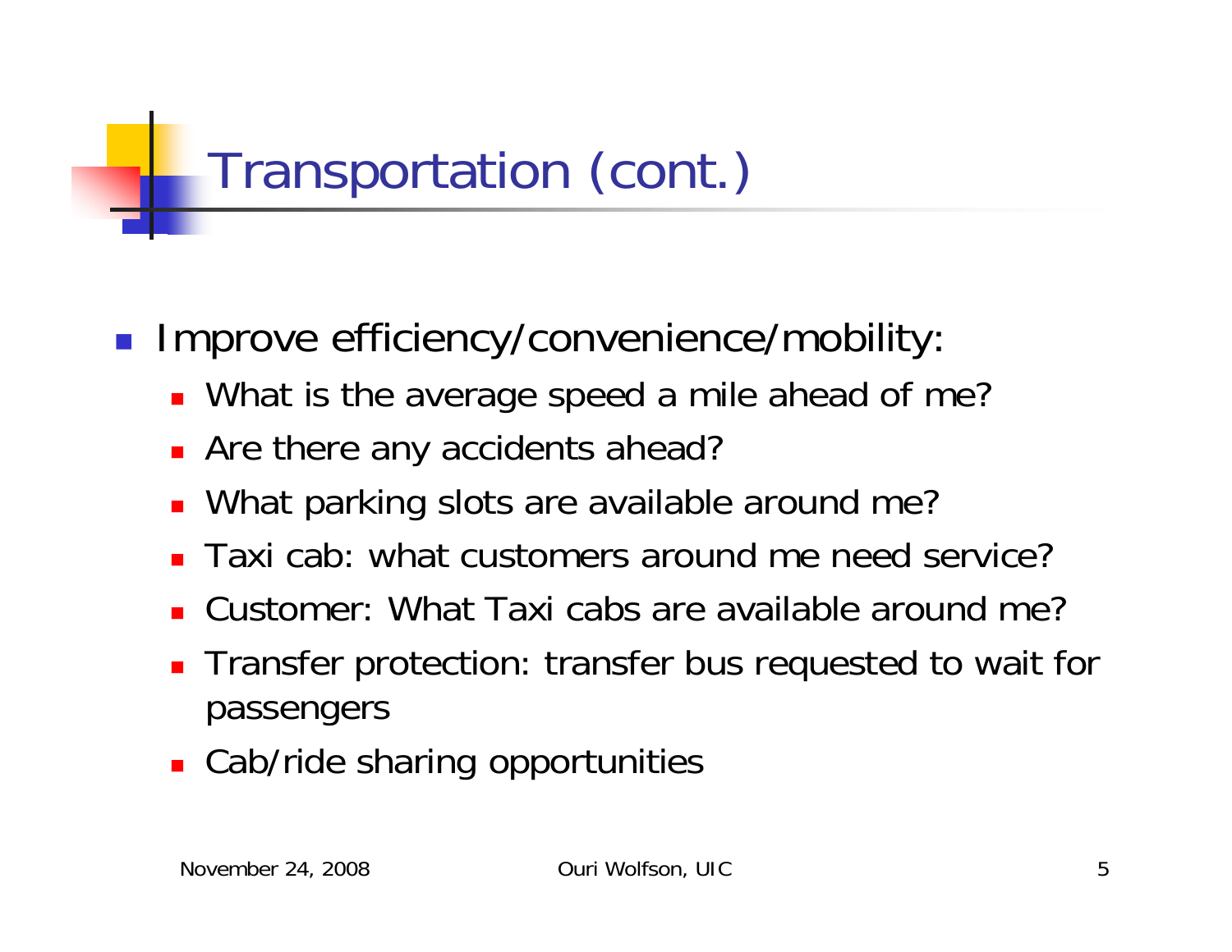# Transportation (cont.)

- Improve efficiency/convenience/mobility:
  - What is the average speed a mile ahead of me?
  - Are there any accidents ahead?
  - What parking slots are available around me?
  - Taxi cab: what customers around me need service?
  - Customer: What Taxi cabs are available around me?
  - Transfer protection: transfer bus requested to wait for passengers
  - Cab/ride sharing opportunities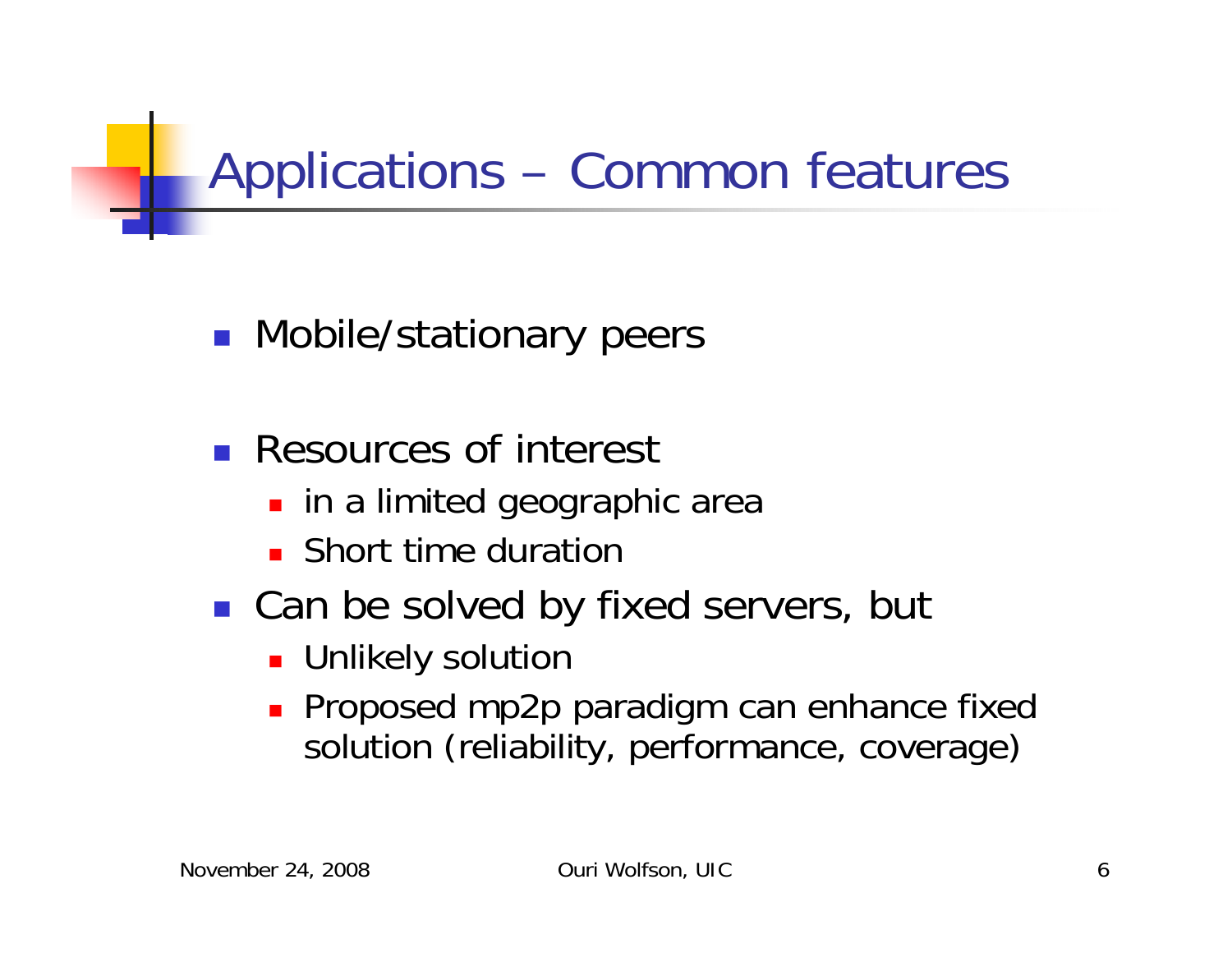# Applications – Common features

- Mobile/stationary peers
- Resources of interest
  - in a limited geographic area
  - Short time duration
- Can be solved by fixed servers, but
  - Unlikely solution
  - Proposed mp2p paradigm can enhance fixed solution (reliability, performance, coverage)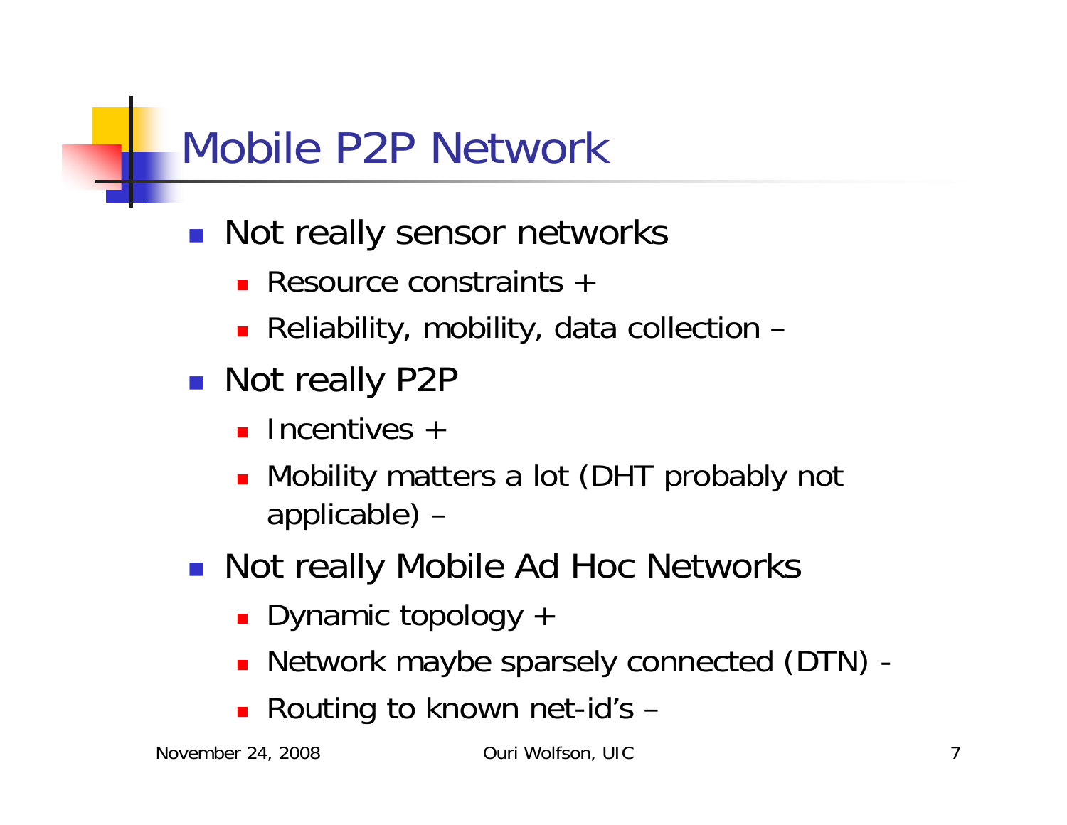# Mobile P2P Network

- Not really sensor networks
  - Resource constraints +
  - Reliability, mobility, data collection –
- Not really P2P
  - Incentives +
  - Mobility matters a lot (DHT probably not applicable) –
- Not really Mobile Ad Hoc Networks
  - Dynamic topology +
  - Network maybe sparsely connected (DTN) -
  - Routing to known net-id's –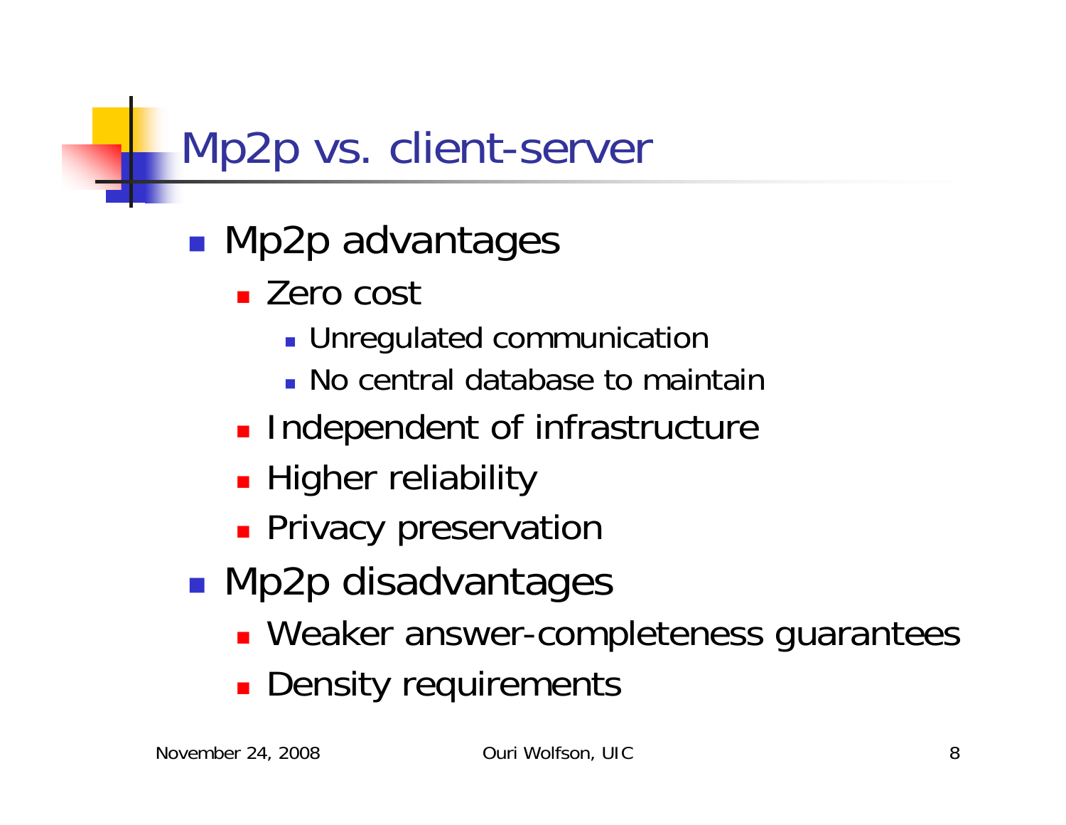# Mp2p vs. client-server

- Mp2p advantages
  - Zero cost
    - Unregulated communication
    - No central database to maintain
  - Independent of infrastructure
  - Higher reliability
  - Privacy preservation
- Mp2p disadvantages
  - Weaker answer-completeness guarantees
  - Density requirements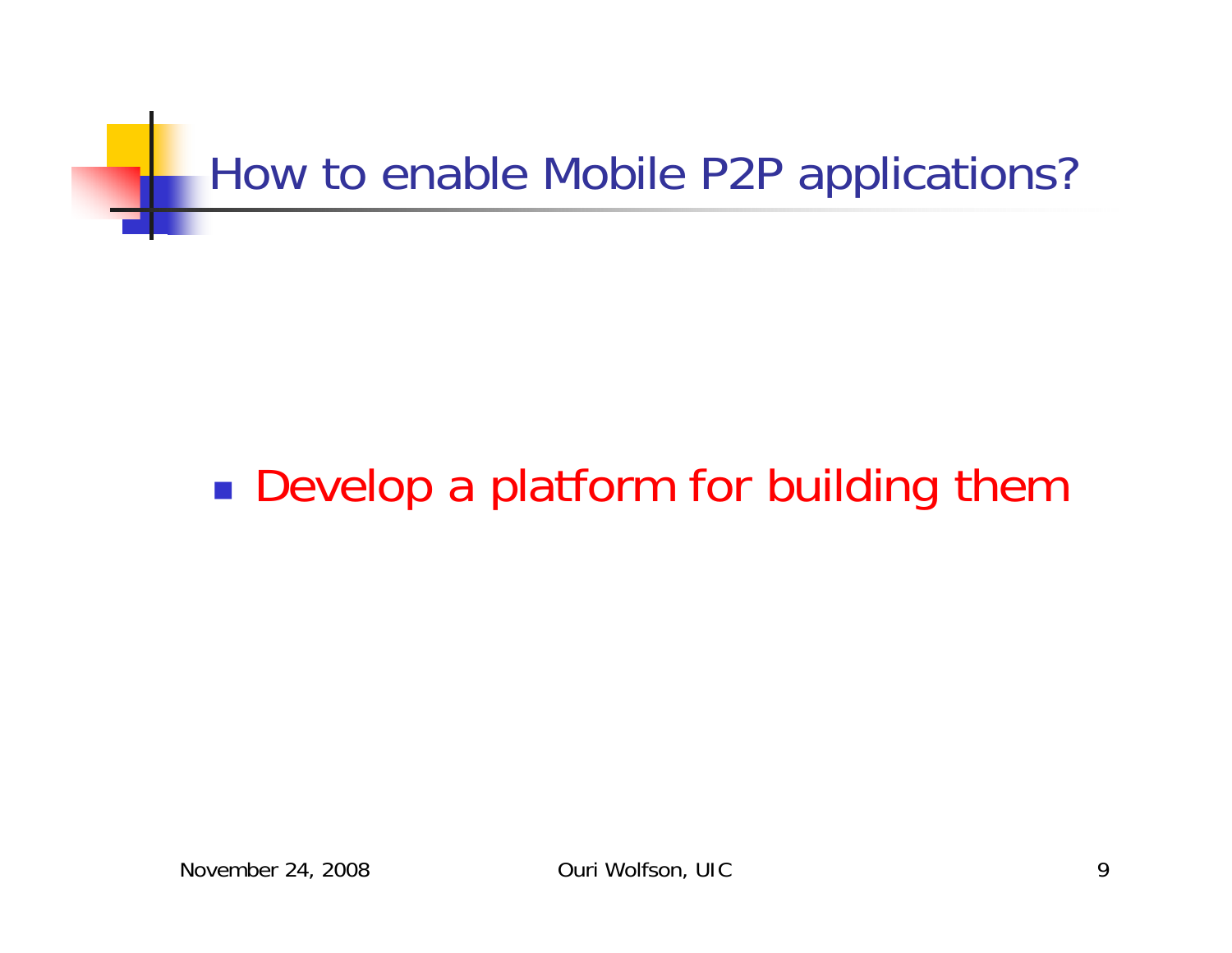# How to enable Mobile P2P applications?

- Develop a platform for building them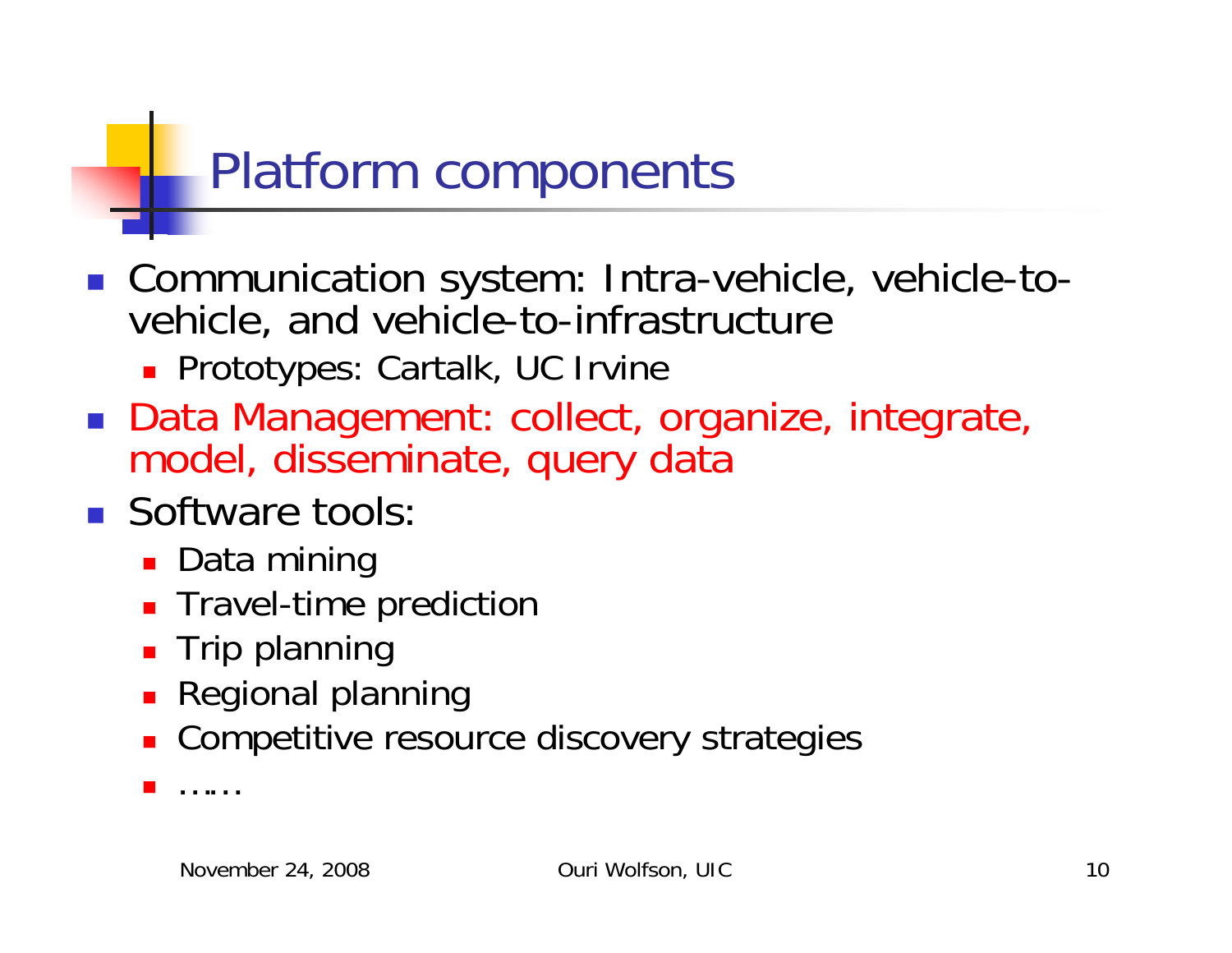# Platform components

- Communication system: Intra-vehicle, vehicle-to-vehicle, and vehicle-to-infrastructure
  - Prototypes: Cartalk, UC Irvine
- Data Management: collect, organize, integrate, model, disseminate, query data
- Software tools:
  - Data mining
  - Travel-time prediction
  - Trip planning
  - Regional planning
  - Competitive resource discovery strategies
  - ……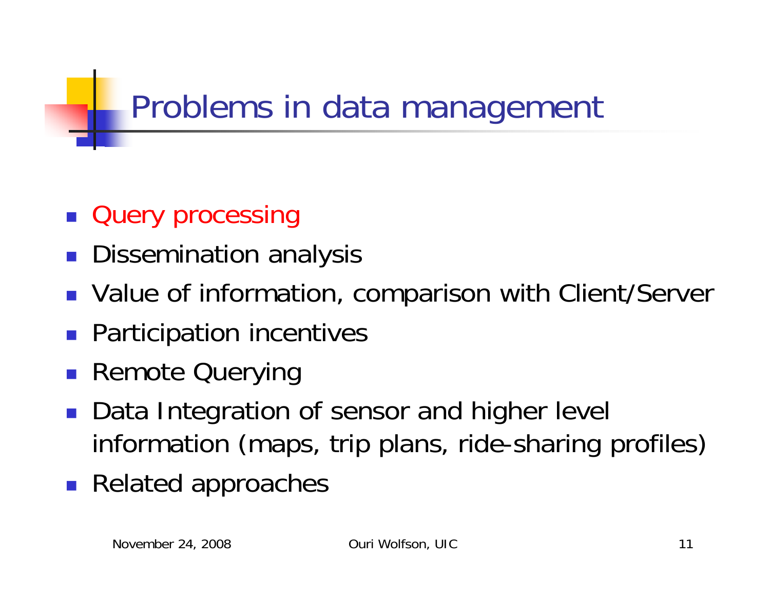# Problems in data management

- Query processing
- Dissemination analysis
- Value of information, comparison with Client/Server
- Participation incentives
- Remote Querying
- Data Integration of sensor and higher level information (maps, trip plans, ride-sharing profiles)
- Related approaches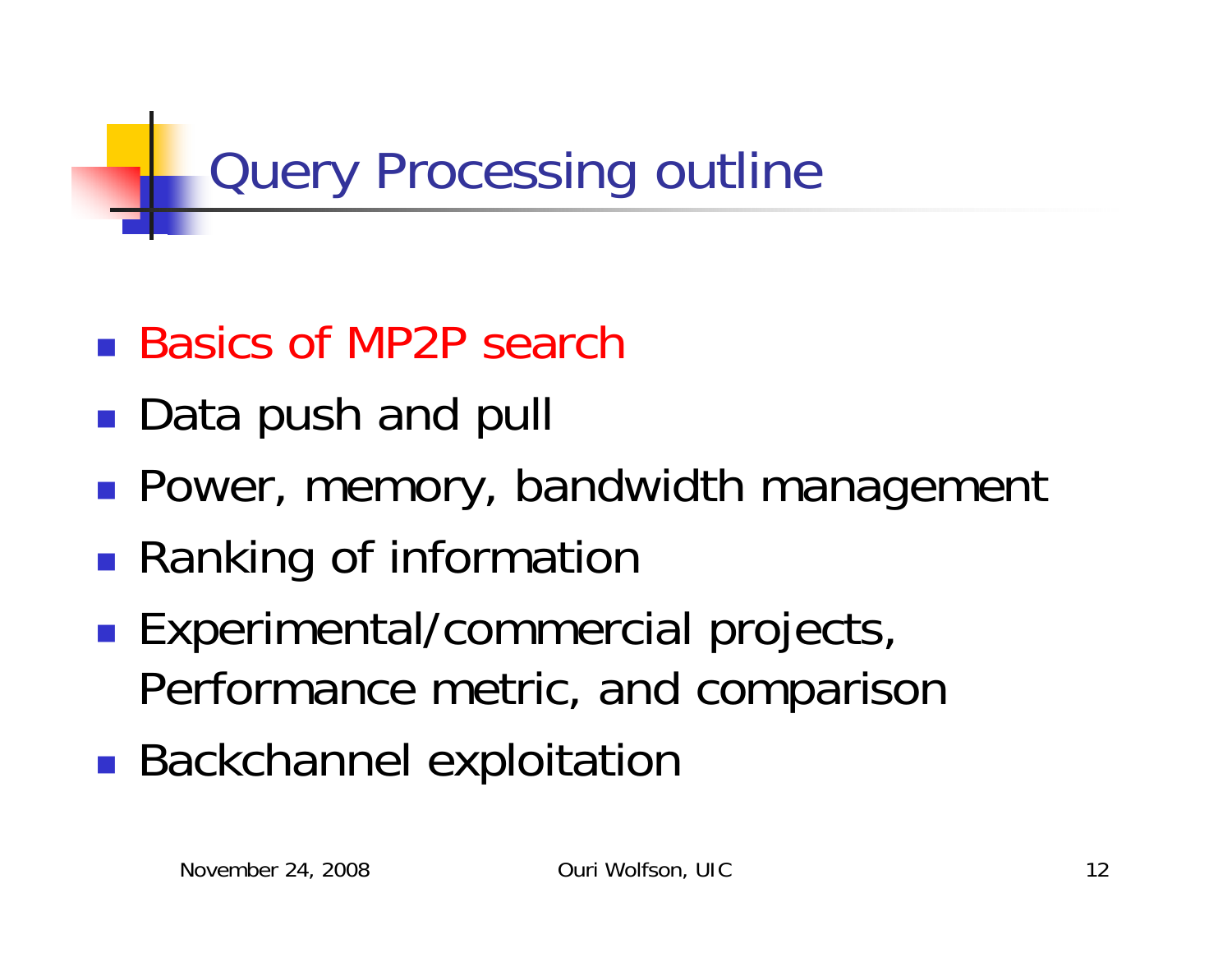# Query Processing outline

- Basics of MP2P search
- Data push and pull
- Power, memory, bandwidth management
- Ranking of information
- Experimental/commercial projects, Performance metric, and comparison
- Backchannel exploitation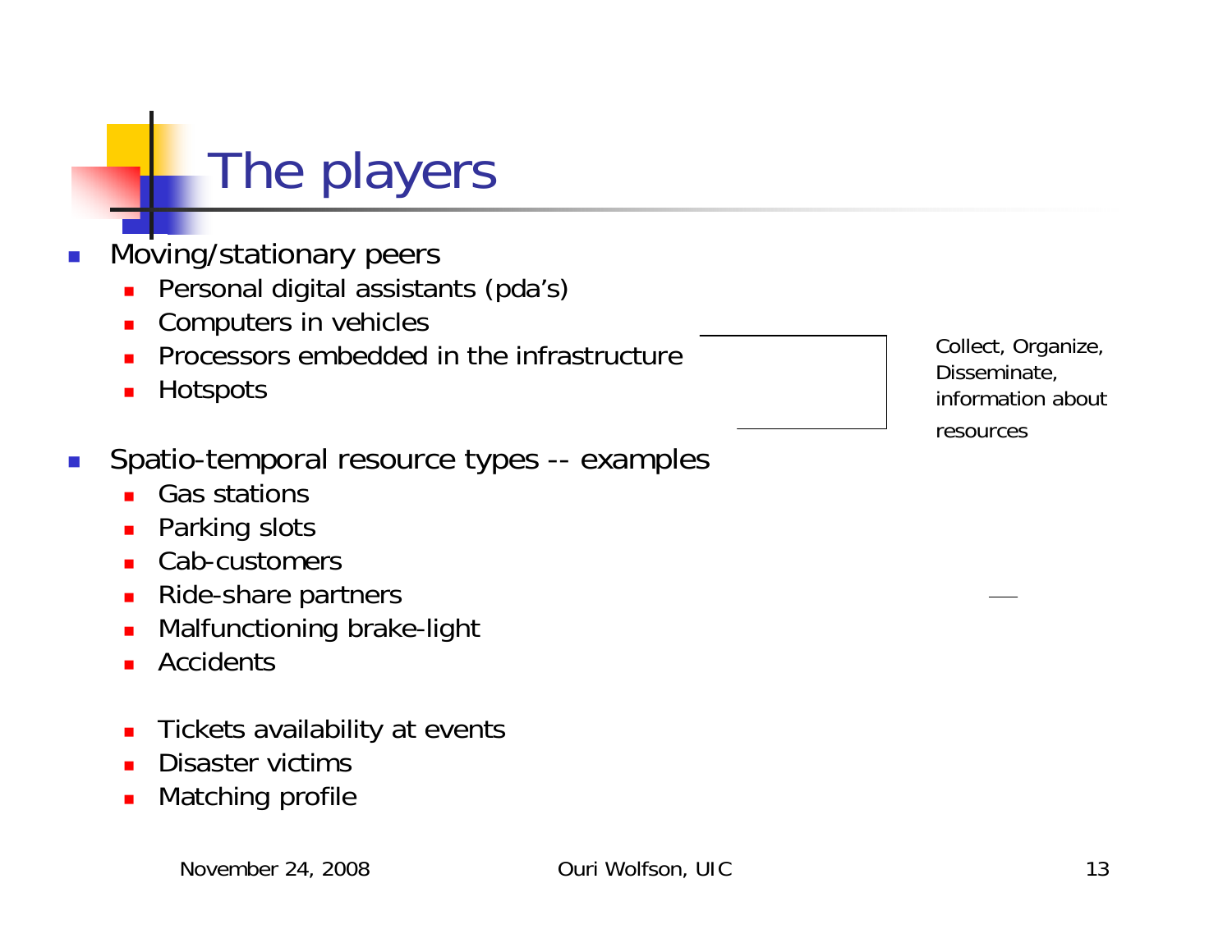# The players

- Moving/stationary peers
  - Personal digital assistants (pda's)
  - Computers in vehicles
  - Processors embedded in the infrastructure
  - Hotspots

Collect, Organize, Disseminate, information about resources

- Spatio-temporal resource types -- examples
  - Gas stations
  - Parking slots
  - Cab-customers
  - Ride-share partners
  - Malfunctioning brake-light
  - Accidents

  - Tickets availability at events
  - Disaster victims
  - Matching profile

November 24, 2008 Ouri Wolfson, UIC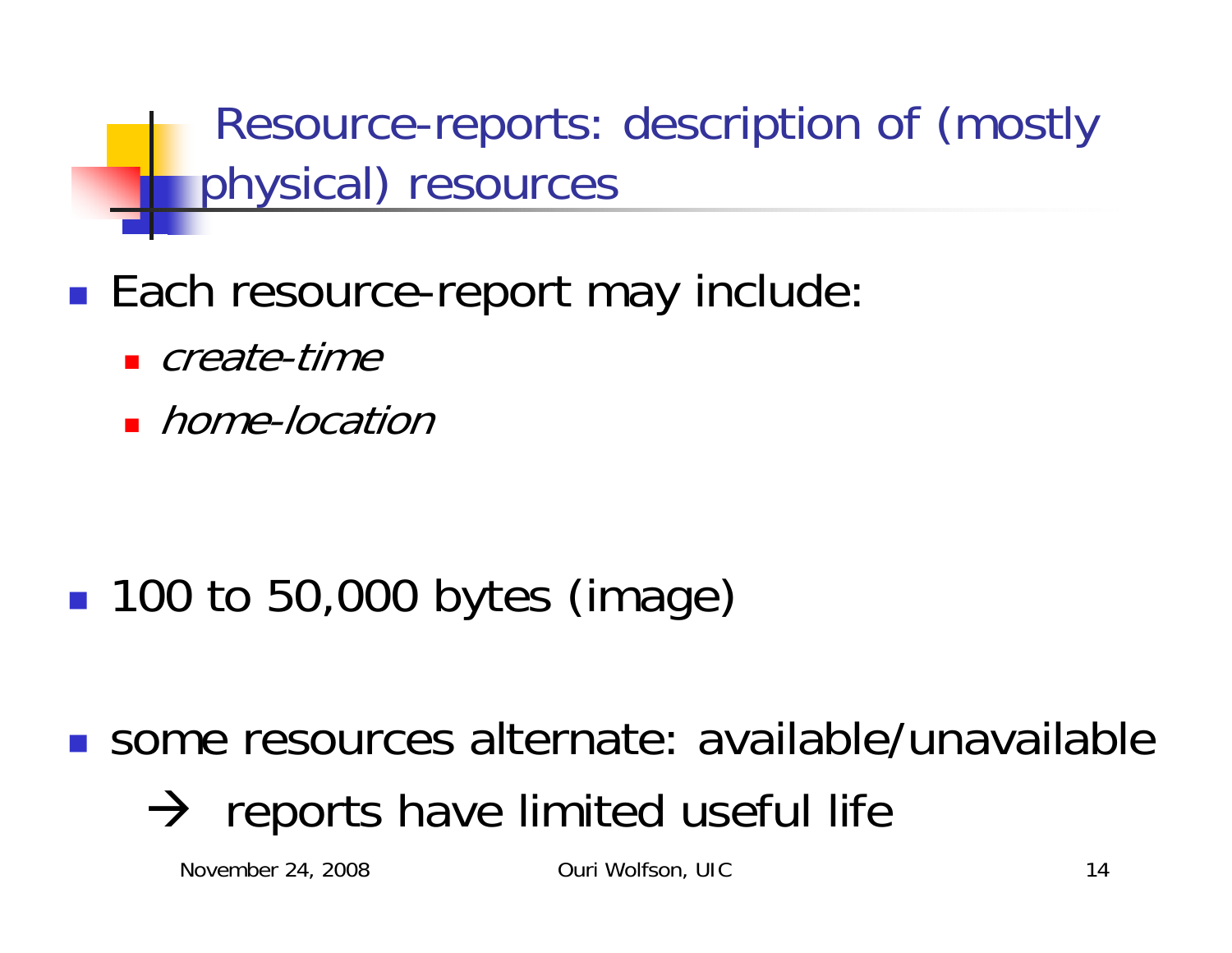# Resource-reports: description of (mostly physical) resources

- Each resource-report may include:
  - *create-time*
  - *home-location*

- 100 to 50,000 bytes (image)

- some resources alternate: available/unavailable

  → reports have limited useful life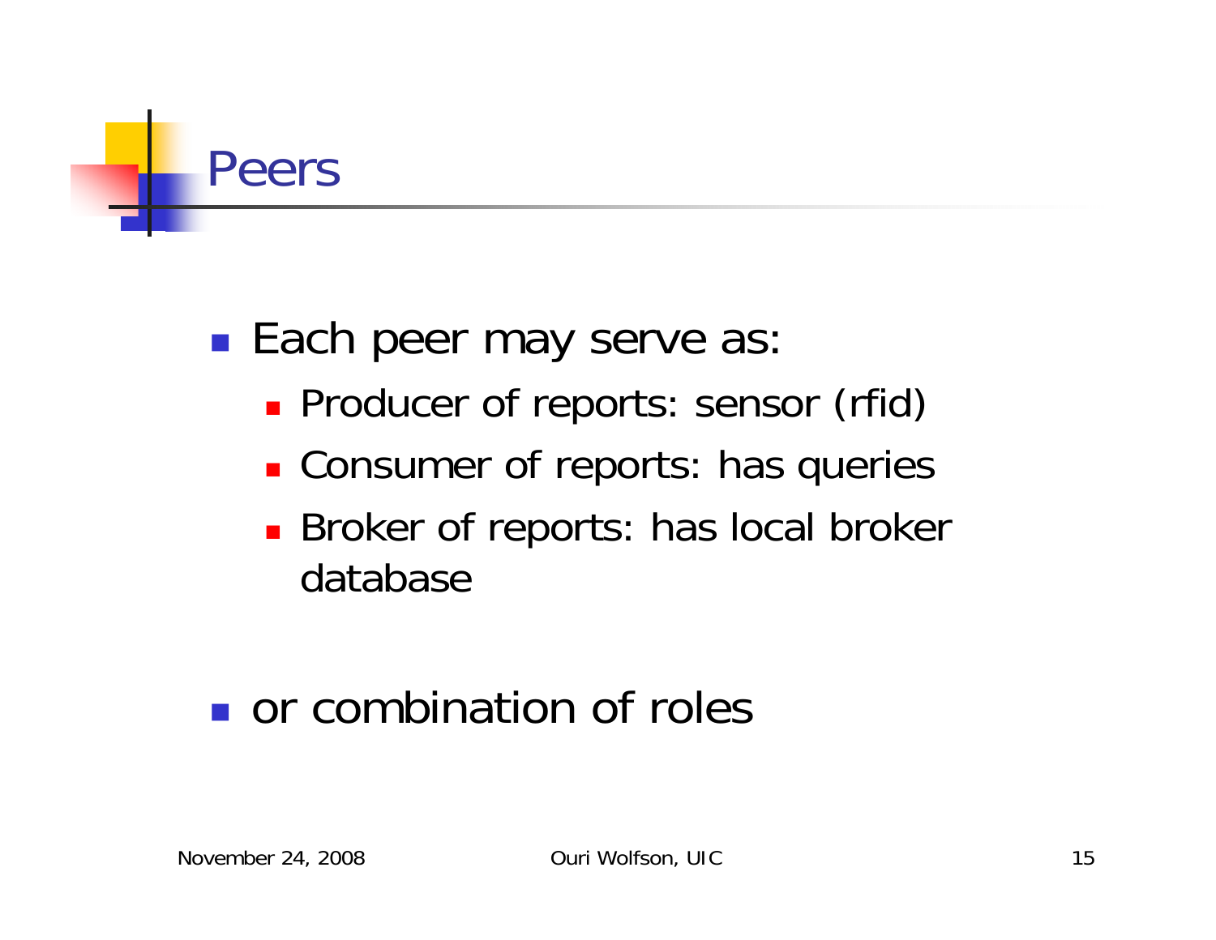# Peers

- Each peer may serve as:
  - Producer of reports: sensor (rfid)
  - Consumer of reports: has queries
  - Broker of reports: has local broker database
- or combination of roles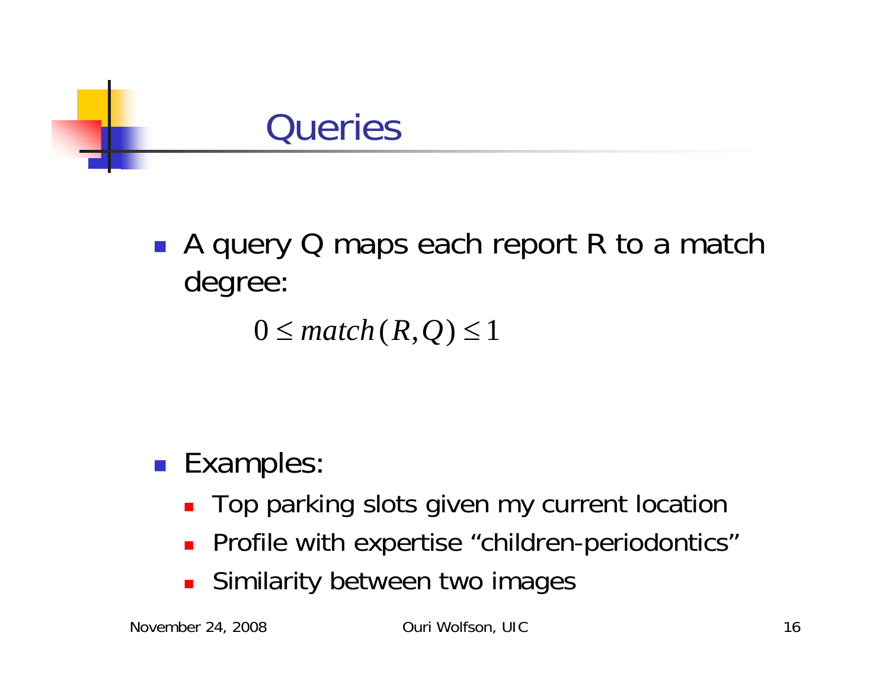# Queries

- A query Q maps each report R to a match degree:

$$0 \leq match(R, Q) \leq 1$$

- Examples:
  - Top parking slots given my current location
  - Profile with expertise “children-periodontics”
  - Similarity between two images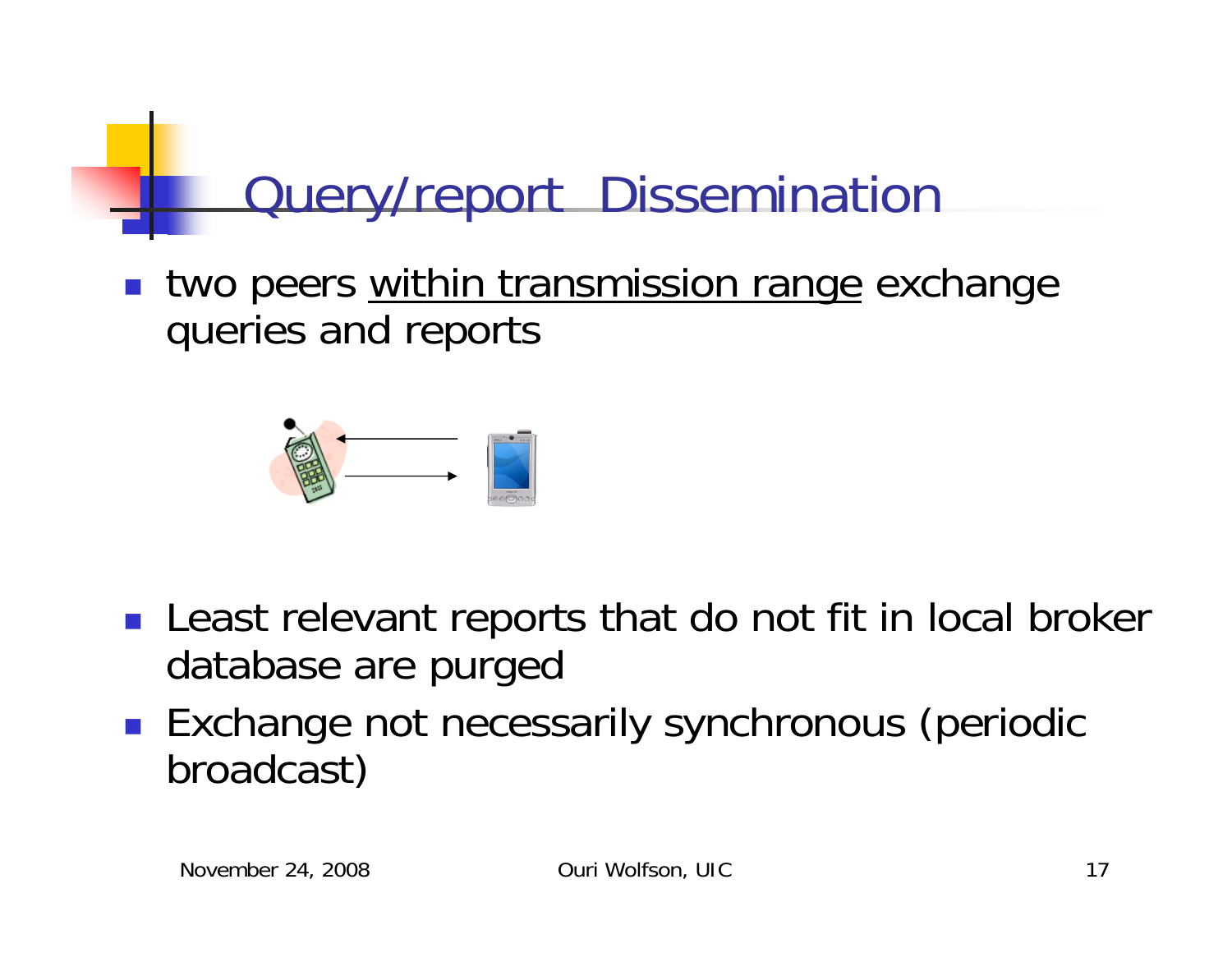# Query/report Dissemination

- two peers <u>within transmission range</u> exchange queries and reports

- Least relevant reports that do not fit in local broker database are purged
- Exchange not necessarily synchronous (periodic broadcast)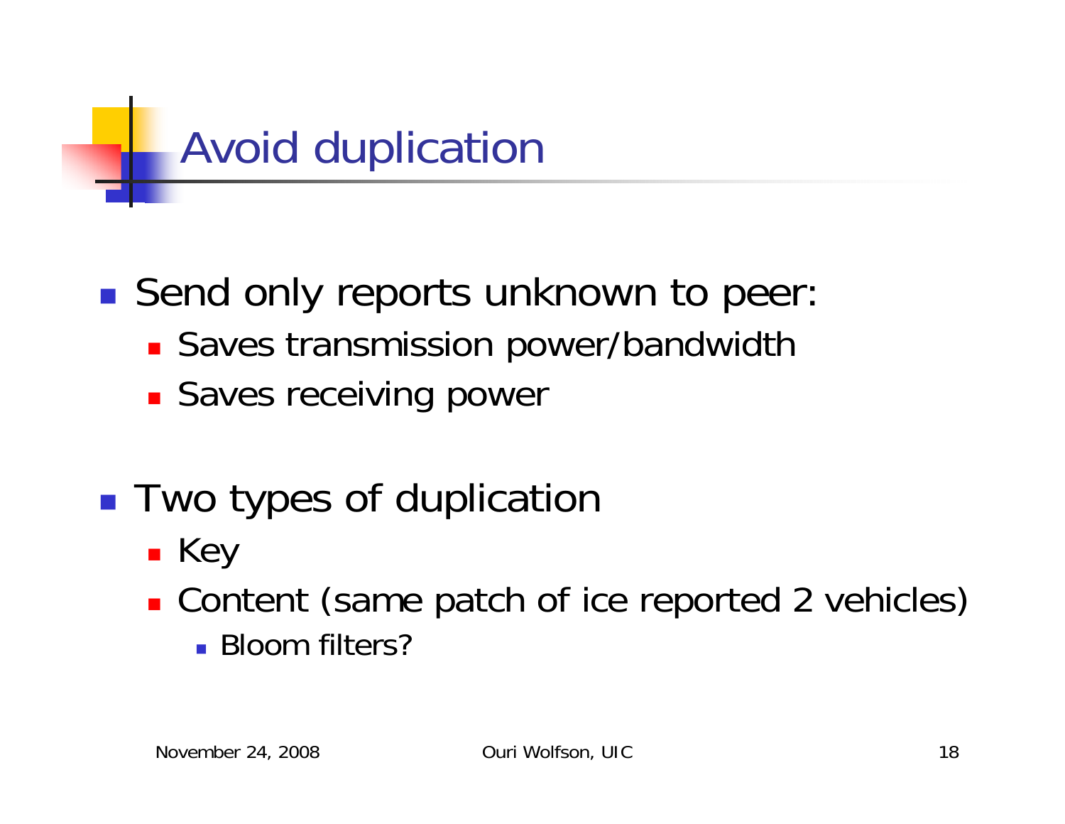# Avoid duplication

- Send only reports unknown to peer:
  - Saves transmission power/bandwidth
  - Saves receiving power
- Two types of duplication
  - Key
  - Content (same patch of ice reported 2 vehicles)
    - Bloom filters?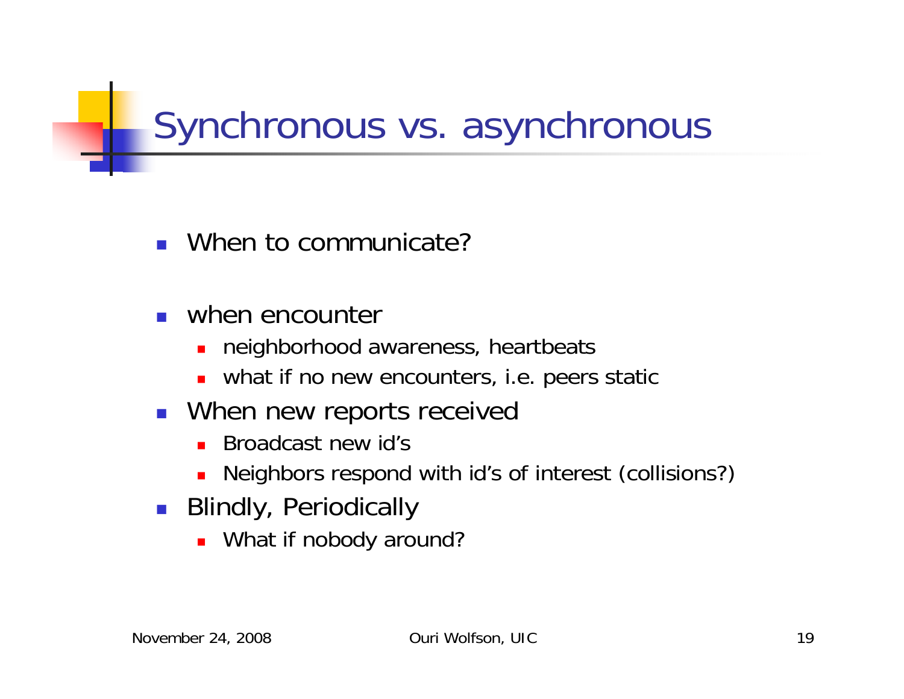# Synchronous vs. asynchronous

- When to communicate?

- when encounter
  - neighborhood awareness, heartbeats
  - what if no new encounters, i.e. peers static
- When new reports received
  - Broadcast new id's
  - Neighbors respond with id's of interest (collisions?)
- Blindly, Periodically
  - What if nobody around?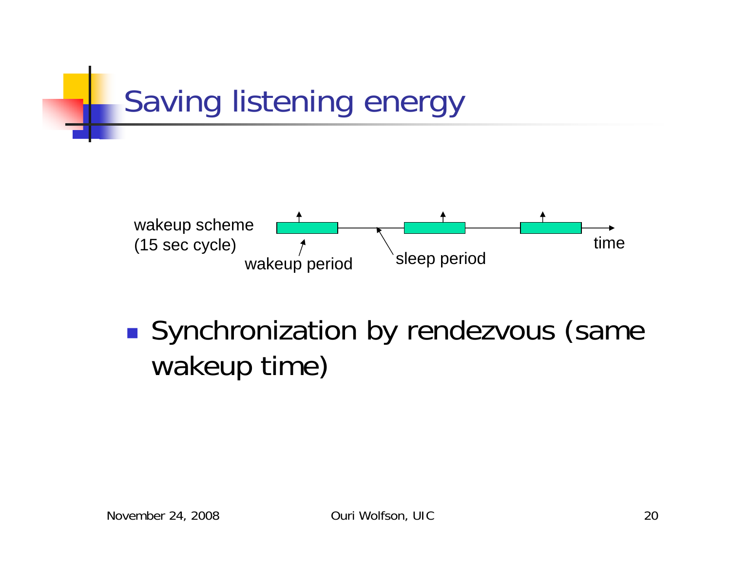# Saving listening energy

wakeup scheme (15 sec cycle)

wakeup period

sleep period

time

- Synchronization by rendezvous (same wakeup time)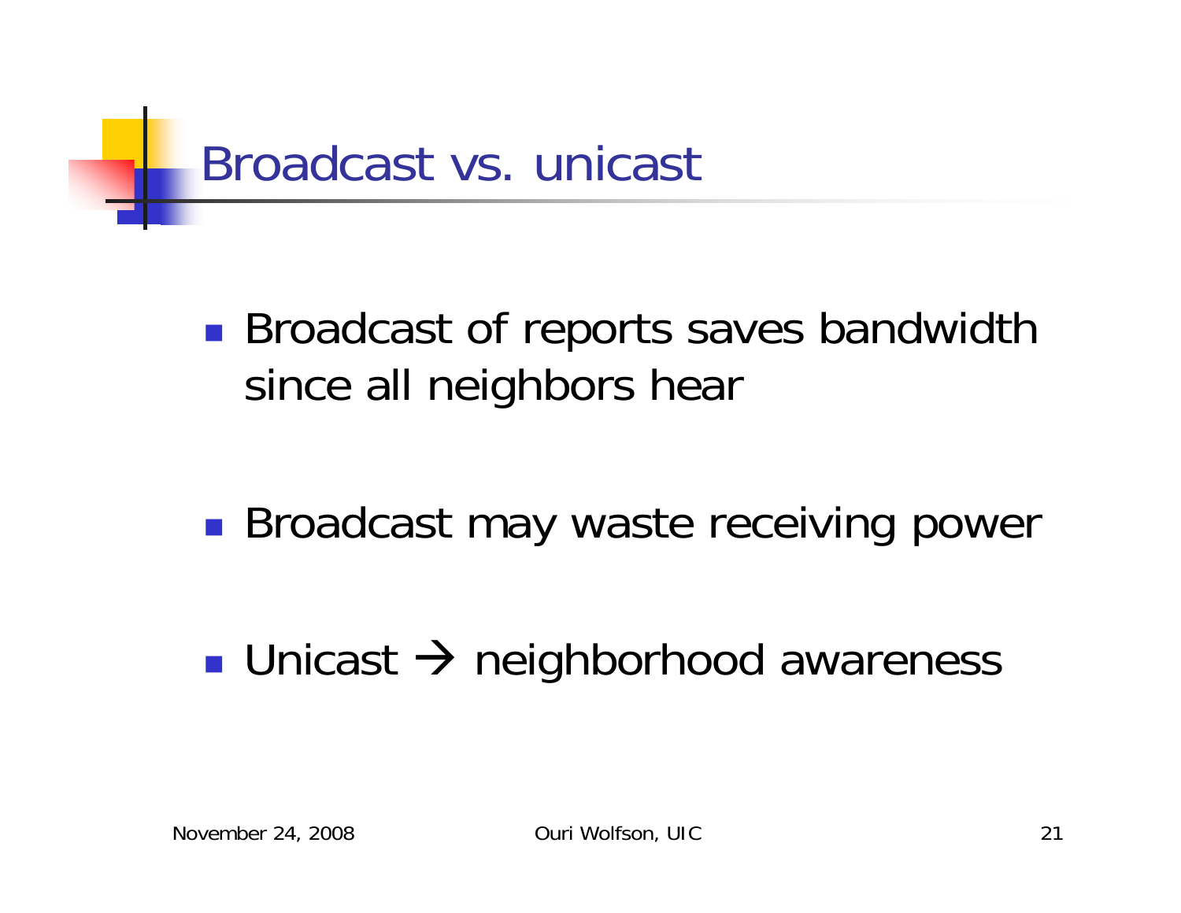# Broadcast vs. unicast

- Broadcast of reports saves bandwidth since all neighbors hear

- Broadcast may waste receiving power

- Unicast → neighborhood awareness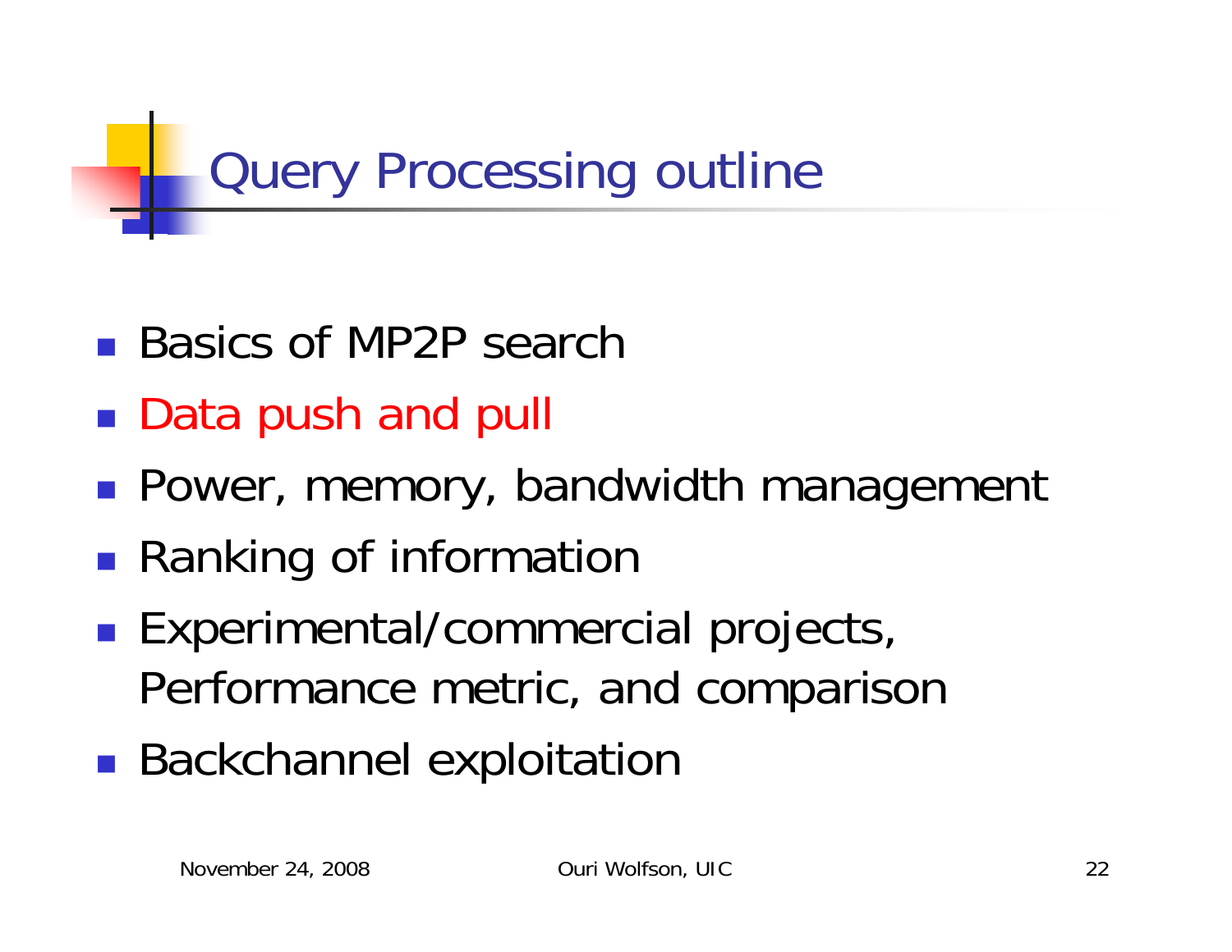# Query Processing outline

- Basics of MP2P search
- Data push and pull
- Power, memory, bandwidth management
- Ranking of information
- Experimental/commercial projects, Performance metric, and comparison
- Backchannel exploitation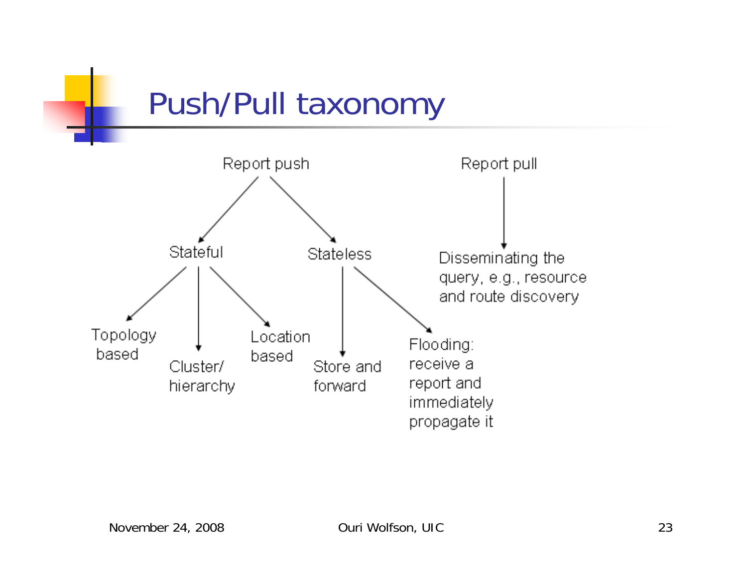# Push/Pull taxonomy

- Report push
  - Stateful
    - Topology based
    - Cluster/ hierarchy
    - Location based
  - Stateless
    - Store and forward
    - Flooding: receive a report and immediately propagate it
- Report pull
  - Disseminating the query, e.g., resource and route discovery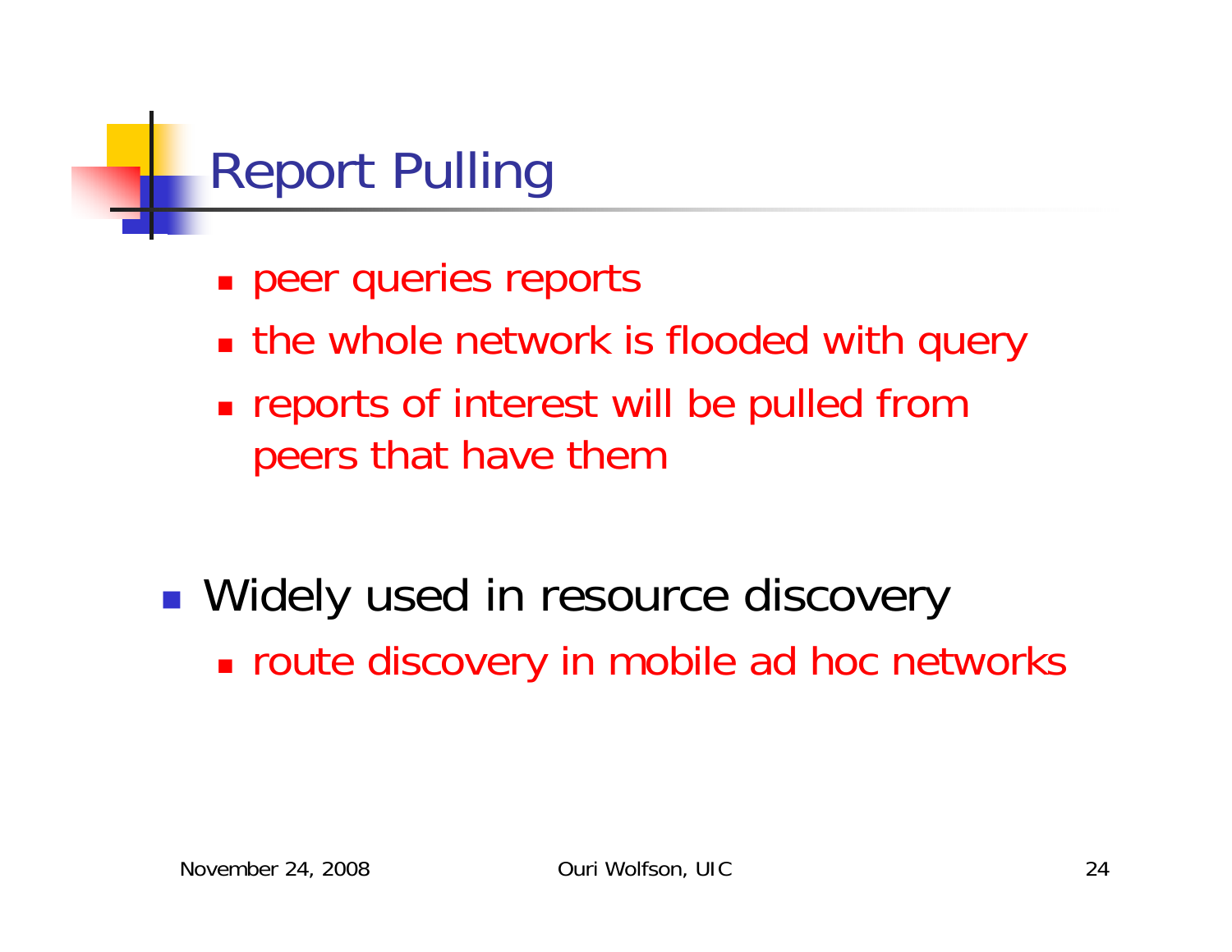# Report Pulling

- peer queries reports
- the whole network is flooded with query
- reports of interest will be pulled from peers that have them

- Widely used in resource discovery
  - route discovery in mobile ad hoc networks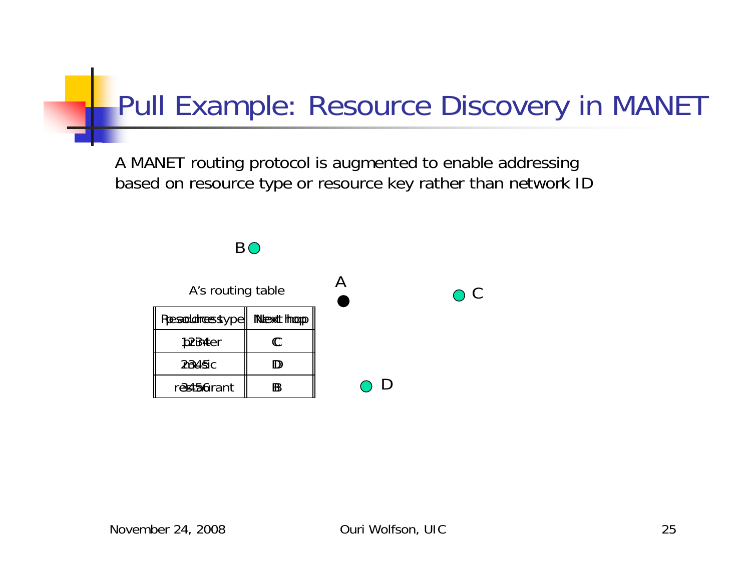# Pull Example: Resource Discovery in MANET

A MANET routing protocol is augmented to enable addressing based on resource type or resource key rather than network ID

A's routing table

| Resource type | Next hop |
|---|---|
| printer | C |
| music | D |
| restaurant | B |

| Resource key | Next hop |
|---|---|
| 1234 | C |
| 2345 | D |
| 3456 | B |

B

A

C

D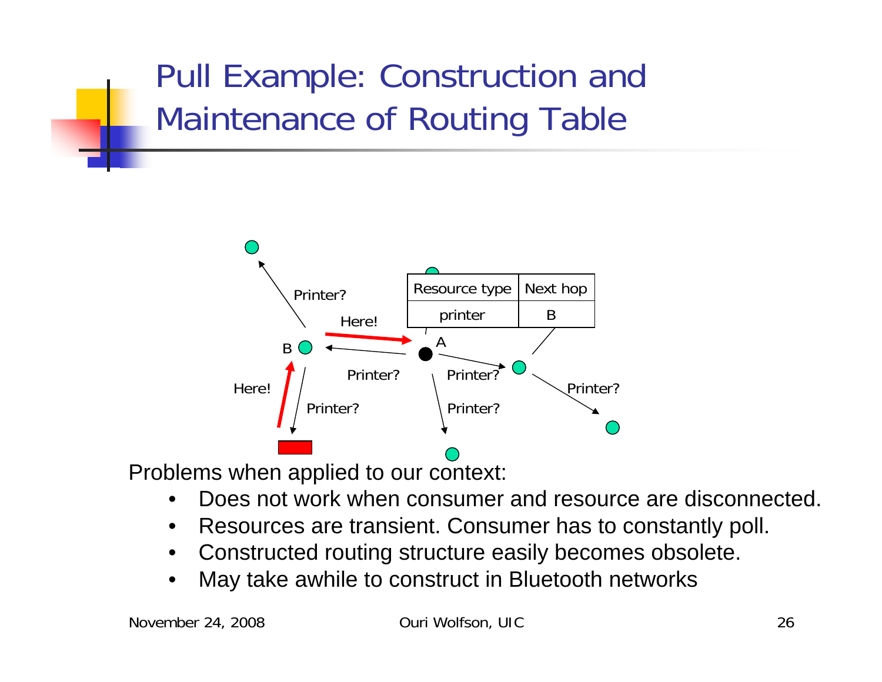# Pull Example: Construction and Maintenance of Routing Table

| Resource type | Next hop |
|---|---|
| printer | B |

Problems when applied to our context:

- Does not work when consumer and resource are disconnected.
- Resources are transient. Consumer has to constantly poll.
- Constructed routing structure easily becomes obsolete.
- May take awhile to construct in Bluetooth networks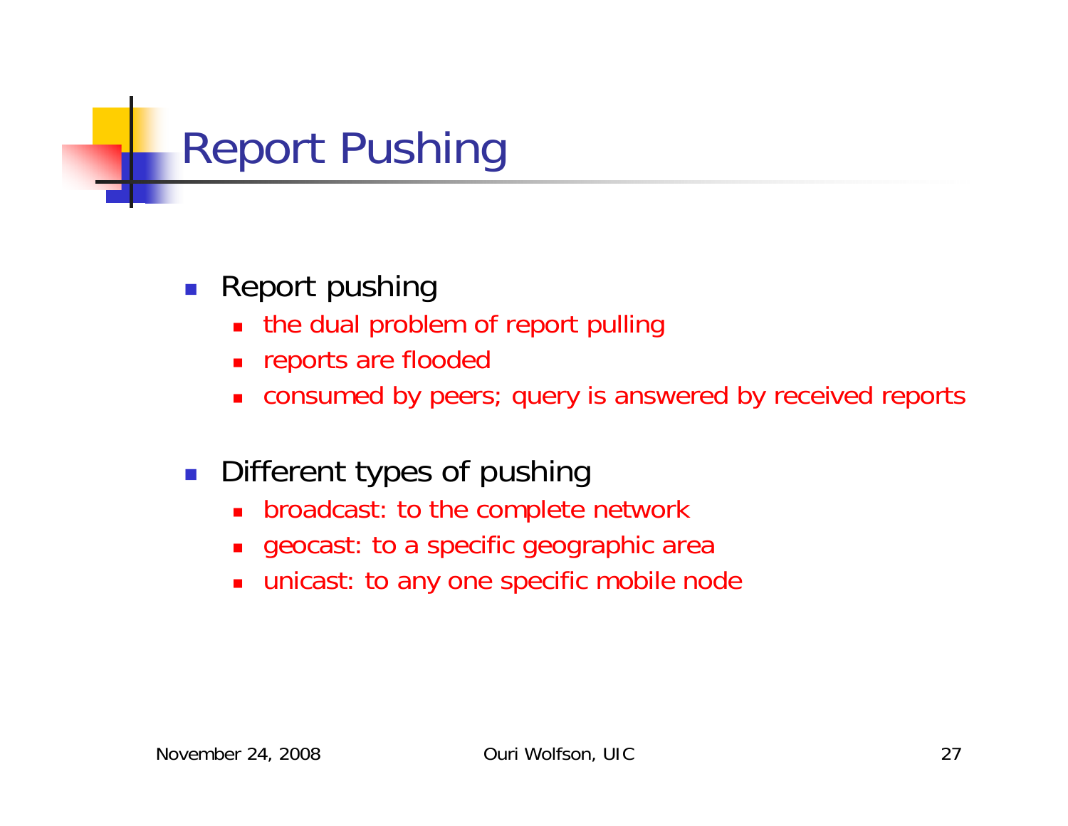# Report Pushing

- Report pushing
  - the dual problem of report pulling
  - reports are flooded
  - consumed by peers; query is answered by received reports
- Different types of pushing
  - broadcast: to the complete network
  - geocast: to a specific geographic area
  - unicast: to any one specific mobile node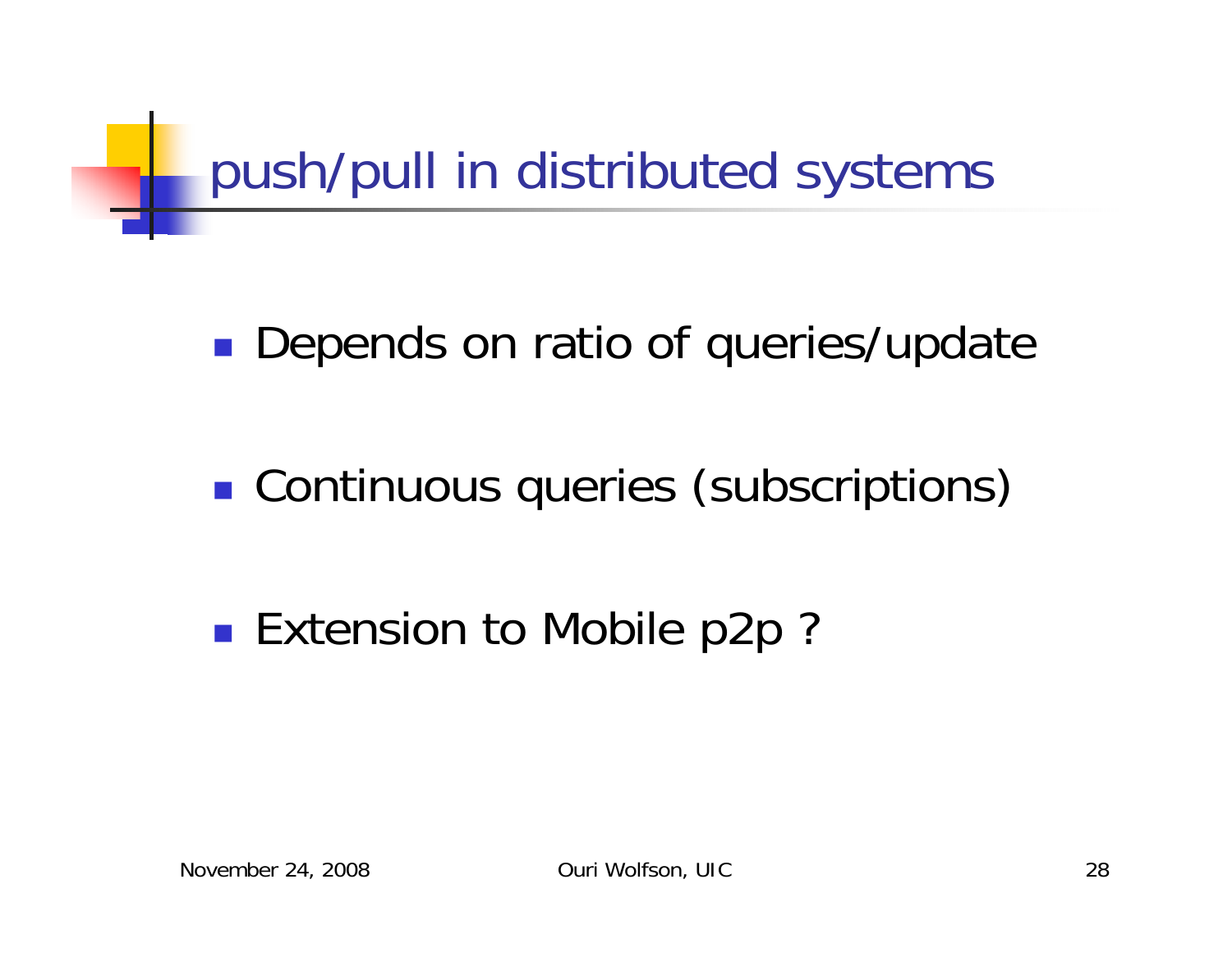# push/pull in distributed systems

- Depends on ratio of queries/update
- Continuous queries (subscriptions)
- Extension to Mobile p2p ?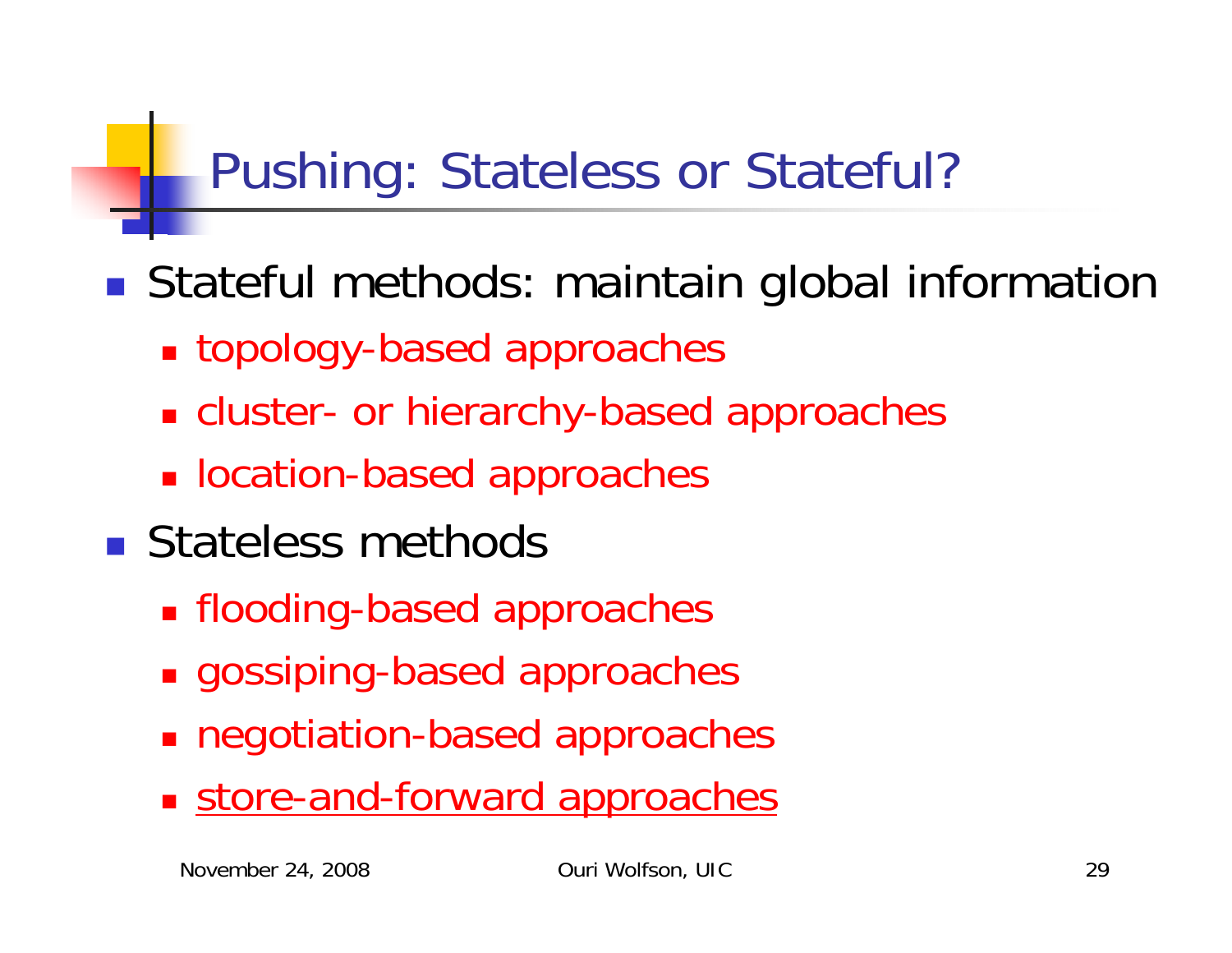# Pushing: Stateless or Stateful?

- Stateful methods: maintain global information
  - topology-based approaches
  - cluster- or hierarchy-based approaches
  - location-based approaches
- Stateless methods
  - flooding-based approaches
  - gossiping-based approaches
  - negotiation-based approaches
  - <u>store-and-forward approaches</u>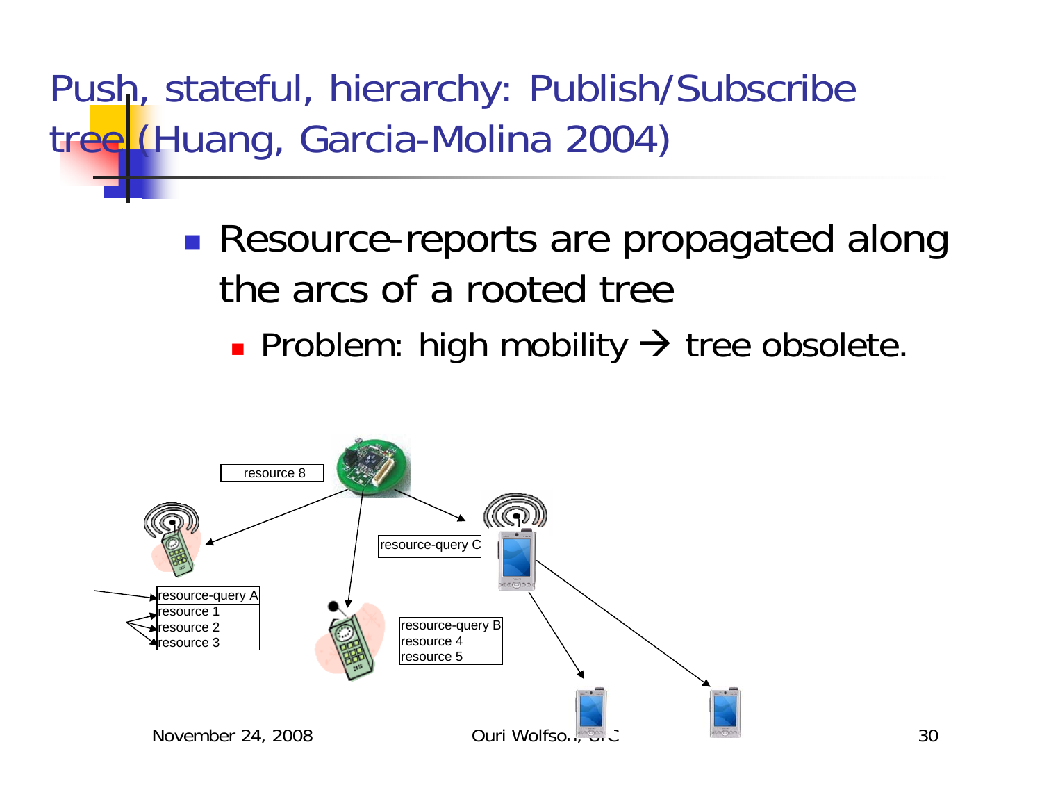# Push, stateful, hierarchy: Publish/Subscribe tree (Huang, Garcia-Molina 2004)

- Resource-reports are propagated along the arcs of a rooted tree
  - Problem: high mobility → tree obsolete.

resource 8

resource-query C

| resource-query A |
| --- |
| resource 1 |
| resource 2 |
| resource 3 |

| resource-query B |
| --- |
| resource 4 |
| resource 5 |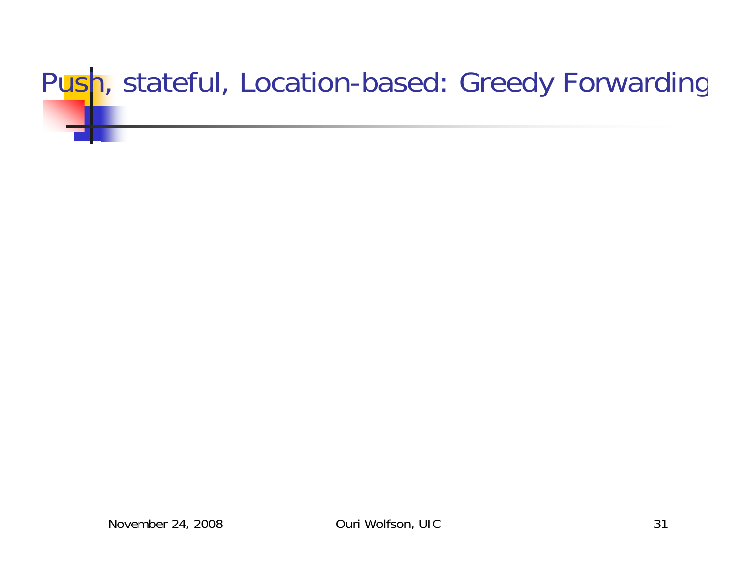# Push, stateful, Location-based: Greedy Forwarding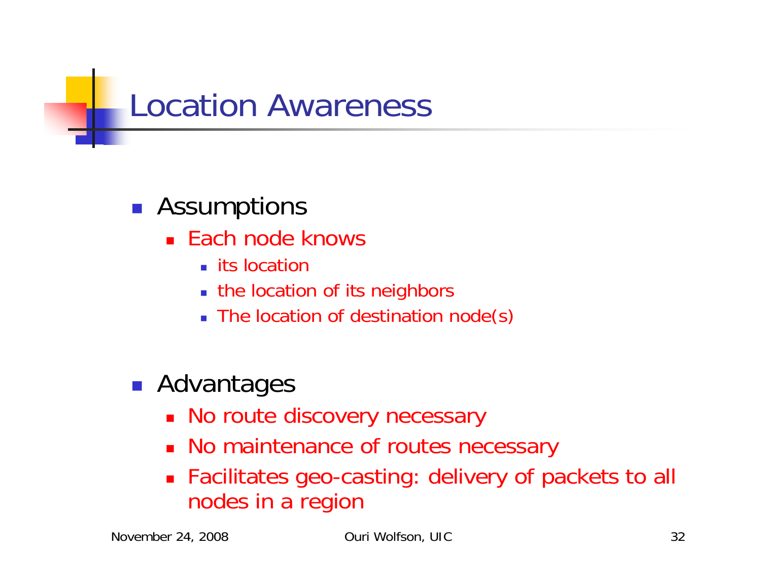# Location Awareness

- Assumptions
  - Each node knows
    - its location
    - the location of its neighbors
    - The location of destination node(s)
- Advantages
  - No route discovery necessary
  - No maintenance of routes necessary
  - Facilitates geo-casting: delivery of packets to all nodes in a region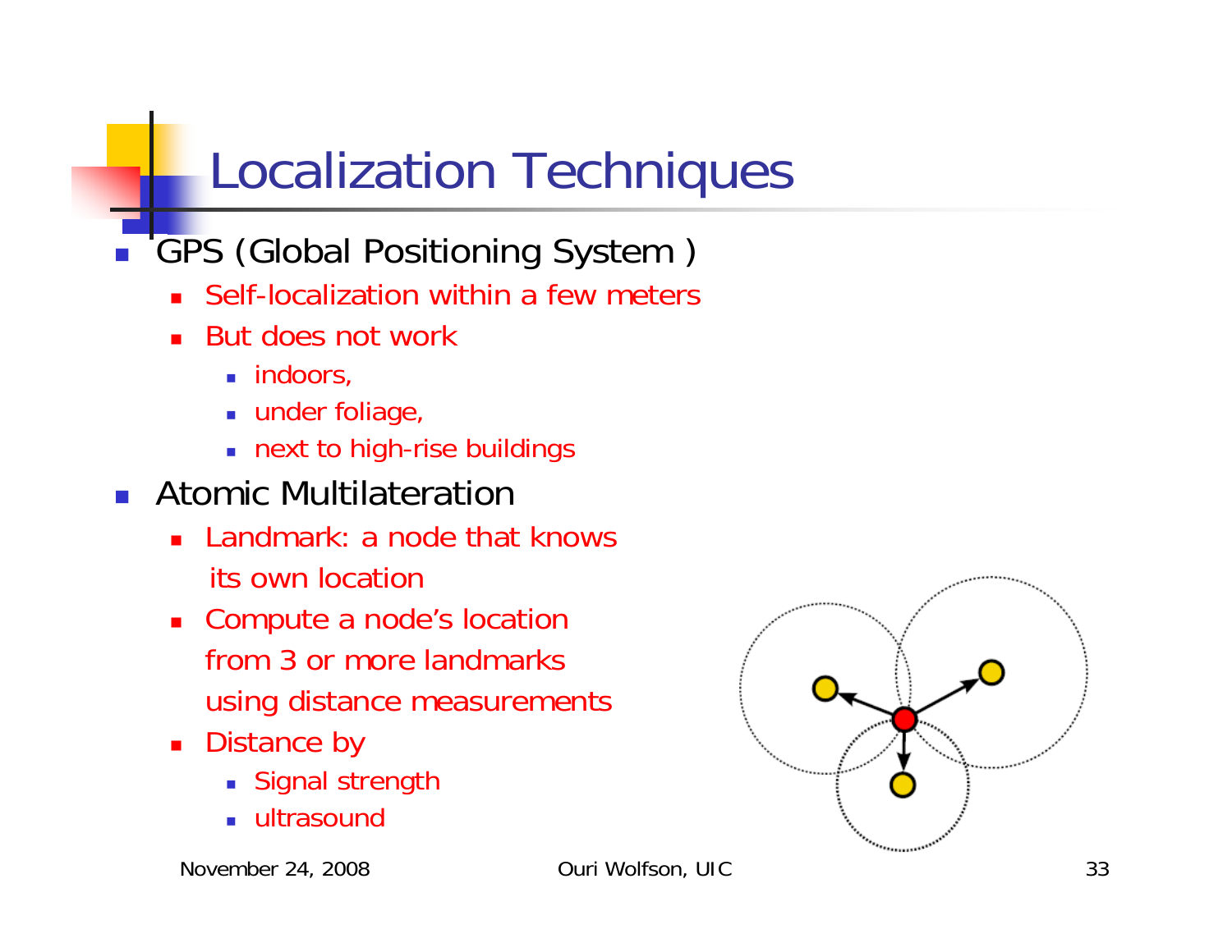# Localization Techniques

- GPS (Global Positioning System )
  - Self-localization within a few meters
  - But does not work
    - indoors,
    - under foliage,
    - next to high-rise buildings
- Atomic Multilateration
  - Landmark: a node that knows its own location
  - Compute a node's location from 3 or more landmarks using distance measurements
  - Distance by
    - Signal strength
    - ultrasound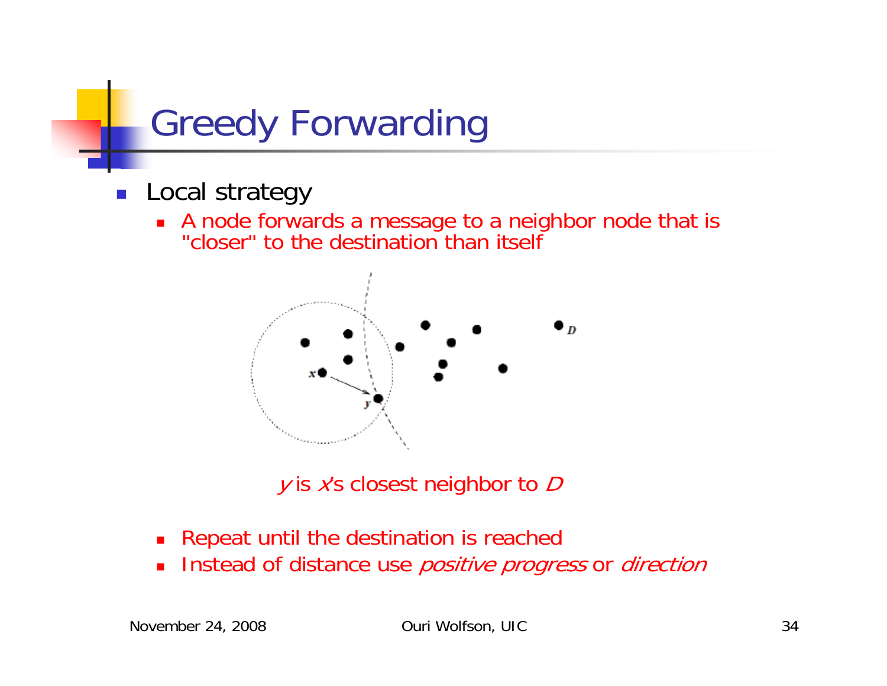# Greedy Forwarding

- Local strategy
  - A node forwards a message to a neighbor node that is "closer" to the destination than itself

*y* is *x*'s closest neighbor to *D*

  - Repeat until the destination is reached
  - Instead of distance use *positive progress* or *direction*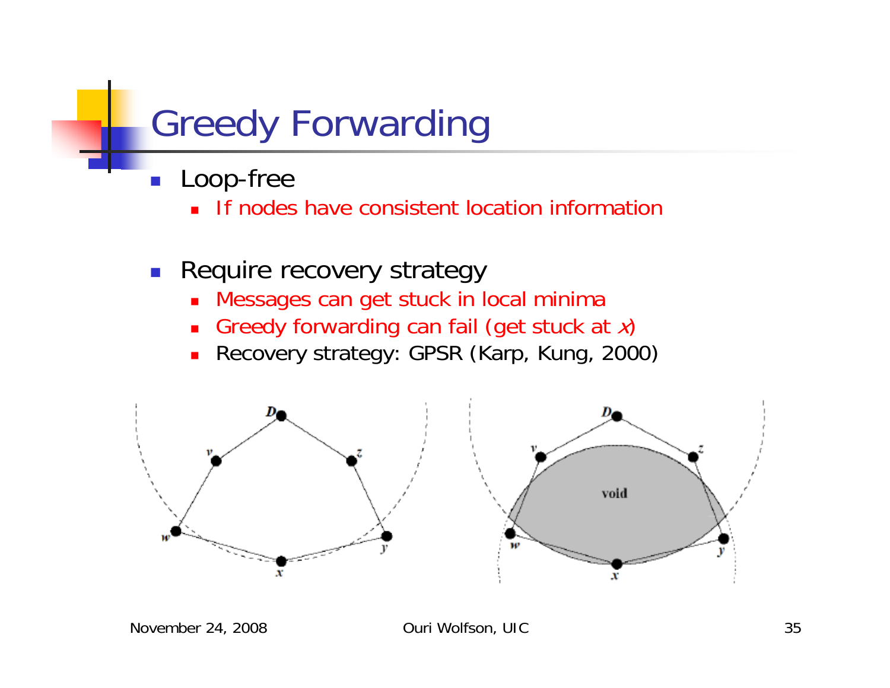# Greedy Forwarding

- Loop-free
  - If nodes have consistent location information

- Require recovery strategy
  - Messages can get stuck in local minima
  - Greedy forwarding can fail (get stuck at *x*)
  - Recovery strategy: GPSR (Karp, Kung, 2000)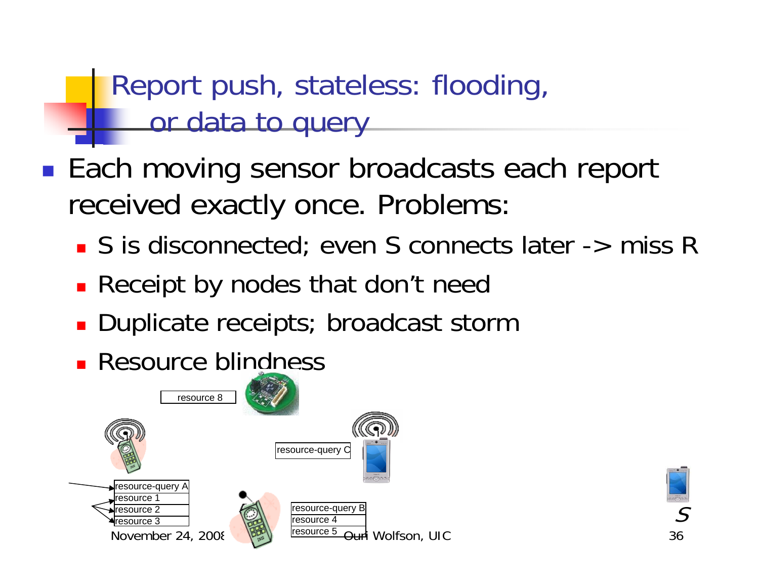# Report push, stateless: flooding, or data to query

- Each moving sensor broadcasts each report received exactly once. Problems:
  - S is disconnected; even S connects later -> miss R
  - Receipt by nodes that don't need
  - Duplicate receipts; broadcast storm
  - Resource blindness

resource 8

resource-query C

resource-query A
resource 1
resource 2
resource 3

resource-query B
resource 4
resource 5

S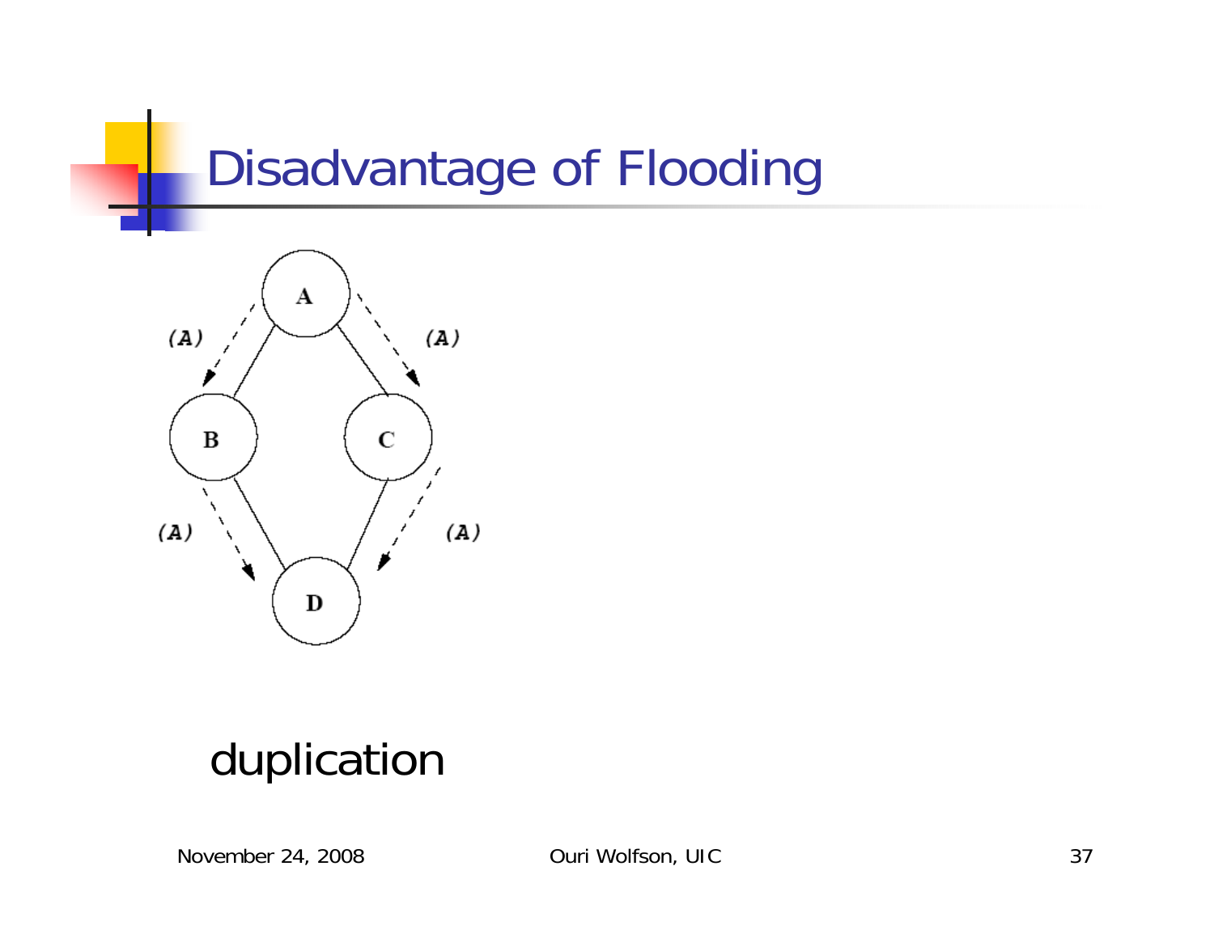# Disadvantage of Flooding

duplication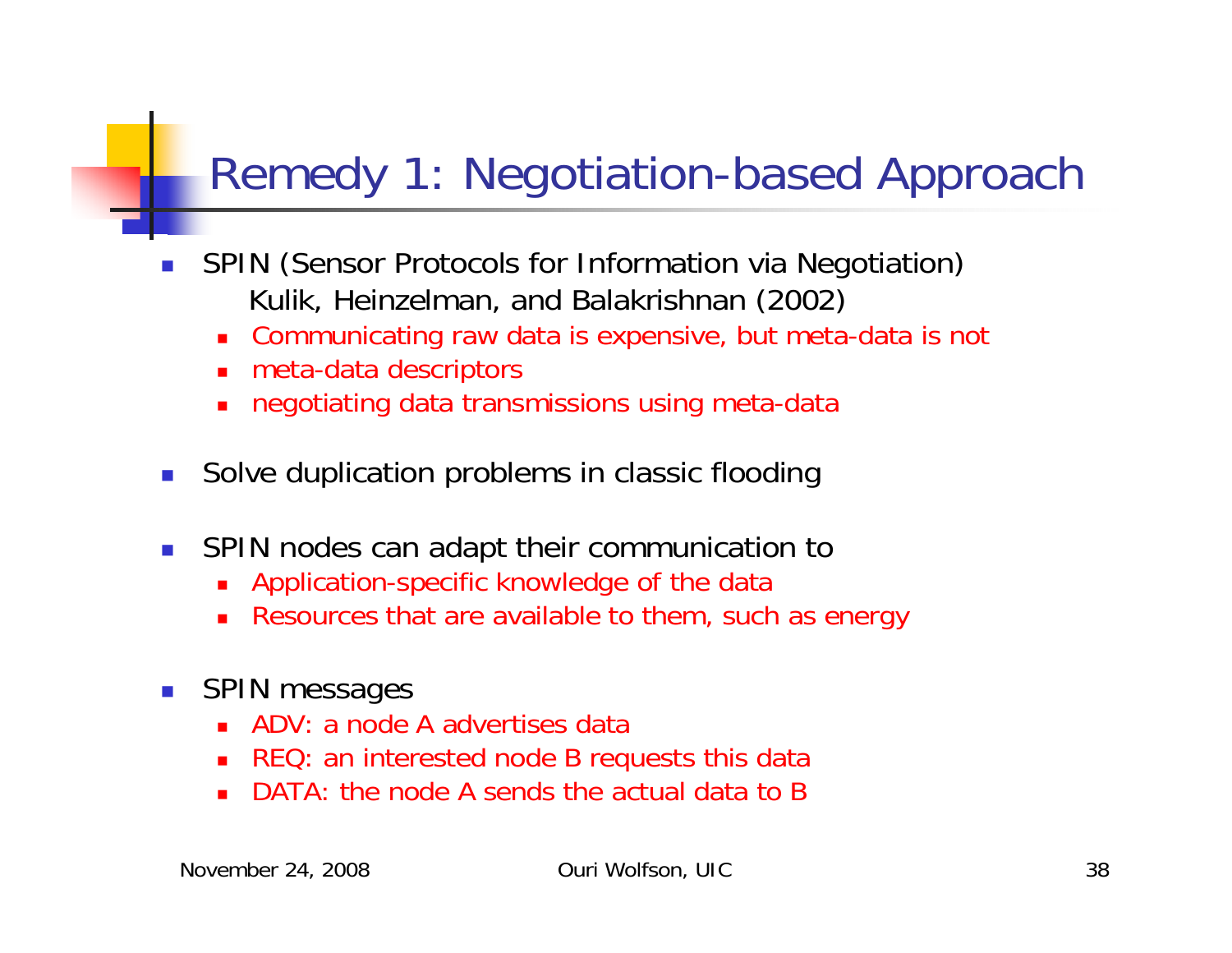# Remedy 1: Negotiation-based Approach

- SPIN (Sensor Protocols for Information via Negotiation)
  Kulik, Heinzelman, and Balakrishnan (2002)
  - Communicating raw data is expensive, but meta-data is not
  - meta-data descriptors
  - negotiating data transmissions using meta-data
- Solve duplication problems in classic flooding
- SPIN nodes can adapt their communication to
  - Application-specific knowledge of the data
  - Resources that are available to them, such as energy
- SPIN messages
  - ADV: a node A advertises data
  - REQ: an interested node B requests this data
  - DATA: the node A sends the actual data to B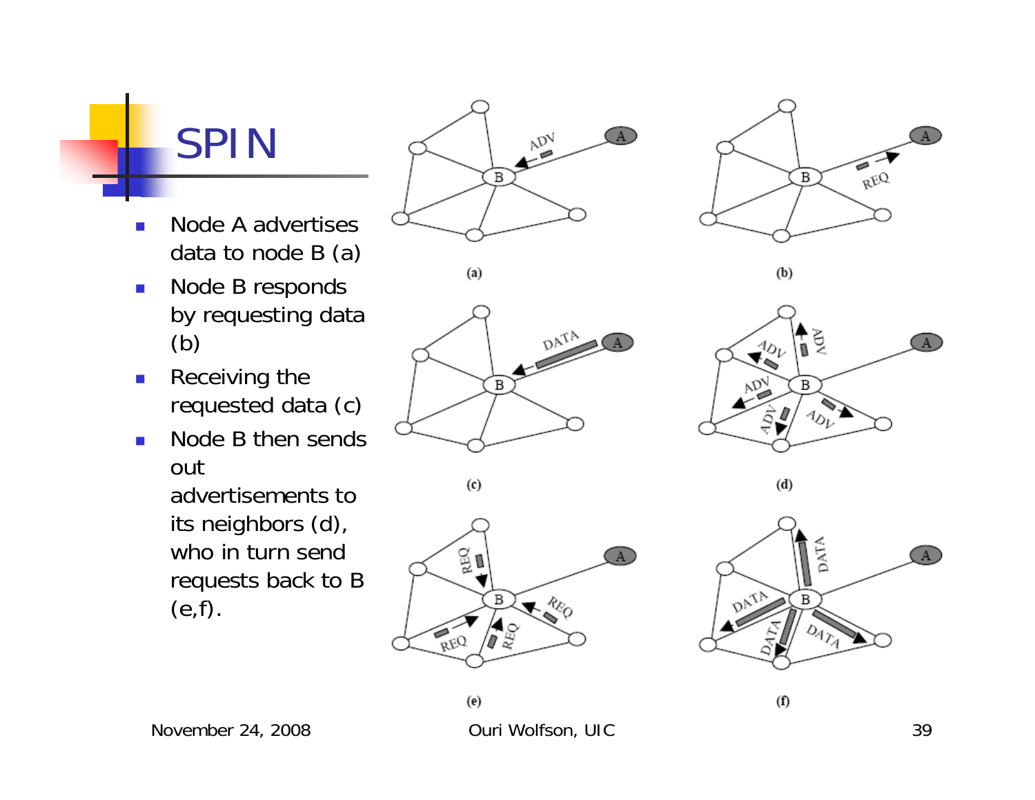# SPIN

- Node A advertises data to node B (a)
- Node B responds by requesting data (b)
- Receiving the requested data (c)
- Node B then sends out advertisements to its neighbors (d), who in turn send requests back to B (e,f).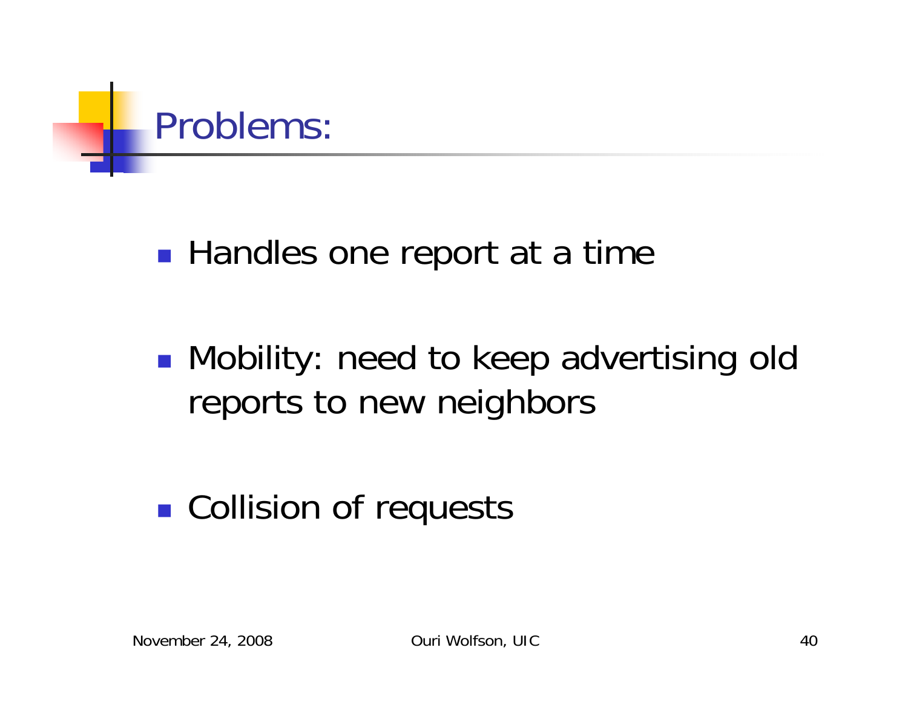# Problems:

- Handles one report at a time
- Mobility: need to keep advertising old reports to new neighbors
- Collision of requests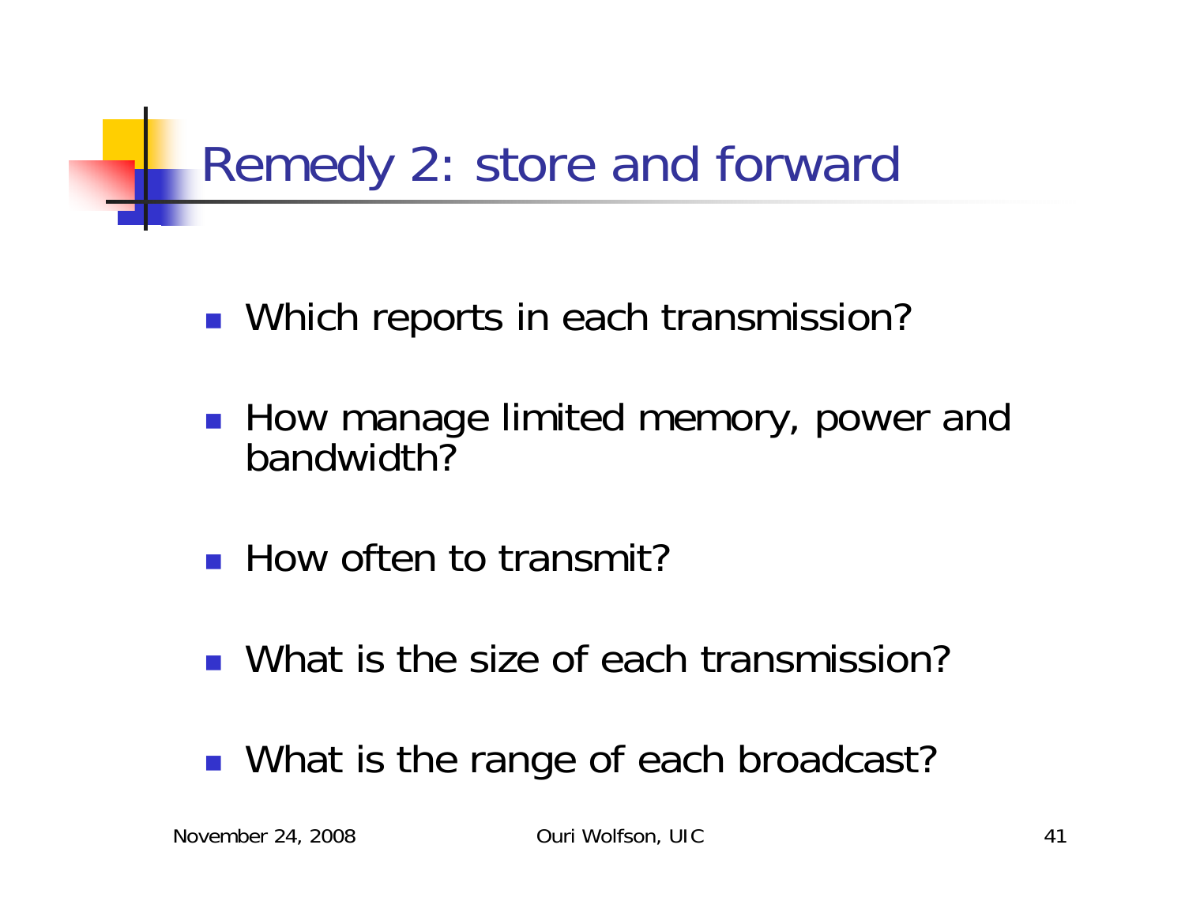# Remedy 2: store and forward

- Which reports in each transmission?
- How manage limited memory, power and bandwidth?
- How often to transmit?
- What is the size of each transmission?
- What is the range of each broadcast?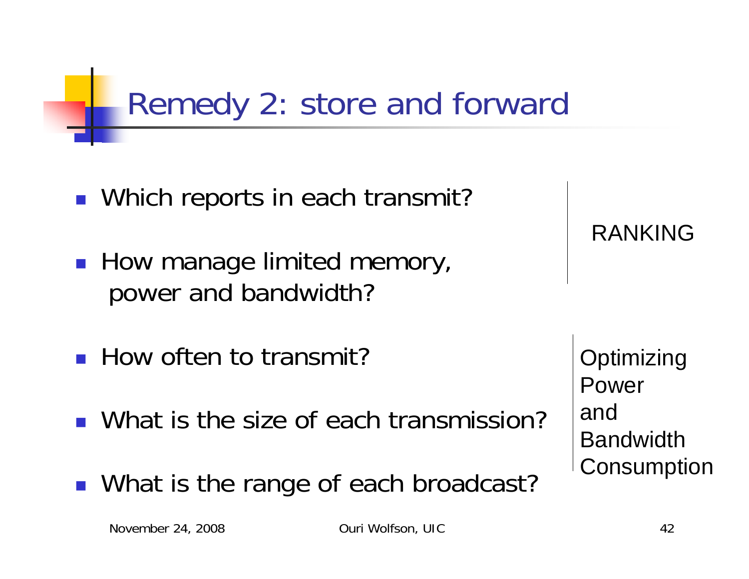# Remedy 2: store and forward

- Which reports in each transmit?
- How manage limited memory, power and bandwidth?

RANKING

- How often to transmit?
- What is the size of each transmission?
- What is the range of each broadcast?

Optimizing Power and Bandwidth Consumption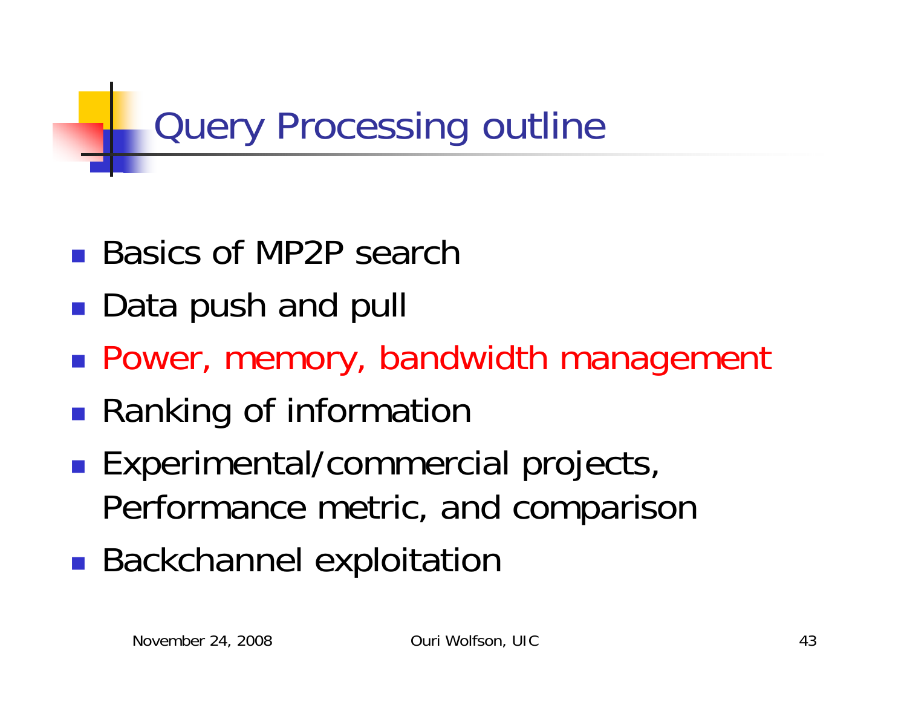# Query Processing outline

- Basics of MP2P search
- Data push and pull
- Power, memory, bandwidth management
- Ranking of information
- Experimental/commercial projects, Performance metric, and comparison
- Backchannel exploitation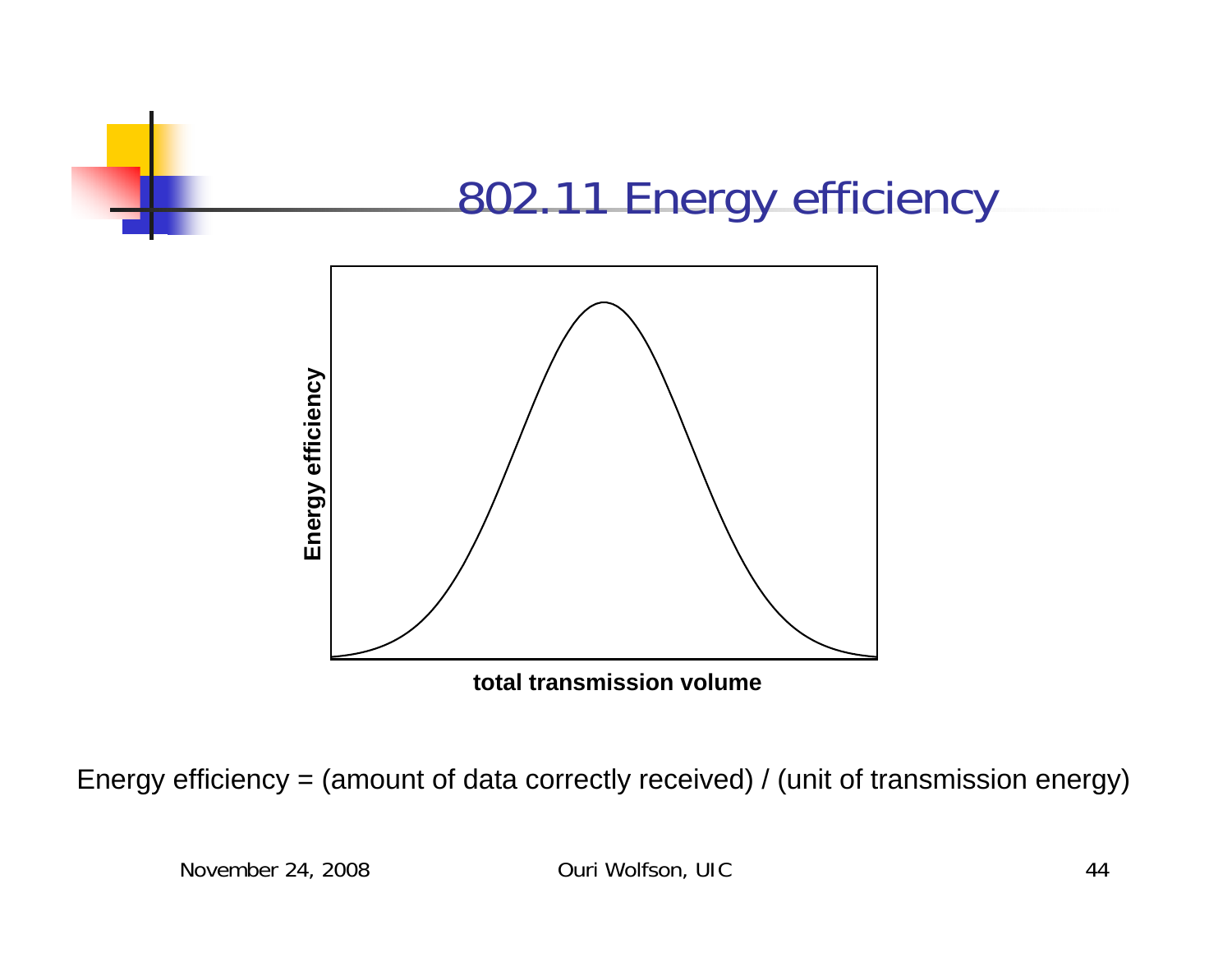# 802.11 Energy efficiency

Energy efficiency

total transmission volume

Energy efficiency = (amount of data correctly received) / (unit of transmission energy)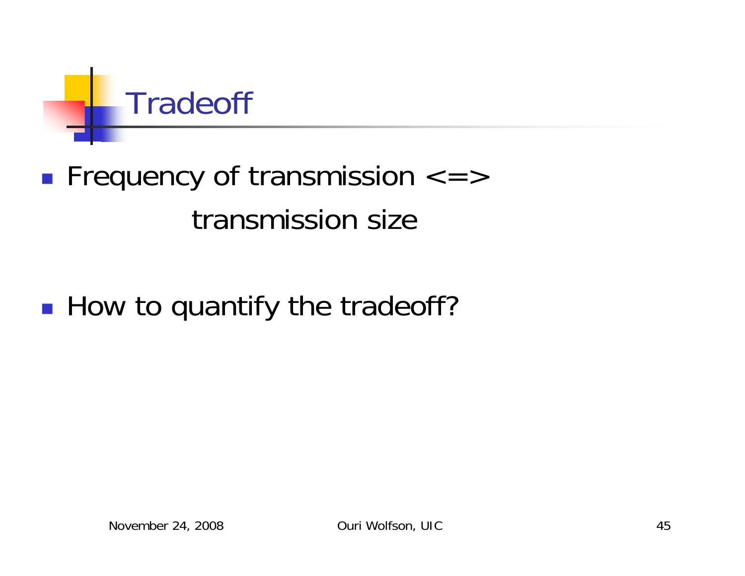# Tradeoff

- Frequency of transmission <=>

  transmission size

- How to quantify the tradeoff?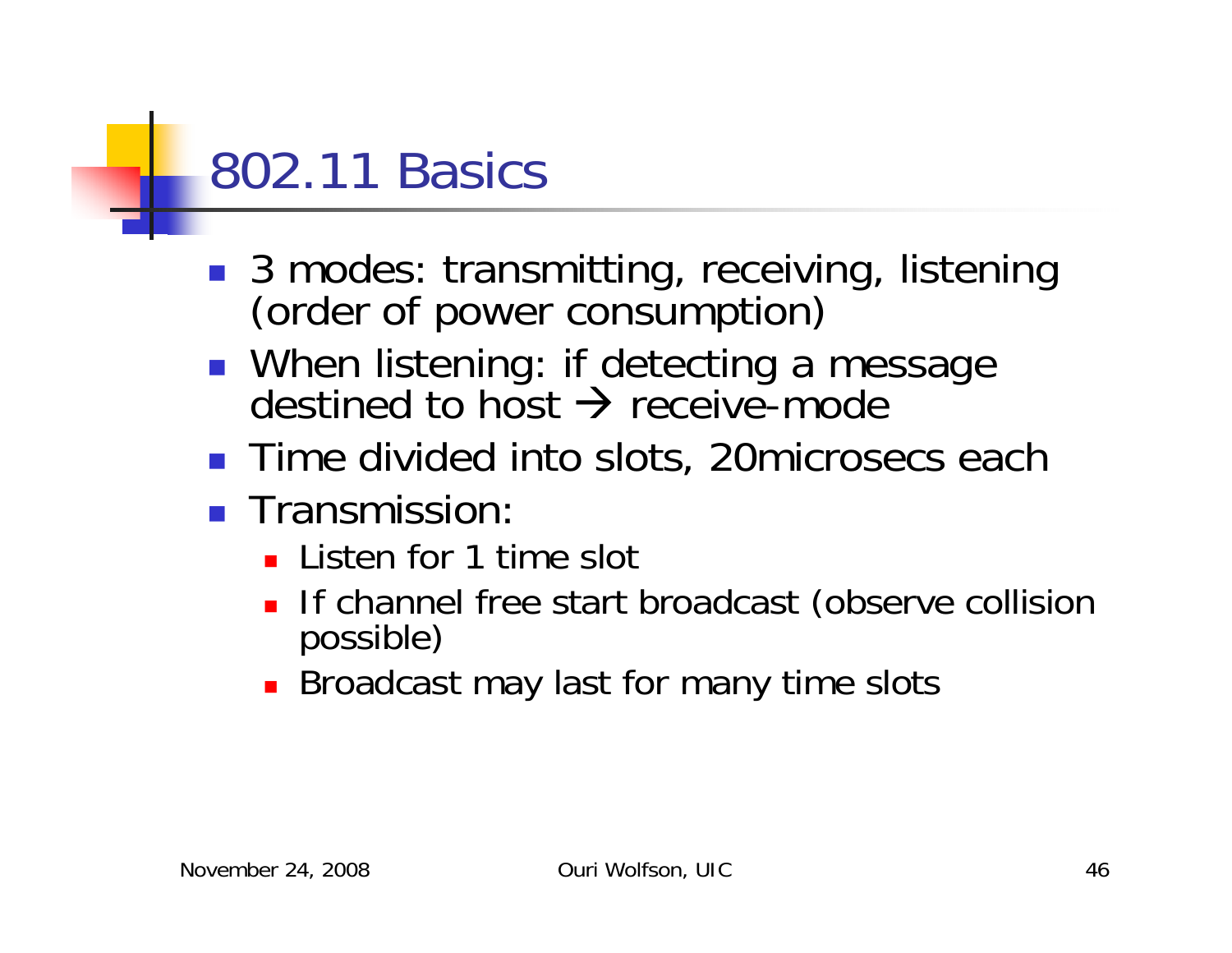# 802.11 Basics

- 3 modes: transmitting, receiving, listening (order of power consumption)
- When listening: if detecting a message destined to host → receive-mode
- Time divided into slots, 20microsecs each
- Transmission:
  - Listen for 1 time slot
  - If channel free start broadcast (observe collision possible)
  - Broadcast may last for many time slots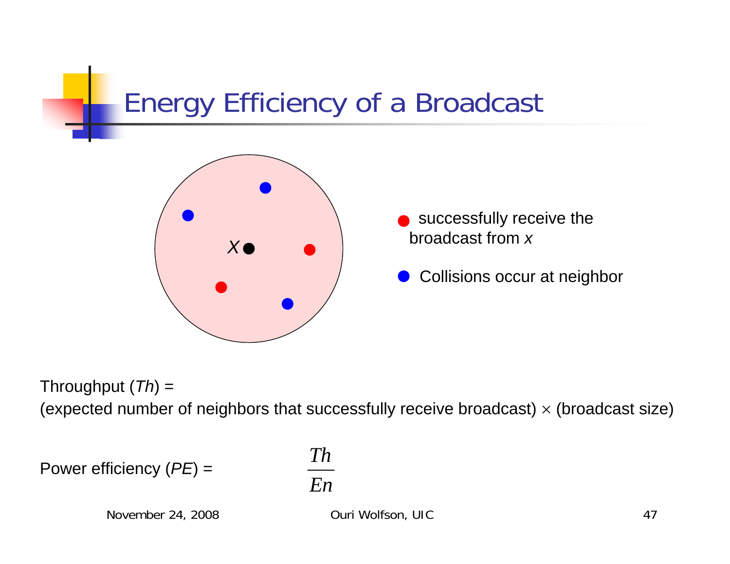# Energy Efficiency of a Broadcast

X

- successfully receive the broadcast from *x*
- Collisions occur at neighbor

Throughput (*Th*) =
(expected number of neighbors that successfully receive broadcast) × (broadcast size)

Power efficiency (*PE*) = $\frac{Th}{En}$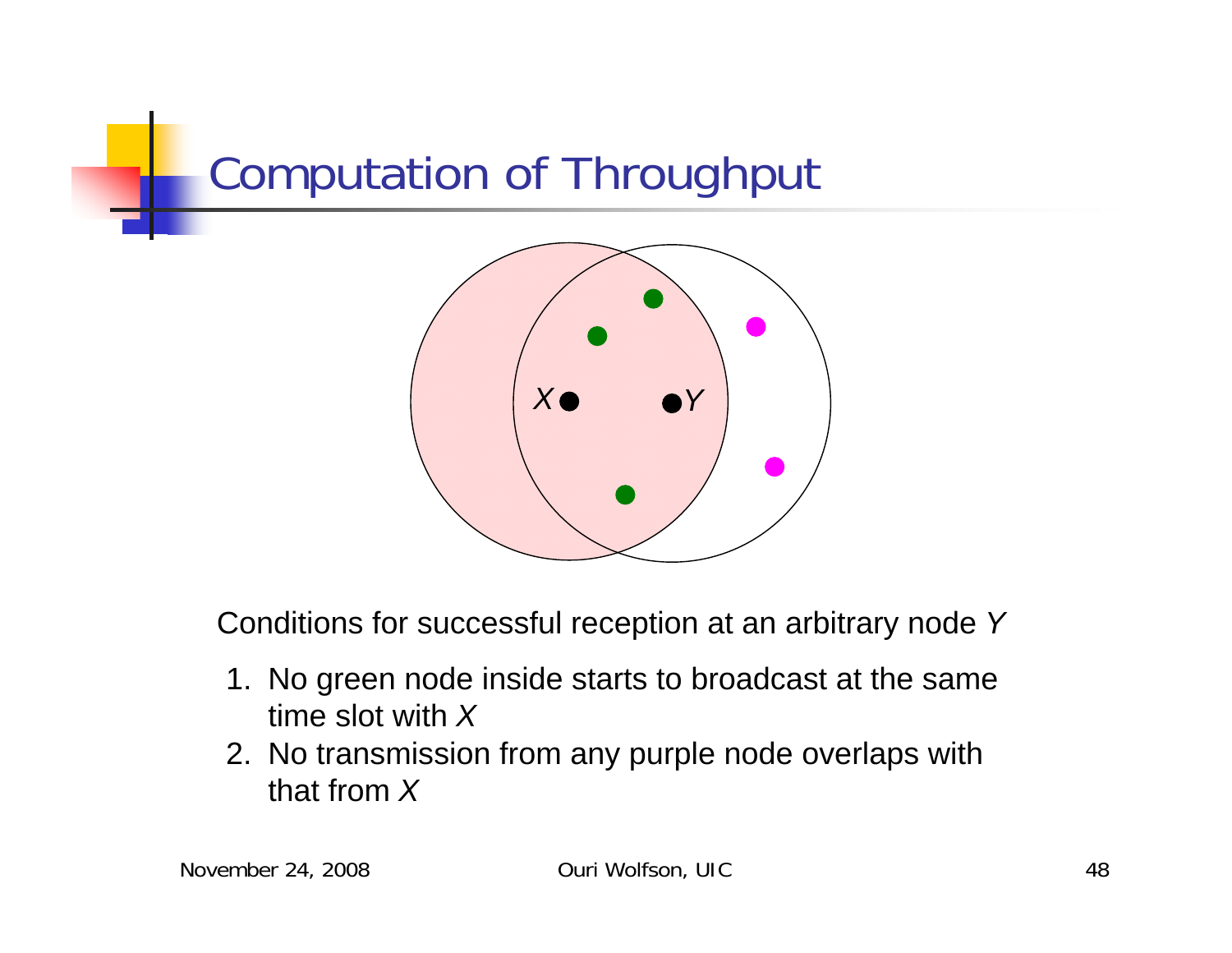# Computation of Throughput

Conditions for successful reception at an arbitrary node *Y*

1. No green node inside starts to broadcast at the same time slot with *X*
2. No transmission from any purple node overlaps with that from *X*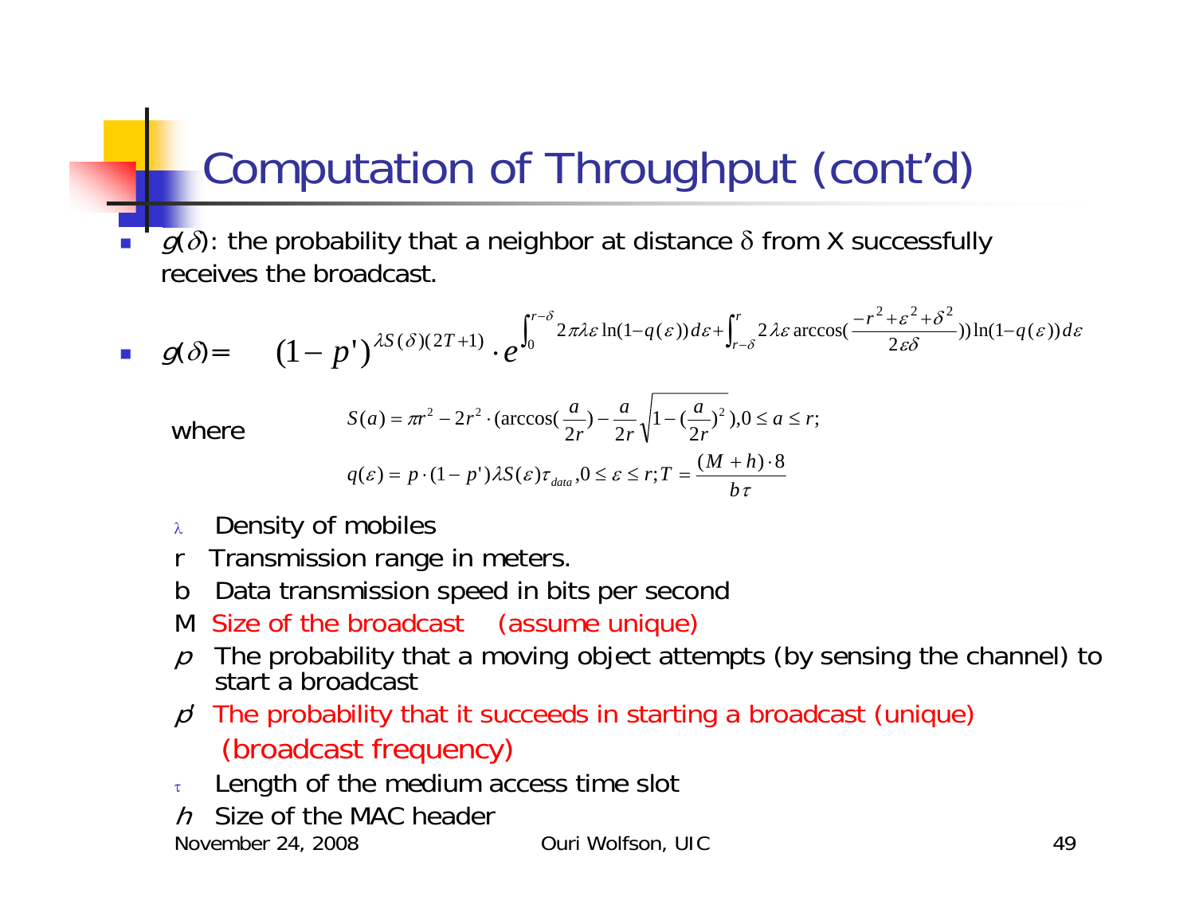# Computation of Throughput (cont'd)

- $g(\delta)$: the probability that a neighbor at distance $\delta$ from X successfully receives the broadcast.
- $g(\delta) = \quad (1-p')^{\lambda S(\delta)(2T+1)} \cdot e^{\int_0^{r-\delta} 2\pi\lambda\varepsilon \ln(1-q(\varepsilon))d\varepsilon + \int_{r-\delta}^{r} 2\lambda\varepsilon \arccos(\frac{-r^2+\varepsilon^2+\delta^2}{2\varepsilon\delta}))\ln(1-q(\varepsilon))d\varepsilon}$

where

$$S(a) = \pi r^2 - 2r^2 \cdot (\arccos(\frac{a}{2r}) - \frac{a}{2r}\sqrt{1-(\frac{a}{2r})^2}), 0 \le a \le r;$$

$$q(\varepsilon) = p \cdot (1-p')\lambda S(\varepsilon)\tau_{data}, 0 \le \varepsilon \le r; T = \frac{(M+h)\cdot 8}{b\tau}$$

- $\lambda$ Density of mobiles
- r Transmission range in meters.
- b Data transmission speed in bits per second
- M Size of the broadcast (assume unique)
- $p$ The probability that a moving object attempts (by sensing the channel) to start a broadcast
- $p'$ The probability that it succeeds in starting a broadcast (unique) (broadcast frequency)
- $\tau$ Length of the medium access time slot
- $h$ Size of the MAC header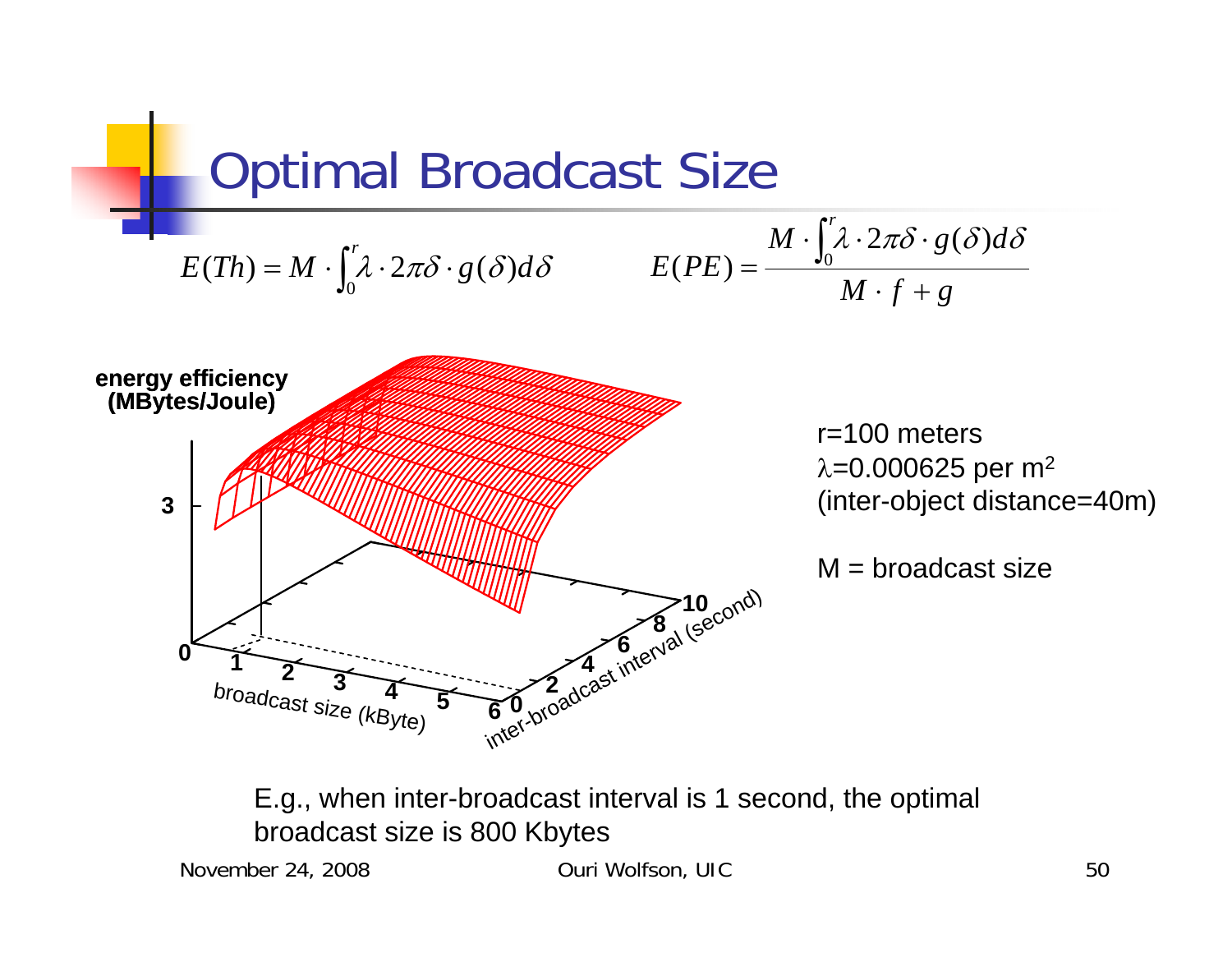# Optimal Broadcast Size

$$E(Th) = M \cdot \int_0^r \lambda \cdot 2\pi\delta \cdot g(\delta) d\delta$$

$$E(PE) = \frac{M \cdot \int_0^r \lambda \cdot 2\pi\delta \cdot g(\delta) d\delta}{M \cdot f + g}$$

r=100 meters

$\lambda$=0.000625 per $m^2$

(inter-object distance=40m)

M = broadcast size

E.g., when inter-broadcast interval is 1 second, the optimal broadcast size is 800 Kbytes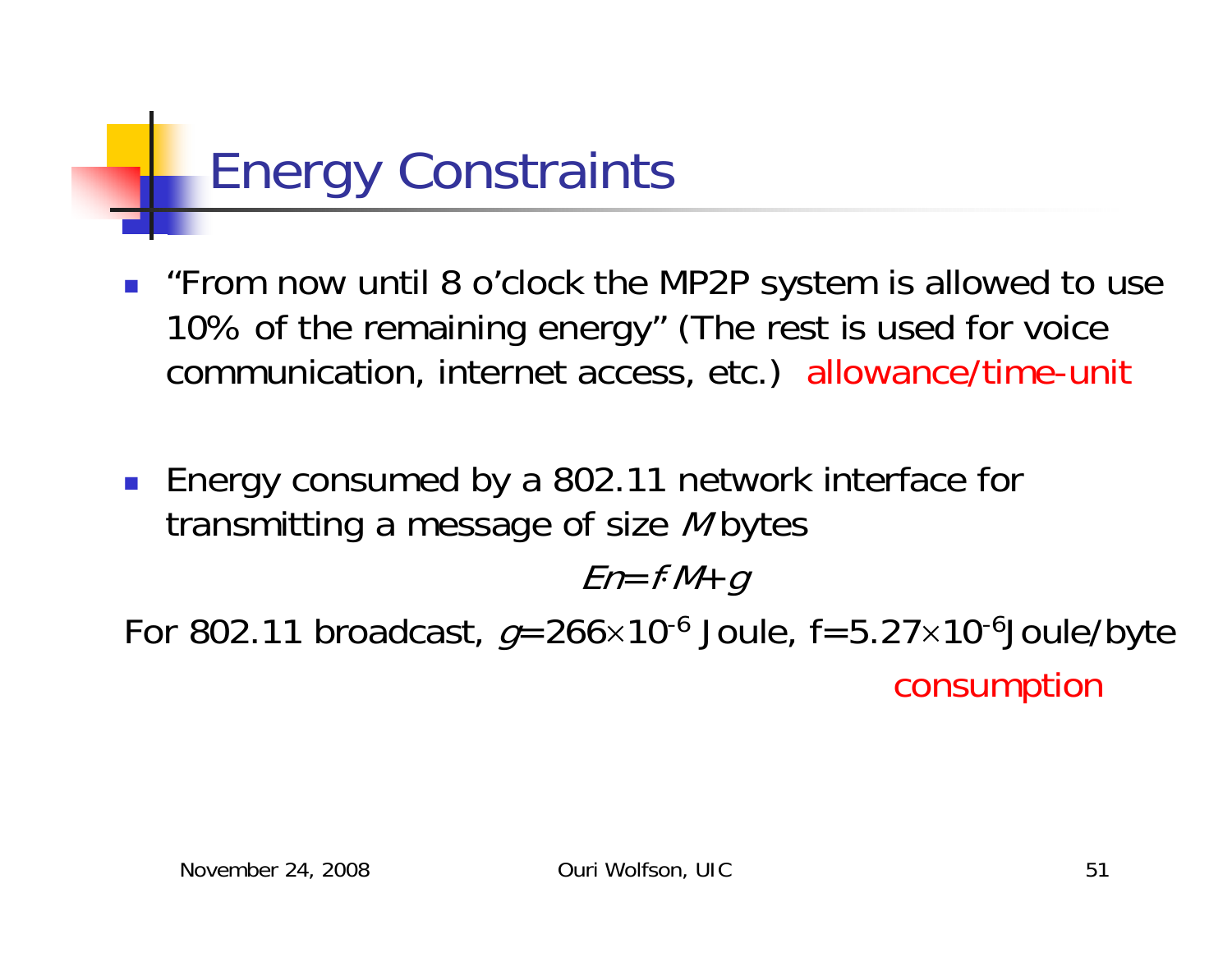# Energy Constraints

- "From now until 8 o'clock the MP2P system is allowed to use 10% of the remaining energy" (The rest is used for voice communication, internet access, etc.) allowance/time-unit

- Energy consumed by a 802.11 network interface for transmitting a message of size $M$ bytes

$$En = f \cdot M + g$$

For 802.11 broadcast, $g = 266 \times 10^{-6}$ Joule, $f = 5.27 \times 10^{-6}$ Joule/byte

consumption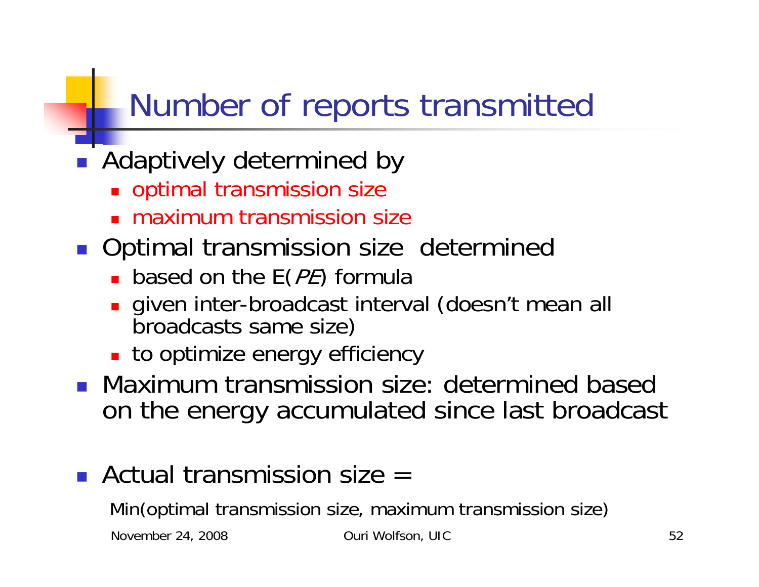# Number of reports transmitted

- Adaptively determined by
  - optimal transmission size
  - maximum transmission size
- Optimal transmission size determined
  - based on the E(*PE*) formula
  - given inter-broadcast interval (doesn't mean all broadcasts same size)
  - to optimize energy efficiency
- Maximum transmission size: determined based on the energy accumulated since last broadcast
- Actual transmission size =

  Min(optimal transmission size, maximum transmission size)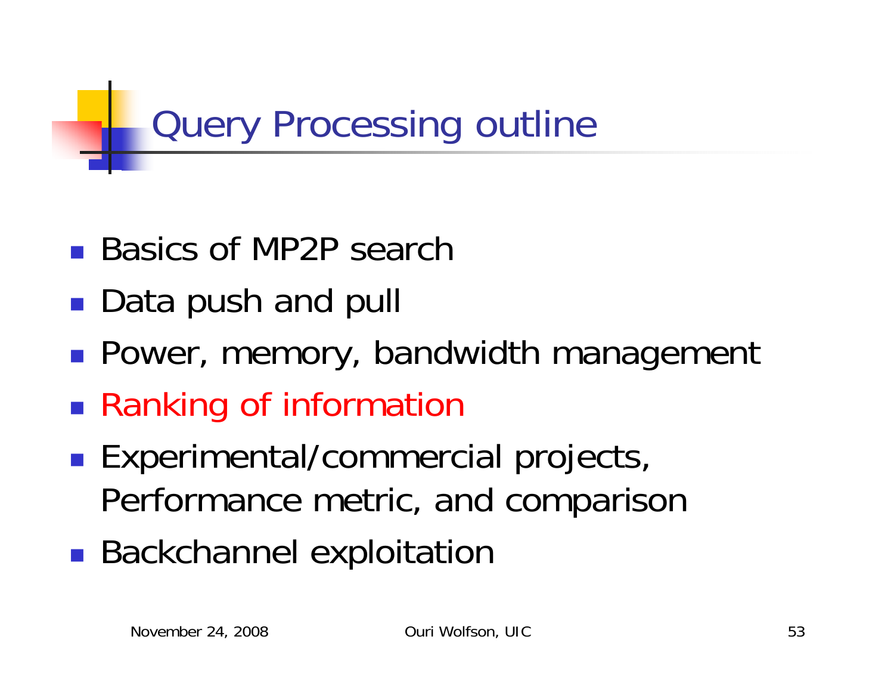# Query Processing outline

- Basics of MP2P search
- Data push and pull
- Power, memory, bandwidth management
- Ranking of information
- Experimental/commercial projects, Performance metric, and comparison
- Backchannel exploitation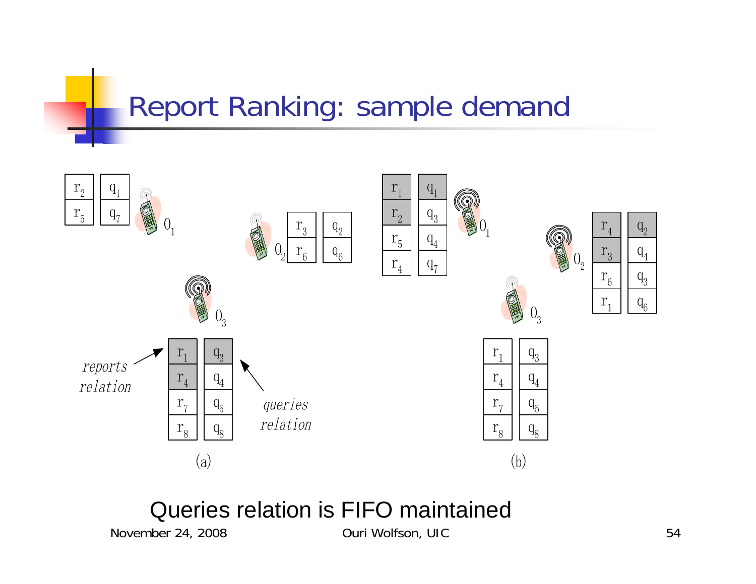# Report Ranking: sample demand

**(a)**

$O_1$:

| reports | queries |
|---|---|
| $r_2$ | $q_1$ |
| $r_5$ | $q_7$ |

$O_2$:

| reports | queries |
|---|---|
| $r_3$ | $q_2$ |
| $r_6$ | $q_6$ |

$O_3$:

| reports relation | queries relation |
|---|---|
| $r_1$ | $q_3$ |
| $r_4$ | $q_4$ |
| $r_7$ | $q_5$ |
| $r_8$ | $q_8$ |

**(b)**

$O_1$:

| reports | queries |
|---|---|
| $r_1$ | $q_1$ |
| $r_2$ | $q_3$ |
| $r_5$ | $q_4$ |
| $r_4$ | $q_7$ |

$O_2$:

| reports | queries |
|---|---|
| $r_4$ | $q_2$ |
| $r_3$ | $q_4$ |
| $r_6$ | $q_3$ |
| $r_1$ | $q_6$ |

$O_3$:

| reports | queries |
|---|---|
| $r_1$ | $q_3$ |
| $r_4$ | $q_4$ |
| $r_7$ | $q_5$ |
| $r_8$ | $q_8$ |

Queries relation is FIFO maintained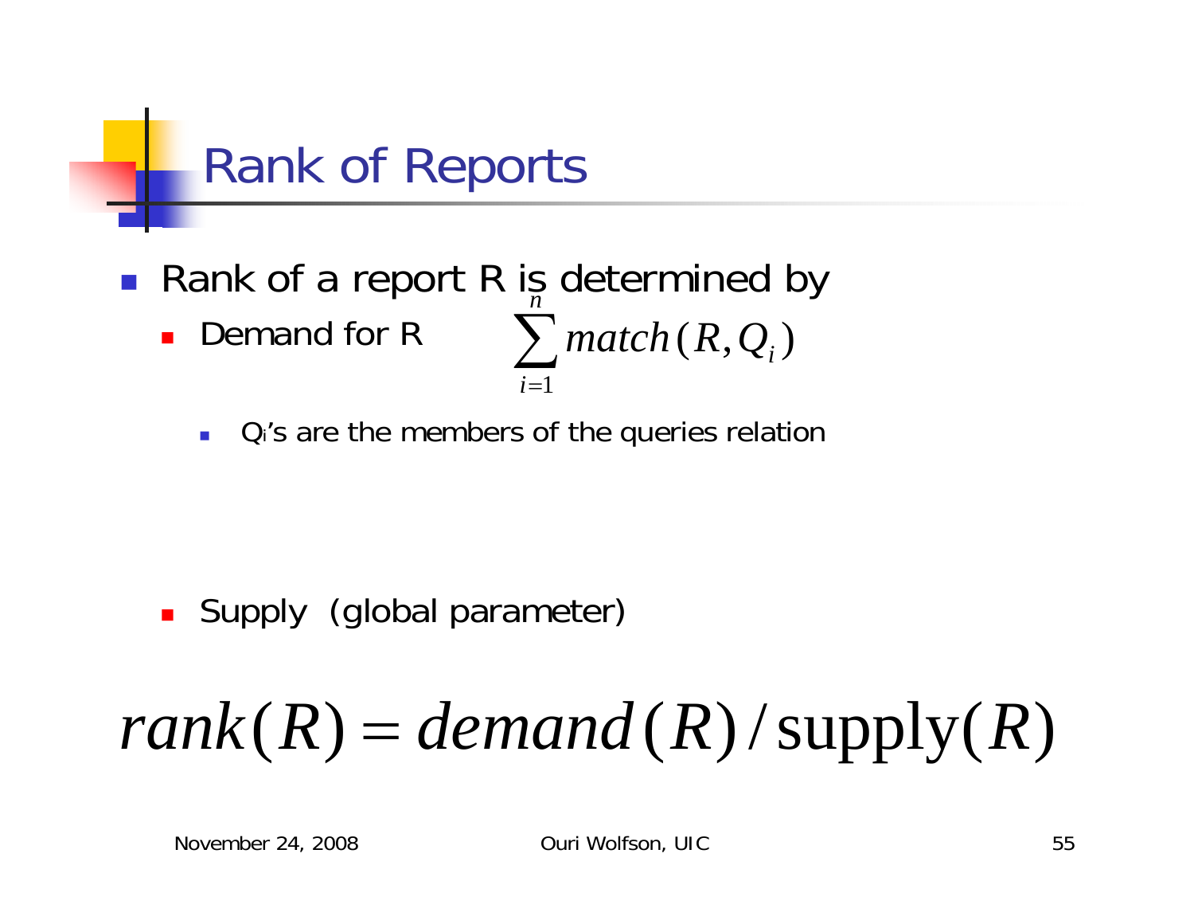# Rank of Reports

- Rank of a report R is determined by
  - Demand for R $\sum_{i=1}^{n} match(R, Q_i)$
    - $Q_i$'s are the members of the queries relation
  - Supply (global parameter)

$$rank(R) = demand(R) / \text{supply}(R)$$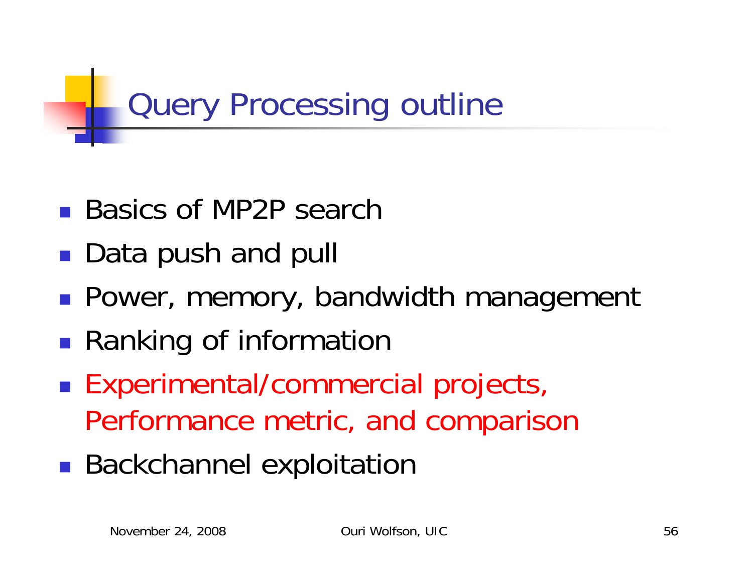# Query Processing outline

- Basics of MP2P search
- Data push and pull
- Power, memory, bandwidth management
- Ranking of information
- Experimental/commercial projects, Performance metric, and comparison
- Backchannel exploitation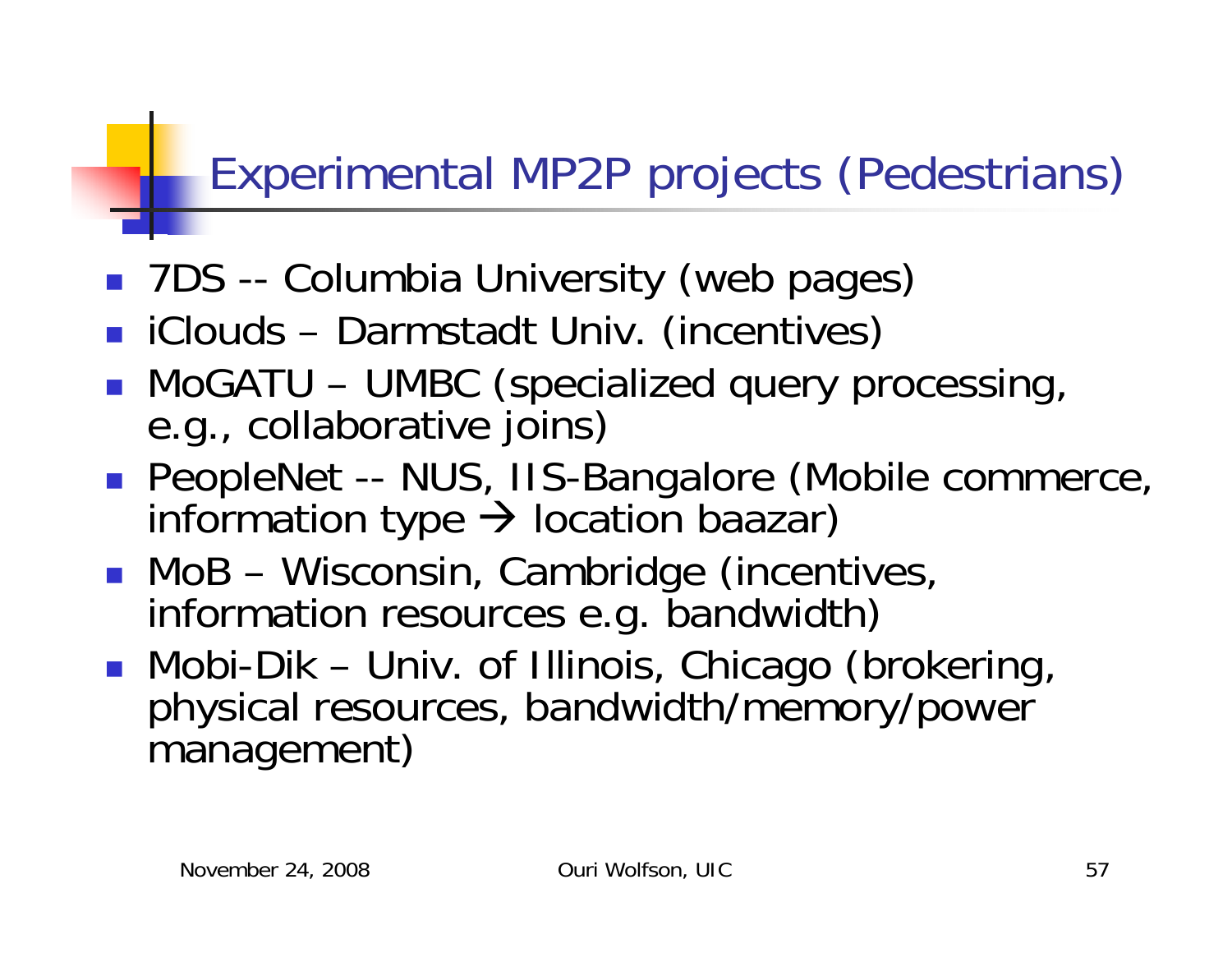# Experimental MP2P projects (Pedestrians)

- 7DS -- Columbia University (web pages)
- iClouds – Darmstadt Univ. (incentives)
- MoGATU – UMBC (specialized query processing, e.g., collaborative joins)
- PeopleNet -- NUS, IIS-Bangalore (Mobile commerce, information type → location baazar)
- MoB – Wisconsin, Cambridge (incentives, information resources e.g. bandwidth)
- Mobi-Dik – Univ. of Illinois, Chicago (brokering, physical resources, bandwidth/memory/power management)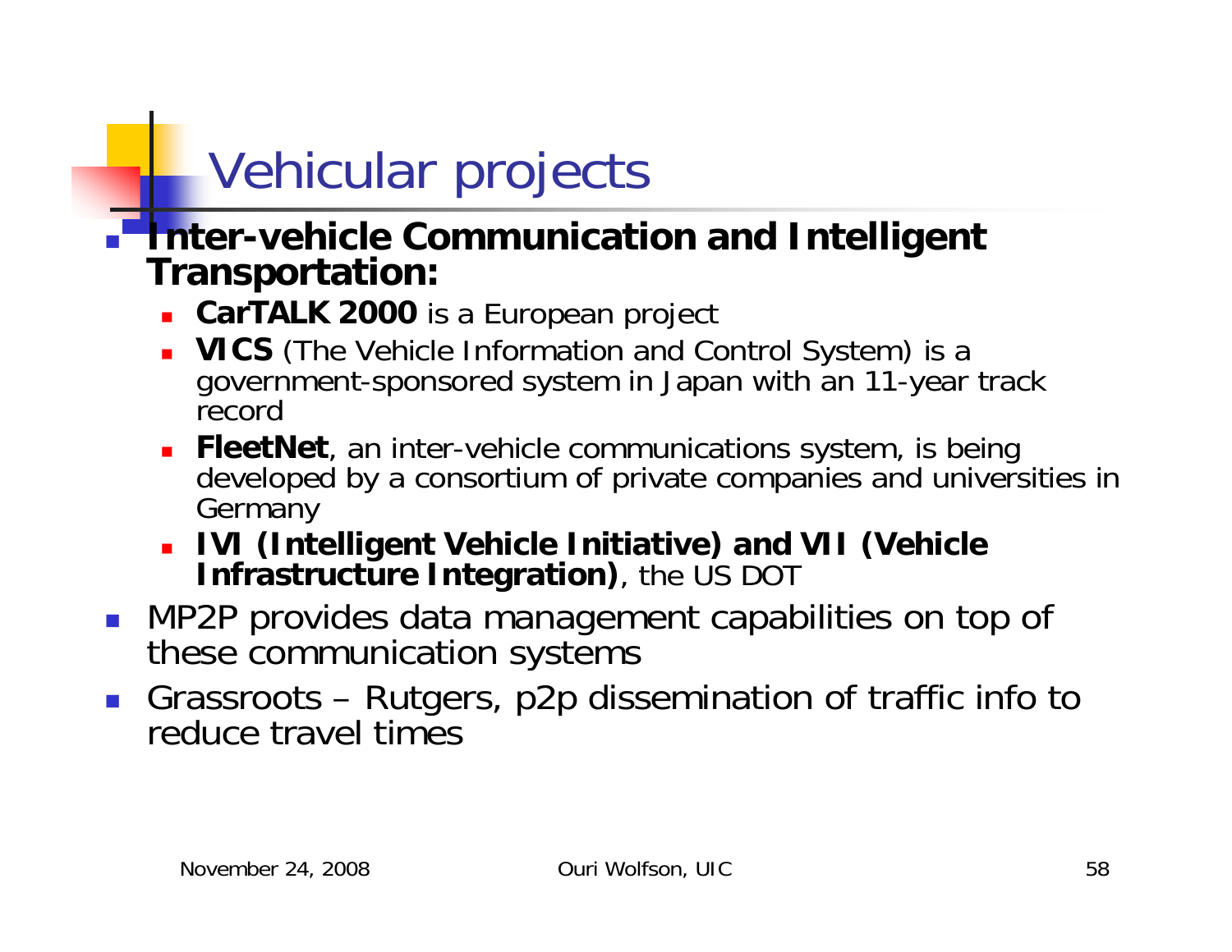# Vehicular projects

- **Inter-vehicle Communication and Intelligent Transportation:**
  - **CarTALK 2000** is a European project
  - **VICS** (The Vehicle Information and Control System) is a government-sponsored system in Japan with an 11-year track record
  - **FleetNet**, an inter-vehicle communications system, is being developed by a consortium of private companies and universities in Germany
  - **IVI (Intelligent Vehicle Initiative) and VII (Vehicle Infrastructure Integration)**, the US DOT
- MP2P provides data management capabilities on top of these communication systems
- Grassroots – Rutgers, p2p dissemination of traffic info to reduce travel times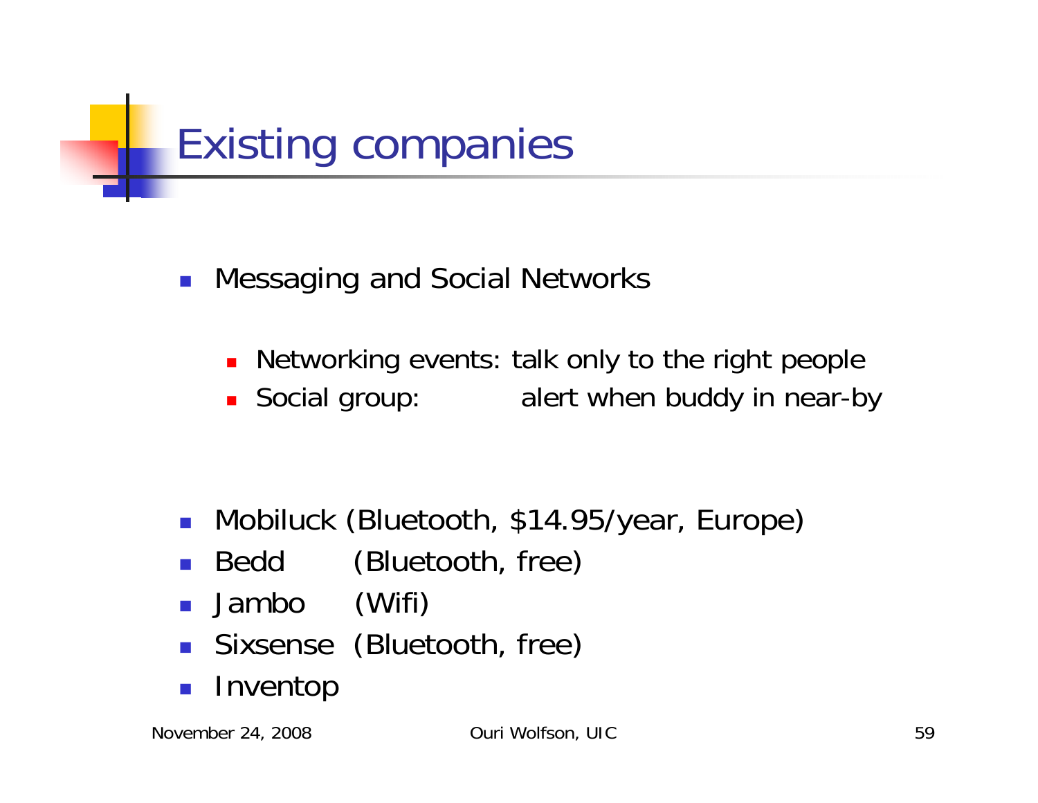# Existing companies

- Messaging and Social Networks
  - Networking events: talk only to the right people
  - Social group: alert when buddy in near-by

- Mobiluck (Bluetooth, $14.95/year, Europe)
- Bedd (Bluetooth, free)
- Jambo (Wifi)
- Sixsense (Bluetooth, free)
- Inventop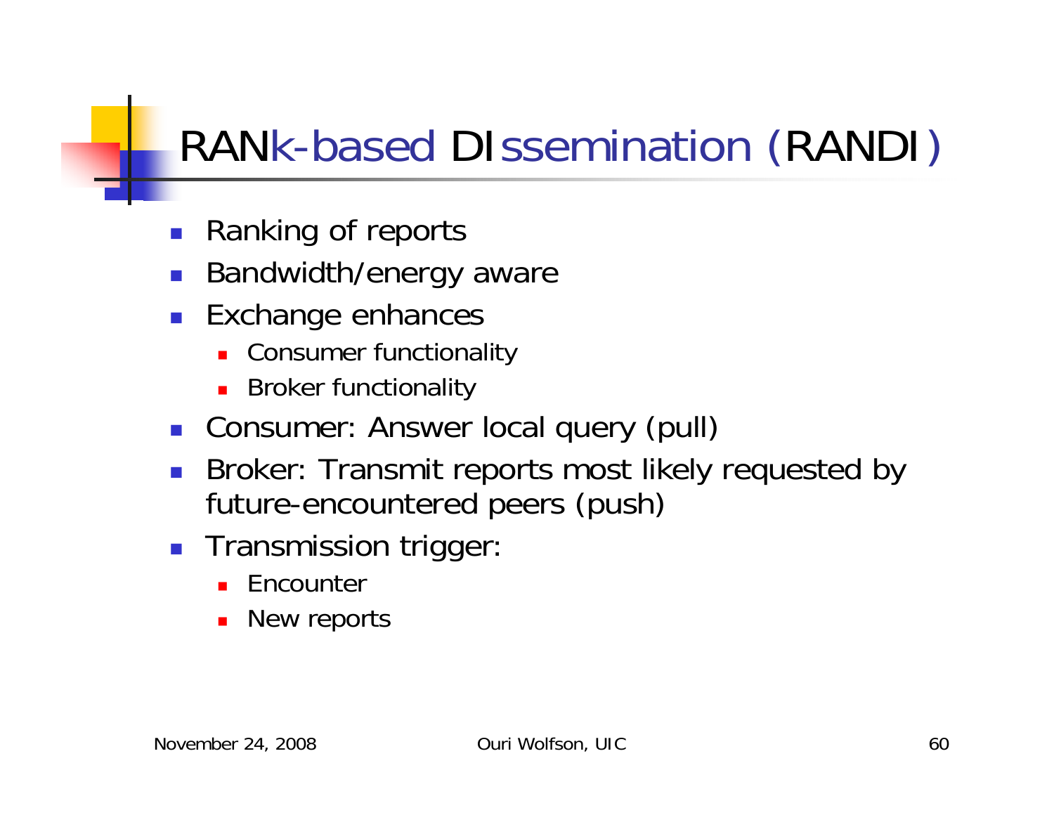# RANk-based DIssemination (RANDI)

- Ranking of reports
- Bandwidth/energy aware
- Exchange enhances
  - Consumer functionality
  - Broker functionality
- Consumer: Answer local query (pull)
- Broker: Transmit reports most likely requested by future-encountered peers (push)
- Transmission trigger:
  - Encounter
  - New reports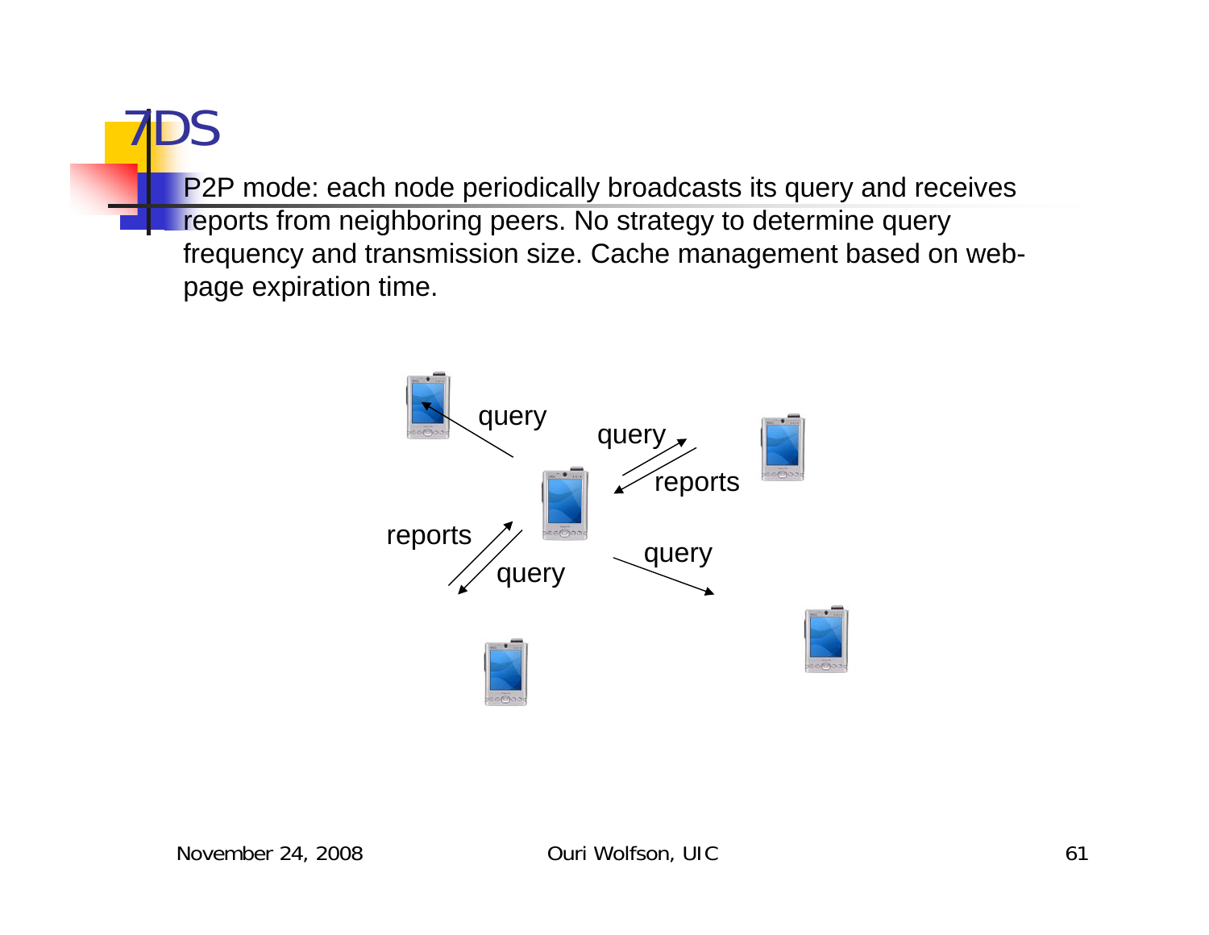# 7DS

- P2P mode: each node periodically broadcasts its query and receives reports from neighboring peers. No strategy to determine query frequency and transmission size. Cache management based on web-page expiration time.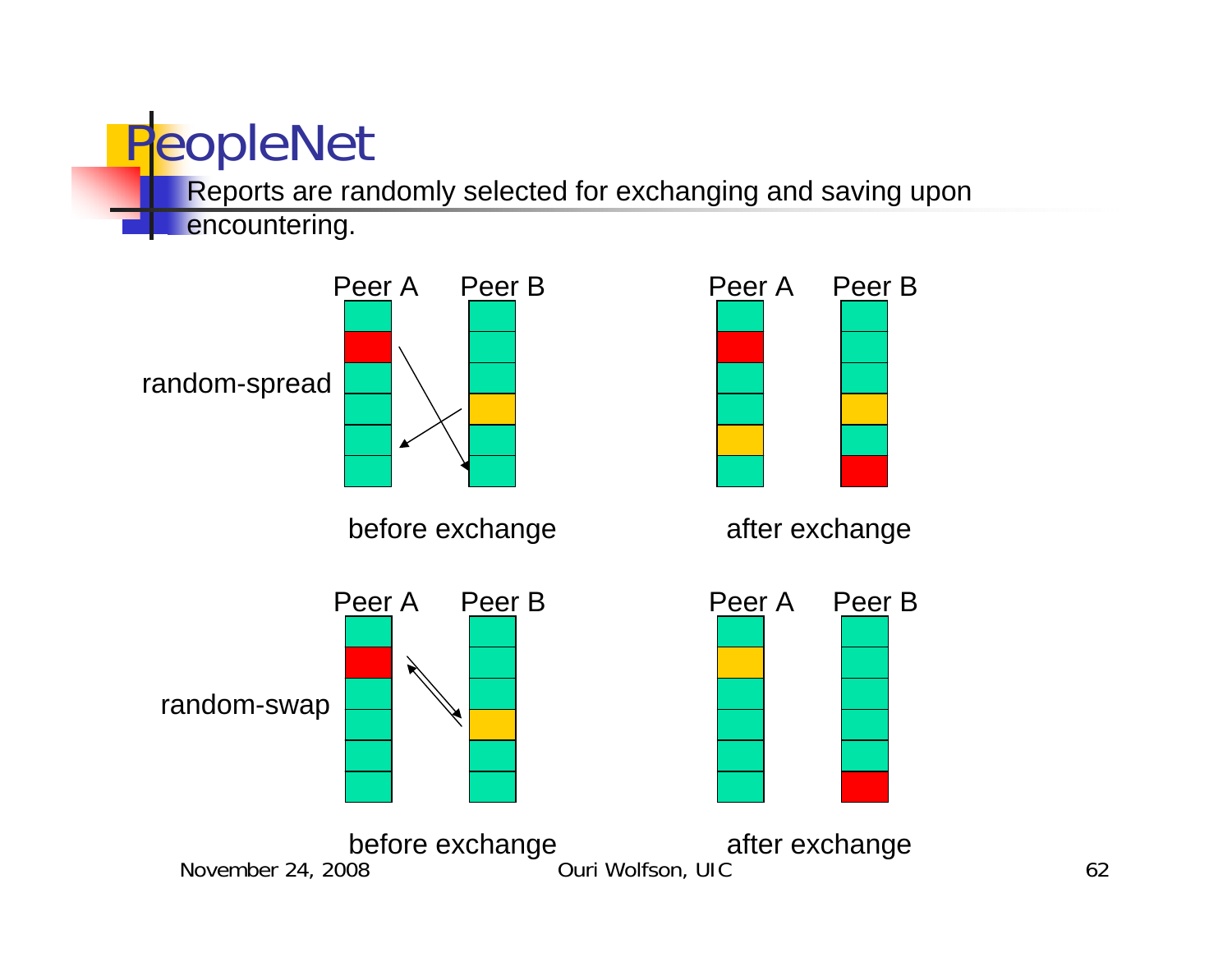# PeopleNet

- Reports are randomly selected for exchanging and saving upon encountering.

random-spread

Peer A    Peer B

before exchange

Peer A    Peer B

after exchange

random-swap

Peer A    Peer B

before exchange

Peer A    Peer B

after exchange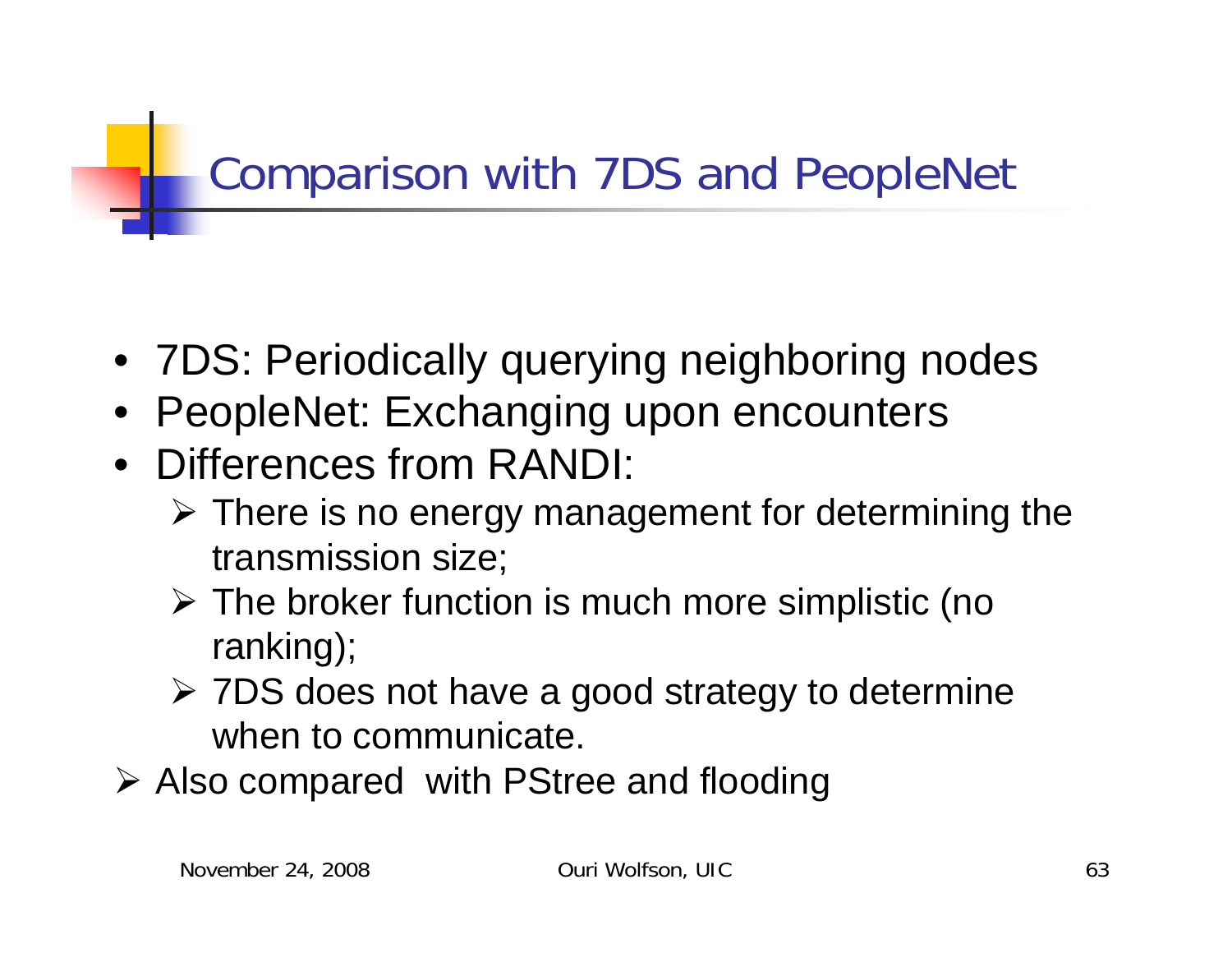# Comparison with 7DS and PeopleNet

- 7DS: Periodically querying neighboring nodes
- PeopleNet: Exchanging upon encounters
- Differences from RANDI:
  - There is no energy management for determining the transmission size;
  - The broker function is much more simplistic (no ranking);
  - 7DS does not have a good strategy to determine when to communicate.
- Also compared with PStree and flooding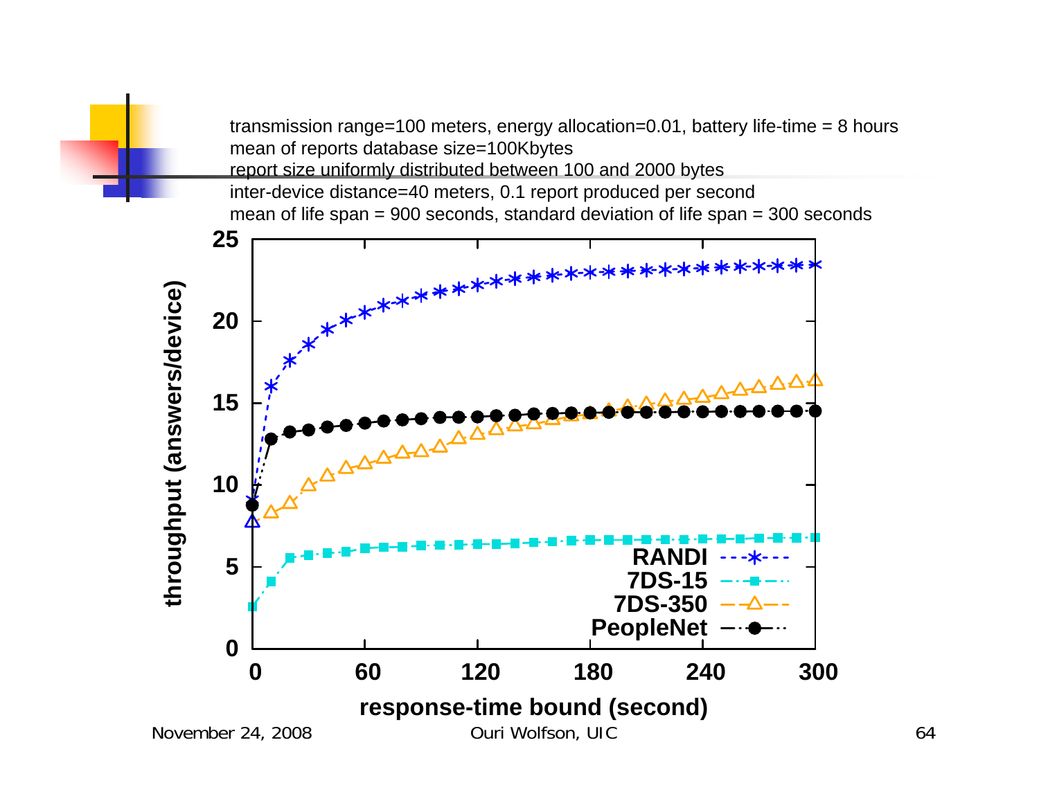transmission range=100 meters, energy allocation=0.01, battery life-time = 8 hours
mean of reports database size=100Kbytes
report size uniformly distributed between 100 and 2000 bytes
inter-device distance=40 meters, 0.1 report produced per second
mean of life span = 900 seconds, standard deviation of life span = 300 seconds

throughput (answers/device)

response-time bound (second)

RANDI
7DS-15
7DS-350
PeopleNet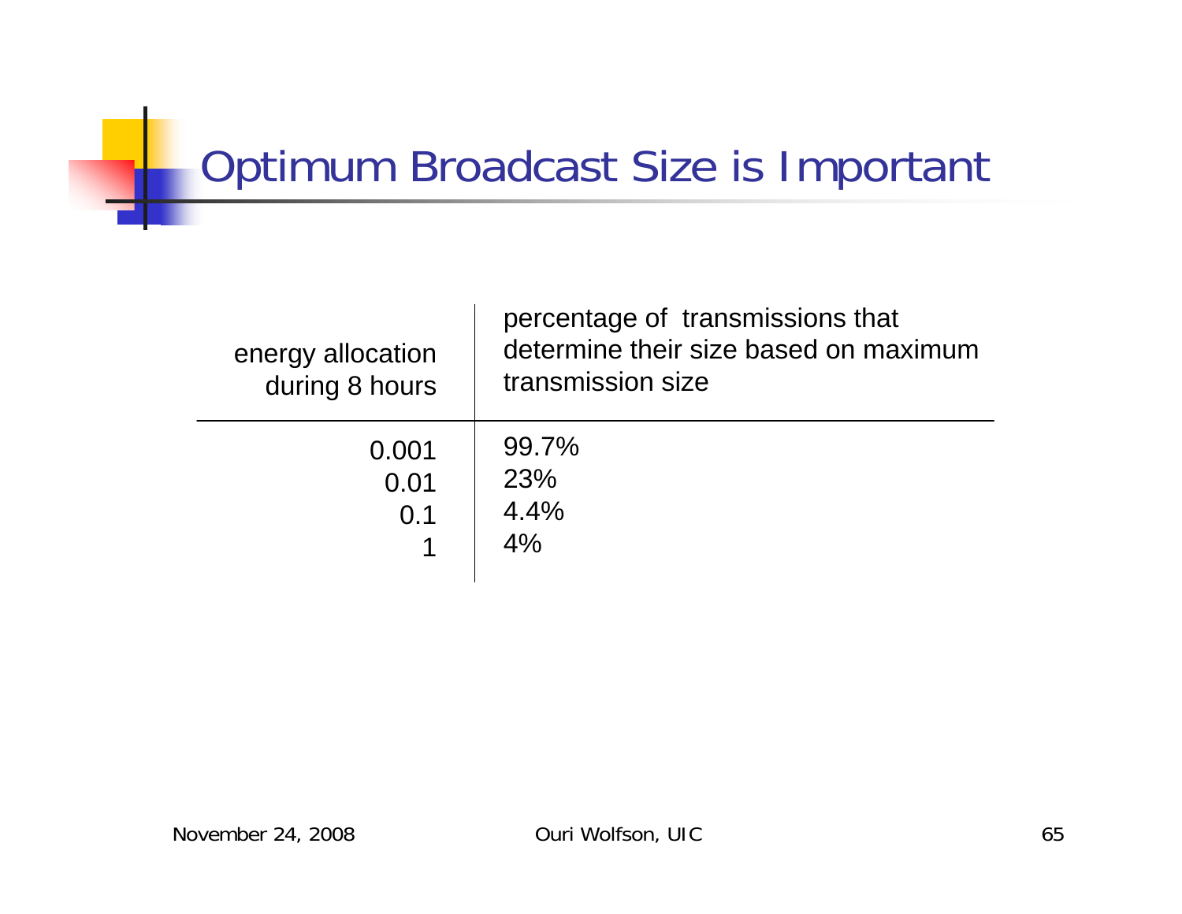# Optimum Broadcast Size is Important

| energy allocation during 8 hours | percentage of transmissions that determine their size based on maximum transmission size |
|---|---|
| 0.001 | 99.7% |
| 0.01 | 23% |
| 0.1 | 4.4% |
| 1 | 4% |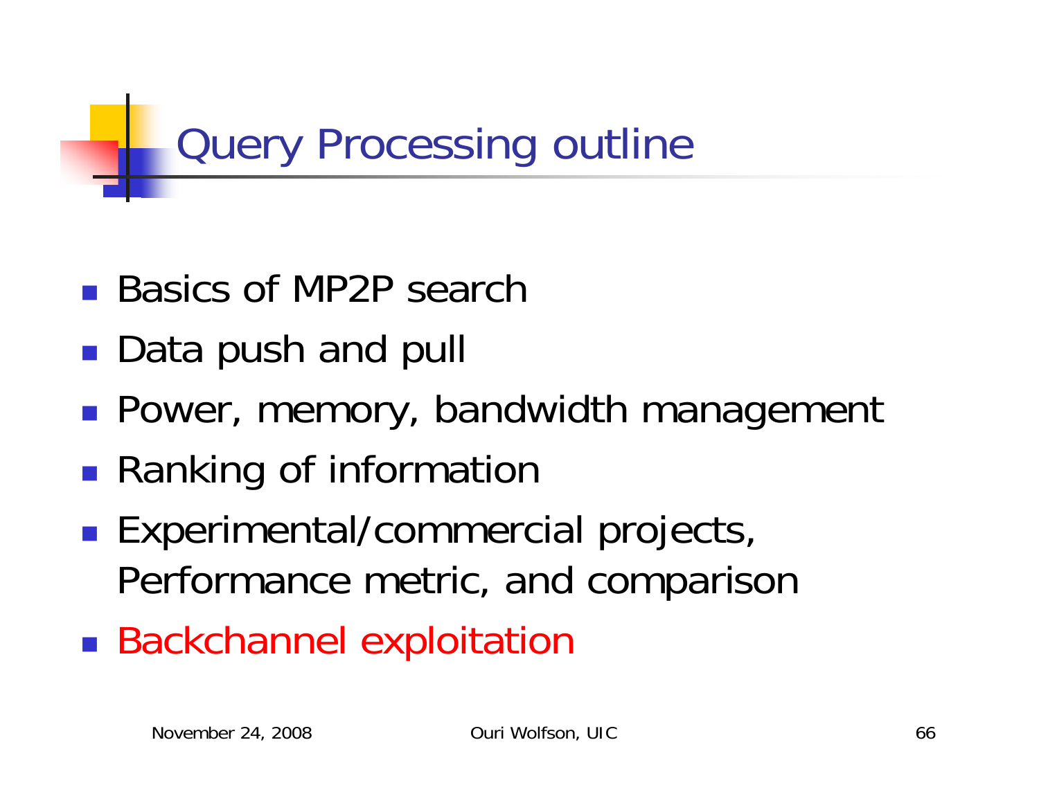# Query Processing outline

- Basics of MP2P search
- Data push and pull
- Power, memory, bandwidth management
- Ranking of information
- Experimental/commercial projects, Performance metric, and comparison
- Backchannel exploitation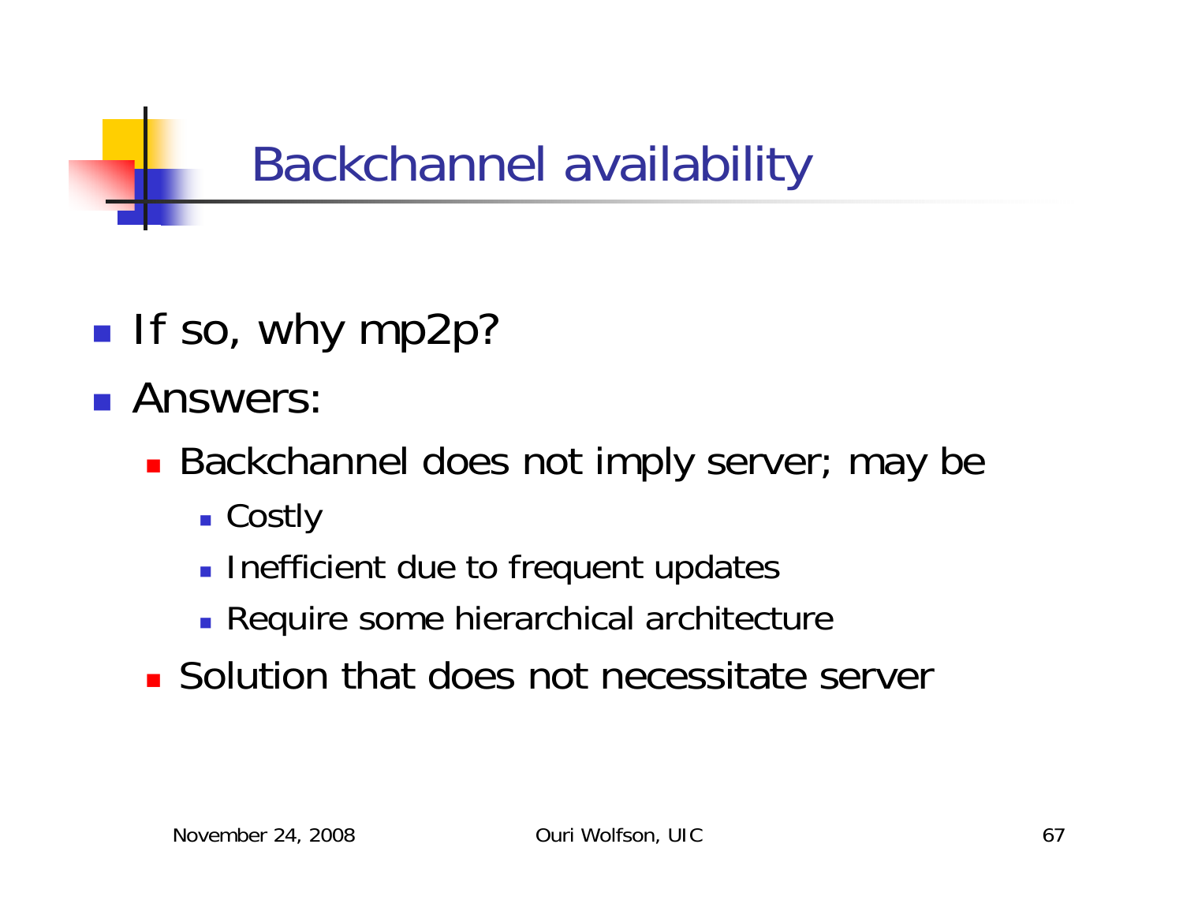# Backchannel availability

- If so, why mp2p?
- Answers:
  - Backchannel does not imply server; may be
    - Costly
    - Inefficient due to frequent updates
    - Require some hierarchical architecture
  - Solution that does not necessitate server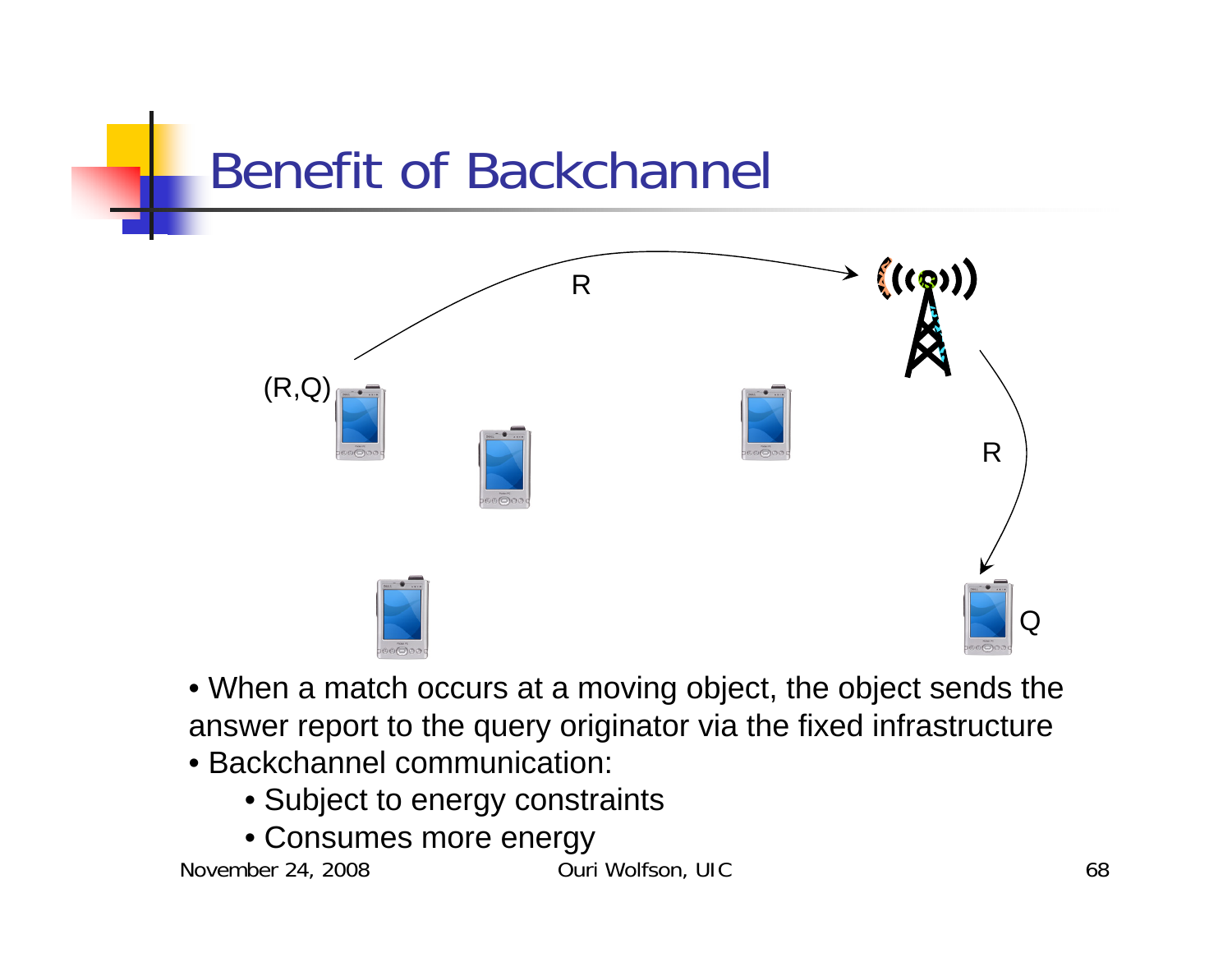# Benefit of Backchannel

- When a match occurs at a moving object, the object sends the answer report to the query originator via the fixed infrastructure
- Backchannel communication:
  - Subject to energy constraints
  - Consumes more energy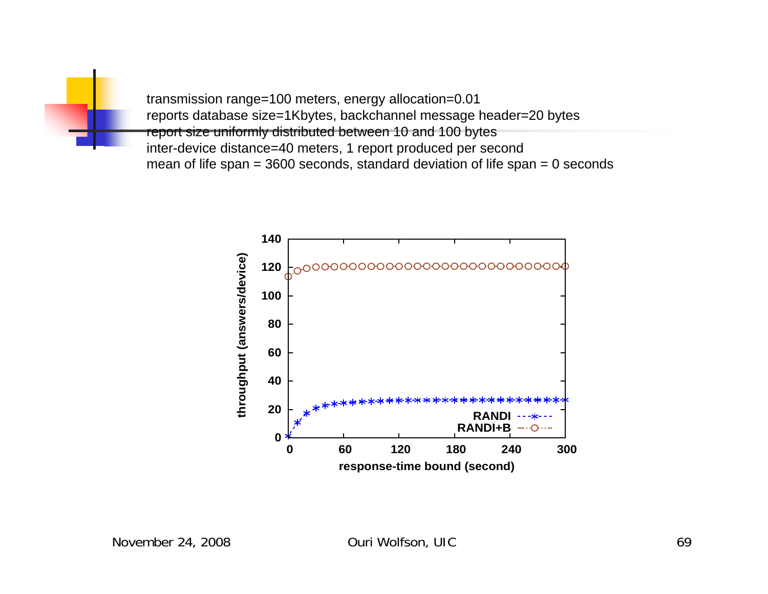transmission range=100 meters, energy allocation=0.01
reports database size=1Kbytes, backchannel message header=20 bytes
report size uniformly distributed between 10 and 100 bytes
inter-device distance=40 meters, 1 report produced per second
mean of life span = 3600 seconds, standard deviation of life span = 0 seconds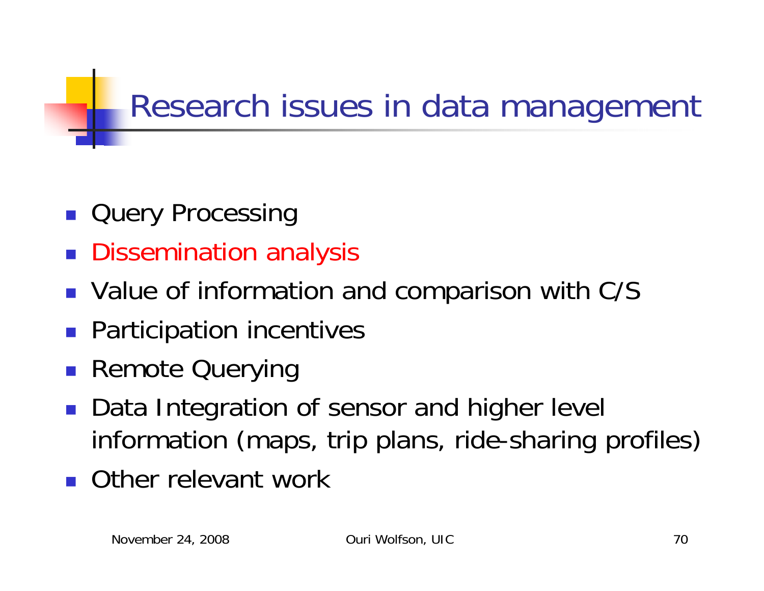# Research issues in data management

- Query Processing
- Dissemination analysis
- Value of information and comparison with C/S
- Participation incentives
- Remote Querying
- Data Integration of sensor and higher level information (maps, trip plans, ride-sharing profiles)
- Other relevant work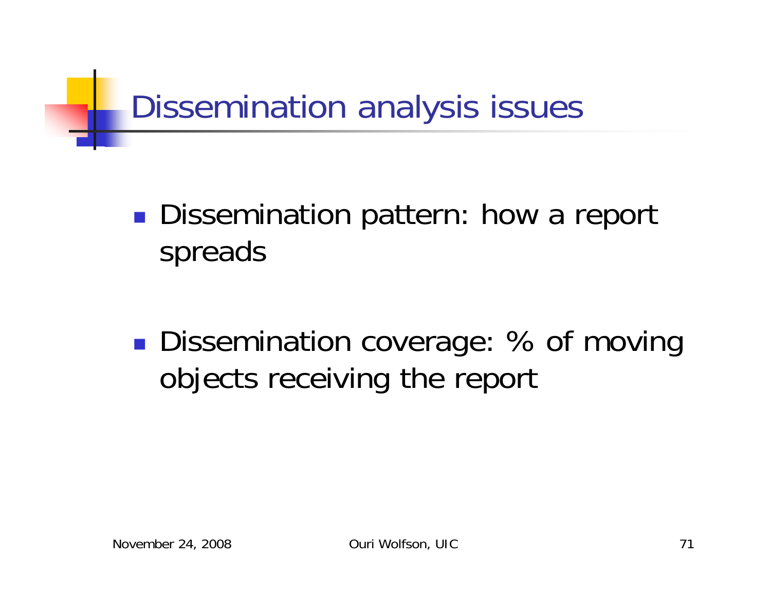# Dissemination analysis issues

- Dissemination pattern: how a report spreads

- Dissemination coverage: % of moving objects receiving the report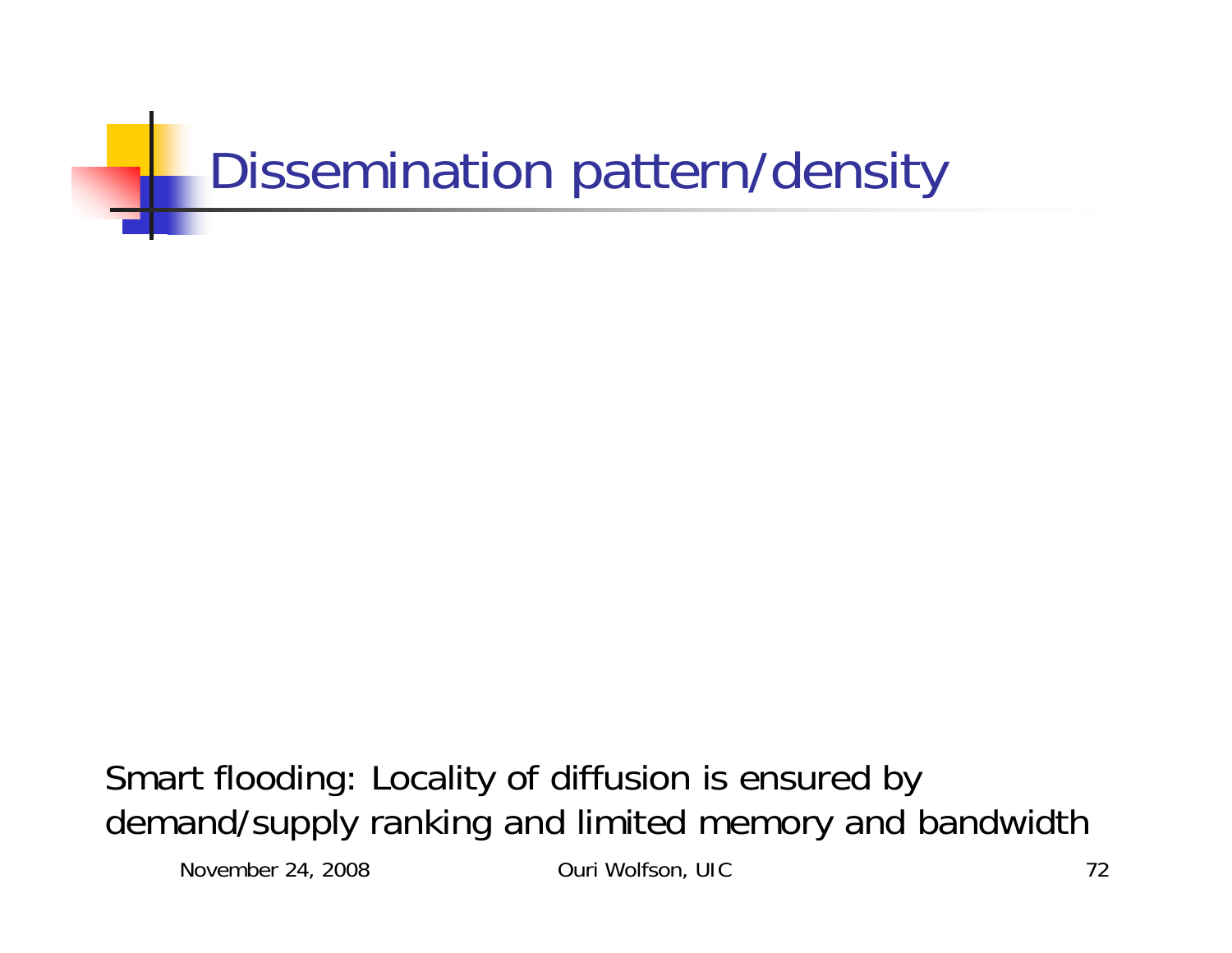# Dissemination pattern/density

Smart flooding: Locality of diffusion is ensured by demand/supply ranking and limited memory and bandwidth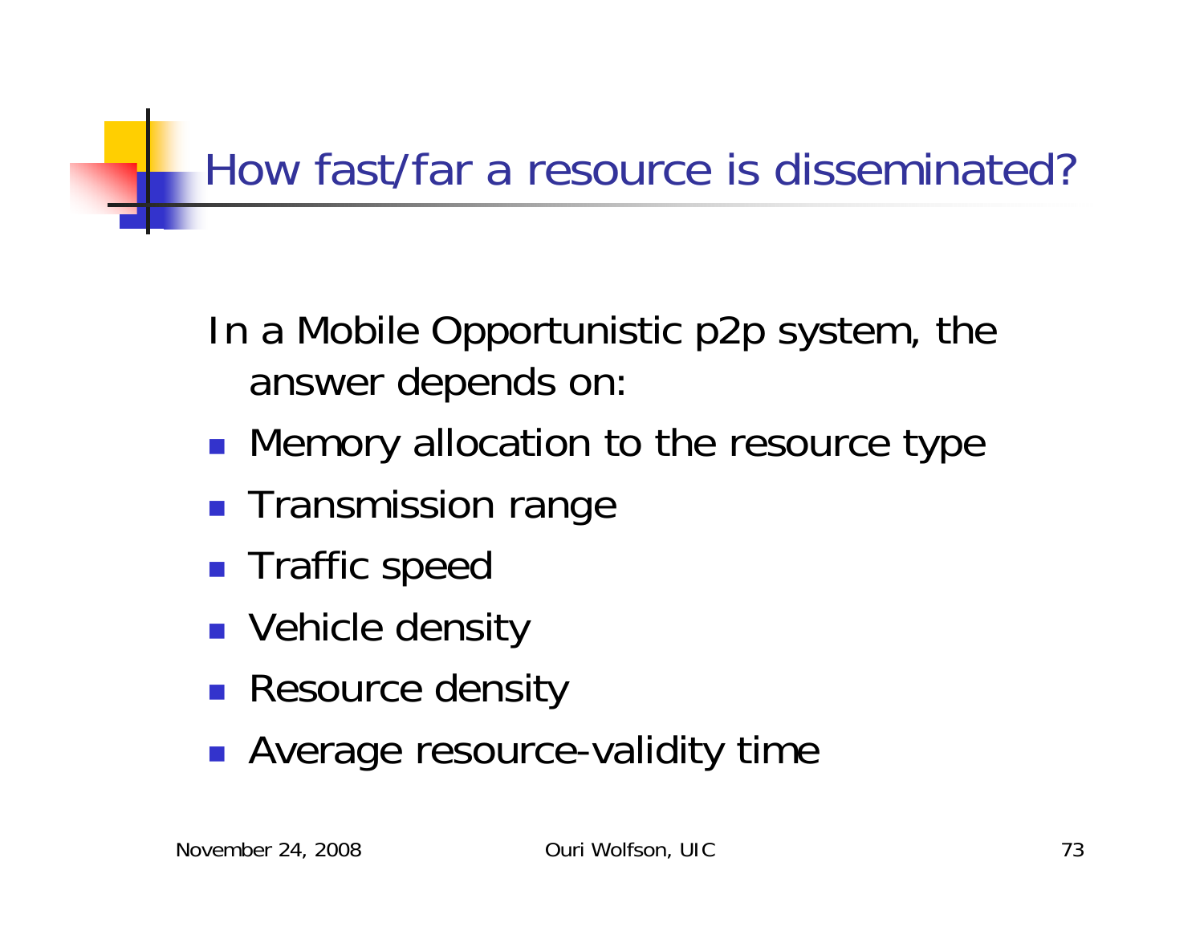# How fast/far a resource is disseminated?

In a Mobile Opportunistic p2p system, the answer depends on:

- Memory allocation to the resource type
- Transmission range
- Traffic speed
- Vehicle density
- Resource density
- Average resource-validity time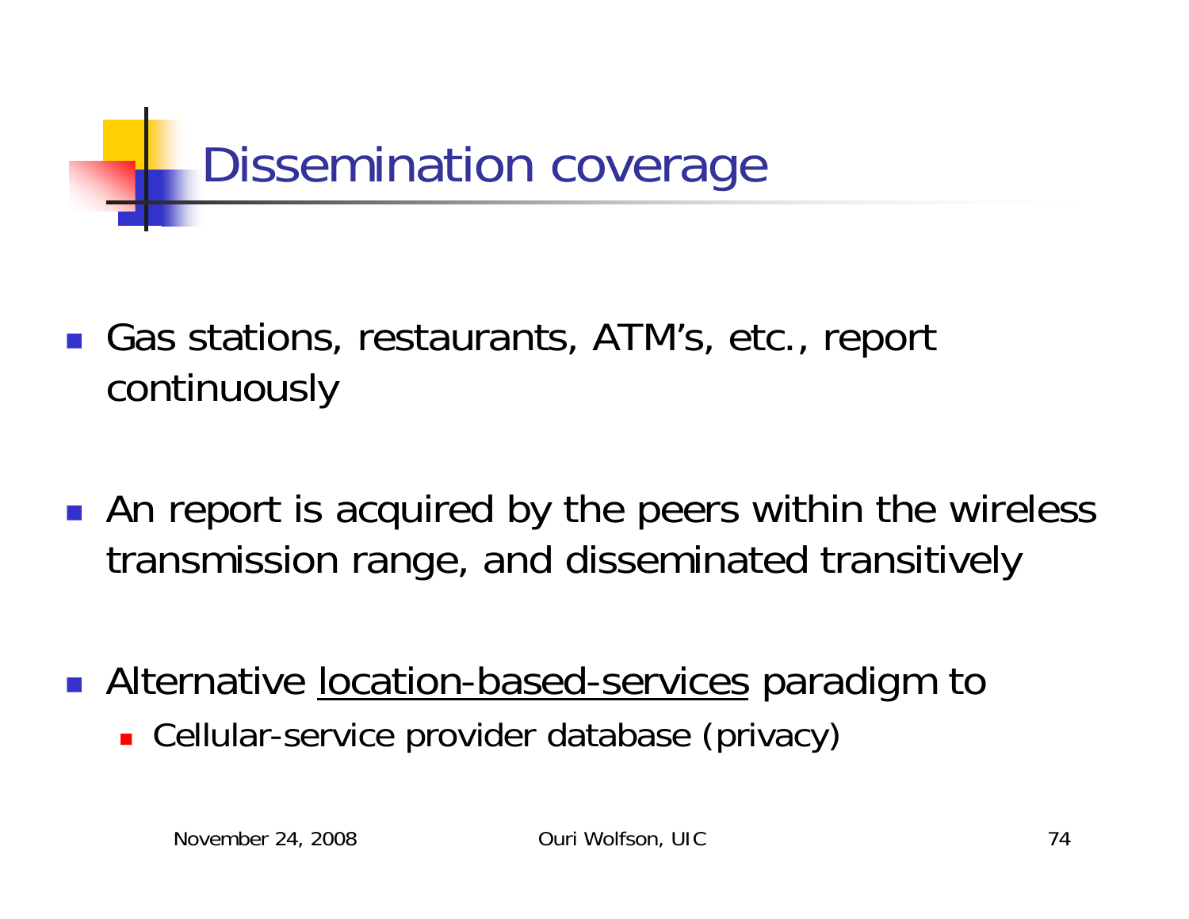# Dissemination coverage

- Gas stations, restaurants, ATM's, etc., report continuously
- An report is acquired by the peers within the wireless transmission range, and disseminated transitively
- Alternative <u>location-based-services</u> paradigm to
  - Cellular-service provider database (privacy)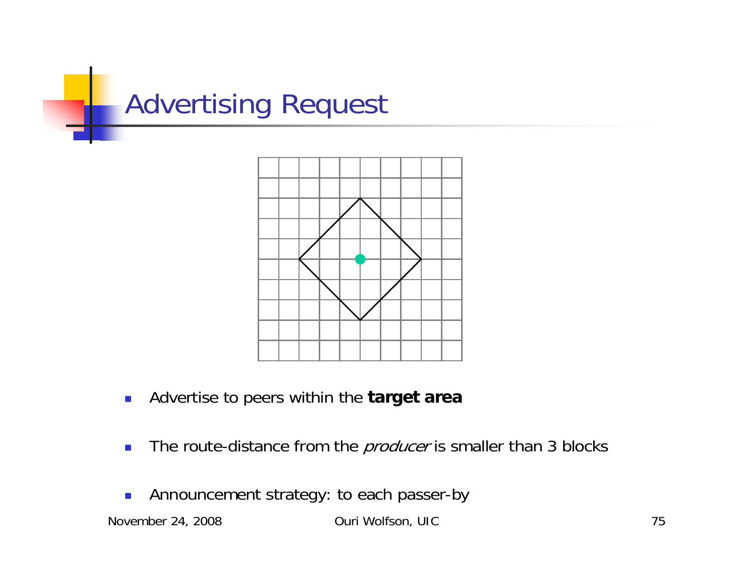# Advertising Request

- Advertise to peers within the **target area**
- The route-distance from the *producer* is smaller than 3 blocks
- Announcement strategy: to each passer-by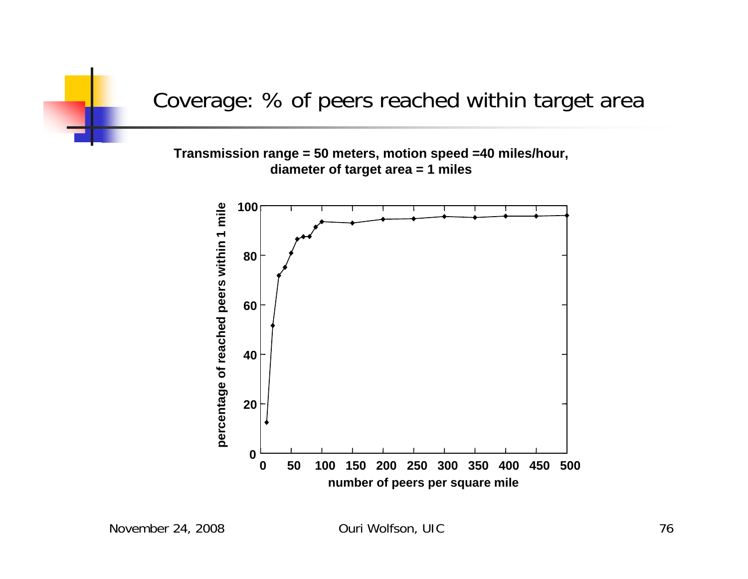# Coverage: % of peers reached within target area

**Transmission range = 50 meters, motion speed =40 miles/hour, diameter of target area = 1 miles**

percentage of reached peers within 1 mile

number of peers per square mile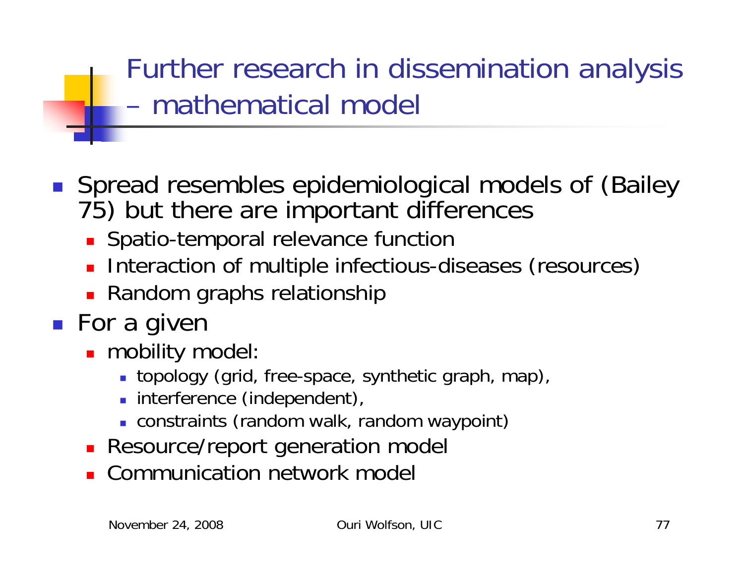# Further research in dissemination analysis – mathematical model

- Spread resembles epidemiological models of (Bailey 75) but there are important differences
  - Spatio-temporal relevance function
  - Interaction of multiple infectious-diseases (resources)
  - Random graphs relationship
- For a given
  - mobility model:
    - topology (grid, free-space, synthetic graph, map),
    - interference (independent),
    - constraints (random walk, random waypoint)
  - Resource/report generation model
  - Communication network model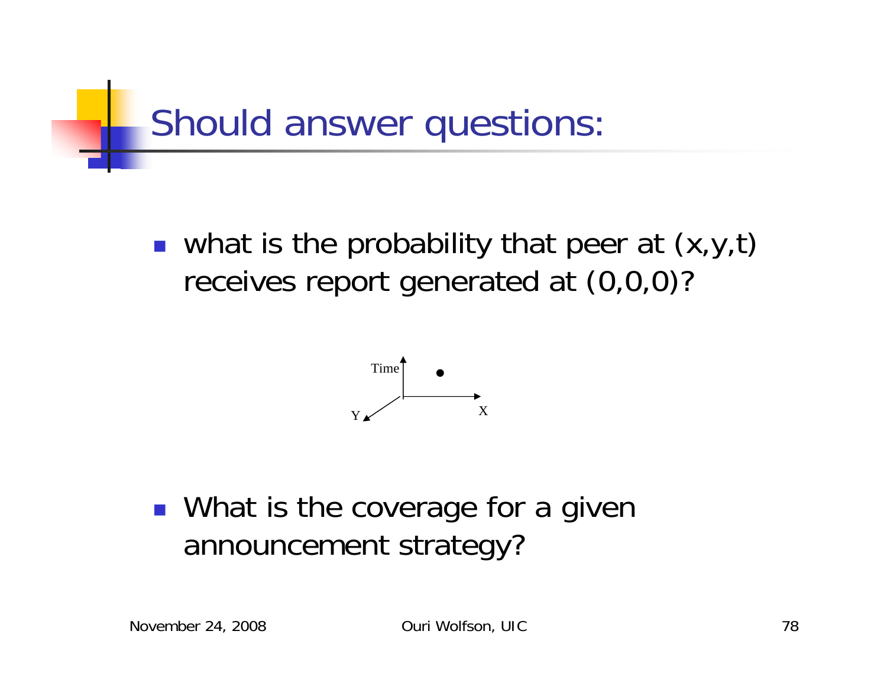# Should answer questions:

- what is the probability that peer at (x,y,t) receives report generated at (0,0,0)?

- What is the coverage for a given announcement strategy?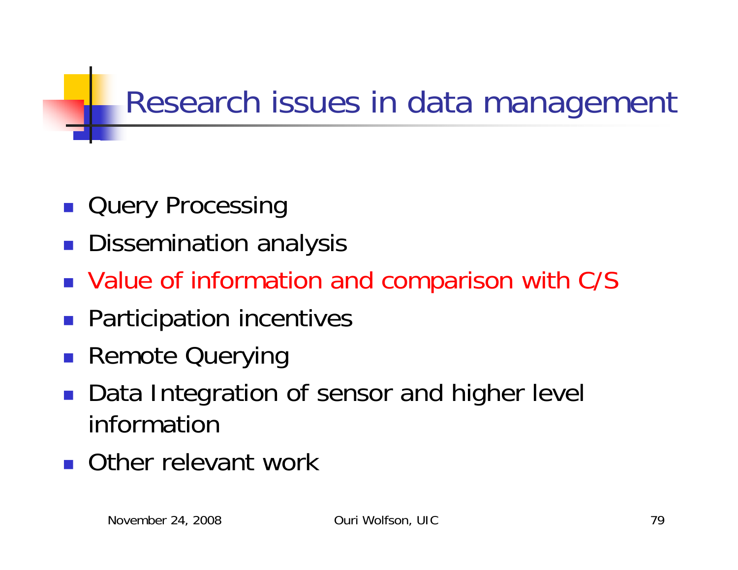# Research issues in data management

- Query Processing
- Dissemination analysis
- Value of information and comparison with C/S
- Participation incentives
- Remote Querying
- Data Integration of sensor and higher level information
- Other relevant work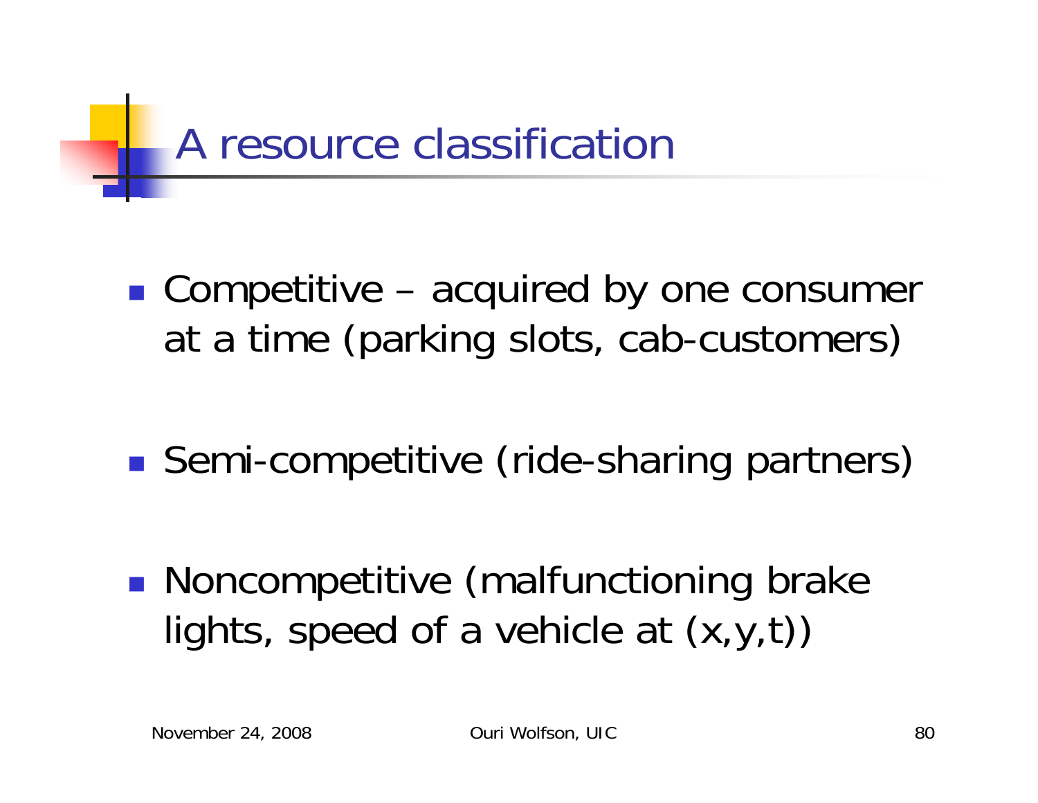# A resource classification

- Competitive – acquired by one consumer at a time (parking slots, cab-customers)
- Semi-competitive (ride-sharing partners)
- Noncompetitive (malfunctioning brake lights, speed of a vehicle at (x,y,t))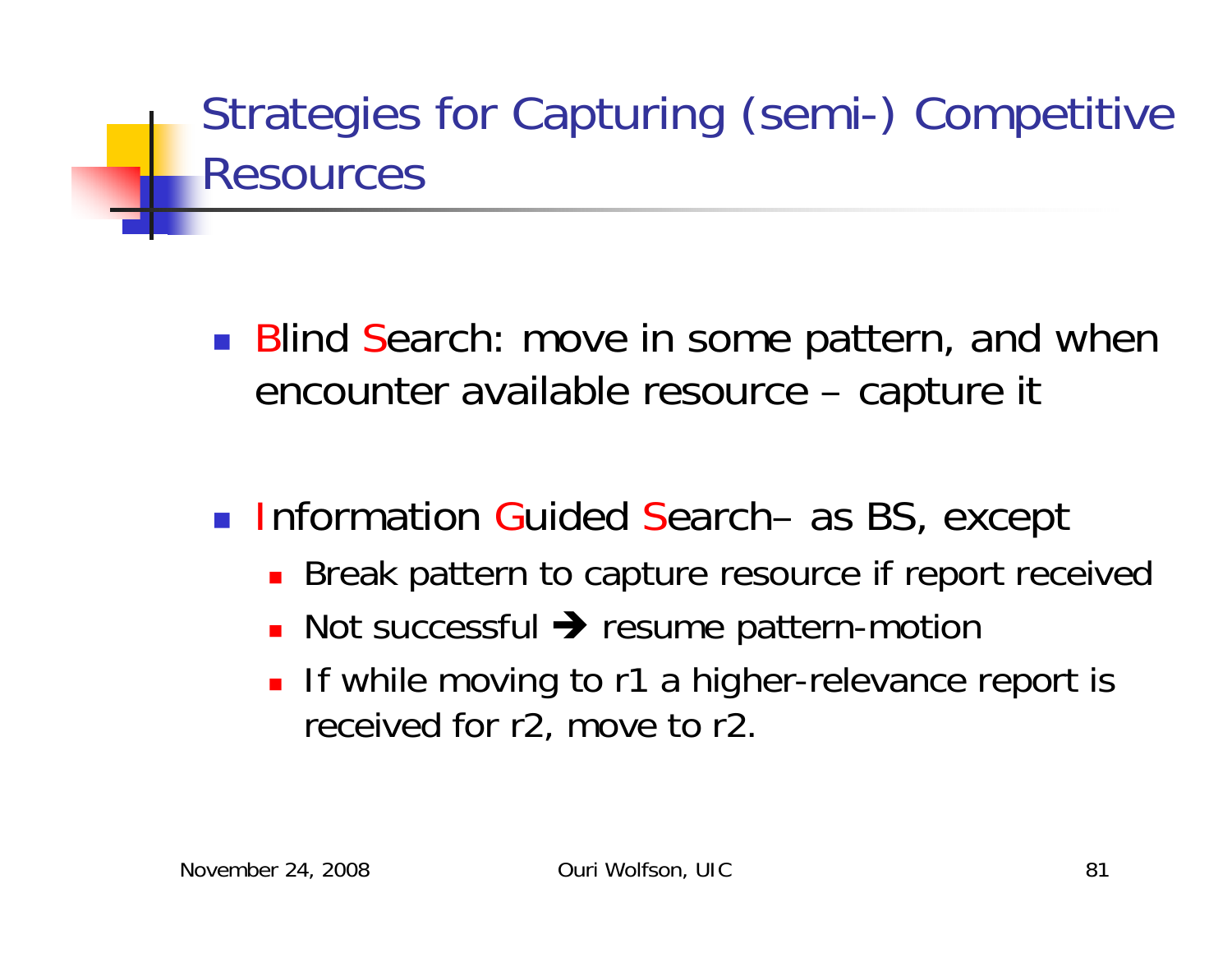# Strategies for Capturing (semi-) Competitive Resources

- Blind Search: move in some pattern, and when encounter available resource – capture it

- Information Guided Search– as BS, except
  - Break pattern to capture resource if report received
  - Not successful ➔ resume pattern-motion
  - If while moving to r1 a higher-relevance report is received for r2, move to r2.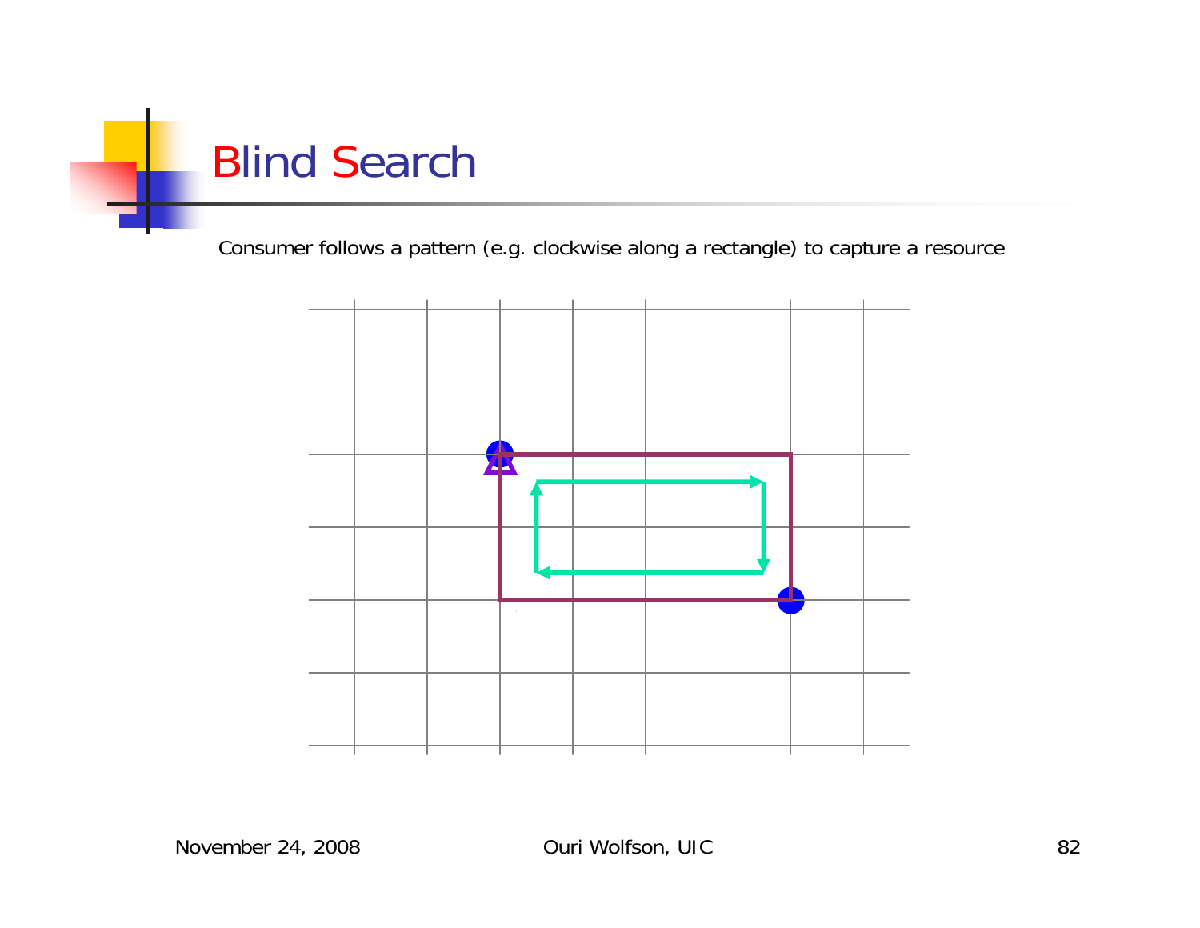# Blind Search

Consumer follows a pattern (e.g. clockwise along a rectangle) to capture a resource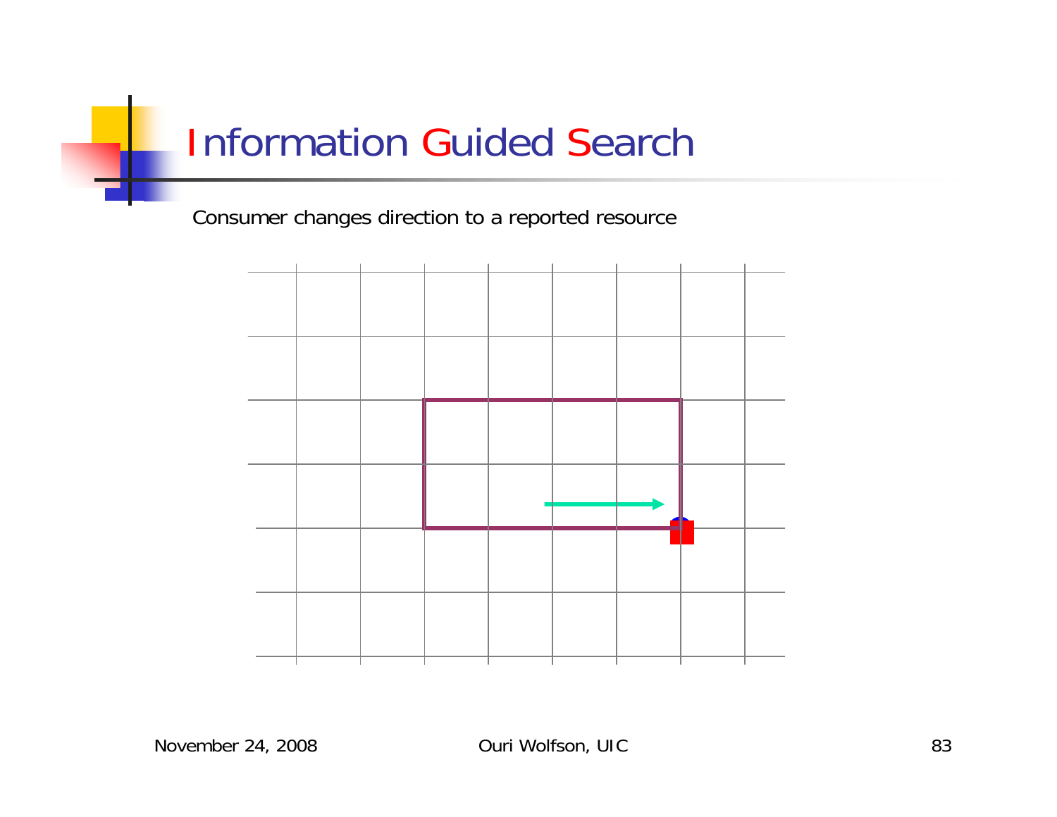# Information Guided Search

Consumer changes direction to a reported resource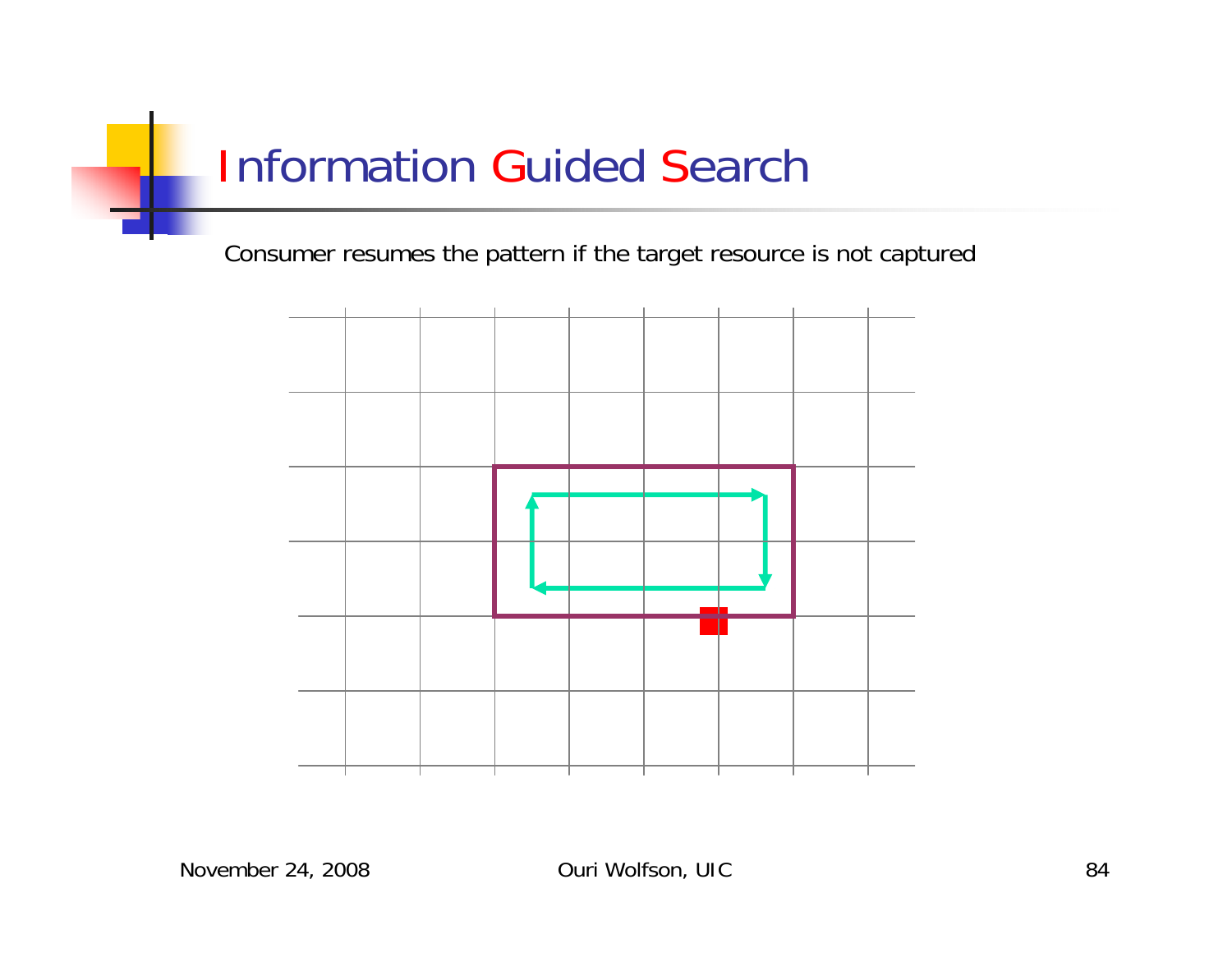# Information Guided Search

Consumer resumes the pattern if the target resource is not captured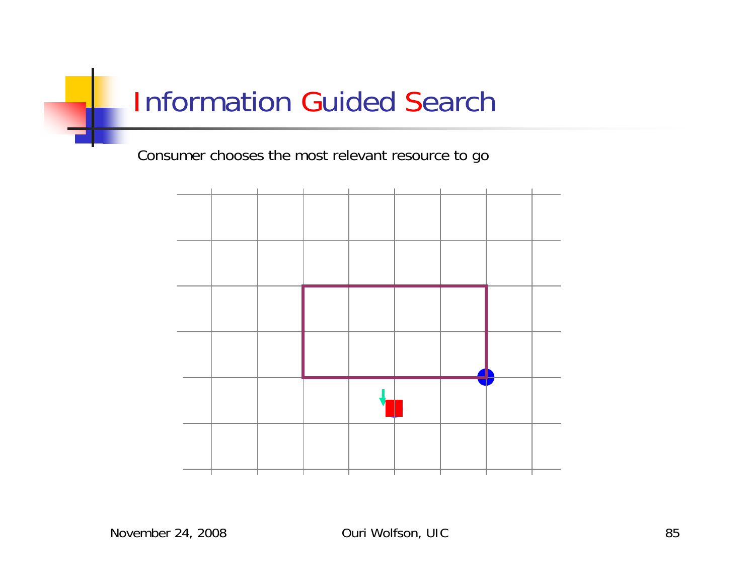# Information Guided Search

Consumer chooses the most relevant resource to go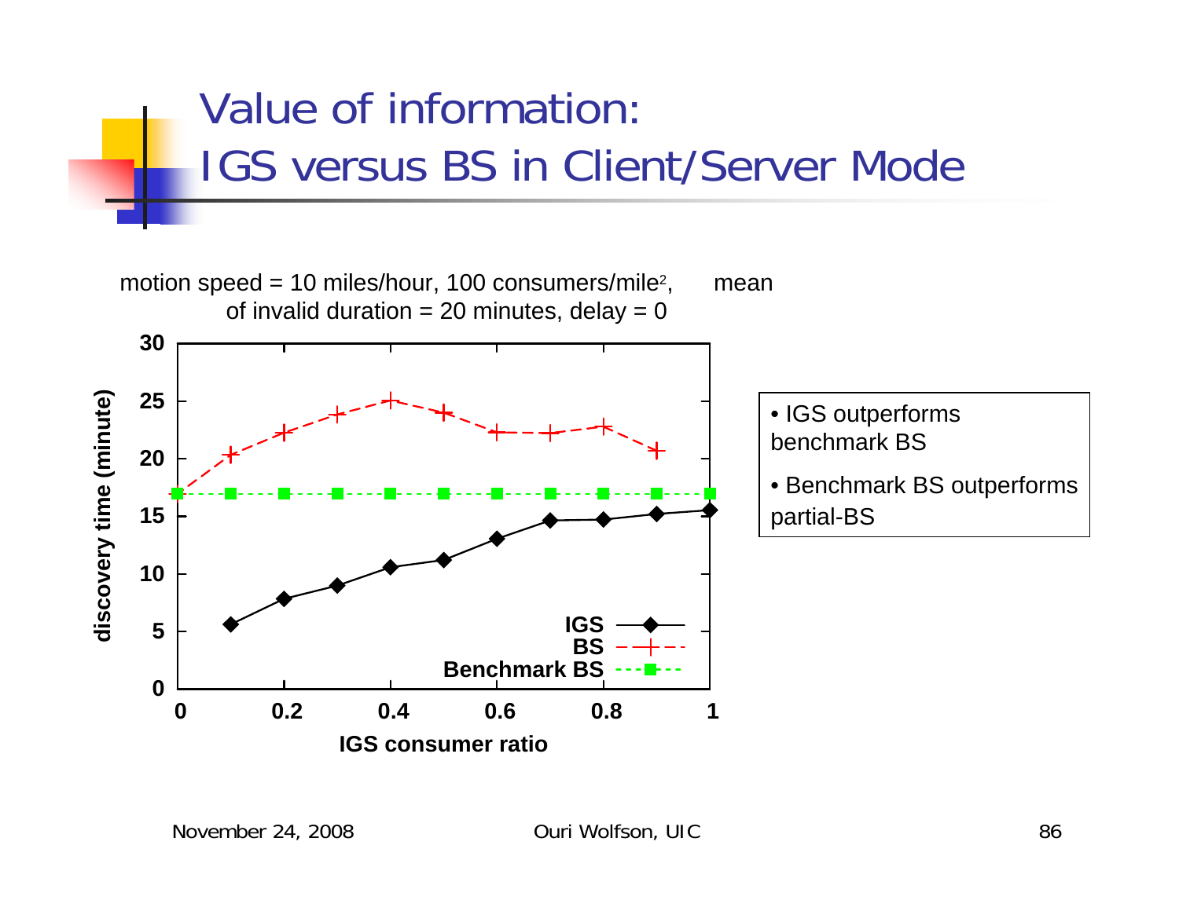# Value of information: IGS versus BS in Client/Server Mode

motion speed = 10 miles/hour, 100 consumers/mile$^2$, mean of invalid duration = 20 minutes, delay = 0

- IGS outperforms benchmark BS
- Benchmark BS outperforms partial-BS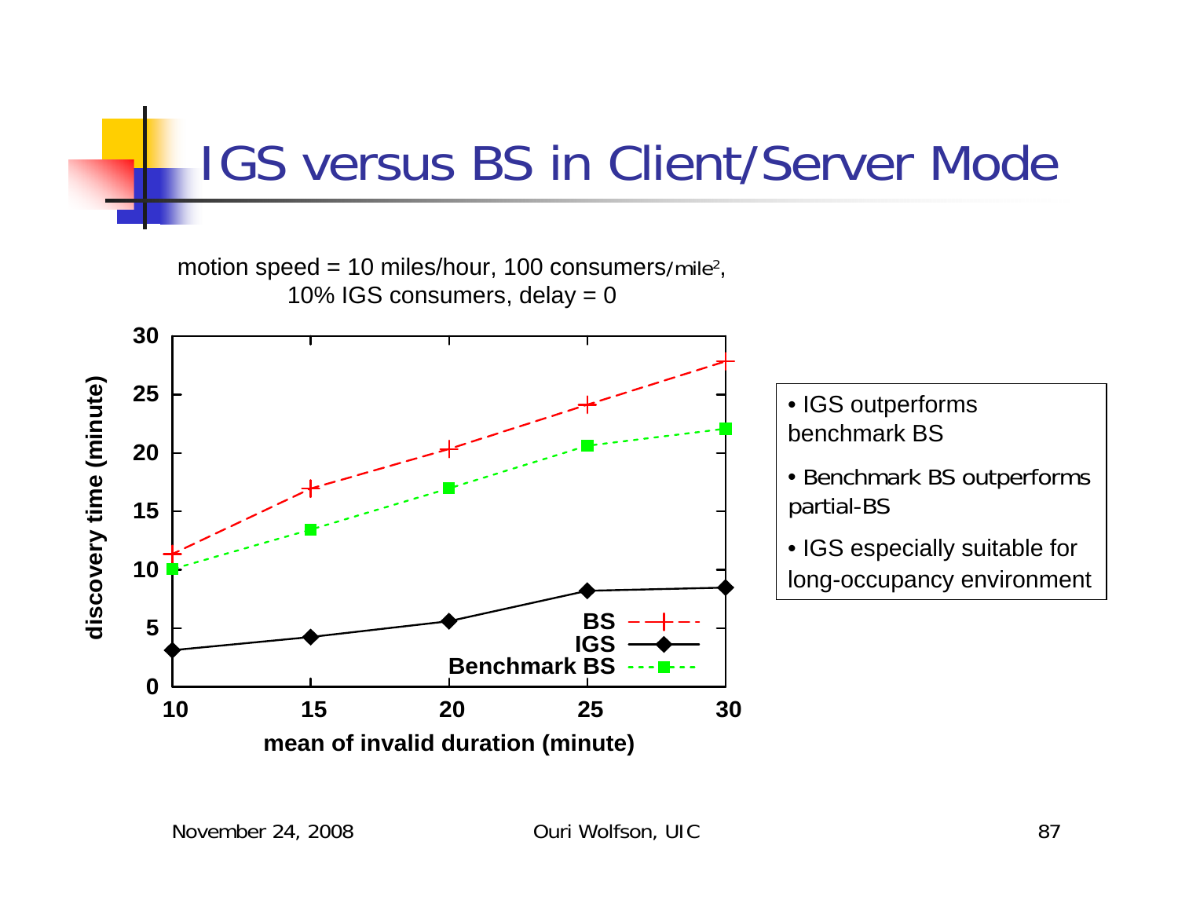# IGS versus BS in Client/Server Mode

motion speed = 10 miles/hour, 100 consumers/mile$^2$, 10% IGS consumers, delay = 0

| mean of invalid duration (minute) | BS | IGS | Benchmark BS |
|---|---|---|---|
| 10 | 11.3 | 3.1 | 10.1 |
| 15 | 16.9 | 4.2 | 13.4 |
| 20 | 20.3 | 5.6 | 17 |
| 25 | 24.1 | 8.2 | 20.6 |
| 30 | 27.8 | 8.4 | 22.1 |

discovery time (minute)

- IGS outperforms benchmark BS
- Benchmark BS outperforms partial-BS
- IGS especially suitable for long-occupancy environment

November 24, 2008 Ouri Wolfson, UIC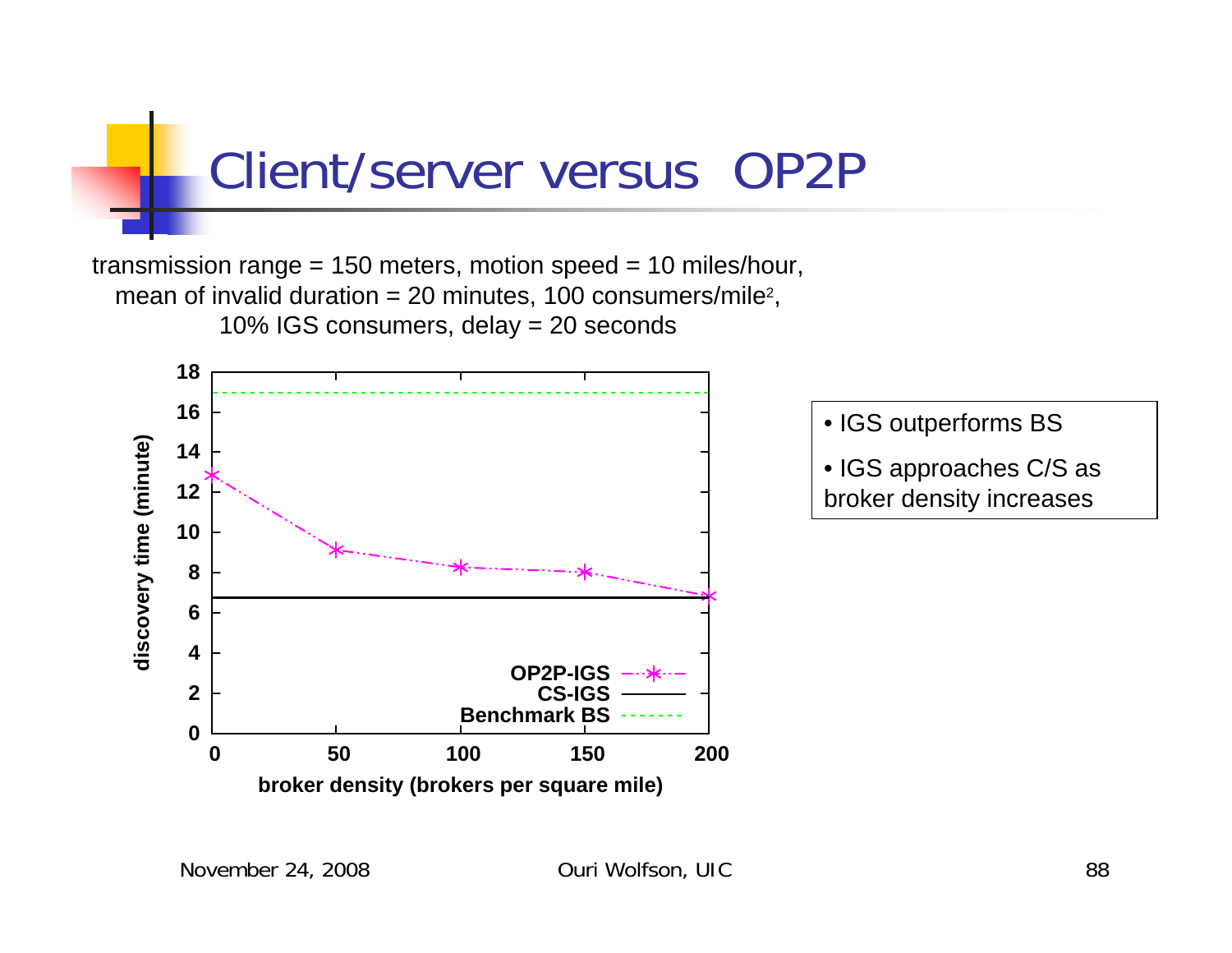# Client/server versus OP2P

transmission range = 150 meters, motion speed = 10 miles/hour, mean of invalid duration = 20 minutes, 100 consumers/mile$^2$, 10% IGS consumers, delay = 20 seconds

- IGS outperforms BS
- IGS approaches C/S as broker density increases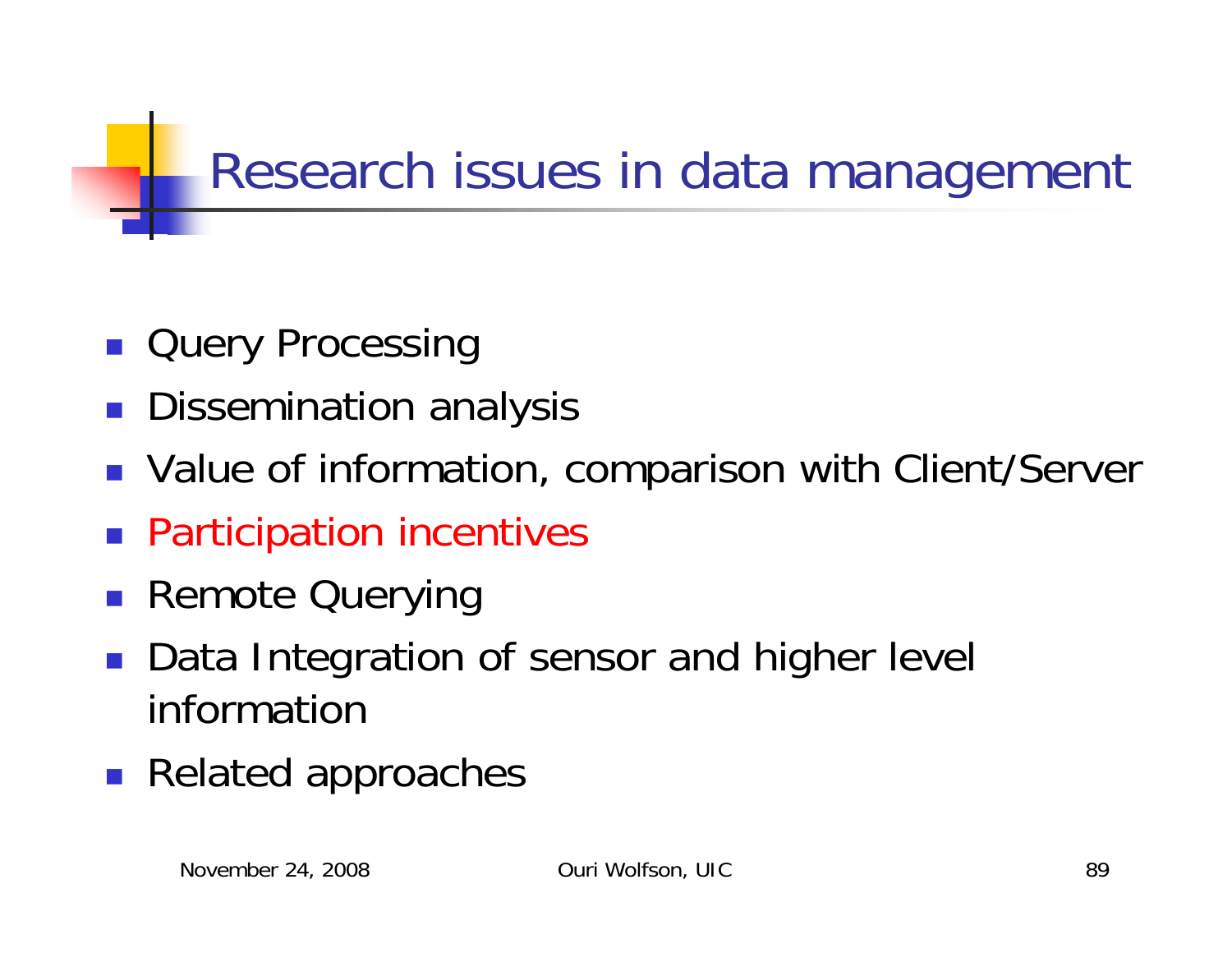# Research issues in data management

- Query Processing
- Dissemination analysis
- Value of information, comparison with Client/Server
- Participation incentives
- Remote Querying
- Data Integration of sensor and higher level information
- Related approaches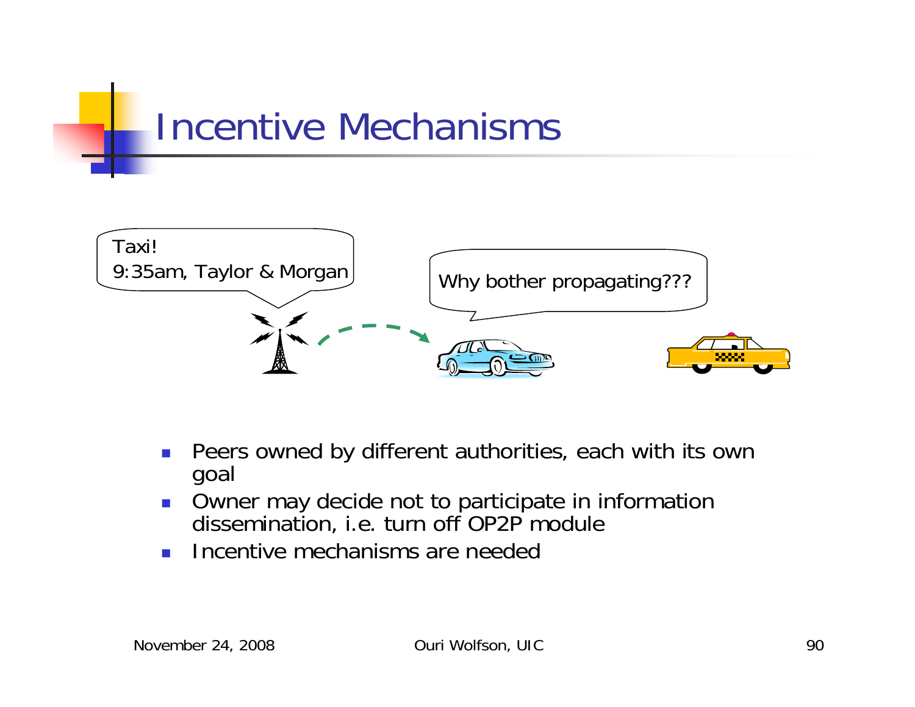# Incentive Mechanisms

Taxi!
9:35am, Taylor & Morgan

Why bother propagating???

- Peers owned by different authorities, each with its own goal
- Owner may decide not to participate in information dissemination, i.e. turn off OP2P module
- Incentive mechanisms are needed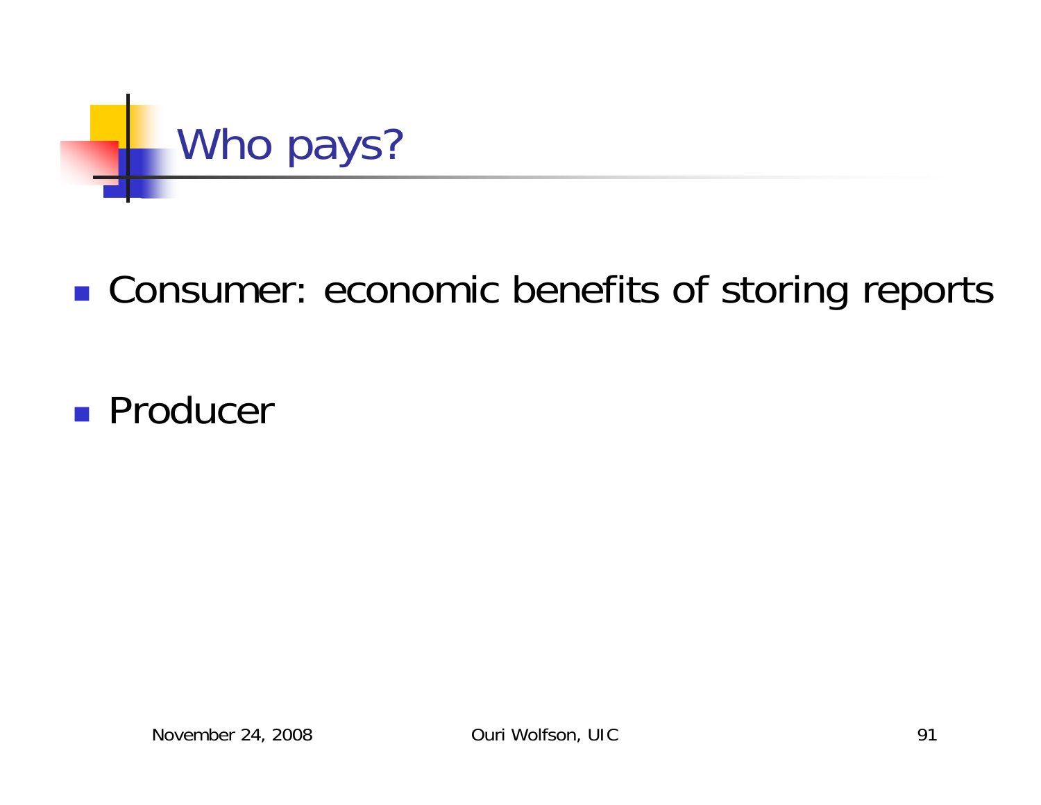# Who pays?

- Consumer: economic benefits of storing reports
- Producer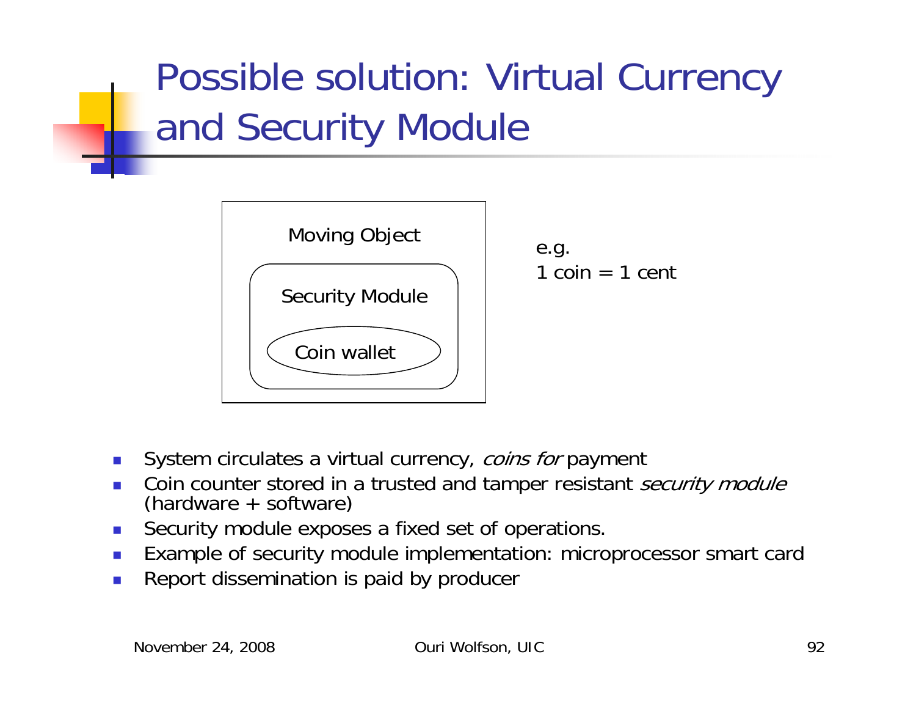# Possible solution: Virtual Currency and Security Module

Moving Object

Security Module

Coin wallet

e.g.
1 coin = 1 cent

- System circulates a virtual currency, *coins for* payment
- Coin counter stored in a trusted and tamper resistant *security module* (hardware + software)
- Security module exposes a fixed set of operations.
- Example of security module implementation: microprocessor smart card
- Report dissemination is paid by producer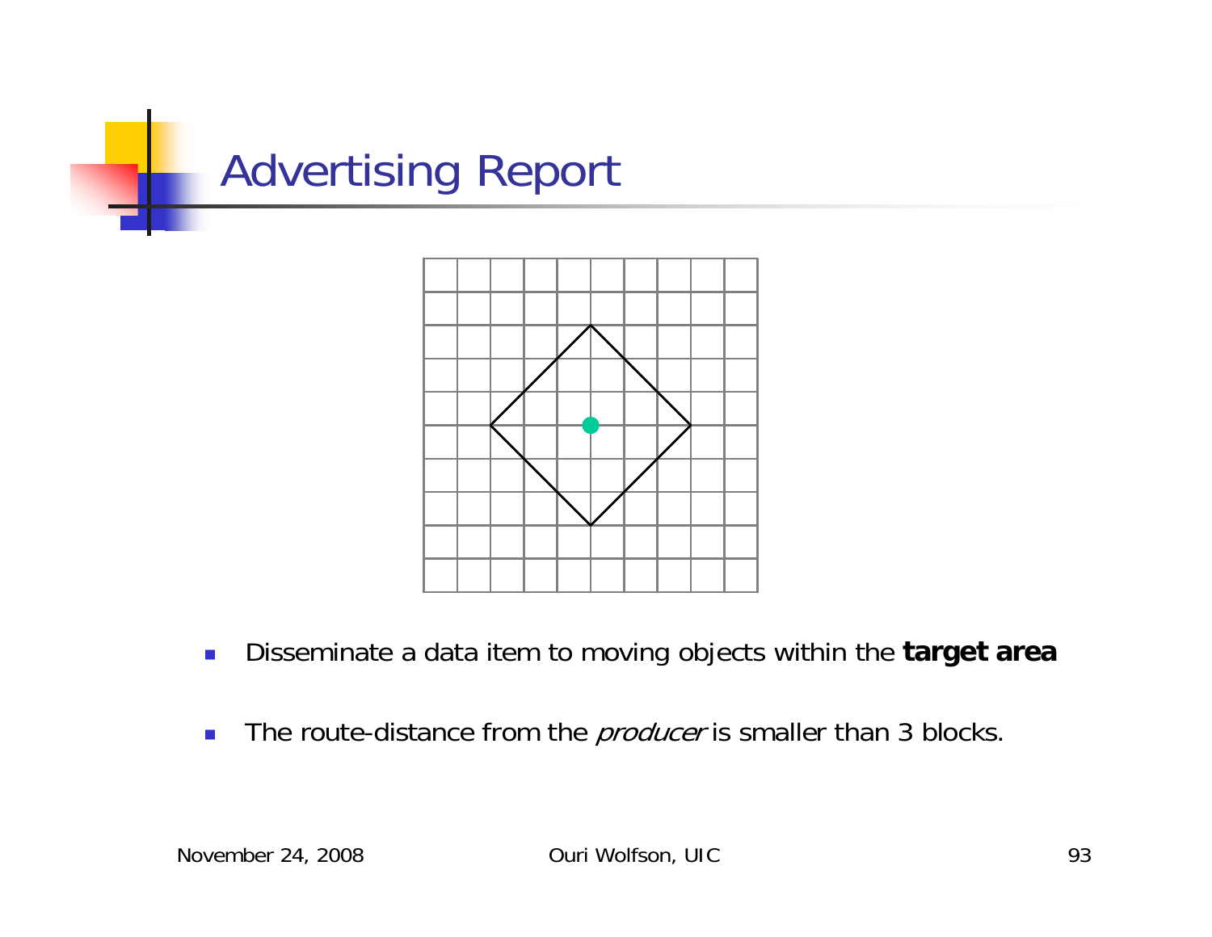# Advertising Report

- Disseminate a data item to moving objects within the **target area**
- The route-distance from the *producer* is smaller than 3 blocks.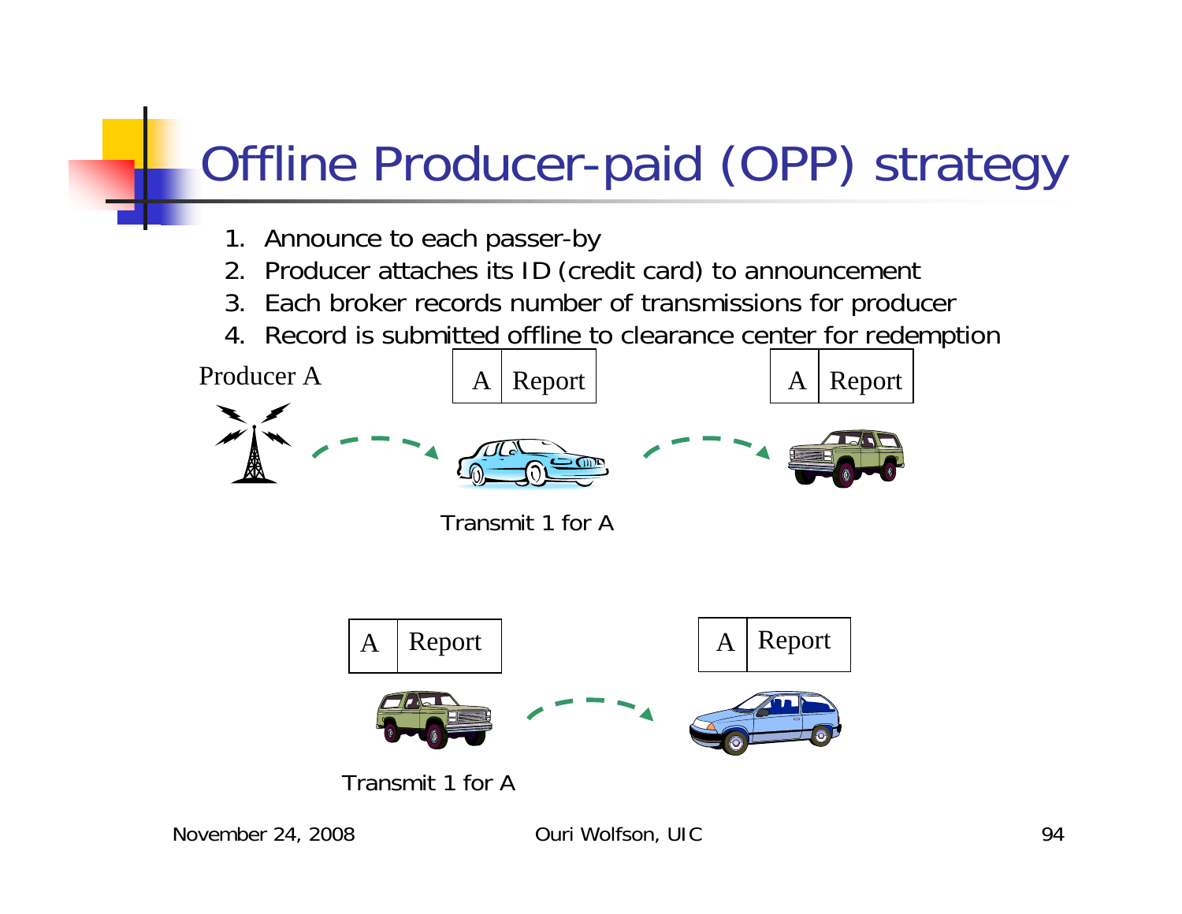# Offline Producer-paid (OPP) strategy

1. Announce to each passer-by
2. Producer attaches its ID (credit card) to announcement
3. Each broker records number of transmissions for producer
4. Record is submitted offline to clearance center for redemption

Producer A

| A | Report |
|---|---|

| A | Report |
|---|---|

Transmit 1 for A

| A | Report |
|---|---|

| A | Report |
|---|---|

Transmit 1 for A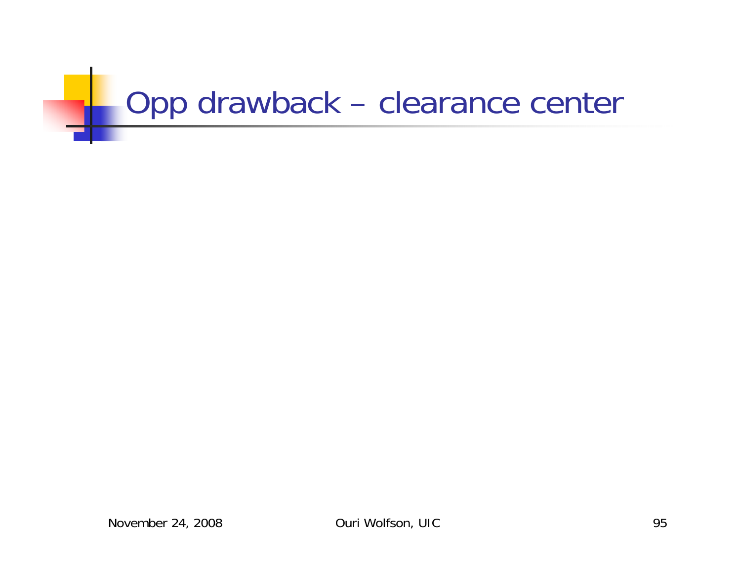# Opp drawback – clearance center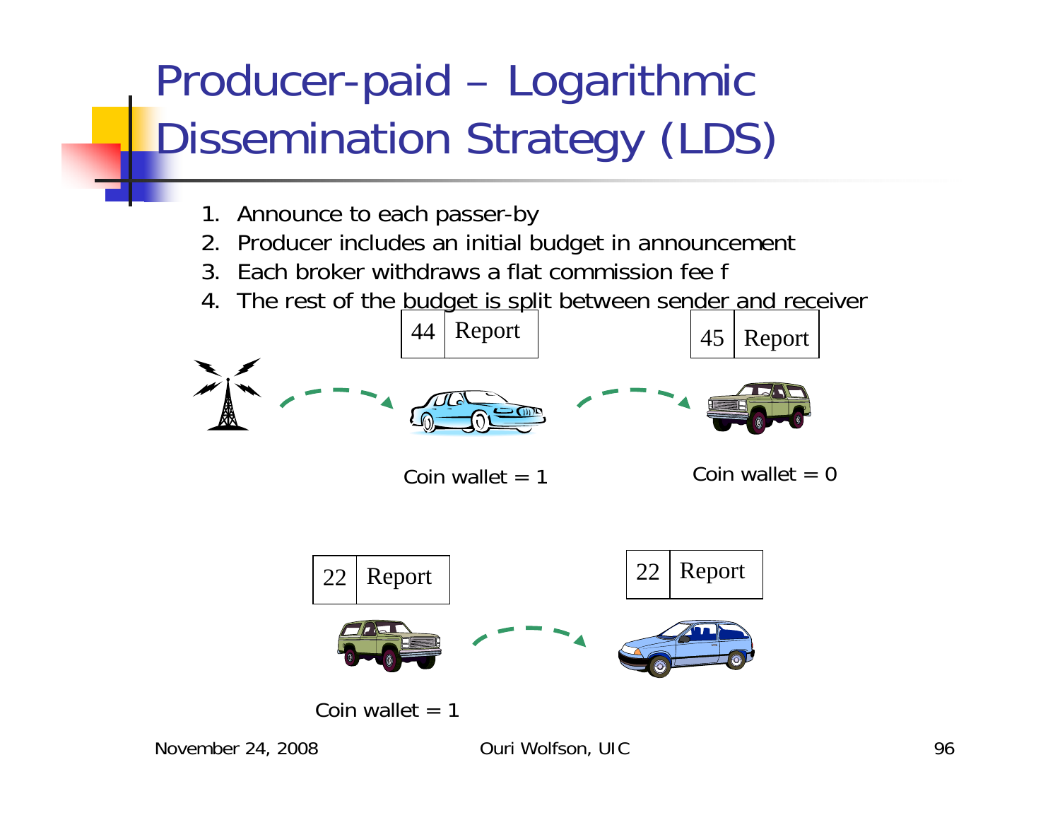# Producer-paid – Logarithmic Dissemination Strategy (LDS)

1. Announce to each passer-by
2. Producer includes an initial budget in announcement
3. Each broker withdraws a flat commission fee f
4. The rest of the budget is split between sender and receiver

44 | Report

45 | Report

Coin wallet = 1

Coin wallet = 0

22 | Report

22 | Report

Coin wallet = 1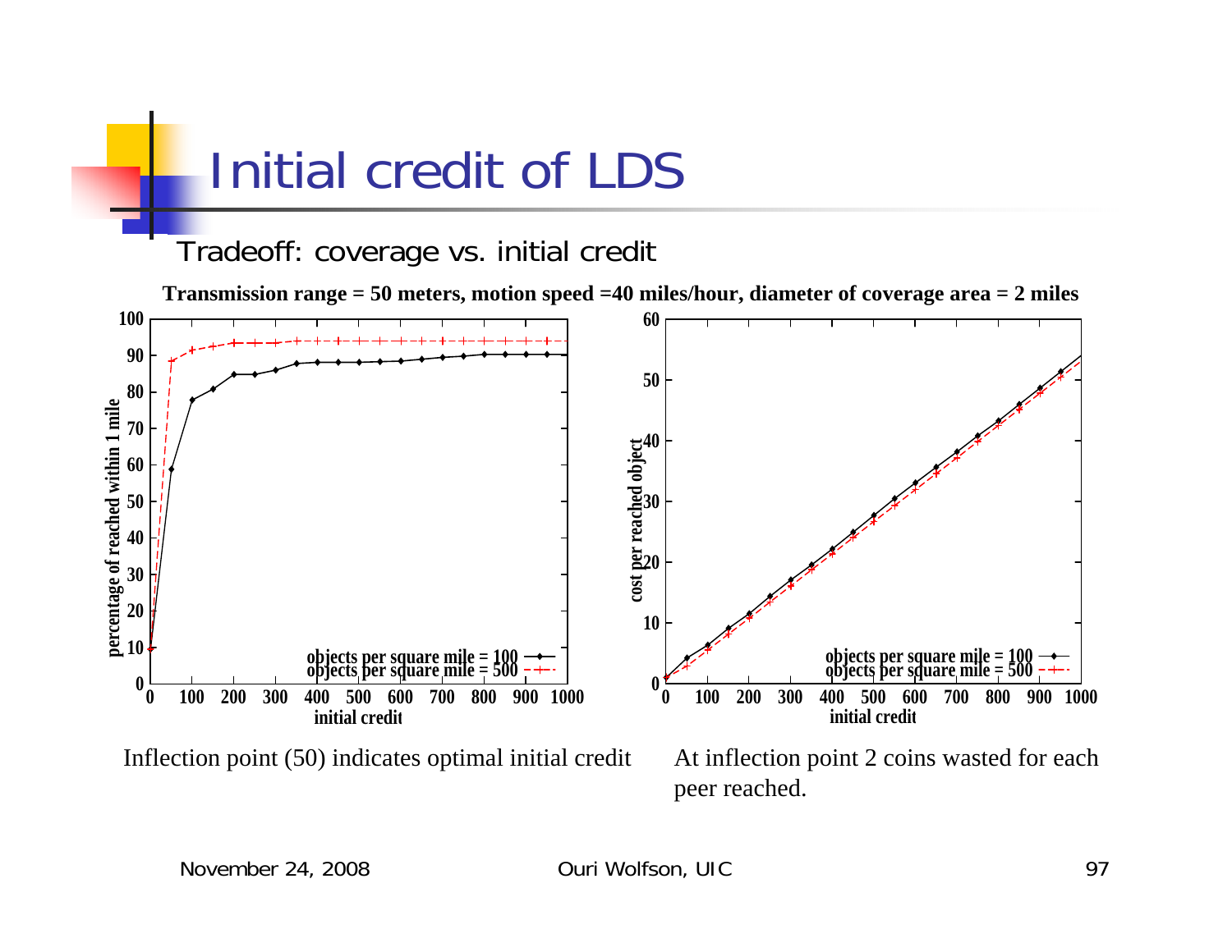# Initial credit of LDS

Tradeoff: coverage vs. initial credit

**Transmission range = 50 meters, motion speed =40 miles/hour, diameter of coverage area = 2 miles**

Inflection point (50) indicates optimal initial credit

At inflection point 2 coins wasted for each peer reached.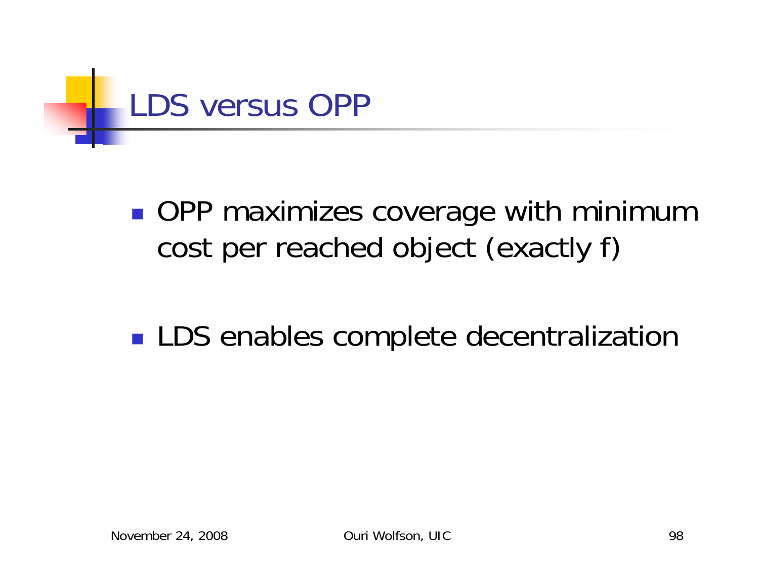# LDS versus OPP

- OPP maximizes coverage with minimum cost per reached object (exactly f)
- LDS enables complete decentralization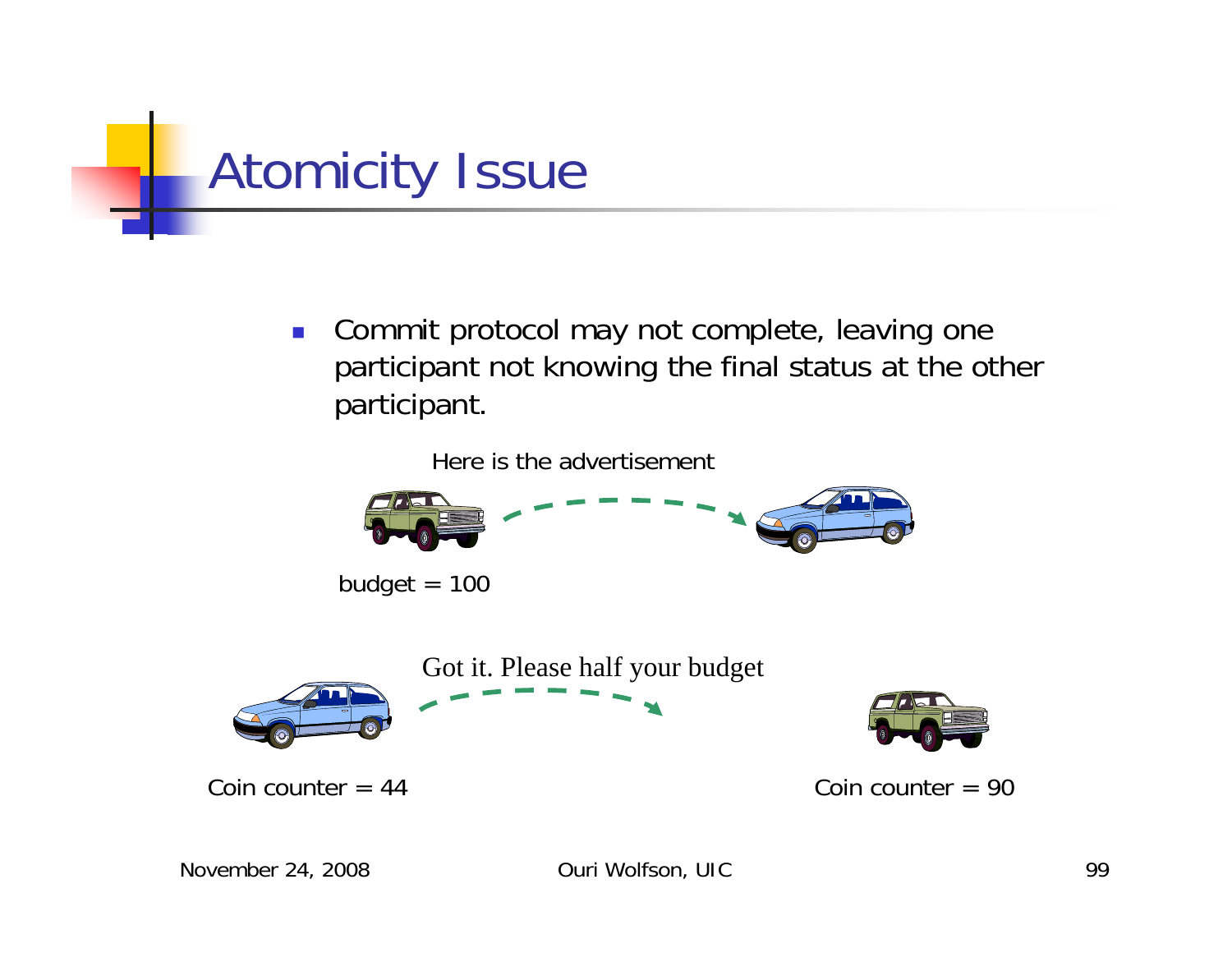# Atomicity Issue

- Commit protocol may not complete, leaving one participant not knowing the final status at the other participant.

Here is the advertisement

budget = 100

Got it. Please half your budget

Coin counter = 44

Coin counter = 90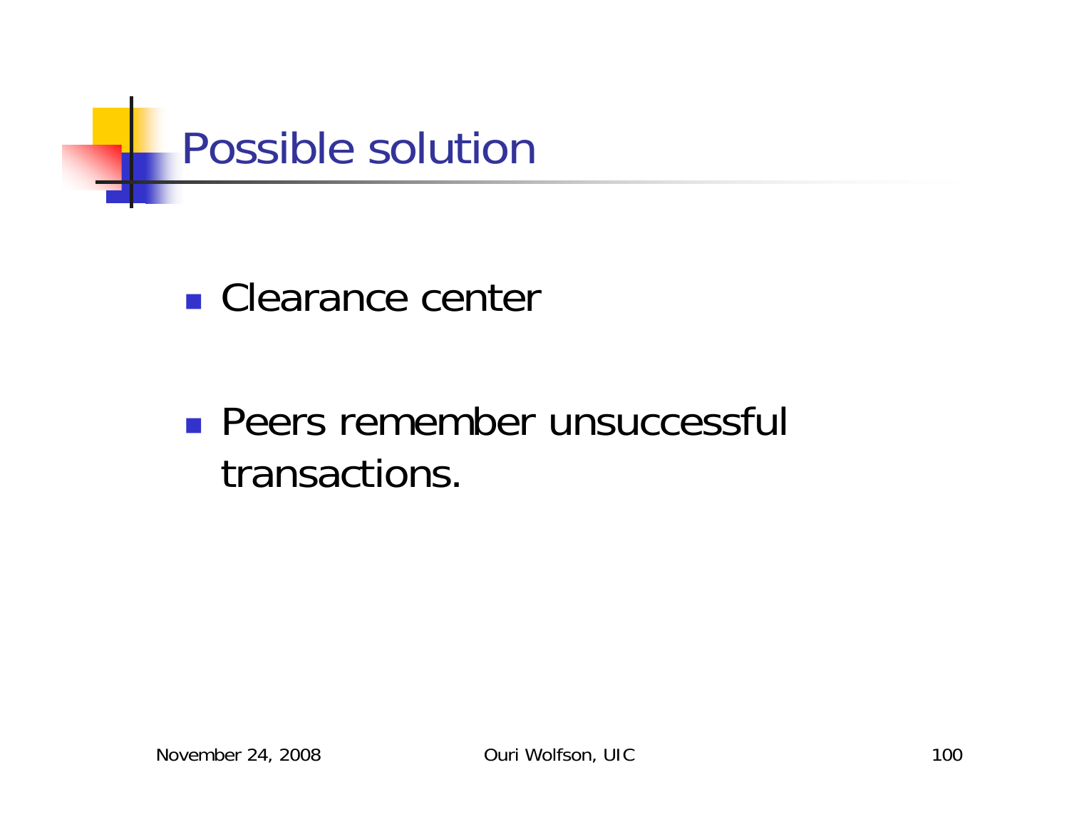# Possible solution

- Clearance center
- Peers remember unsuccessful transactions.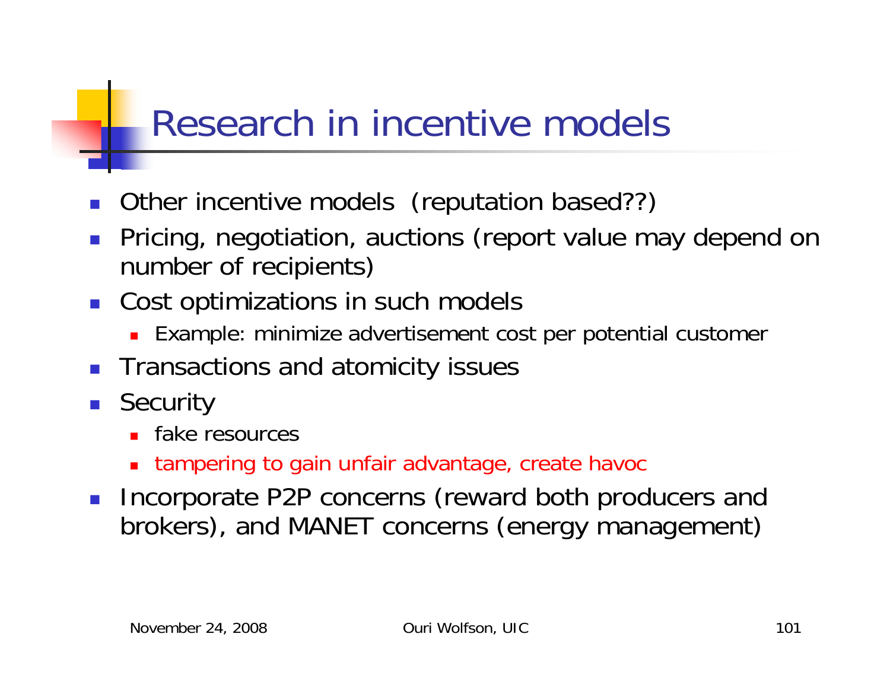# Research in incentive models

- Other incentive models (reputation based??)
- Pricing, negotiation, auctions (report value may depend on number of recipients)
- Cost optimizations in such models
  - Example: minimize advertisement cost per potential customer
- Transactions and atomicity issues
- Security
  - fake resources
  - tampering to gain unfair advantage, create havoc
- Incorporate P2P concerns (reward both producers and brokers), and MANET concerns (energy management)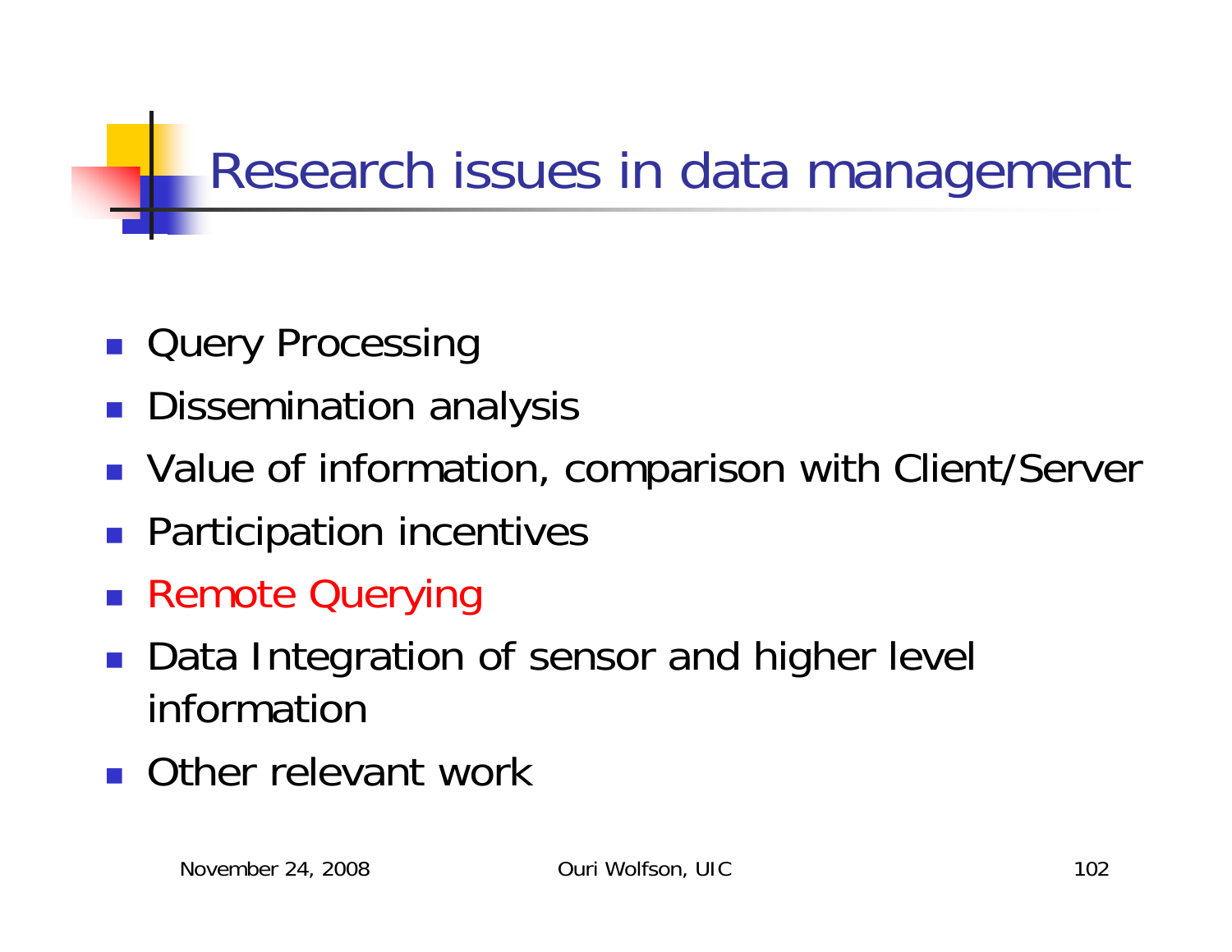# Research issues in data management

- Query Processing
- Dissemination analysis
- Value of information, comparison with Client/Server
- Participation incentives
- Remote Querying
- Data Integration of sensor and higher level information
- Other relevant work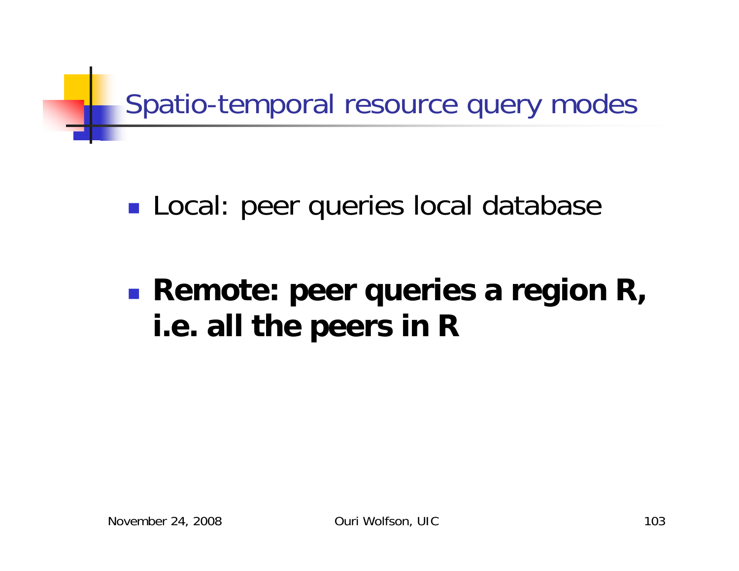# Spatio-temporal resource query modes

- Local: peer queries local database
- **Remote: peer queries a region R, i.e. all the peers in R**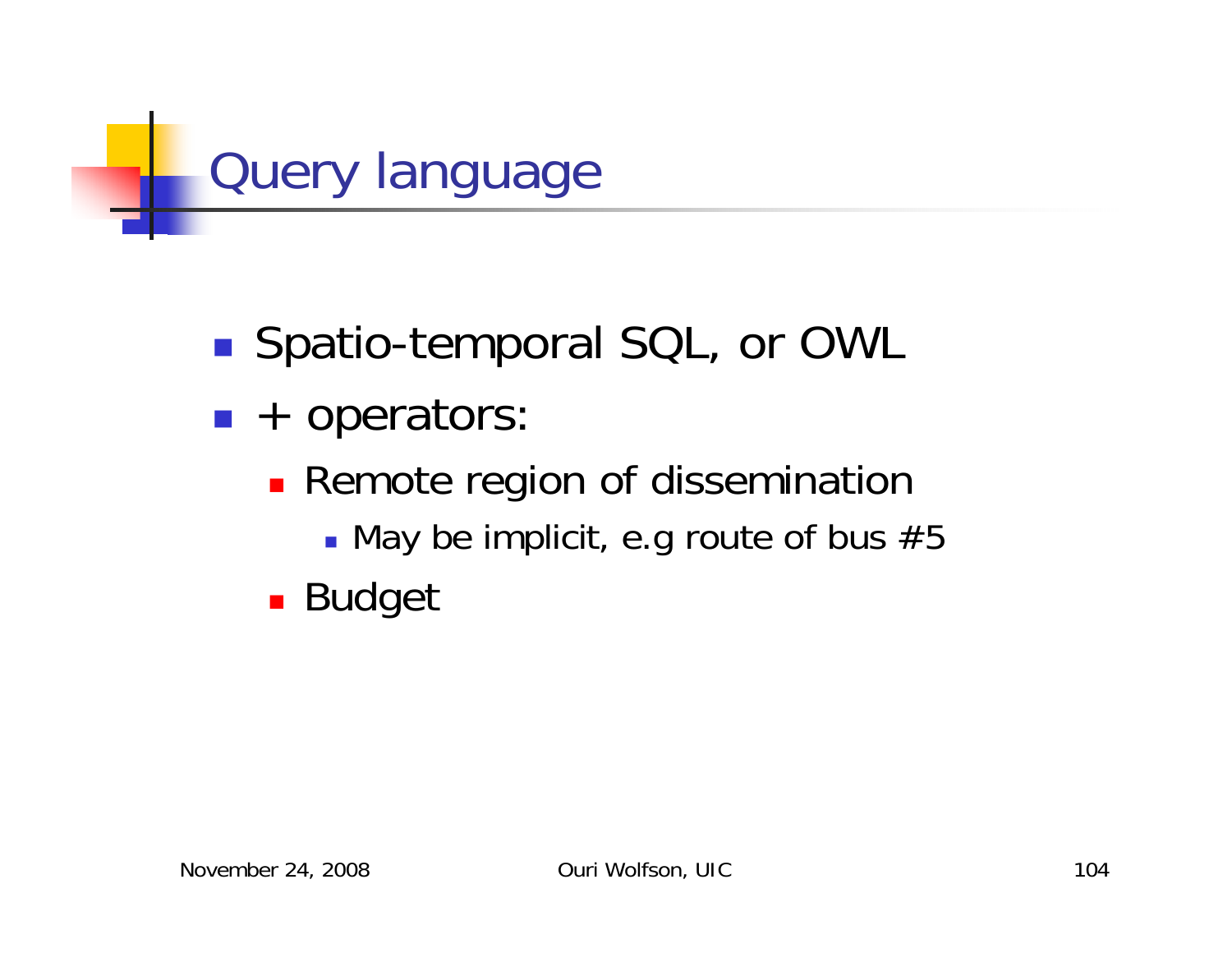# Query language

- Spatio-temporal SQL, or OWL
- + operators:
  - Remote region of dissemination
    - May be implicit, e.g route of bus #5
  - Budget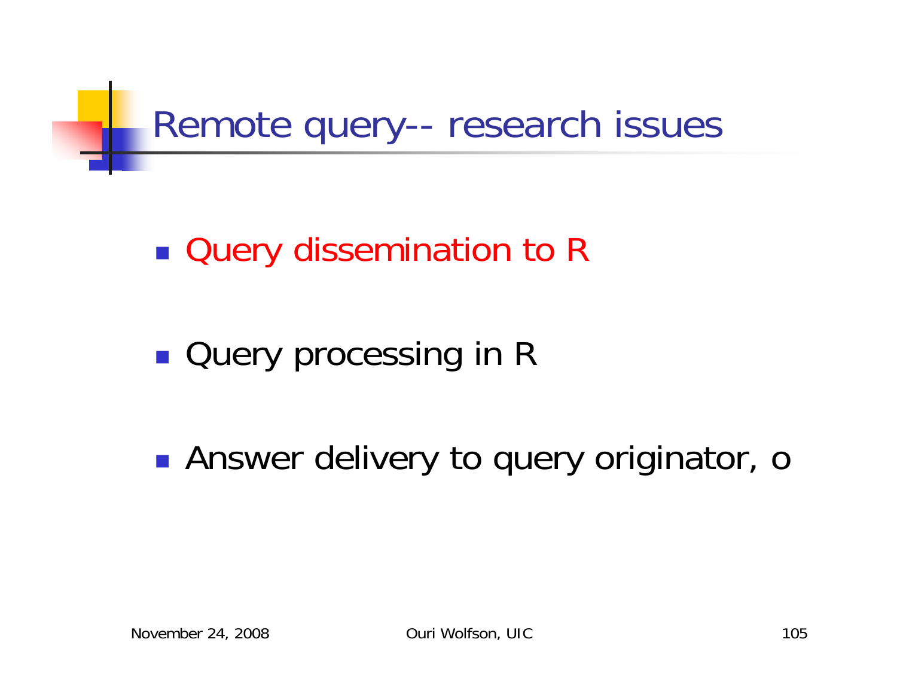# Remote query-- research issues

- Query dissemination to R
- Query processing in R
- Answer delivery to query originator, o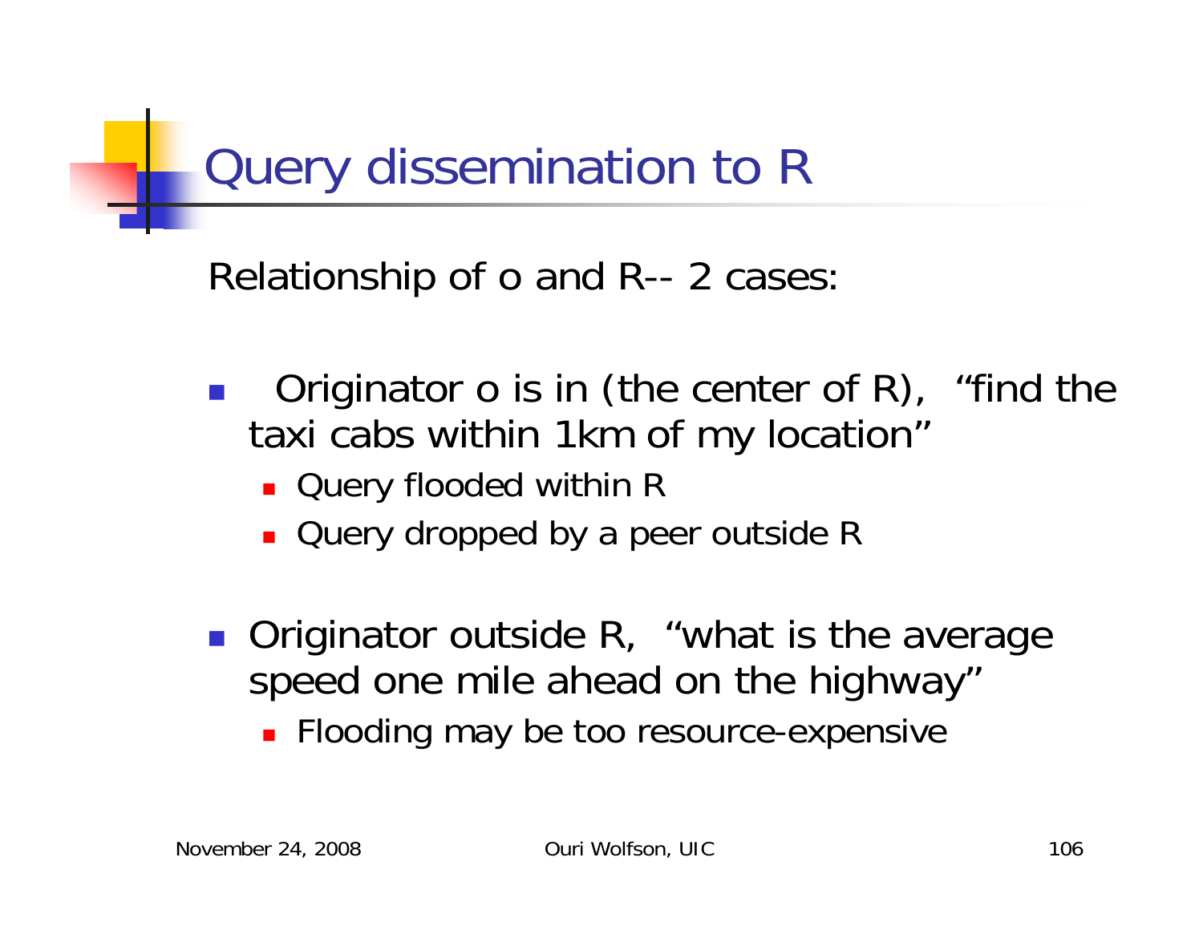# Query dissemination to R

Relationship of o and R-- 2 cases:

- Originator o is in (the center of R), "find the taxi cabs within 1km of my location"
  - Query flooded within R
  - Query dropped by a peer outside R
- Originator outside R, "what is the average speed one mile ahead on the highway"
  - Flooding may be too resource-expensive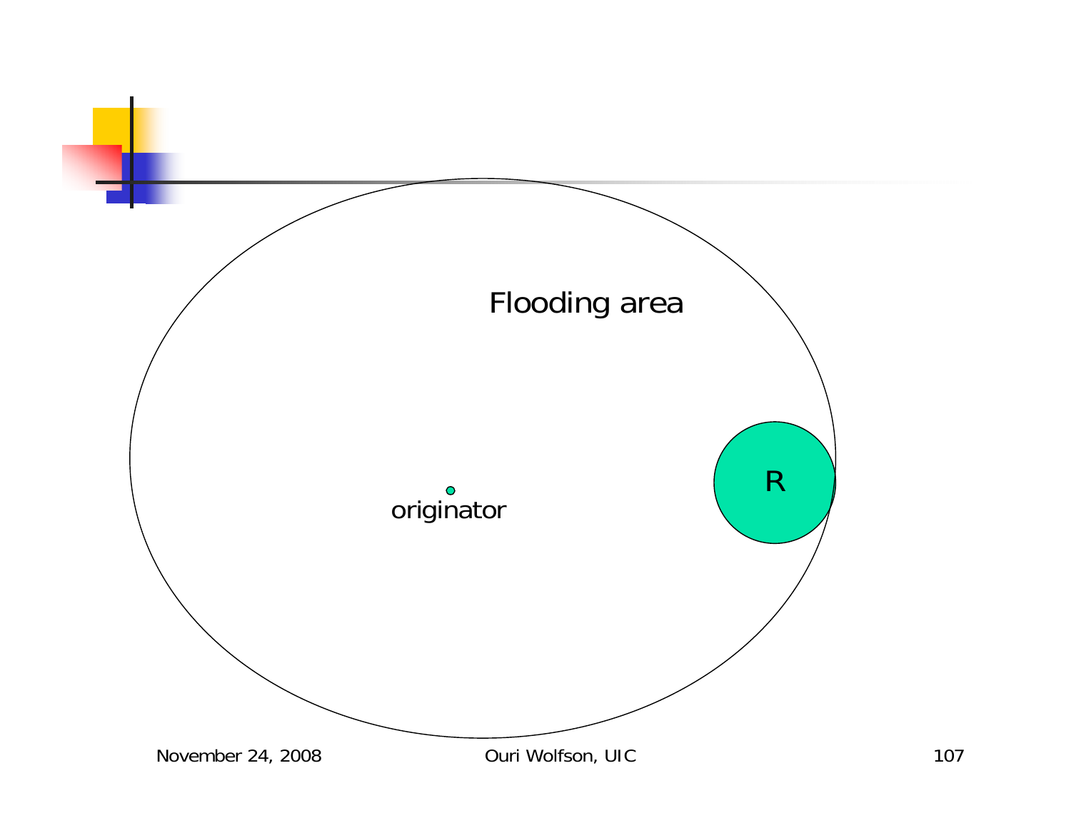Flooding area

originator

R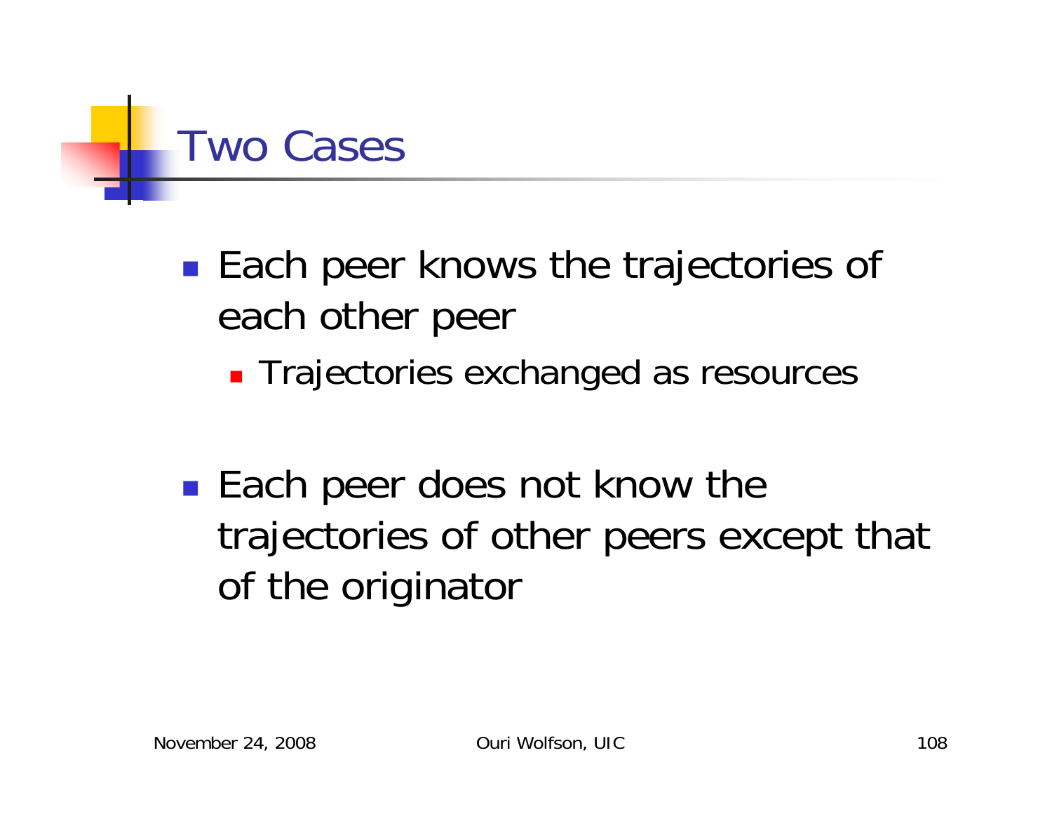# Two Cases

- Each peer knows the trajectories of each other peer
  - Trajectories exchanged as resources

- Each peer does not know the trajectories of other peers except that of the originator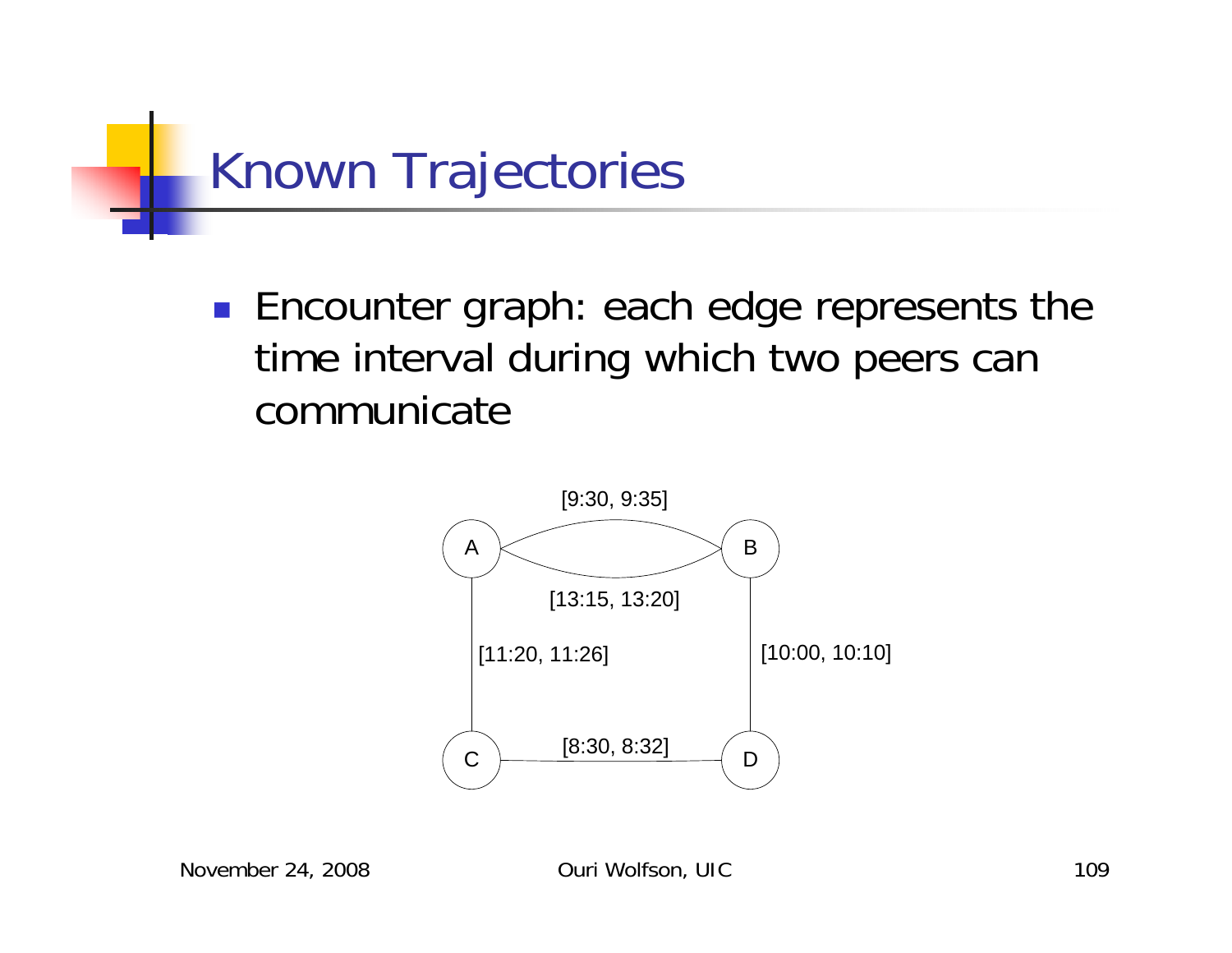# Known Trajectories

- Encounter graph: each edge represents the time interval during which two peers can communicate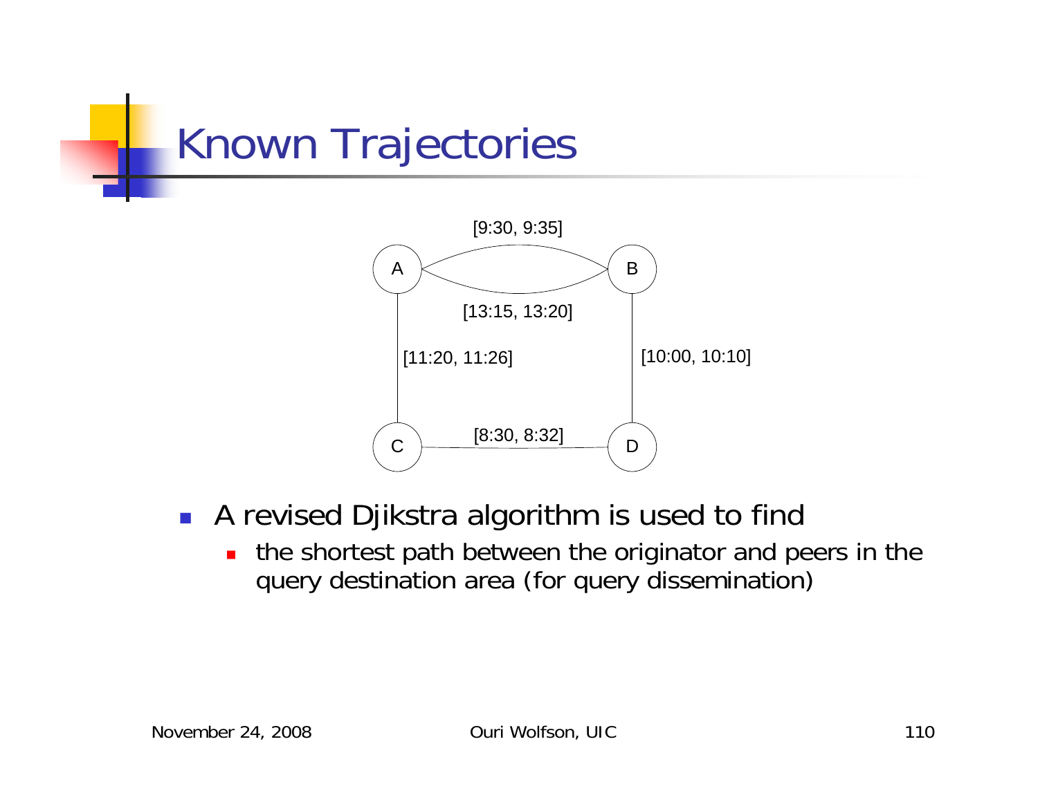# Known Trajectories

[9:30, 9:35]

A — B

[13:15, 13:20]

[11:20, 11:26]

[10:00, 10:10]

C — D

[8:30, 8:32]

- A revised Djikstra algorithm is used to find
  - the shortest path between the originator and peers in the query destination area (for query dissemination)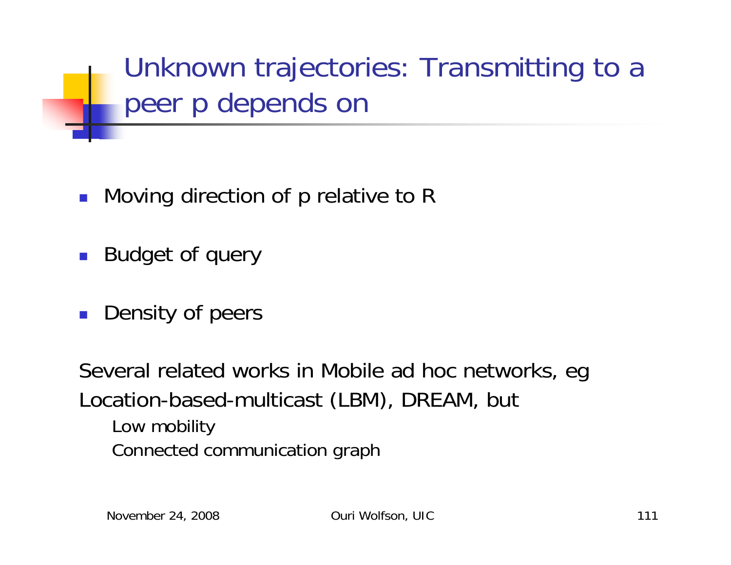# Unknown trajectories: Transmitting to a peer p depends on

- Moving direction of p relative to R
- Budget of query
- Density of peers

Several related works in Mobile ad hoc networks, eg Location-based-multicast (LBM), DREAM, but

- Low mobility
- Connected communication graph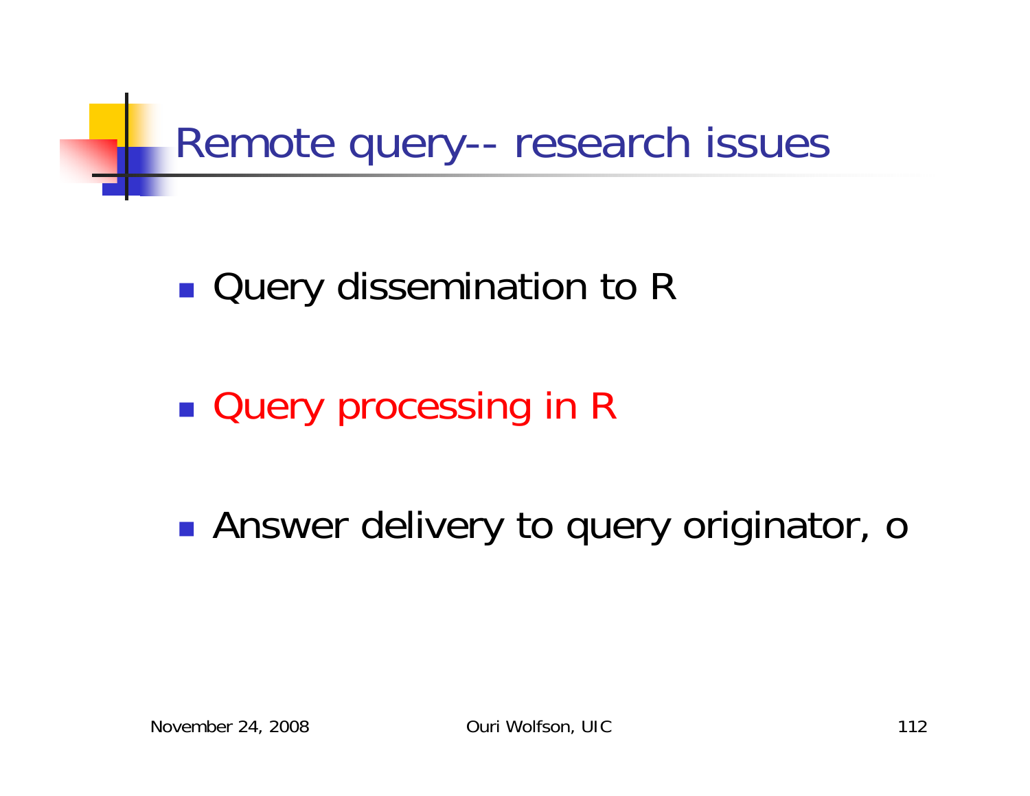# Remote query-- research issues

- Query dissemination to R
- Query processing in R
- Answer delivery to query originator, o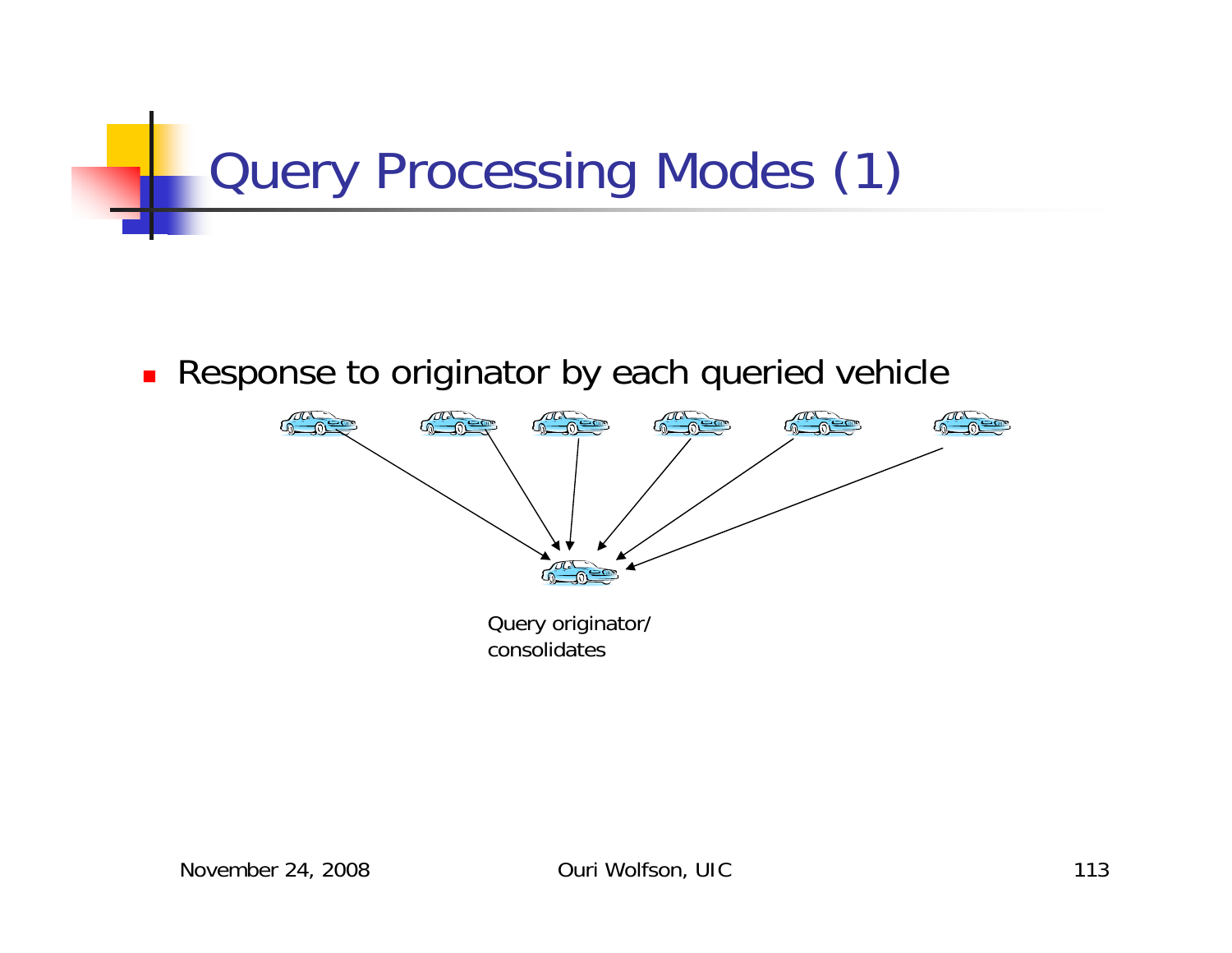# Query Processing Modes (1)

- Response to originator by each queried vehicle

Query originator/
consolidates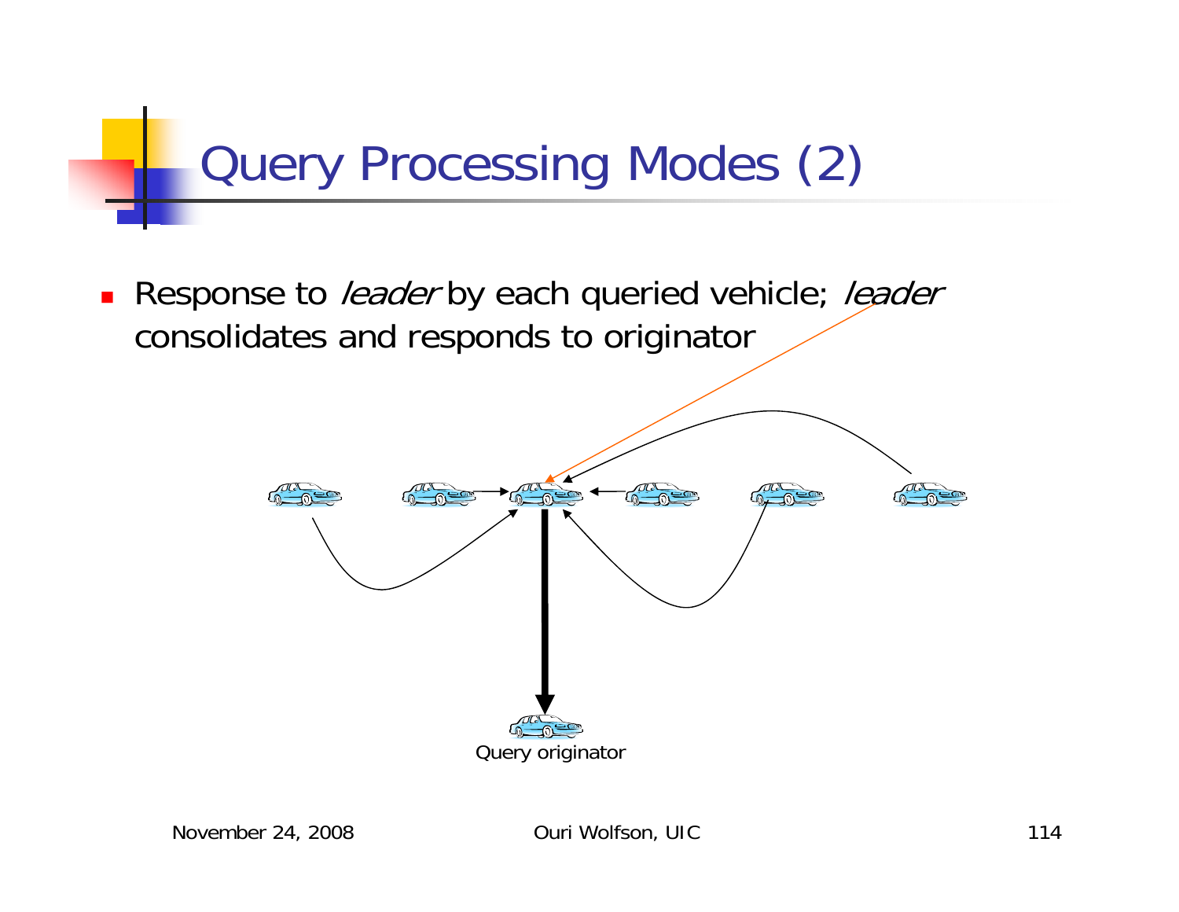# Query Processing Modes (2)

- Response to *leader* by each queried vehicle; *leader* consolidates and responds to originator

Query originator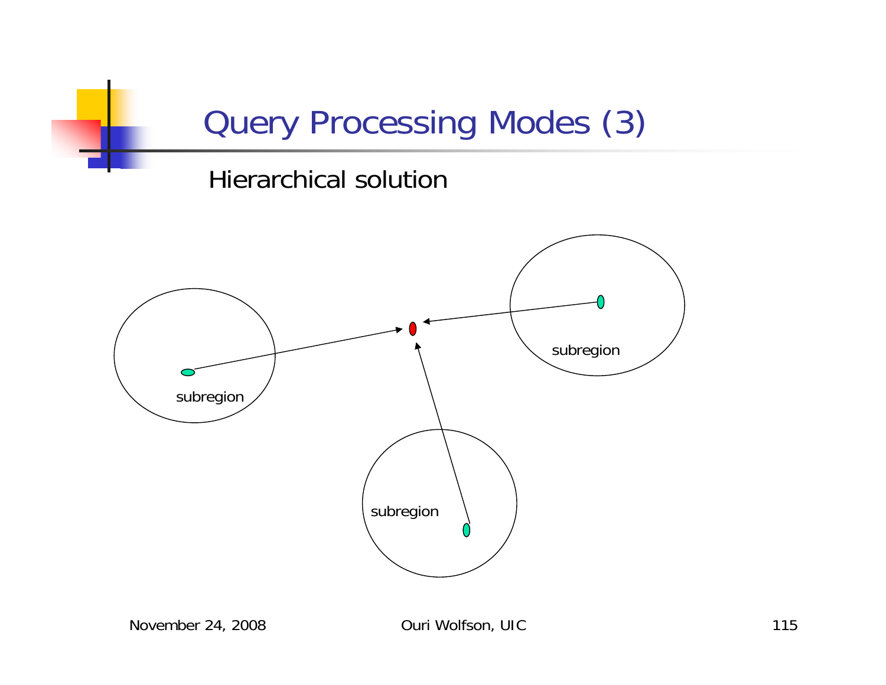# Query Processing Modes (3)

Hierarchical solution

subregion

subregion

subregion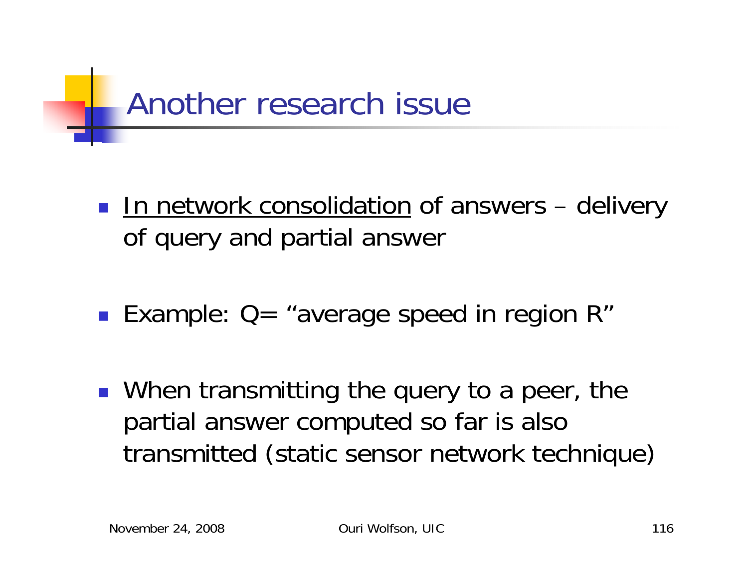# Another research issue

- <u>In network consolidation</u> of answers – delivery of query and partial answer

- Example: Q= "average speed in region R"

- When transmitting the query to a peer, the partial answer computed so far is also transmitted (static sensor network technique)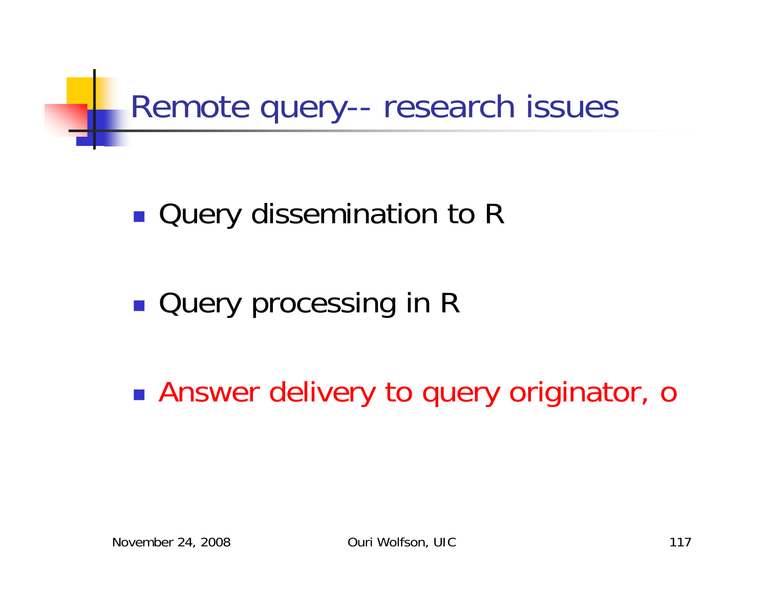# Remote query-- research issues

- Query dissemination to R
- Query processing in R
- Answer delivery to query originator, o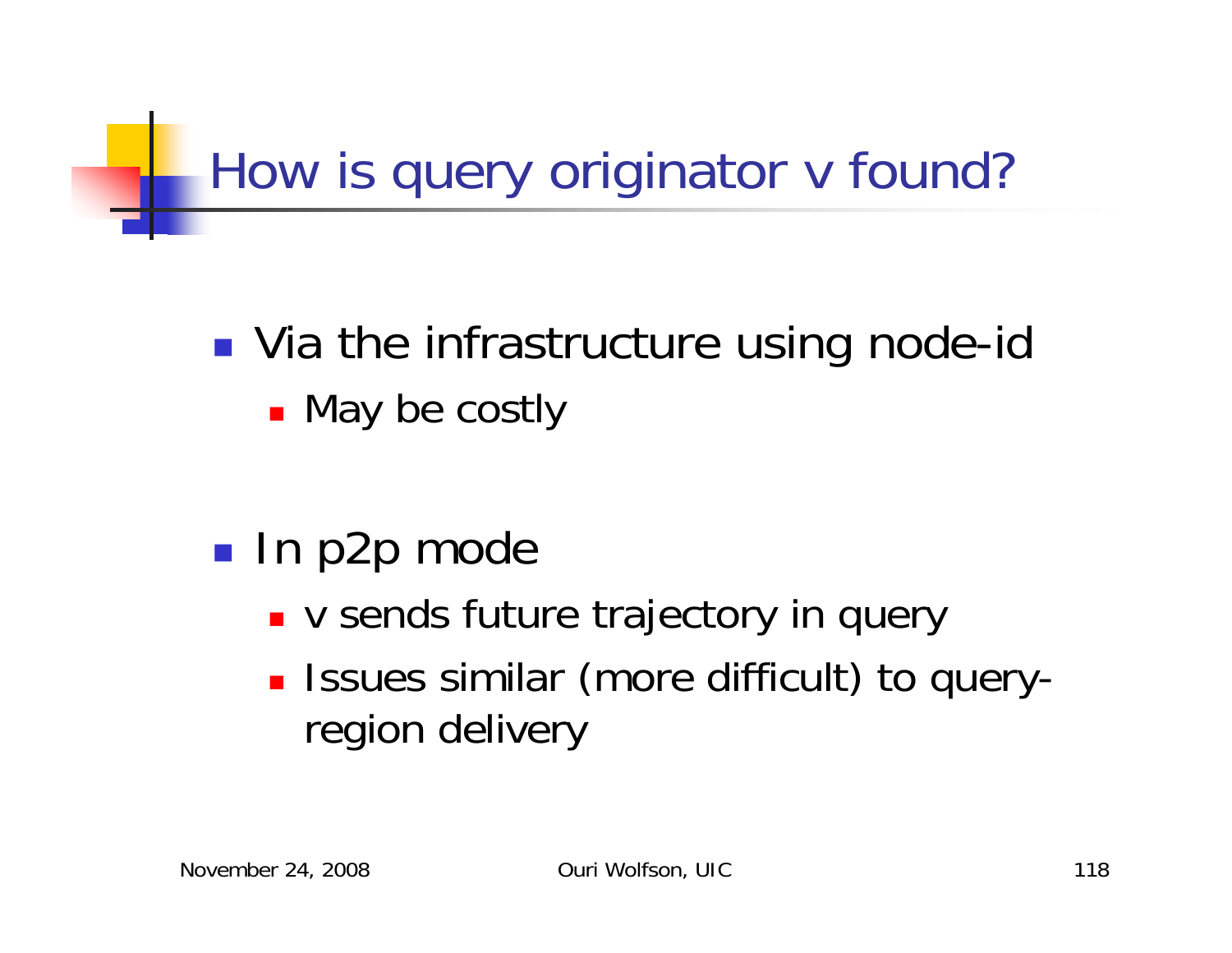# How is query originator v found?

- Via the infrastructure using node-id
  - May be costly

- In p2p mode
  - v sends future trajectory in query
  - Issues similar (more difficult) to query-region delivery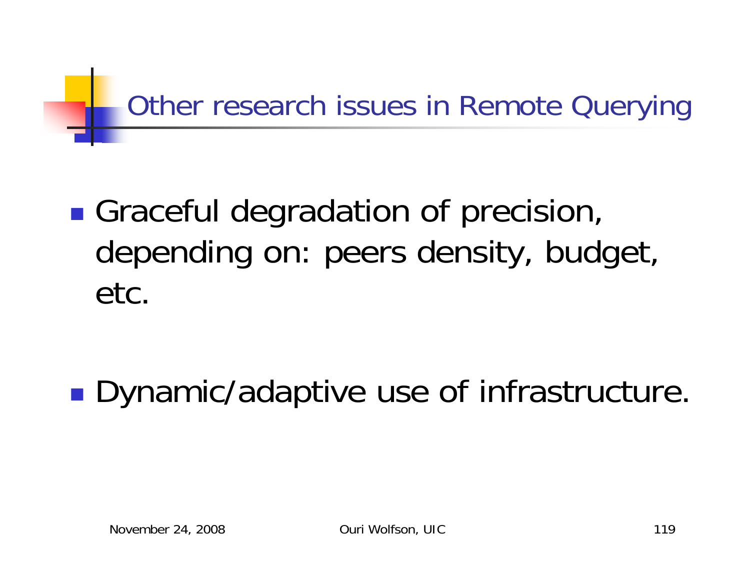# Other research issues in Remote Querying

- Graceful degradation of precision, depending on: peers density, budget, etc.

- Dynamic/adaptive use of infrastructure.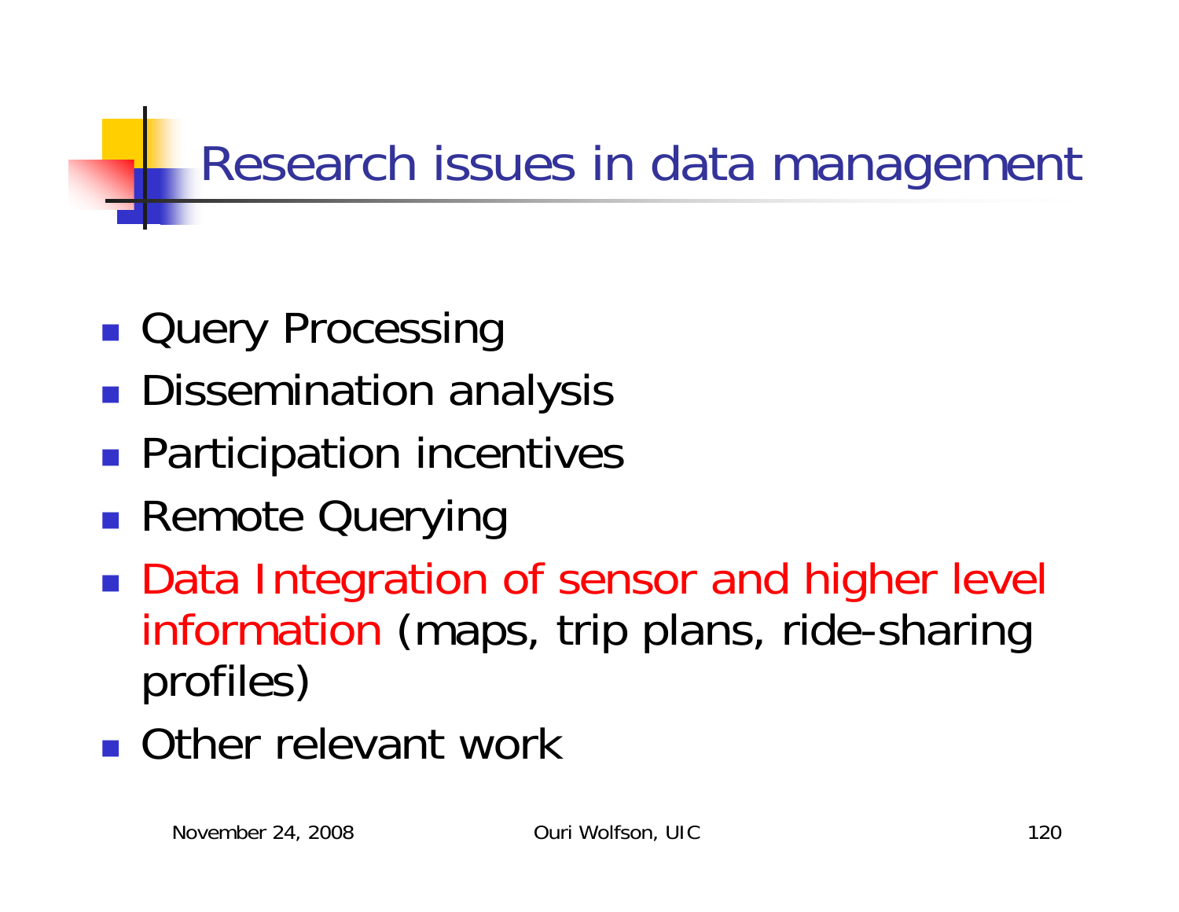# Research issues in data management

- Query Processing
- Dissemination analysis
- Participation incentives
- Remote Querying
- Data Integration of sensor and higher level information (maps, trip plans, ride-sharing profiles)
- Other relevant work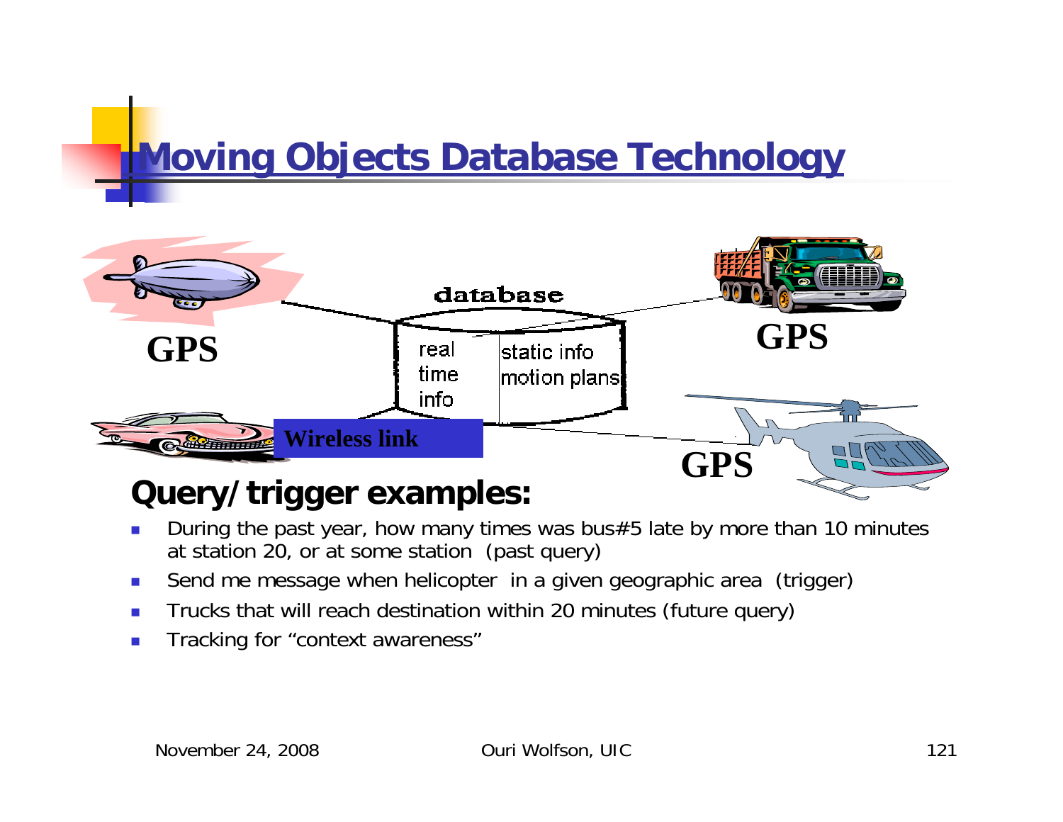# Moving Objects Database Technology

database

real time info

static info motion plans

GPS

GPS

GPS

Wireless link

**Query/trigger examples:**

- During the past year, how many times was bus#5 late by more than 10 minutes at station 20, or at some station (past query)
- Send me message when helicopter in a given geographic area (trigger)
- Trucks that will reach destination within 20 minutes (future query)
- Tracking for "context awareness"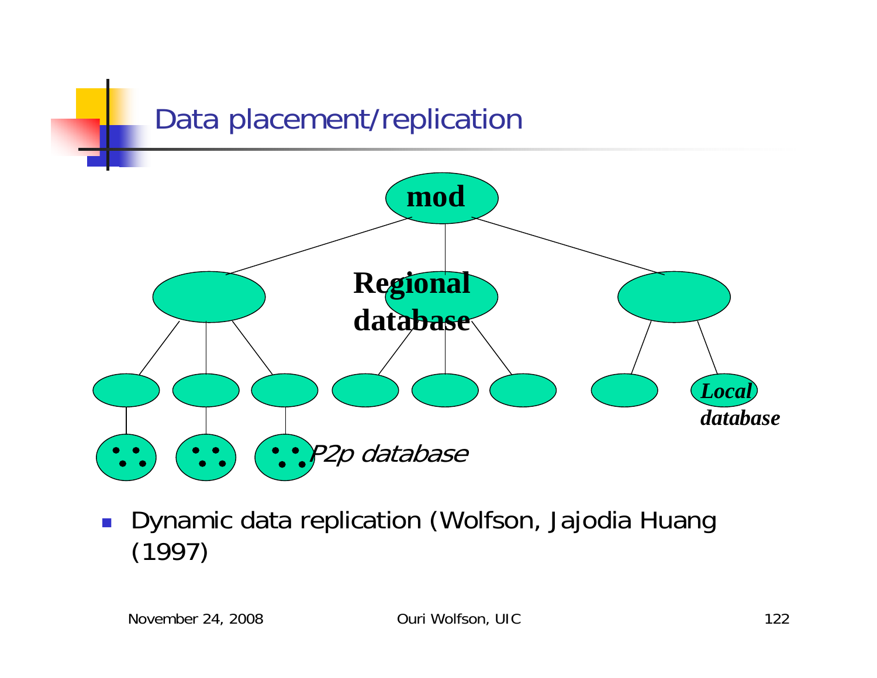# Data placement/replication

mod

Regional database

Local database

P2p database

- Dynamic data replication (Wolfson, Jajodia Huang (1997)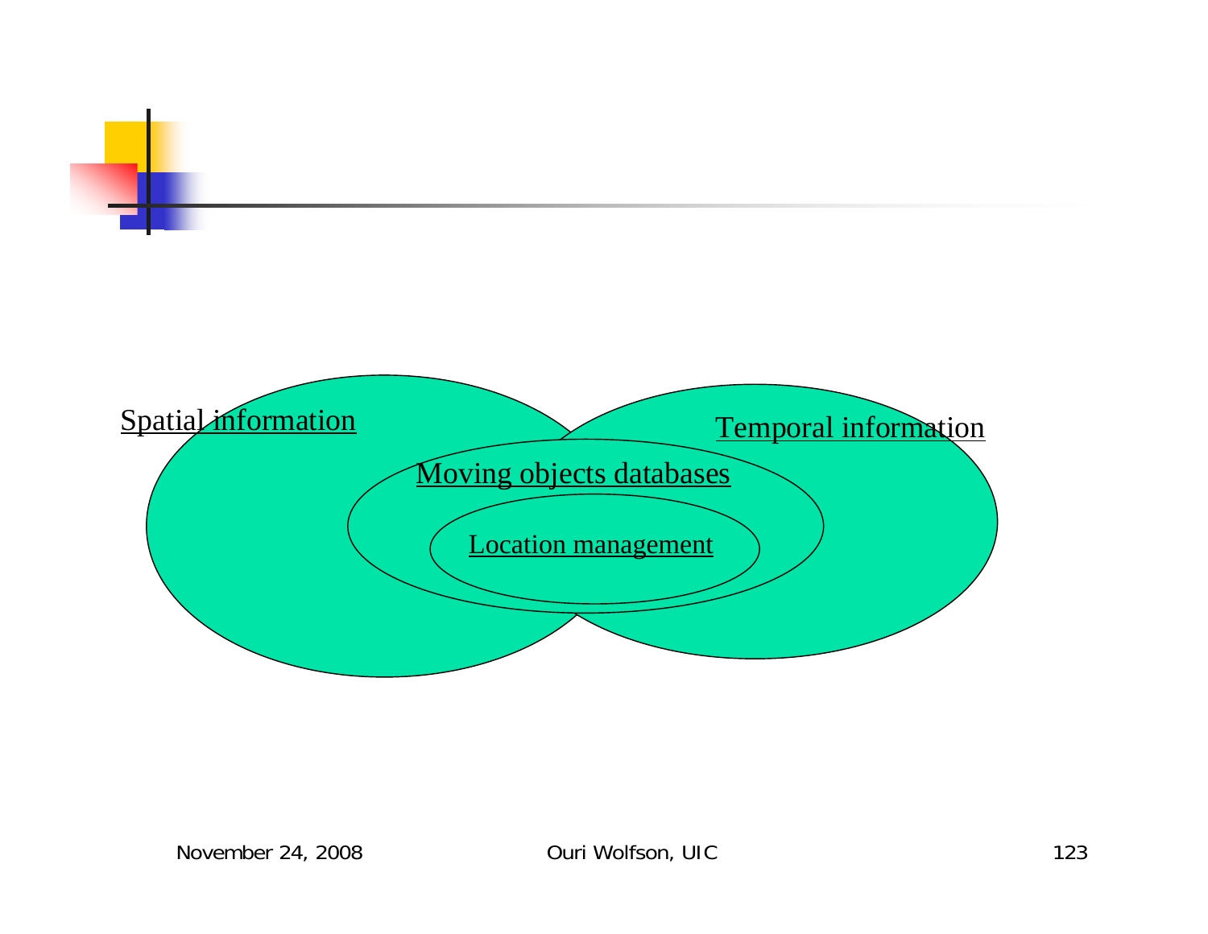Spatial information

Temporal information

Moving objects databases

Location management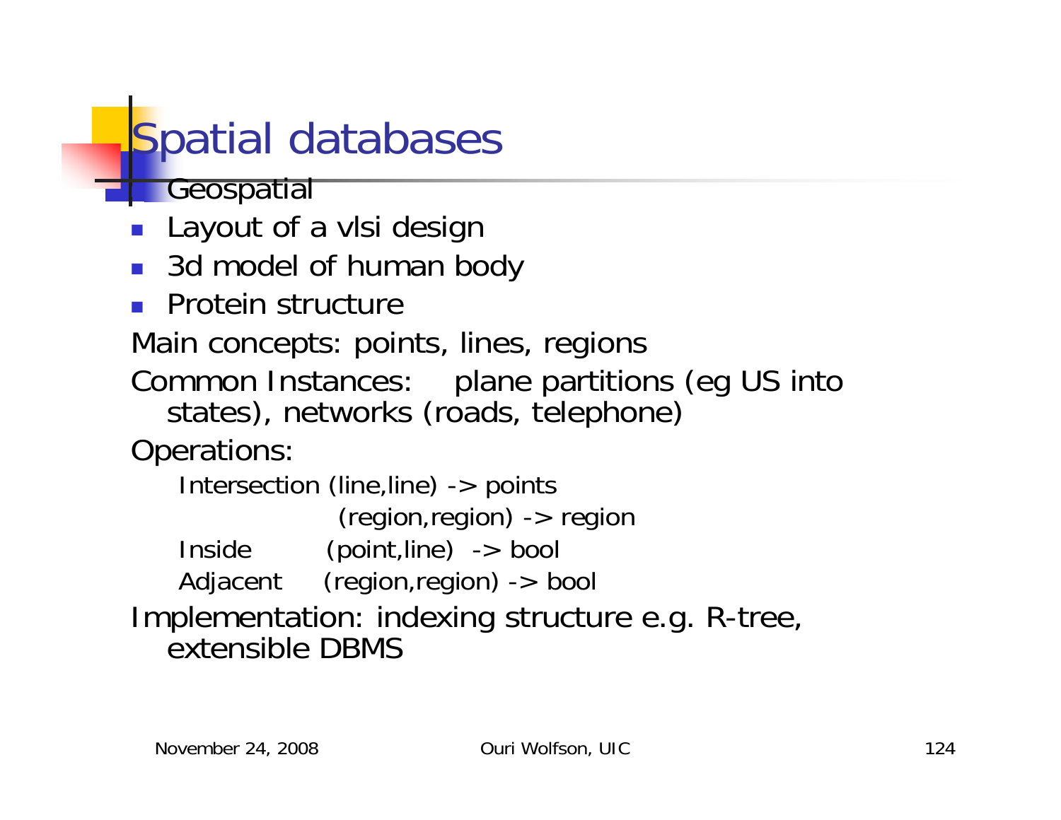# Spatial databases

- Geospatial
- Layout of a vlsi design
- 3d model of human body
- Protein structure

Main concepts: points, lines, regions

Common Instances: plane partitions (eg US into states), networks (roads, telephone)

Operations:

Intersection (line,line) -> points
(region,region) -> region

Inside (point,line) -> bool

Adjacent (region,region) -> bool

Implementation: indexing structure e.g. R-tree, extensible DBMS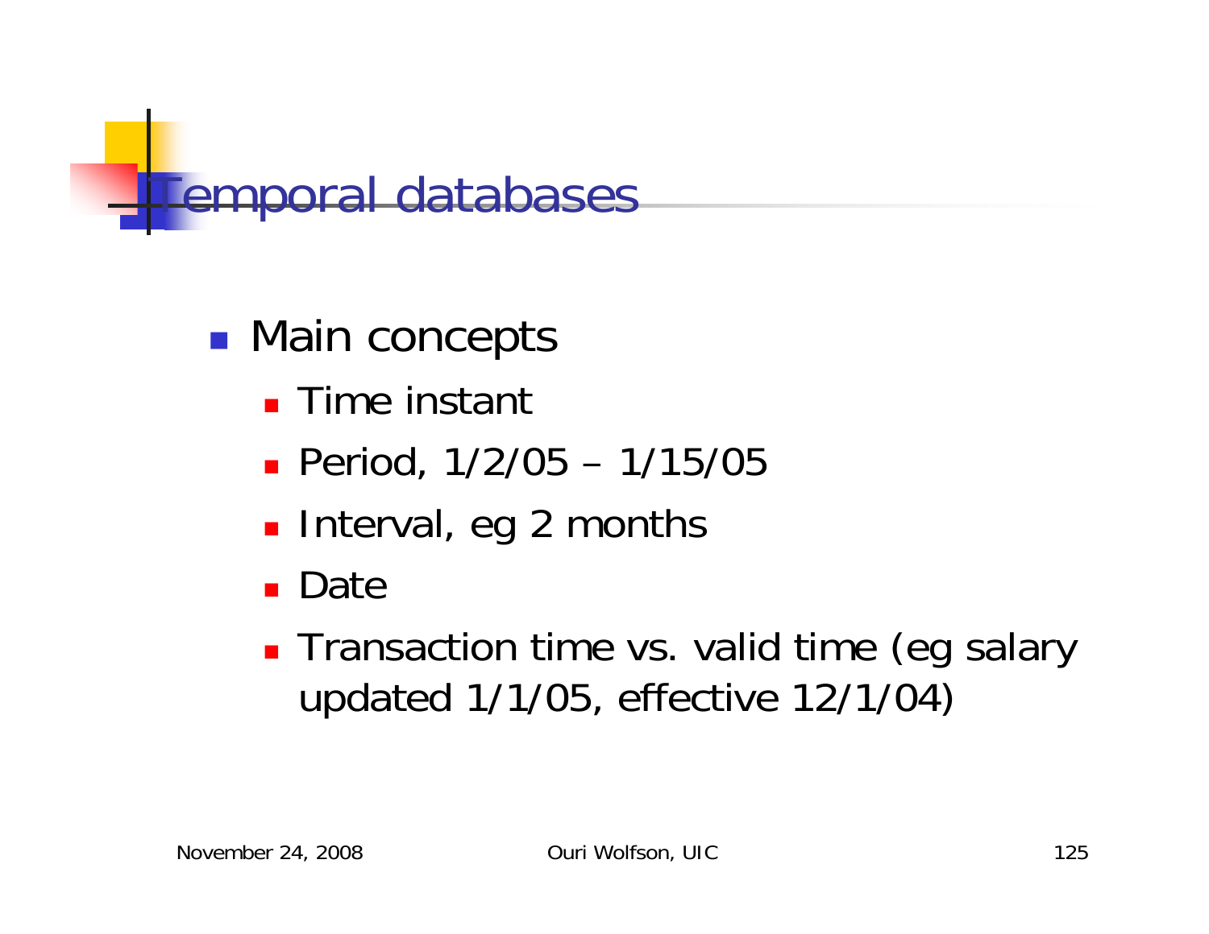# Temporal databases

- Main concepts
  - Time instant
  - Period, 1/2/05 – 1/15/05
  - Interval, eg 2 months
  - Date
  - Transaction time vs. valid time (eg salary updated 1/1/05, effective 12/1/04)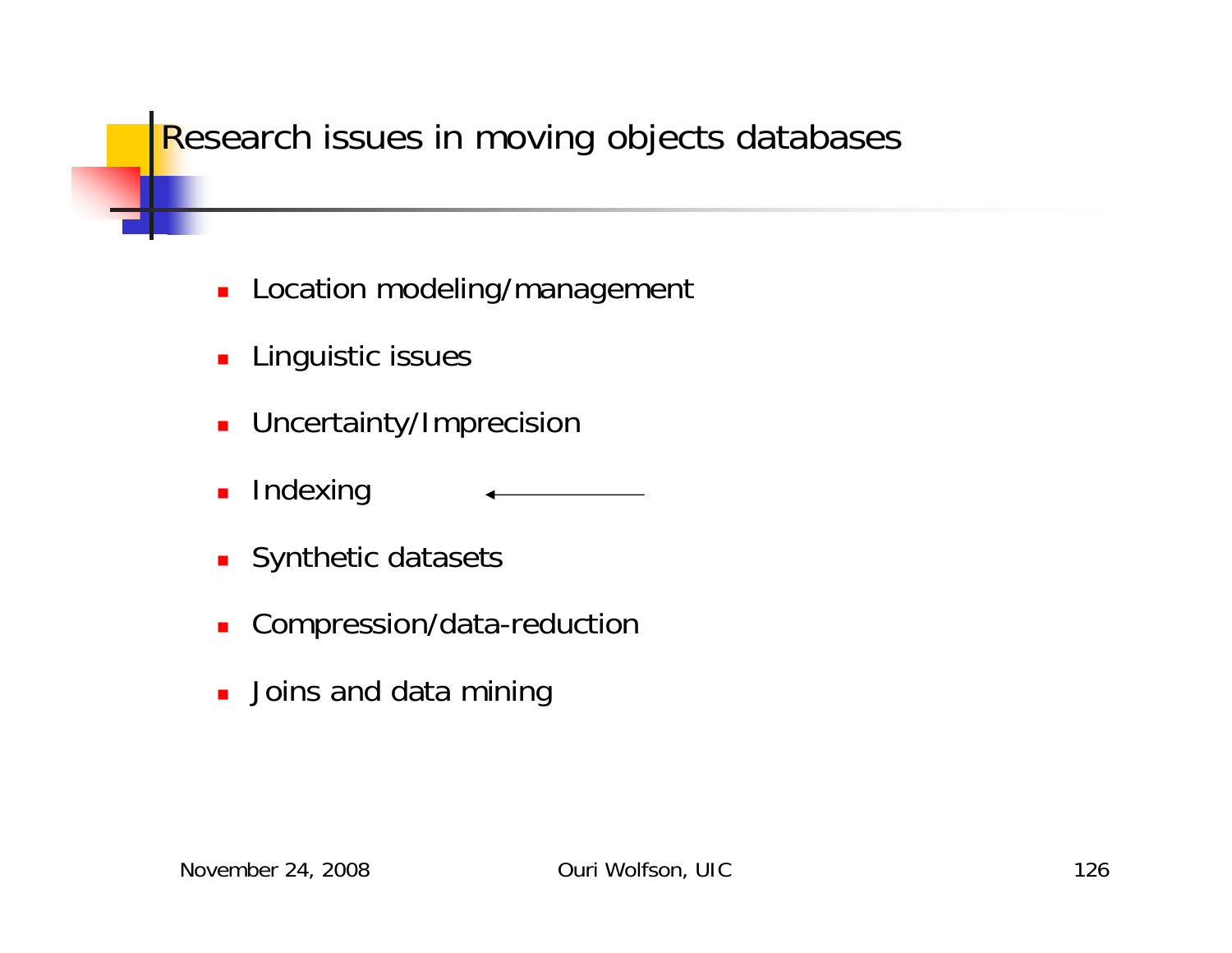# Research issues in moving objects databases

- Location modeling/management
- Linguistic issues
- Uncertainty/Imprecision
- Indexing ←
- Synthetic datasets
- Compression/data-reduction
- Joins and data mining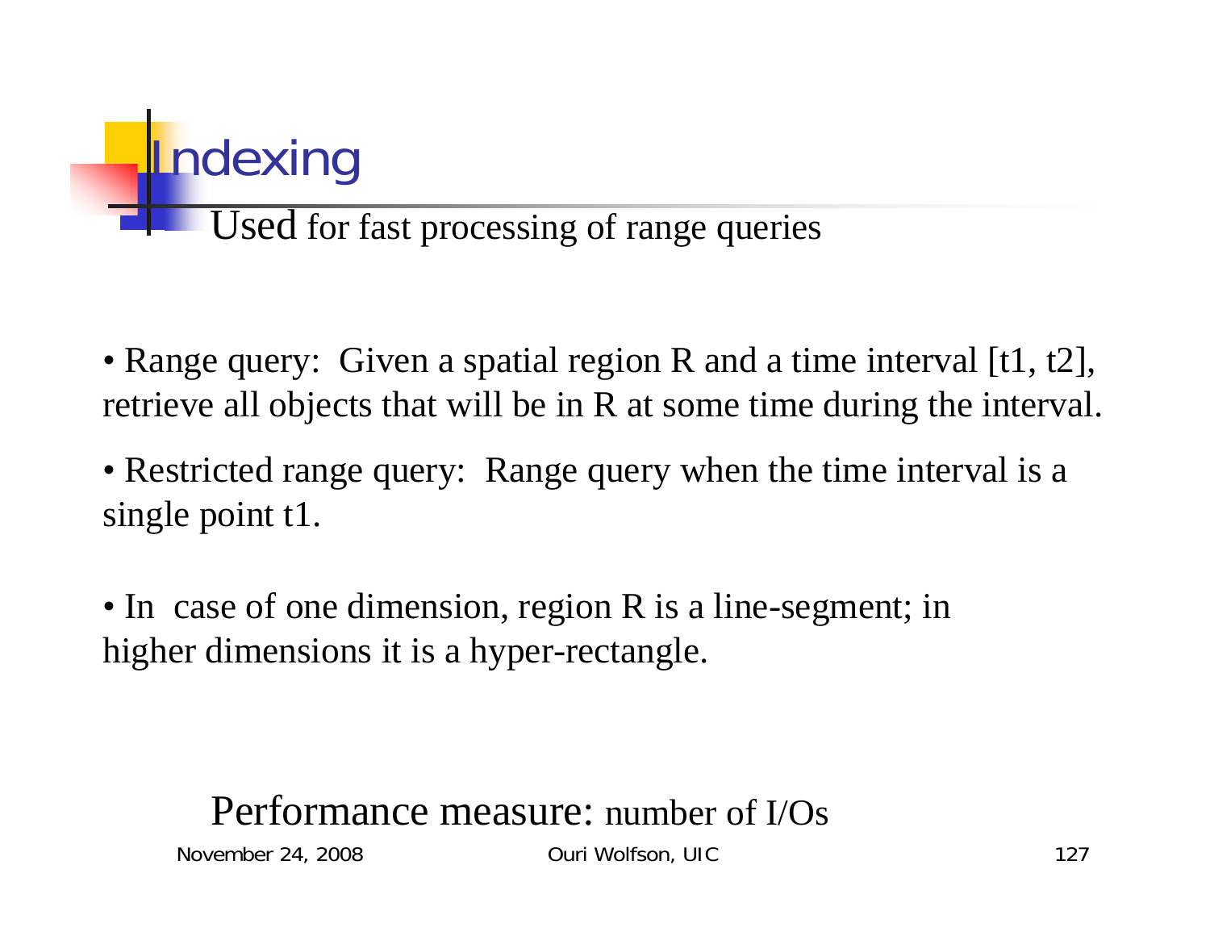# Indexing

Used for fast processing of range queries

- Range query: Given a spatial region R and a time interval [t1, t2], retrieve all objects that will be in R at some time during the interval.
- Restricted range query: Range query when the time interval is a single point t1.

- In case of one dimension, region R is a line-segment; in higher dimensions it is a hyper-rectangle.

Performance measure: number of I/Os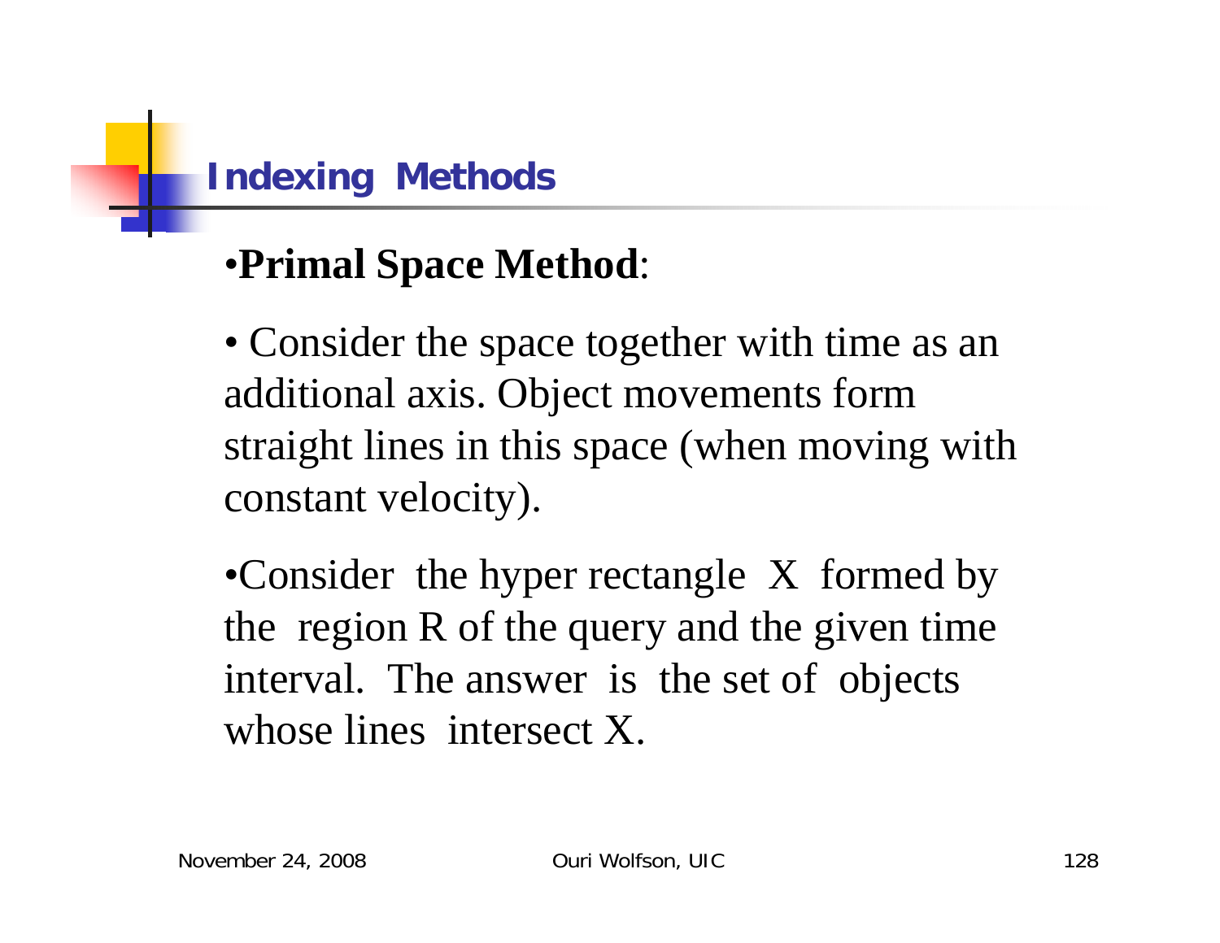## Indexing Methods

- **Primal Space Method**:

- Consider the space together with time as an additional axis. Object movements form straight lines in this space (when moving with constant velocity).

- Consider the hyper rectangle X formed by the region R of the query and the given time interval. The answer is the set of objects whose lines intersect X.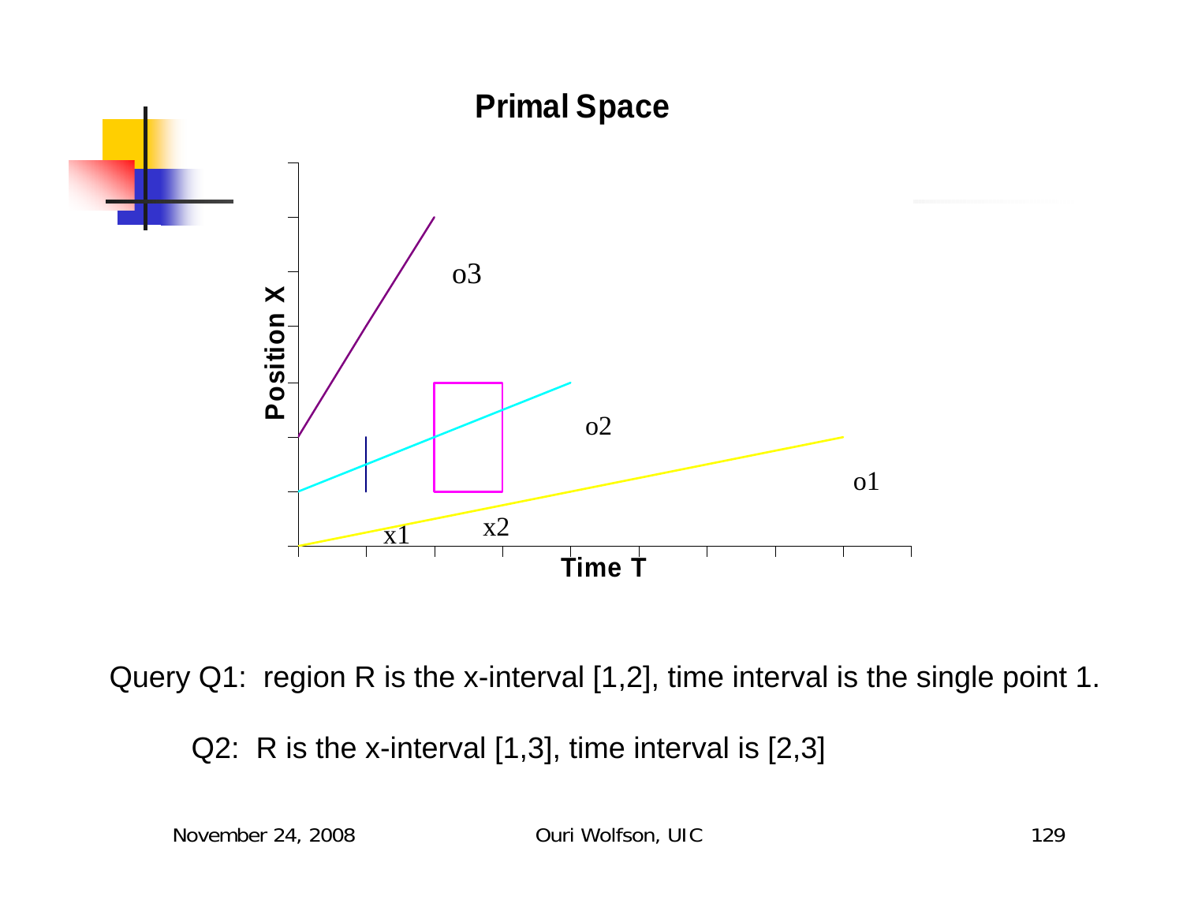## Primal Space

Position X

o3

o2

o1

x1

x2

Time T

Query Q1: region R is the x-interval [1,2], time interval is the single point 1.

Q2: R is the x-interval [1,3], time interval is [2,3]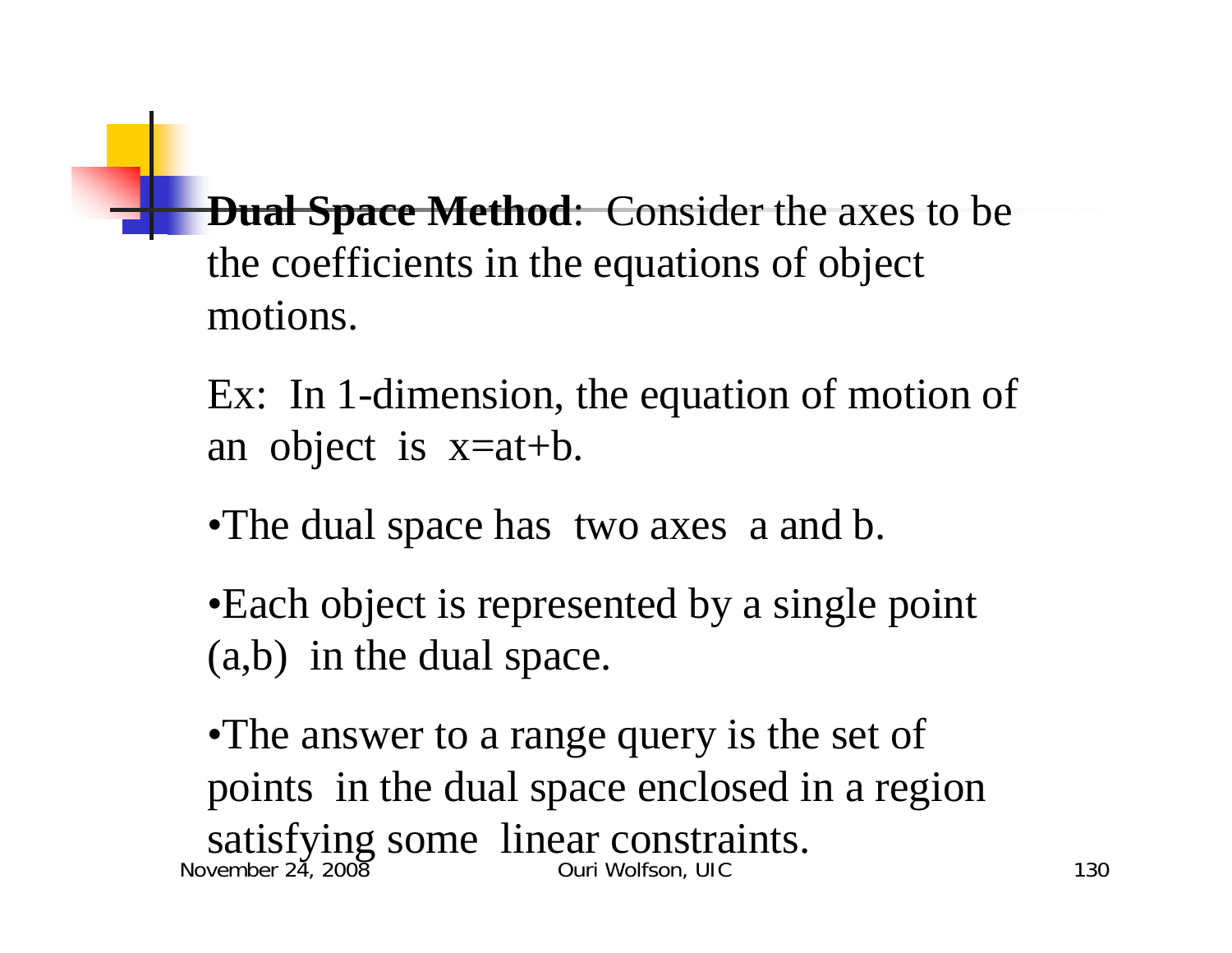**Dual Space Method**: Consider the axes to be the coefficients in the equations of object motions.

Ex: In 1-dimension, the equation of motion of an object is $x=at+b$.

- The dual space has two axes $a$ and $b$.
- Each object is represented by a single point $(a,b)$ in the dual space.
- The answer to a range query is the set of points in the dual space enclosed in a region satisfying some linear constraints.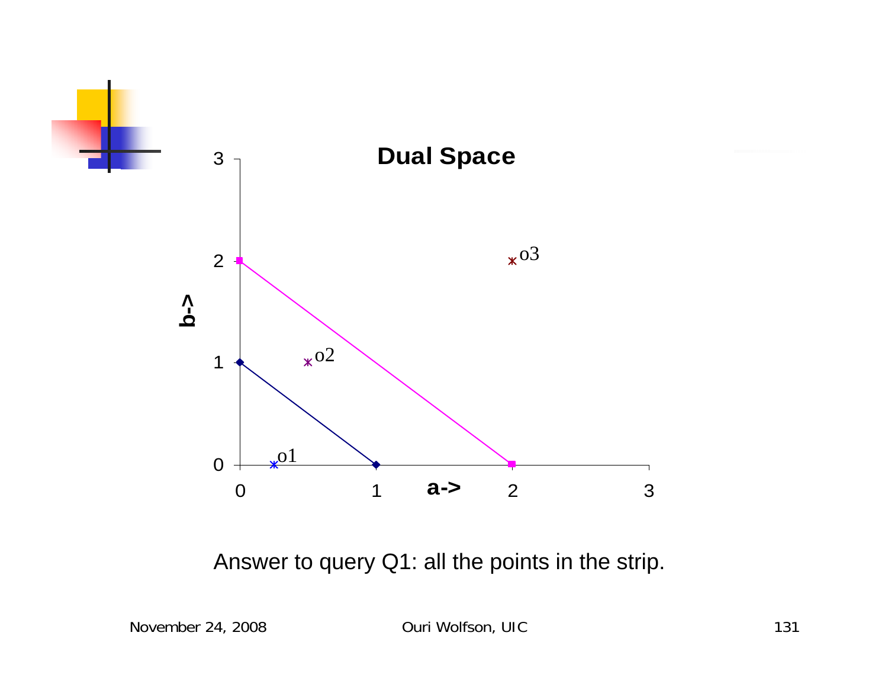**Dual Space**

b->

a->

o1, o2, o3

Answer to query Q1: all the points in the strip.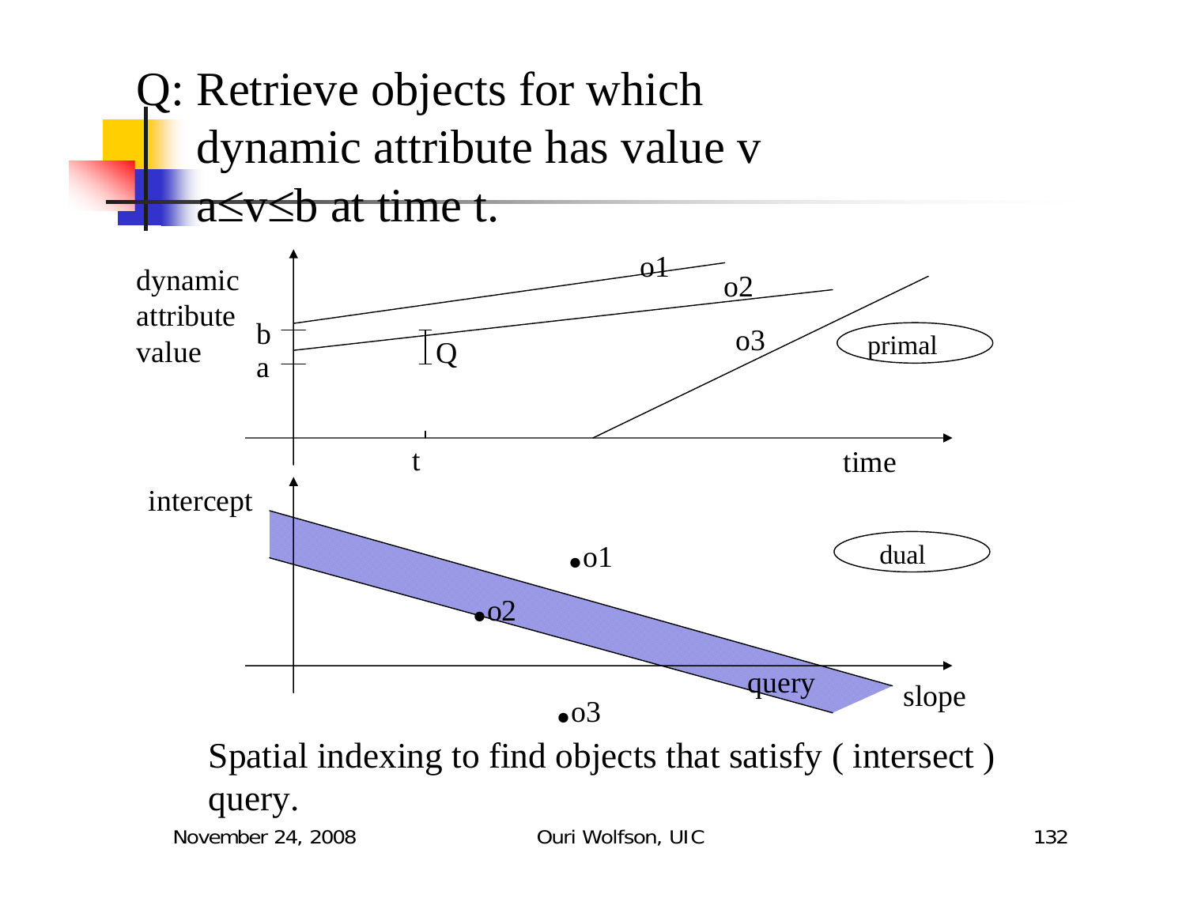# Q: Retrieve objects for which dynamic attribute has value v $a \le v \le b$ at time t.

dynamic attribute value

b

a

Q

t

time

o1

o2

o3

primal

intercept

o1

o2

o3

query

slope

dual

Spatial indexing to find objects that satisfy ( intersect ) query.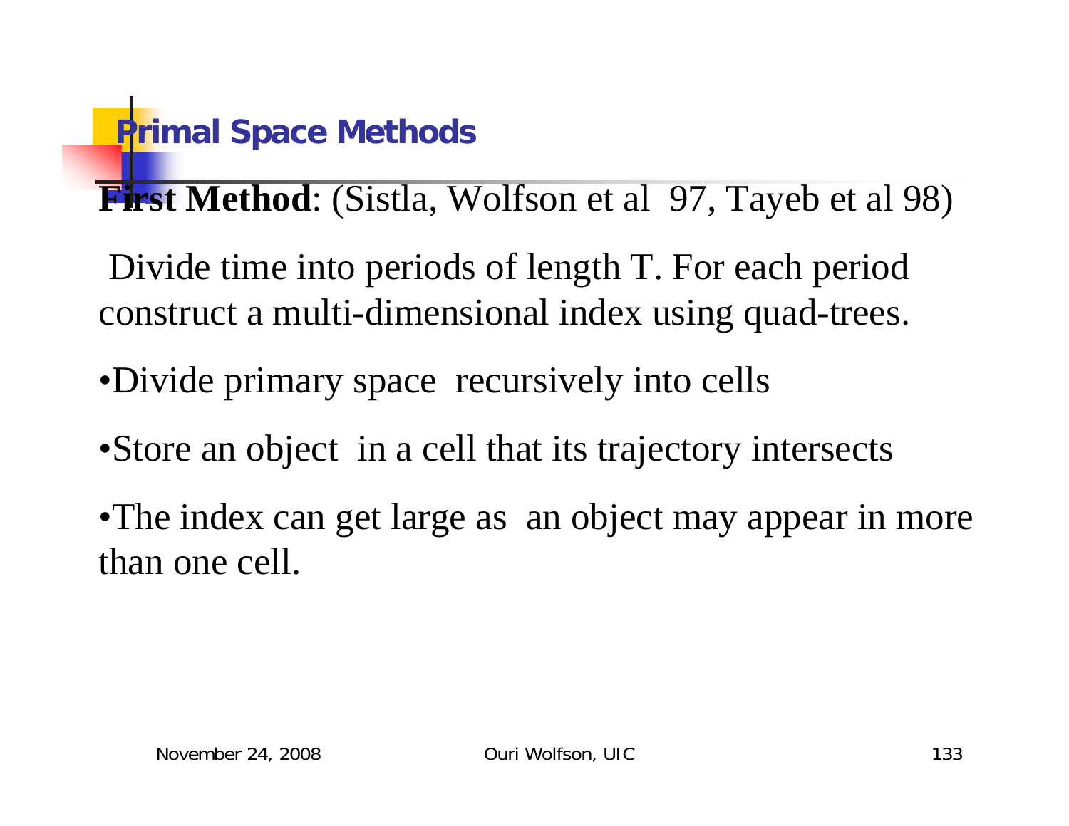# Primal Space Methods

**First Method**: (Sistla, Wolfson et al 97, Tayeb et al 98)

Divide time into periods of length T. For each period construct a multi-dimensional index using quad-trees.

- Divide primary space recursively into cells
- Store an object in a cell that its trajectory intersects
- The index can get large as an object may appear in more than one cell.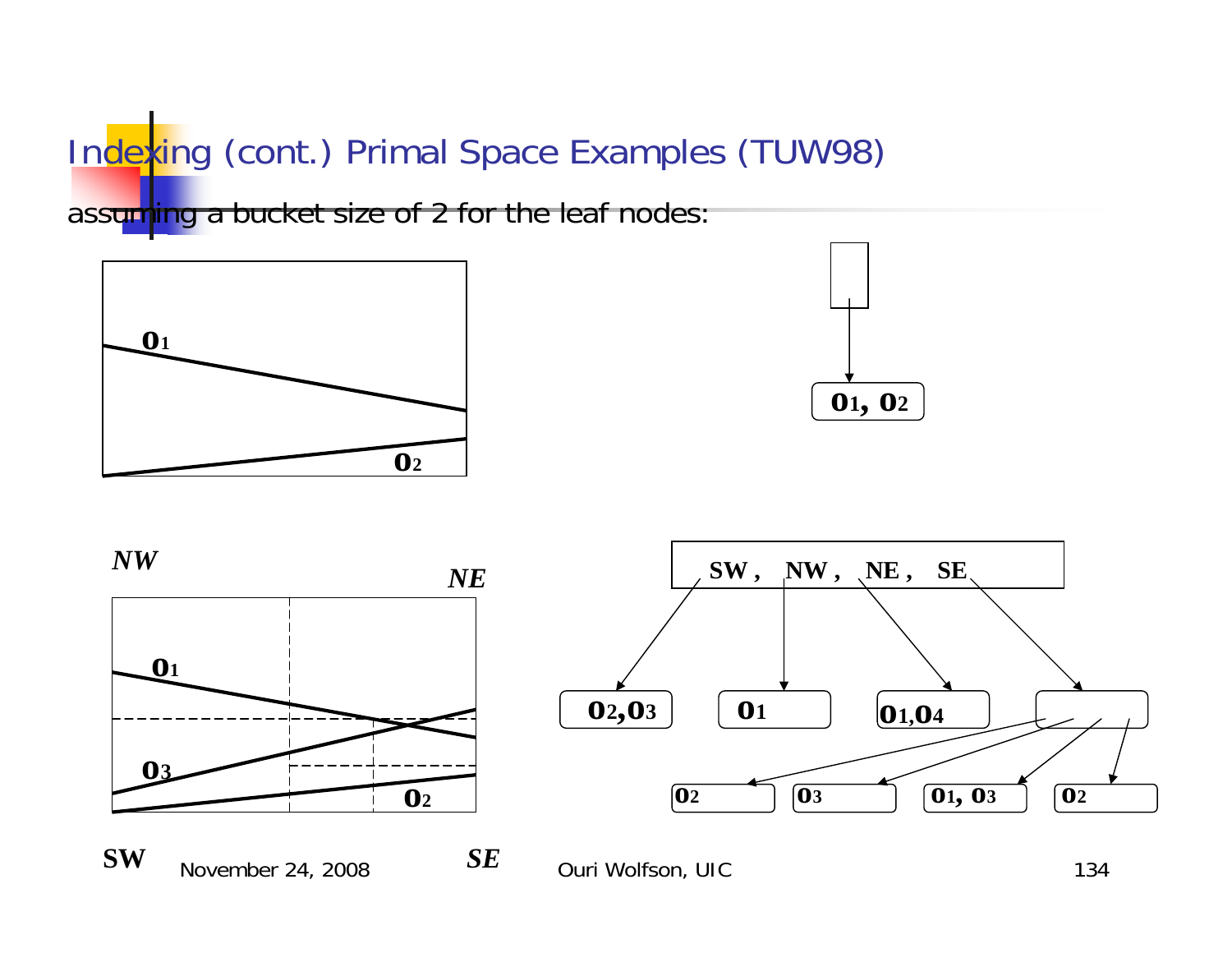# Indexing (cont.) Primal Space Examples (TUW98)

assuming a bucket size of 2 for the leaf nodes:

$o_1$

$o_2$

$o_1, o_2$

*NW*

*NE*

$o_1$

$o_3$

$o_2$

**SW**

*SE*

SW , NW , NE , SE

$o_2, o_3$

$o_1$

$o_1, o_4$

$o_2$

$o_3$

$o_1, o_3$

$o_2$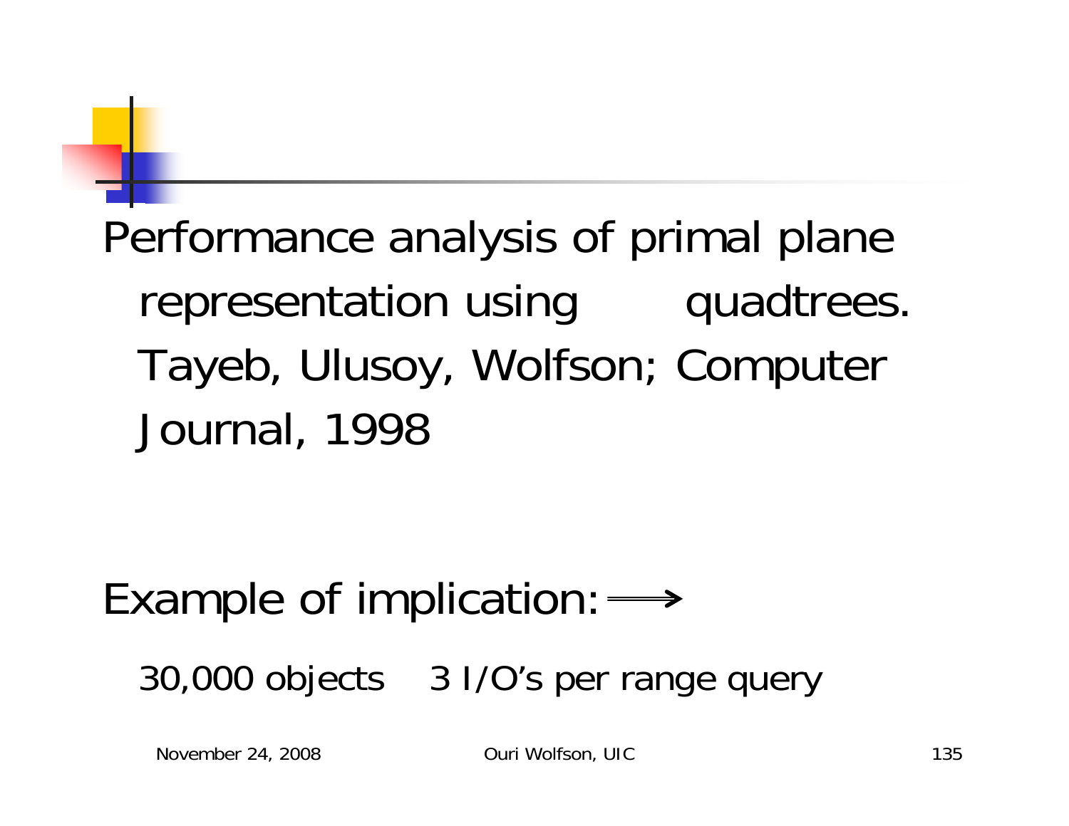Performance analysis of primal plane representation using quadtrees. Tayeb, Ulusoy, Wolfson; Computer Journal, 1998

Example of implication: $\Longrightarrow$

30,000 objects 3 I/O's per range query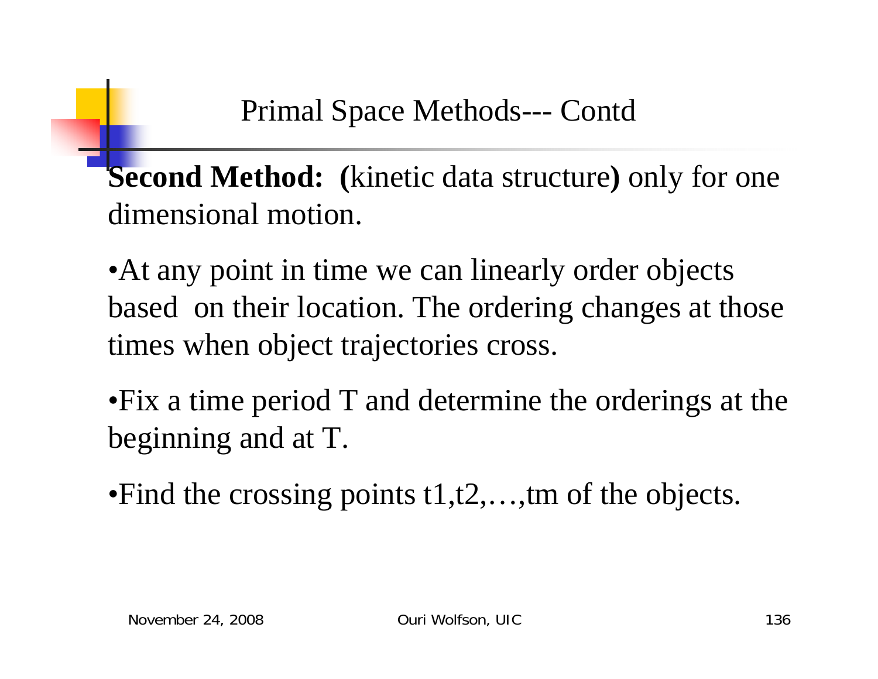# Primal Space Methods--- Contd

**Second Method: (**kinetic data structure**)** only for one dimensional motion.

- At any point in time we can linearly order objects based on their location. The ordering changes at those times when object trajectories cross.
- Fix a time period T and determine the orderings at the beginning and at T.
- Find the crossing points t1,t2,…,tm of the objects.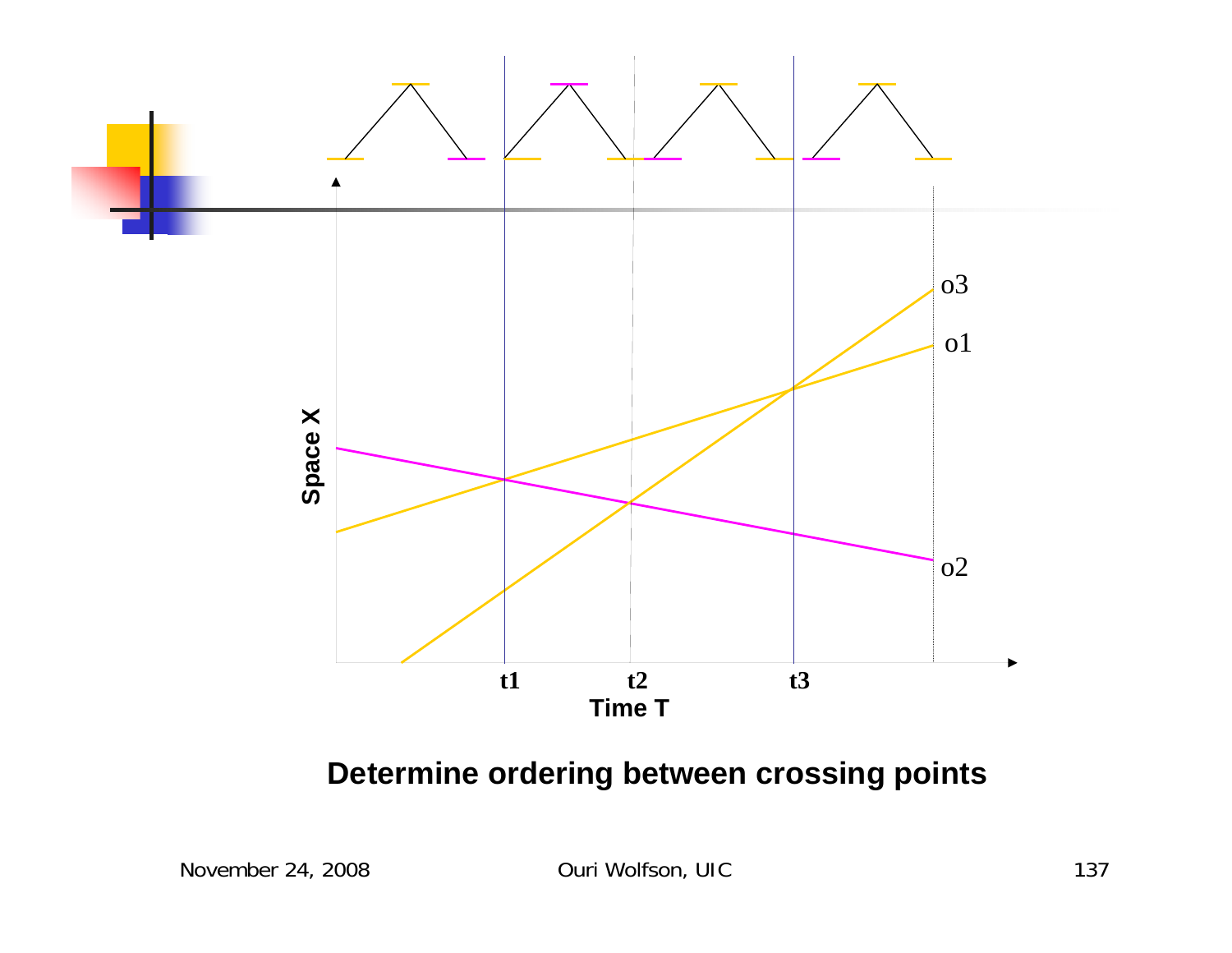Space X

o3

o1

o2

t1 t2 t3

Time T

**Determine ordering between crossing points**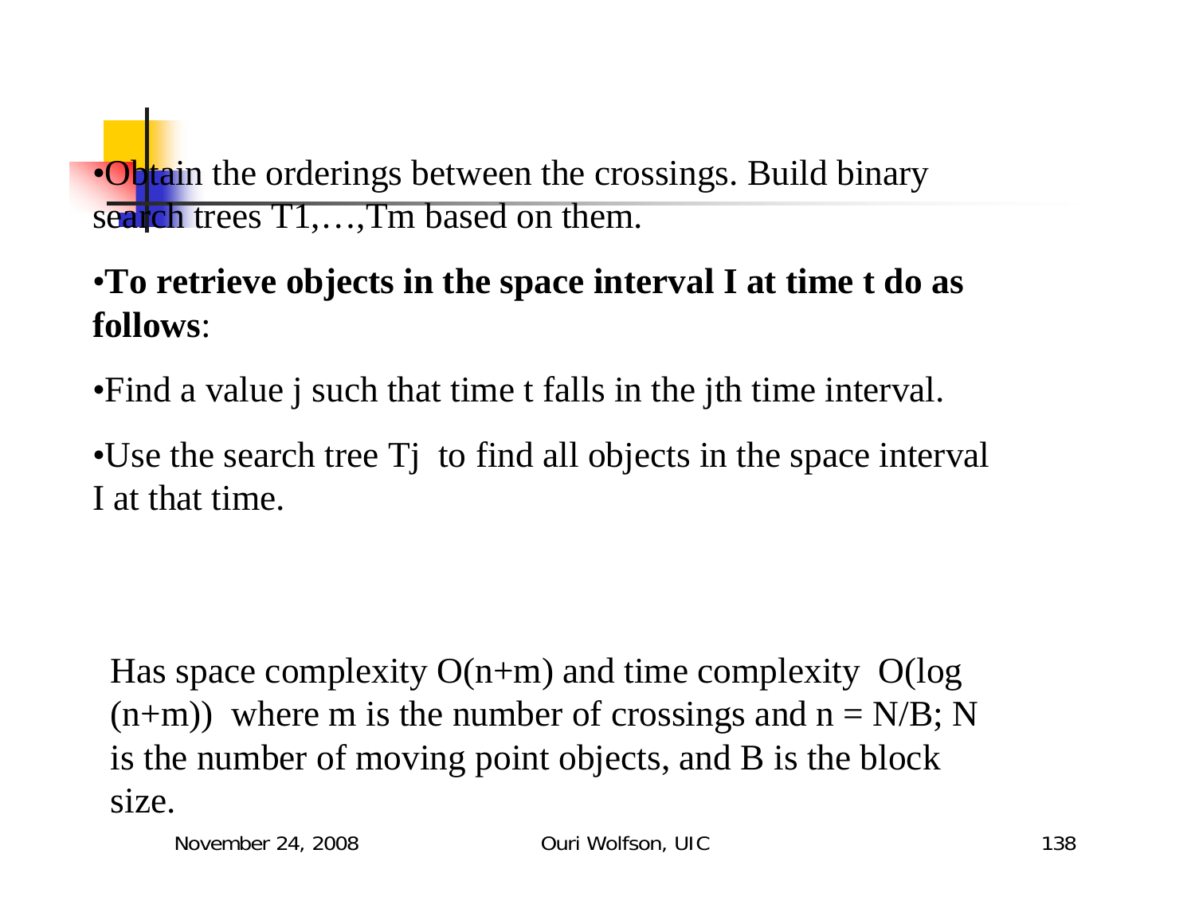- Obtain the orderings between the crossings. Build binary search trees T1,…,Tm based on them.

- **To retrieve objects in the space interval I at time t do as follows**:

- Find a value j such that time t falls in the jth time interval.

- Use the search tree Tj to find all objects in the space interval I at that time.

Has space complexity O(n+m) and time complexity O(log (n+m)) where m is the number of crossings and n = N/B; N is the number of moving point objects, and B is the block size.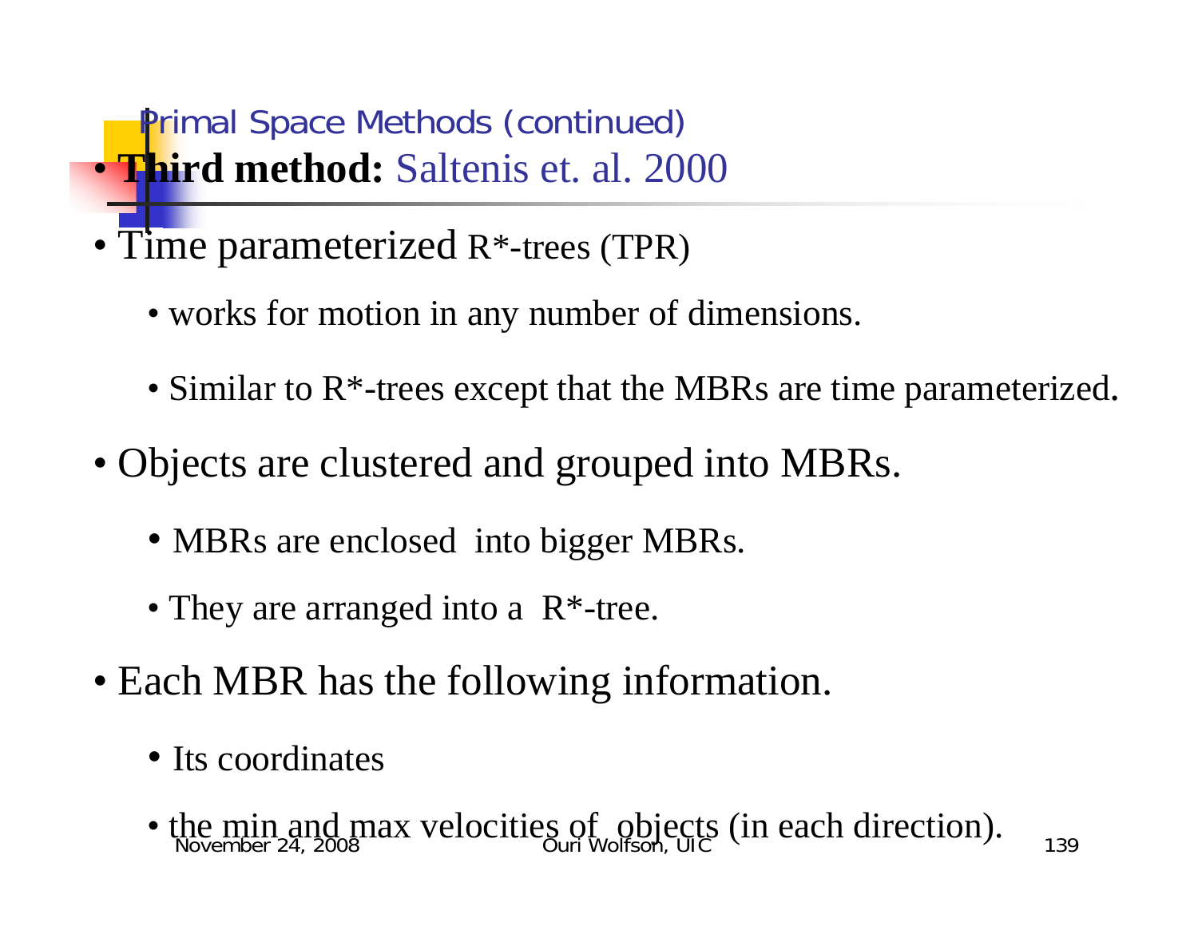## Primal Space Methods (continued)

- **Third method:** Saltenis et. al. 2000
- Time parameterized R*-trees (TPR)
  - works for motion in any number of dimensions.
  - Similar to R*-trees except that the MBRs are time parameterized.
- Objects are clustered and grouped into MBRs.
  - MBRs are enclosed into bigger MBRs.
  - They are arranged into a R*-tree.
- Each MBR has the following information.
  - Its coordinates
  - the min and max velocities of objects (in each direction).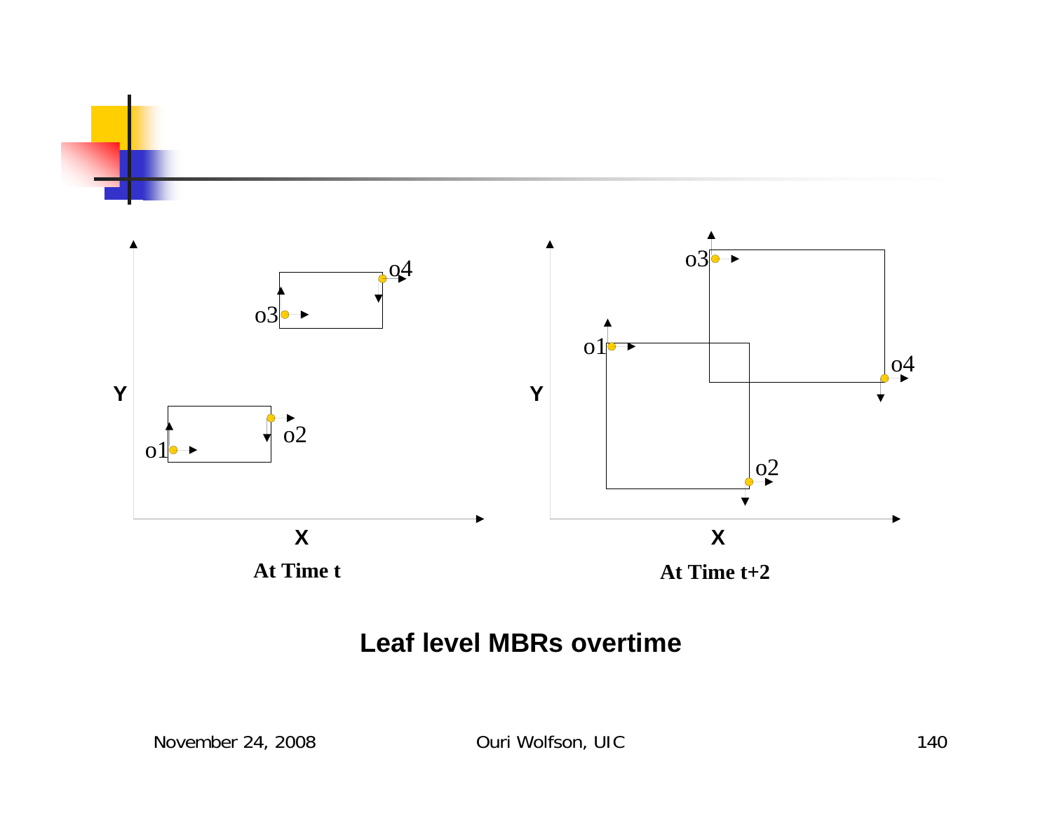Y

o4

o3

o1

o2

X

**At Time t**

Y

o3

o1

o4

o2

X

**At Time t+2**

**Leaf level MBRs overtime**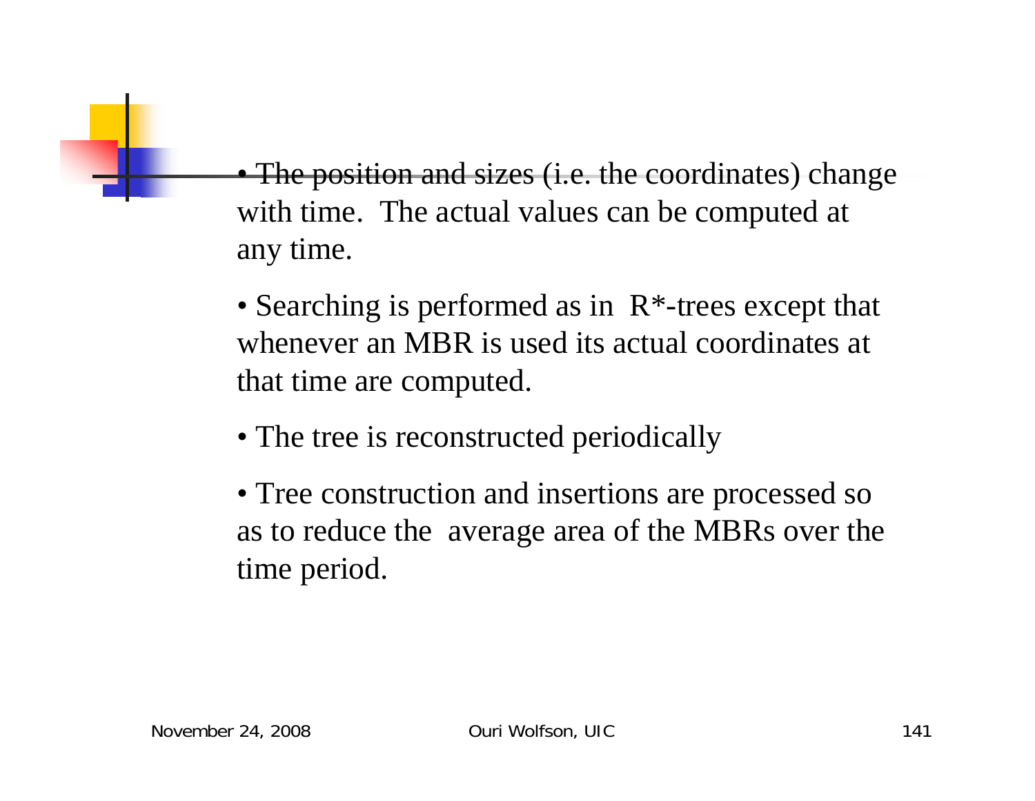- The position and sizes (i.e. the coordinates) change with time. The actual values can be computed at any time.

- Searching is performed as in R*-trees except that whenever an MBR is used its actual coordinates at that time are computed.

- The tree is reconstructed periodically

- Tree construction and insertions are processed so as to reduce the average area of the MBRs over the time period.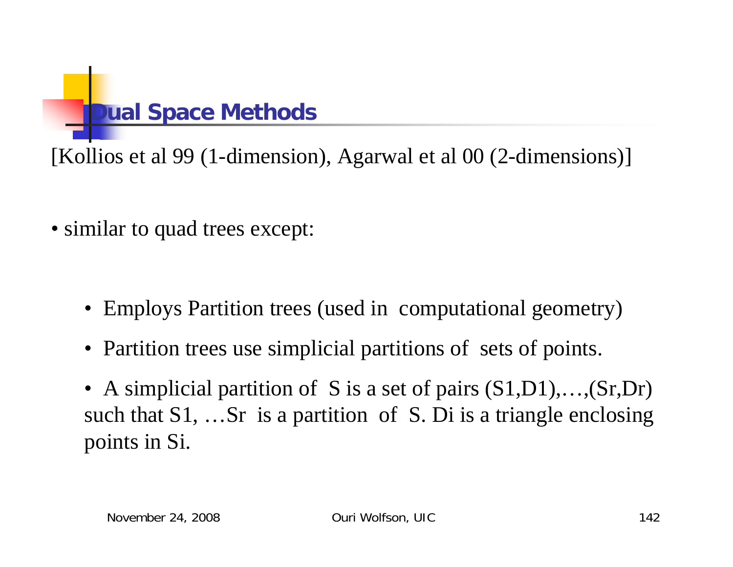# Dual Space Methods

[Kollios et al 99 (1-dimension), Agarwal et al 00 (2-dimensions)]

- similar to quad trees except:
  - Employs Partition trees (used in computational geometry)
  - Partition trees use simplicial partitions of sets of points.
  - A simplicial partition of S is a set of pairs (S1,D1),…,(Sr,Dr) such that S1, …Sr is a partition of S. Di is a triangle enclosing points in Si.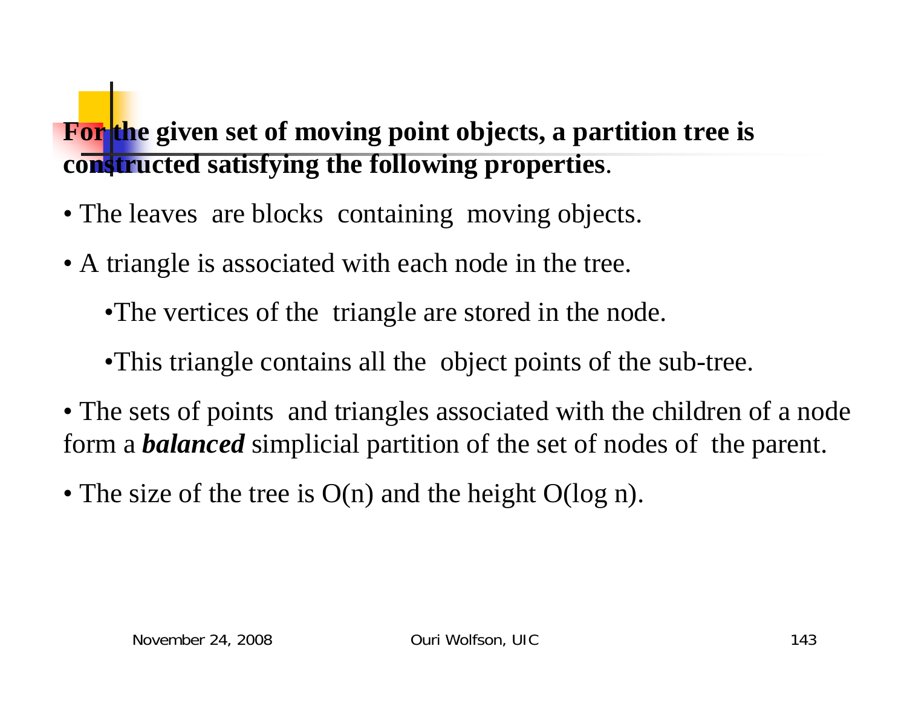## For the given set of moving point objects, a partition tree is constructed satisfying the following properties.

- The leaves are blocks containing moving objects.
- A triangle is associated with each node in the tree.
  - The vertices of the triangle are stored in the node.
  - This triangle contains all the object points of the sub-tree.
- The sets of points and triangles associated with the children of a node form a ***balanced*** simplicial partition of the set of nodes of the parent.
- The size of the tree is O(n) and the height O(log n).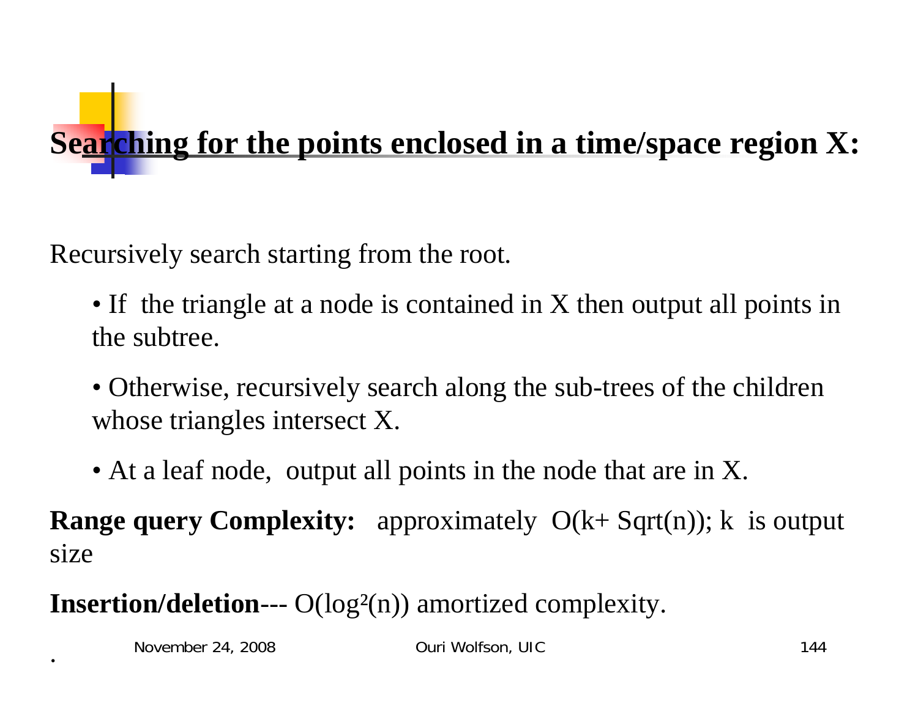# Searching for the points enclosed in a time/space region X:

Recursively search starting from the root.

- If the triangle at a node is contained in X then output all points in the subtree.
- Otherwise, recursively search along the sub-trees of the children whose triangles intersect X.
- At a leaf node, output all points in the node that are in X.

**Range query Complexity:** approximately O(k+ Sqrt(n)); k is output size

**Insertion/deletion**--- $O(\log^2(n))$ amortized complexity.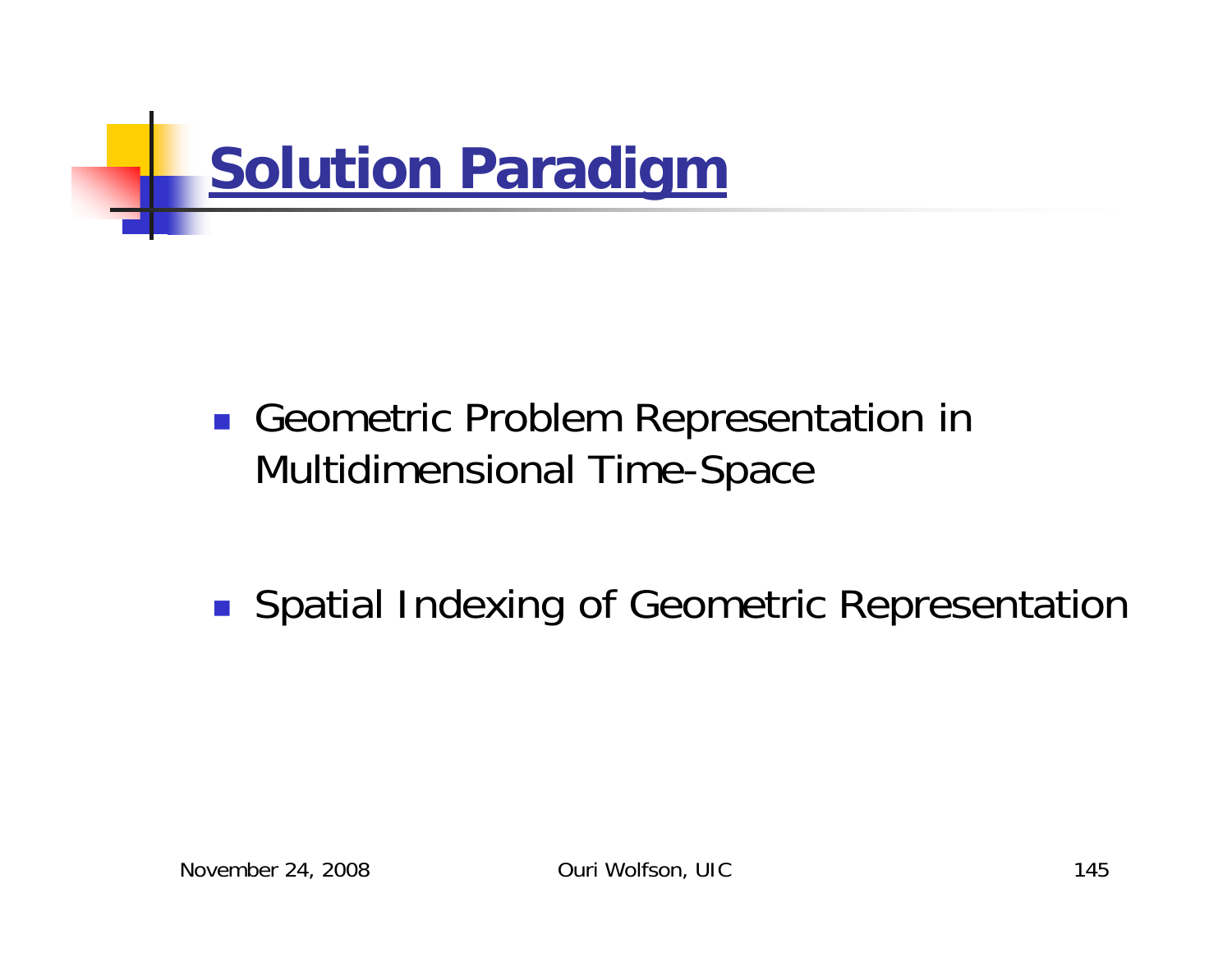# Solution Paradigm

- Geometric Problem Representation in Multidimensional Time-Space

- Spatial Indexing of Geometric Representation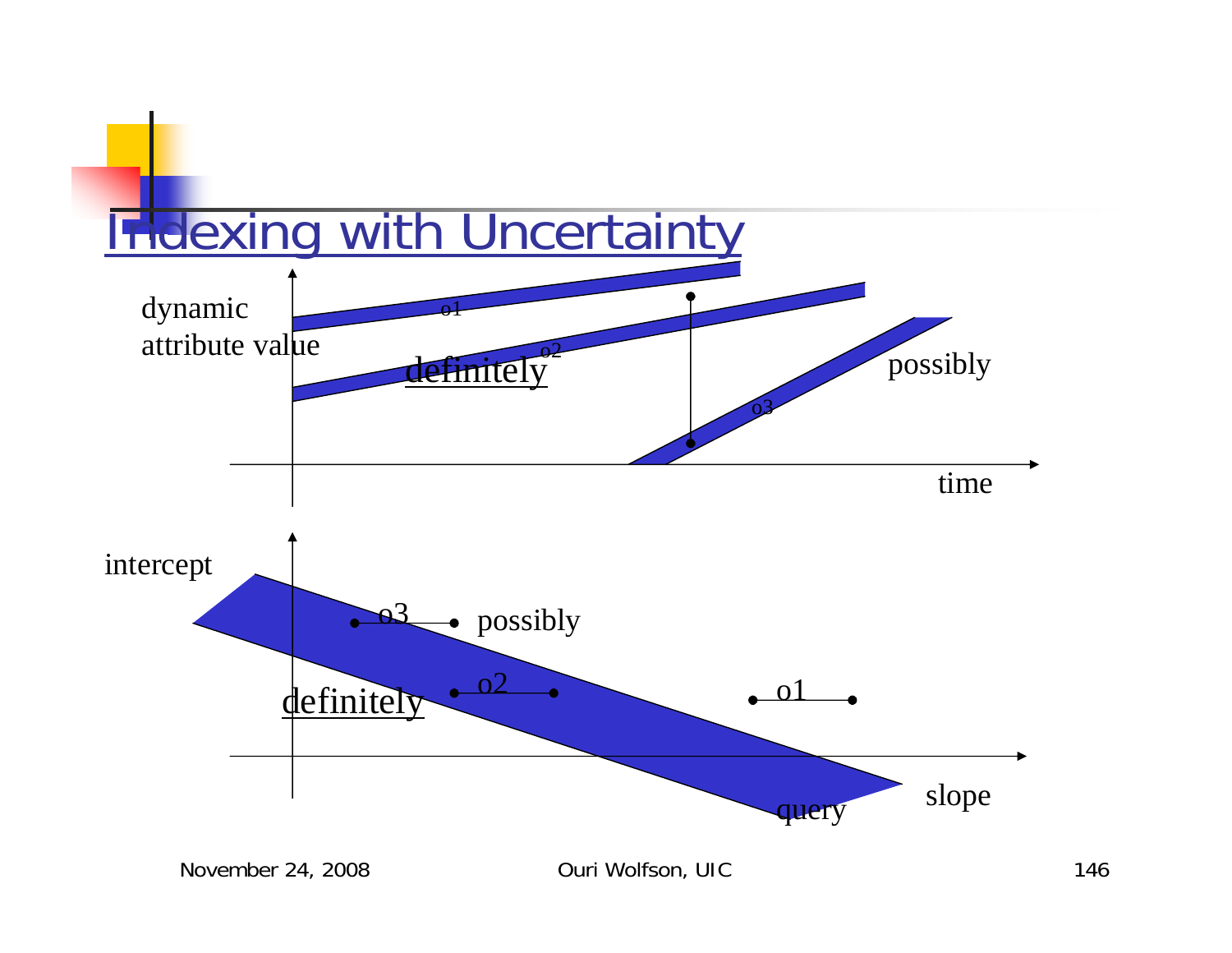# Indexing with Uncertainty

dynamic attribute value

o1

o2

definitely

o3

possibly

time

intercept

o3

possibly

definitely

o2

o1

query

slope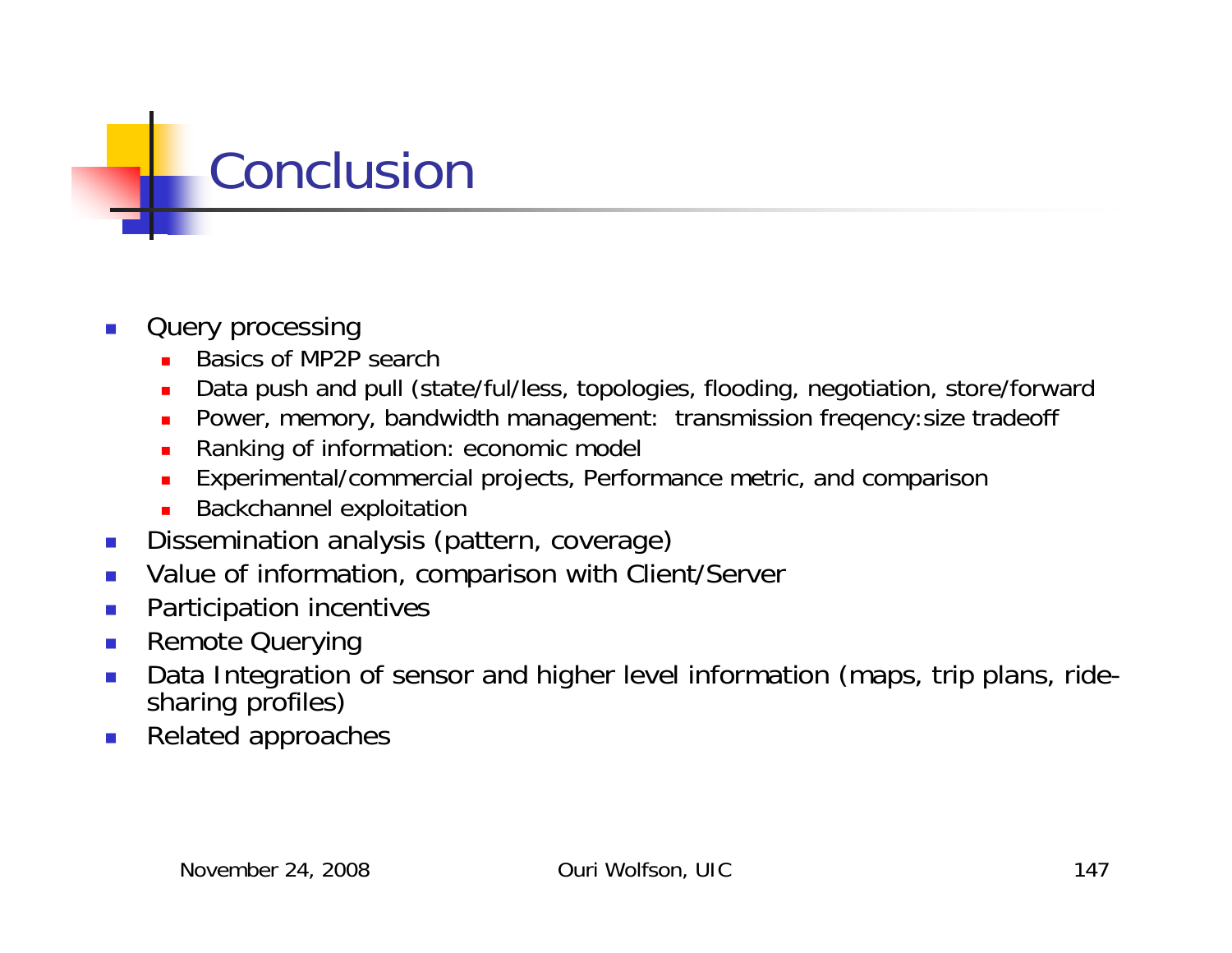# Conclusion

- Query processing
  - Basics of MP2P search
  - Data push and pull (state/ful/less, topologies, flooding, negotiation, store/forward
  - Power, memory, bandwidth management: transmission freqency:size tradeoff
  - Ranking of information: economic model
  - Experimental/commercial projects, Performance metric, and comparison
  - Backchannel exploitation
- Dissemination analysis (pattern, coverage)
- Value of information, comparison with Client/Server
- Participation incentives
- Remote Querying
- Data Integration of sensor and higher level information (maps, trip plans, ride-sharing profiles)
- Related approaches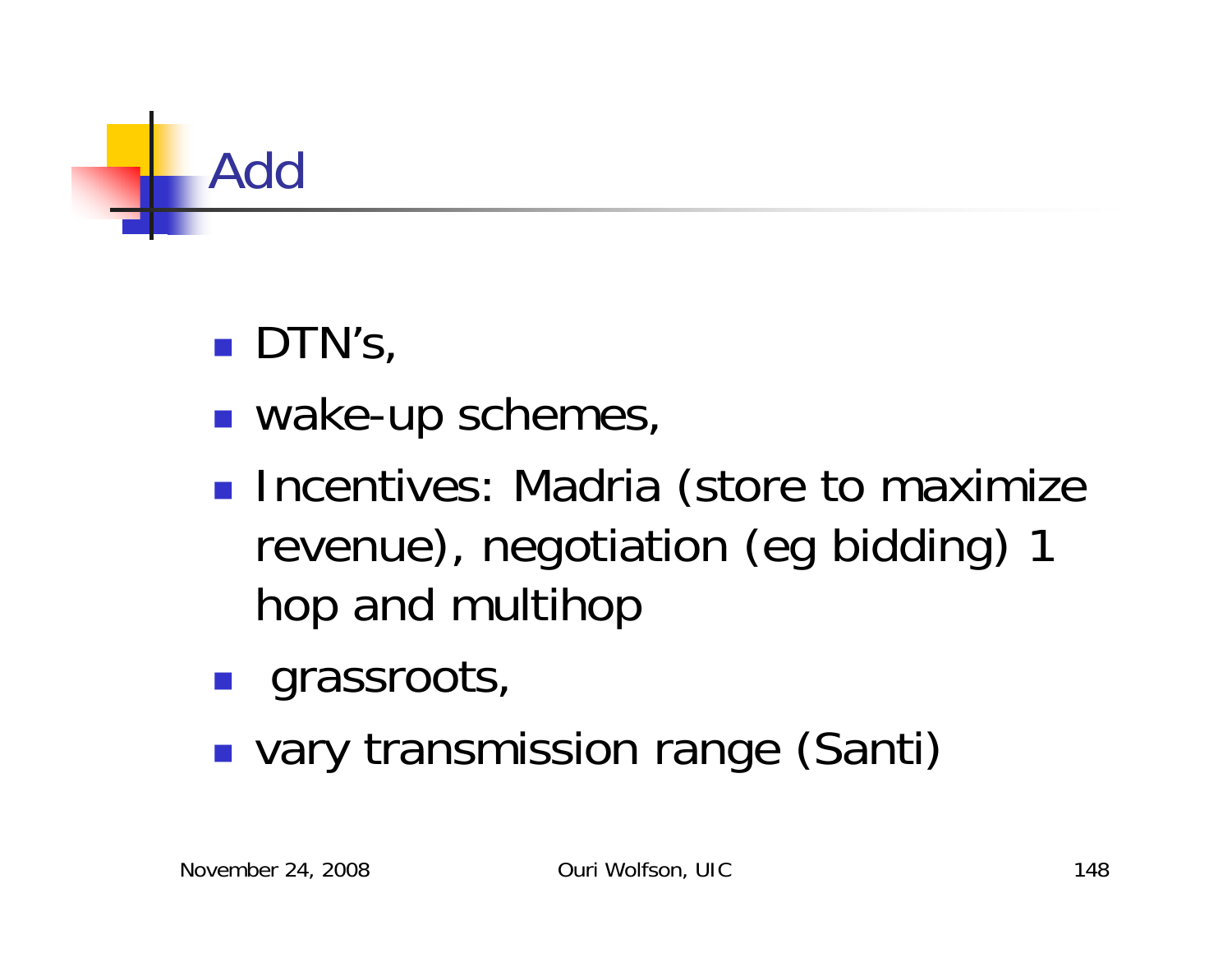# Add

- DTN's,
- wake-up schemes,
- Incentives: Madria (store to maximize revenue), negotiation (eg bidding) 1 hop and multihop
- grassroots,
- vary transmission range (Santi)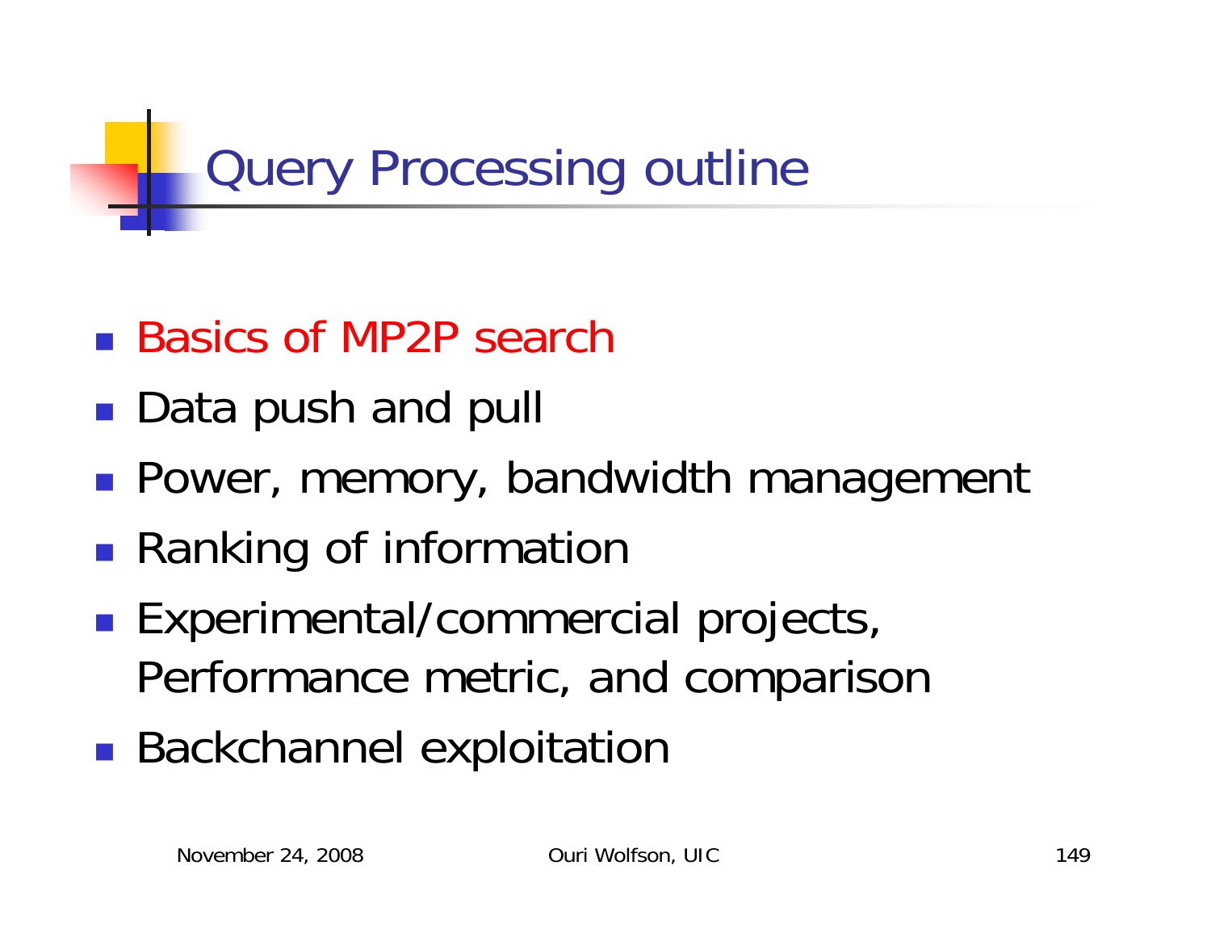# Query Processing outline

- Basics of MP2P search
- Data push and pull
- Power, memory, bandwidth management
- Ranking of information
- Experimental/commercial projects, Performance metric, and comparison
- Backchannel exploitation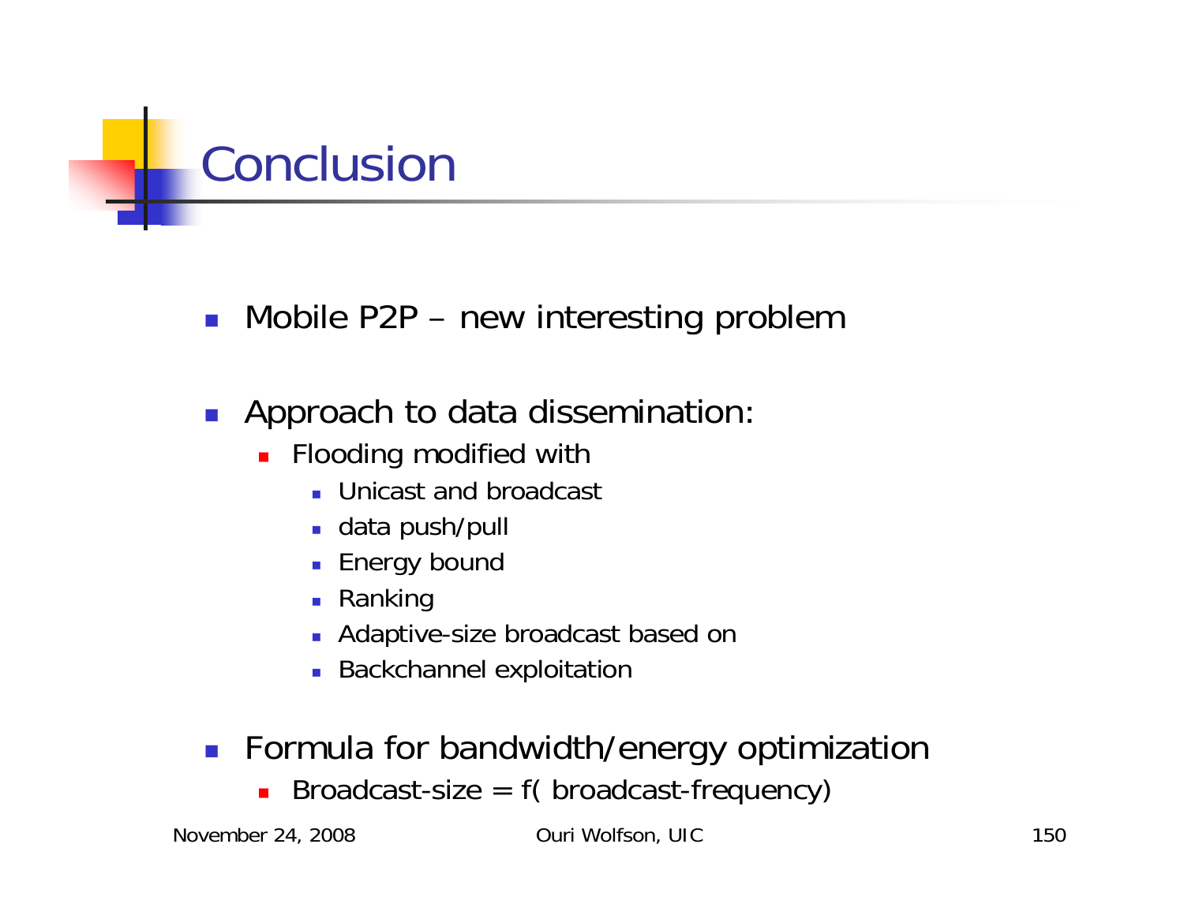# Conclusion

- Mobile P2P – new interesting problem

- Approach to data dissemination:
  - Flooding modified with
    - Unicast and broadcast
    - data push/pull
    - Energy bound
    - Ranking
    - Adaptive-size broadcast based on
    - Backchannel exploitation

- Formula for bandwidth/energy optimization
  - Broadcast-size = f( broadcast-frequency)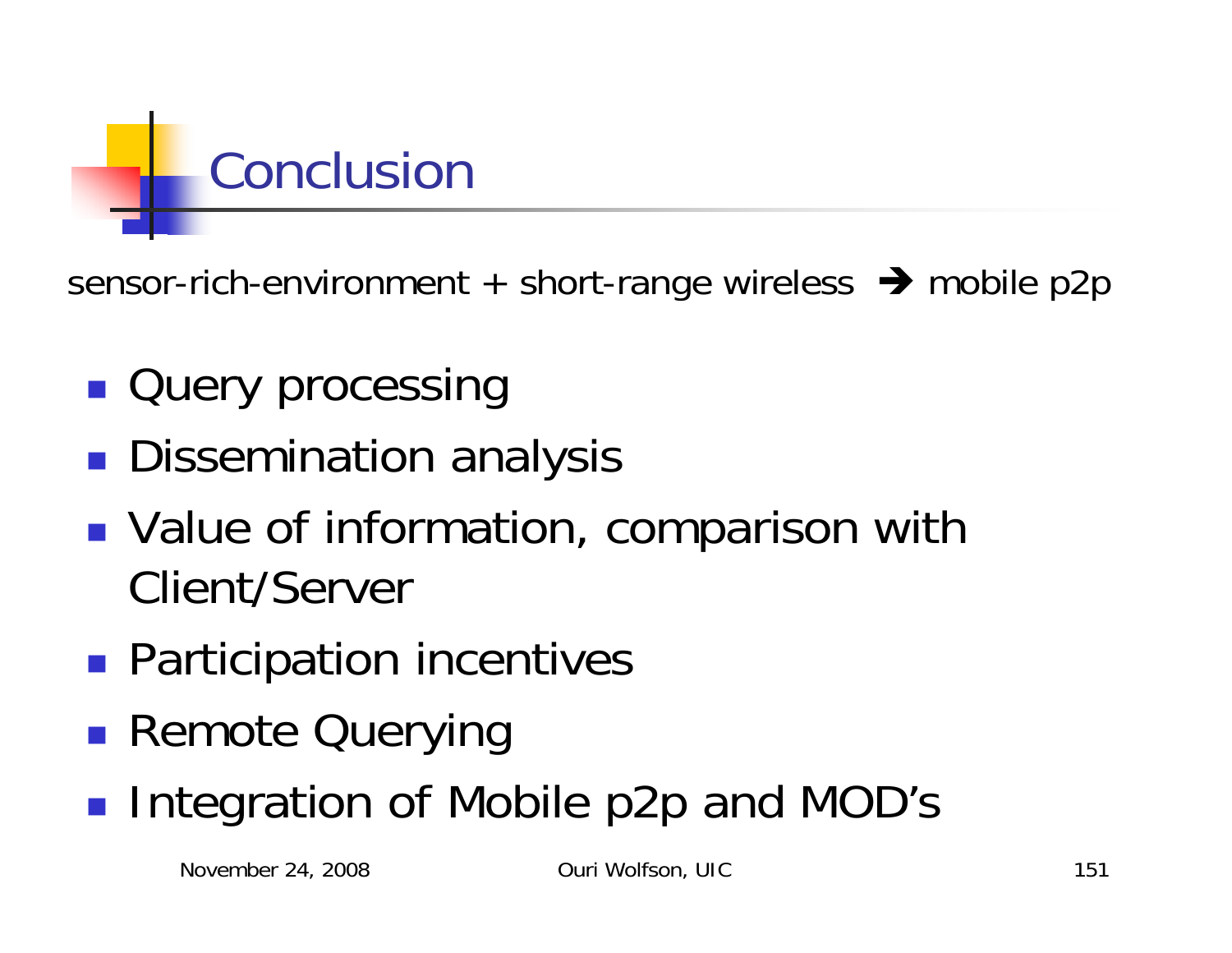# Conclusion

sensor-rich-environment + short-range wireless ➔ mobile p2p

- Query processing
- Dissemination analysis
- Value of information, comparison with Client/Server
- Participation incentives
- Remote Querying
- Integration of Mobile p2p and MOD's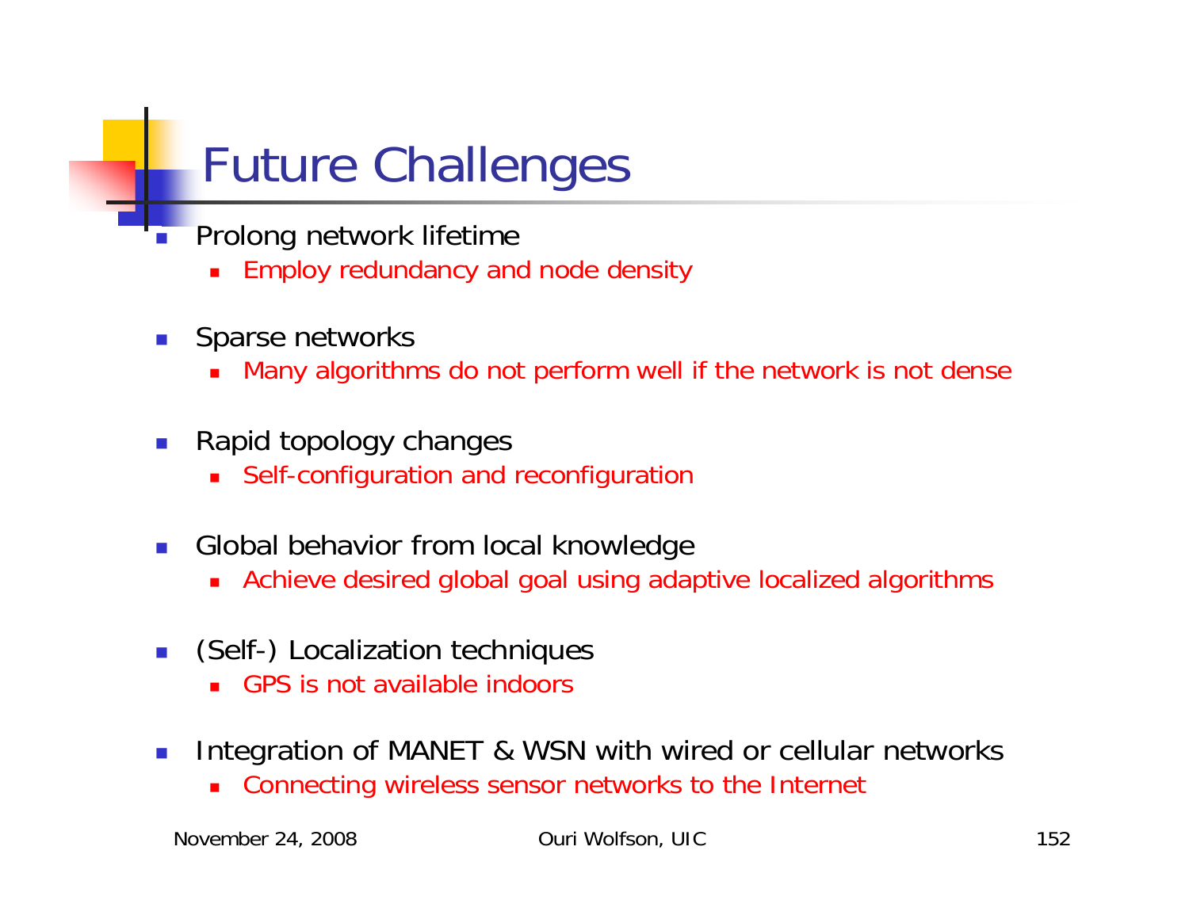# Future Challenges

- Prolong network lifetime
  - Employ redundancy and node density
- Sparse networks
  - Many algorithms do not perform well if the network is not dense
- Rapid topology changes
  - Self-configuration and reconfiguration
- Global behavior from local knowledge
  - Achieve desired global goal using adaptive localized algorithms
- (Self-) Localization techniques
  - GPS is not available indoors
- Integration of MANET & WSN with wired or cellular networks
  - Connecting wireless sensor networks to the Internet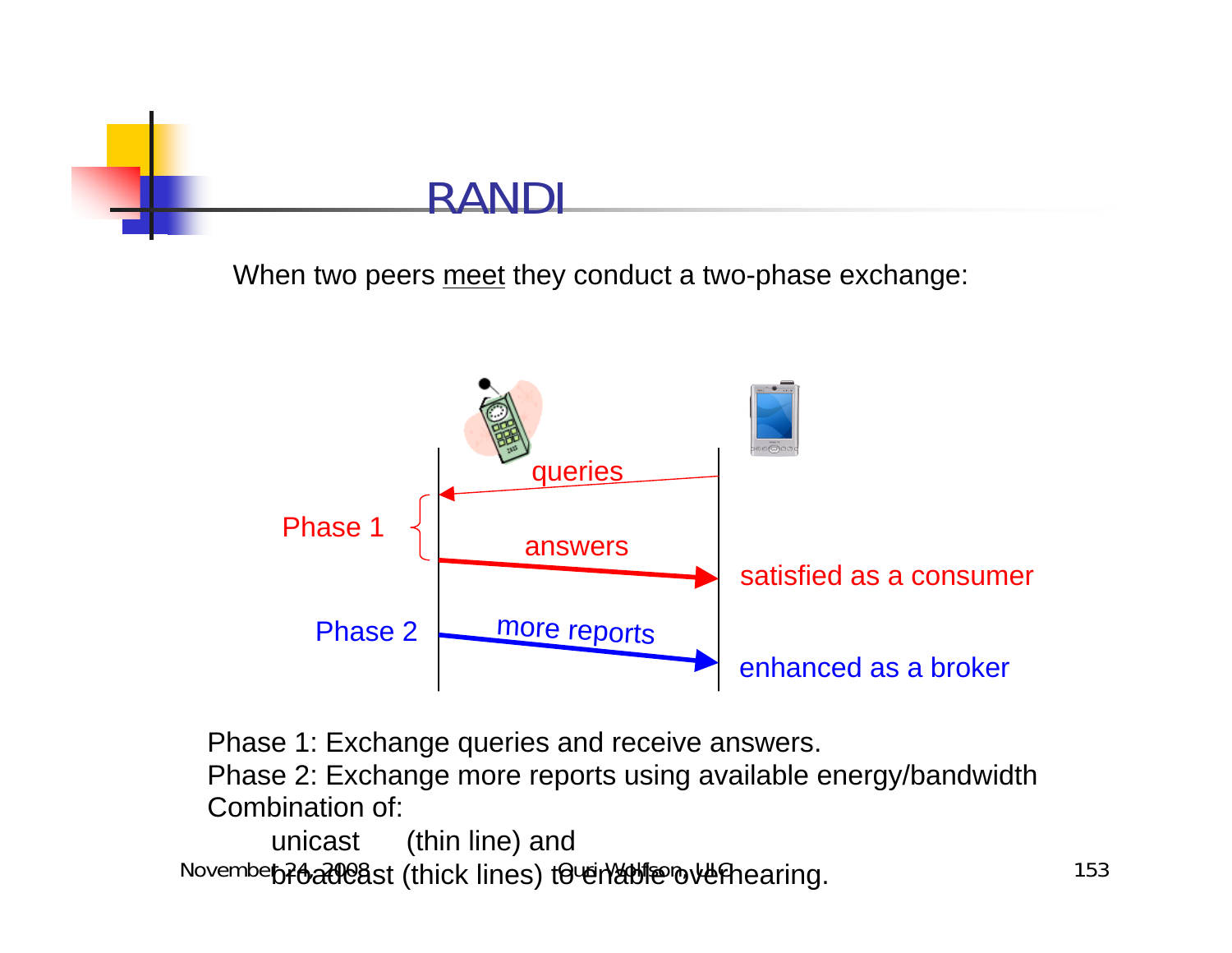# RANDI

When two peers meet they conduct a two-phase exchange:

Phase 1 — queries / answers — satisfied as a consumer

Phase 2 — more reports — enhanced as a broker

Phase 1: Exchange queries and receive answers.
Phase 2: Exchange more reports using available energy/bandwidth
Combination of:

- unicast (thin line) and
- broadcast (thick lines) to enable overhearing.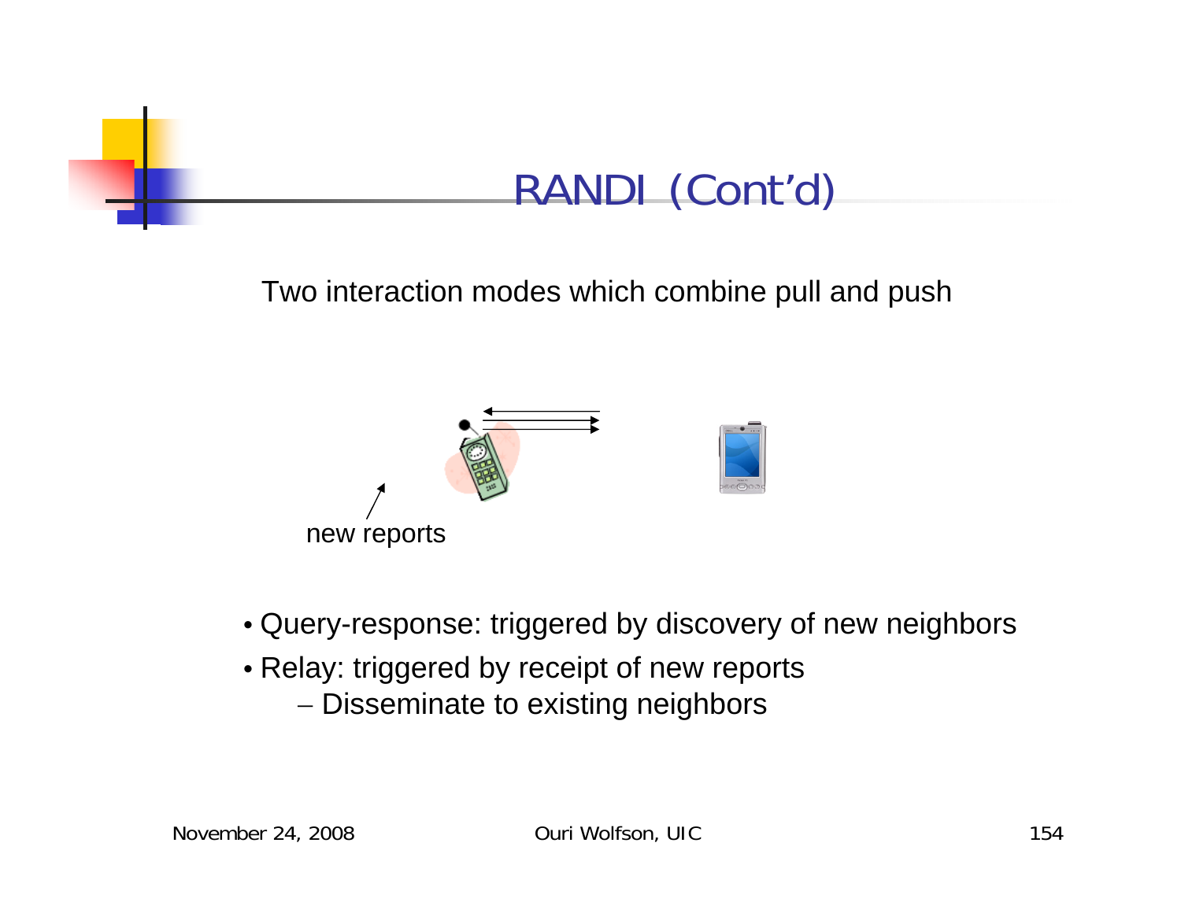# RANDI (Cont'd)

Two interaction modes which combine pull and push

new reports

- Query-response: triggered by discovery of new neighbors
- Relay: triggered by receipt of new reports
  - Disseminate to existing neighbors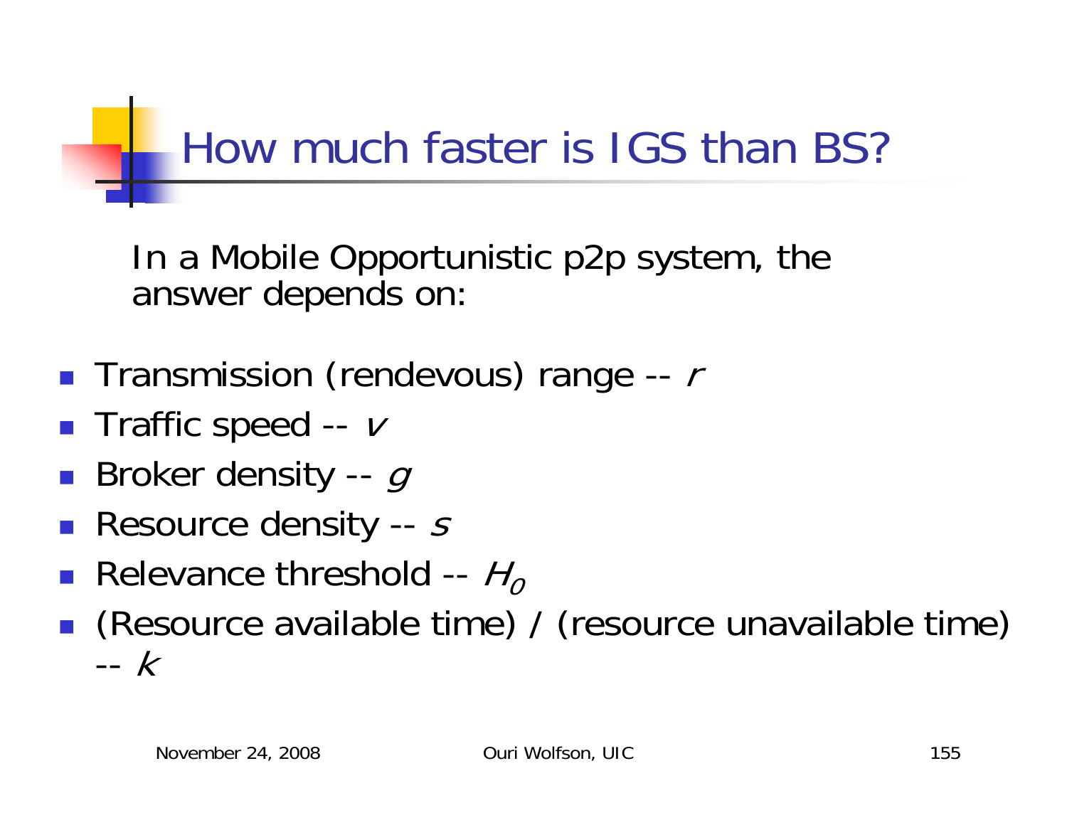# How much faster is IGS than BS?

In a Mobile Opportunistic p2p system, the answer depends on:

- Transmission (rendevous) range -- $r$
- Traffic speed -- $v$
- Broker density -- $g$
- Resource density -- $s$
- Relevance threshold -- $H_0$
- (Resource available time) / (resource unavailable time) -- $k$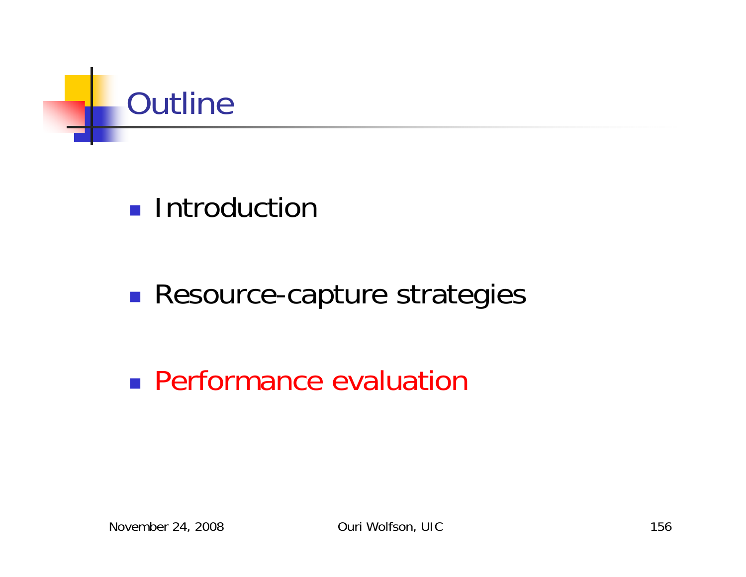# Outline

- Introduction
- Resource-capture strategies
- Performance evaluation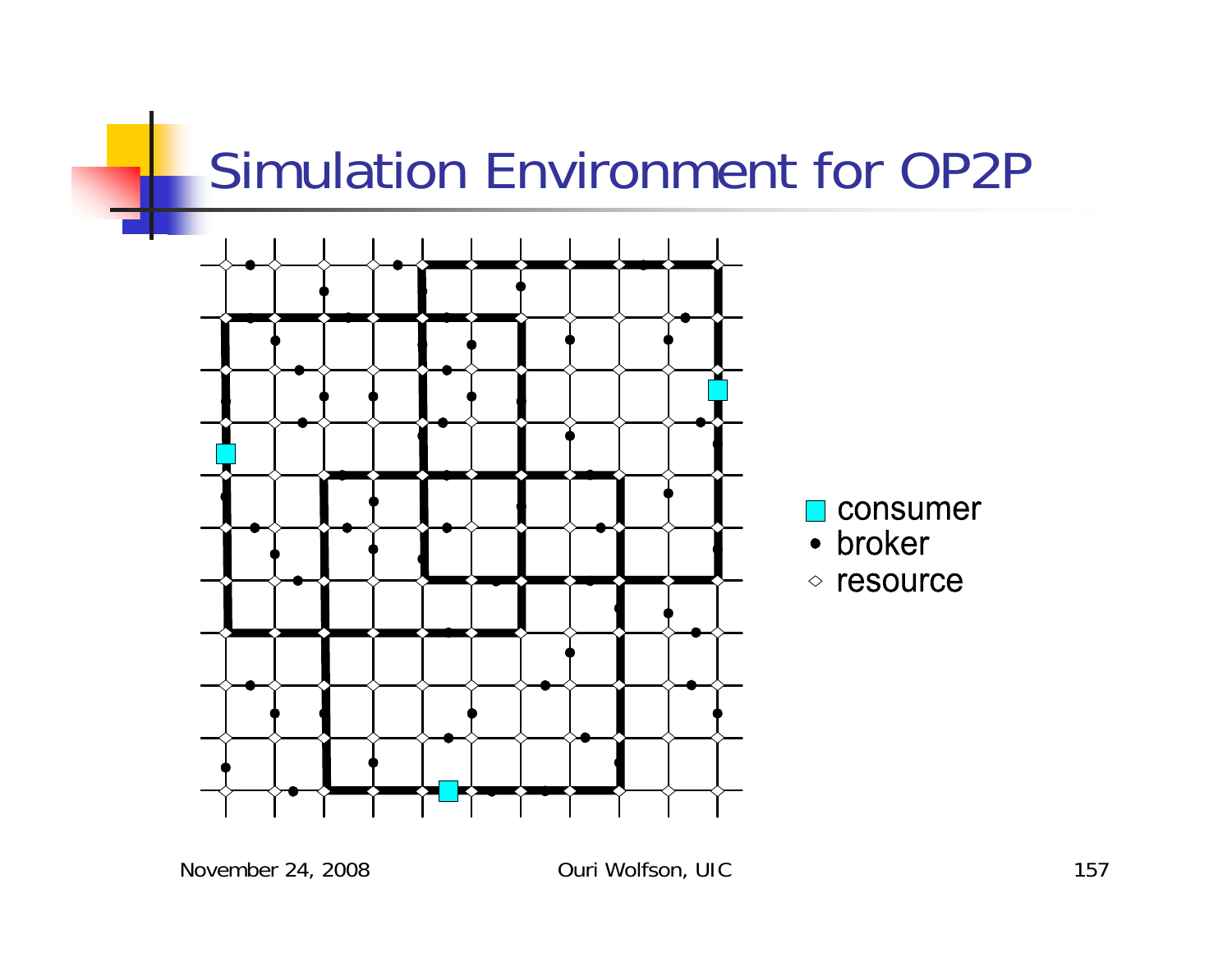# Simulation Environment for OP2P

- consumer
- broker
- resource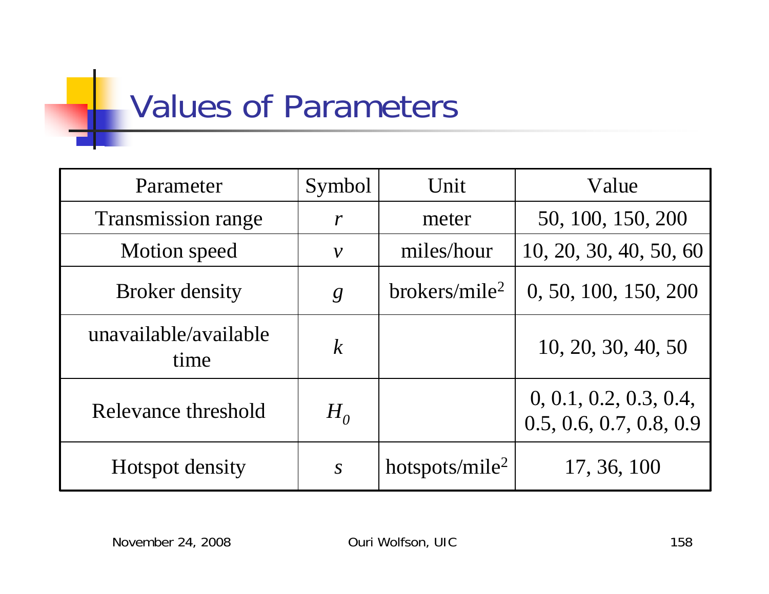# Values of Parameters

| Parameter | Symbol | Unit | Value |
|---|---|---|---|
| Transmission range | $r$ | meter | 50, 100, 150, 200 |
| Motion speed | $v$ | miles/hour | 10, 20, 30, 40, 50, 60 |
| Broker density | $g$ | brokers/mile$^2$ | 0, 50, 100, 150, 200 |
| unavailable/available time | $k$ | | 10, 20, 30, 40, 50 |
| Relevance threshold | $H_0$ | | 0, 0.1, 0.2, 0.3, 0.4, 0.5, 0.6, 0.7, 0.8, 0.9 |
| Hotspot density | $s$ | hotspots/mile$^2$ | 17, 36, 100 |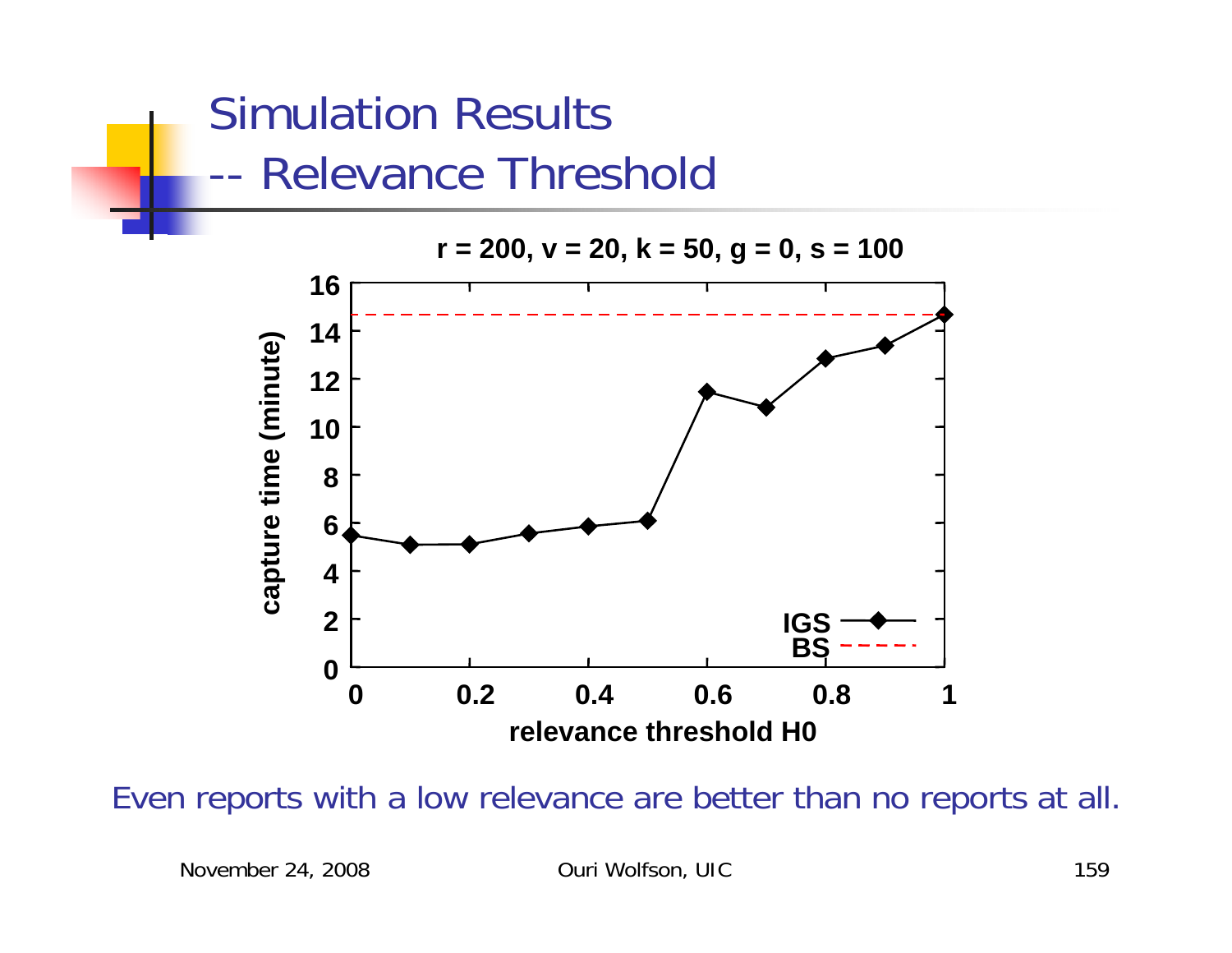# Simulation Results
## -- Relevance Threshold

**r = 200, v = 20, k = 50, g = 0, s = 100**

| relevance threshold H0 | IGS capture time (minute) | BS capture time (minute) |
|---|---|---|
| 0 | 5.5 | 14.7 |
| 0.1 | 5.1 | 14.7 |
| 0.2 | 5.1 | 14.7 |
| 0.3 | 5.6 | 14.7 |
| 0.4 | 5.9 | 14.7 |
| 0.5 | 6.1 | 14.7 |
| 0.6 | 11.5 | 14.7 |
| 0.7 | 10.8 | 14.7 |
| 0.8 | 12.9 | 14.7 |
| 0.9 | 13.4 | 14.7 |
| 1 | 14.7 | 14.7 |

Even reports with a low relevance are better than no reports at all.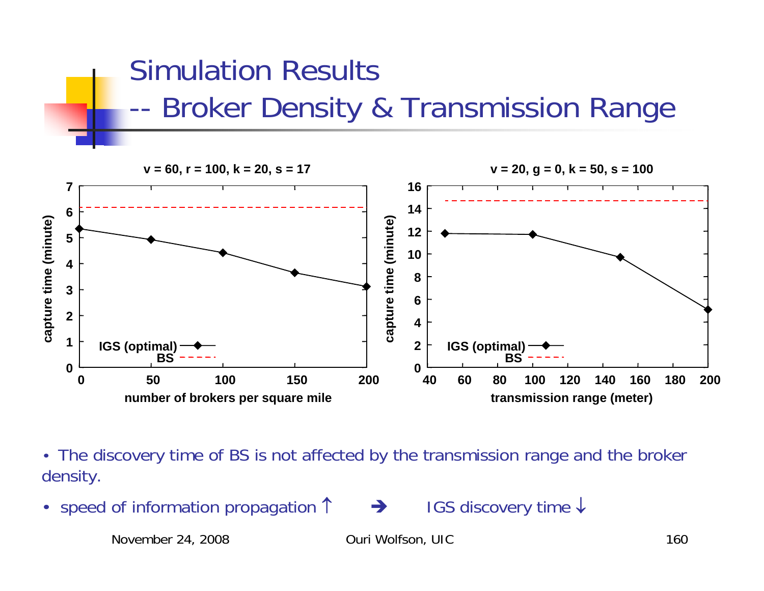# Simulation Results
## -- Broker Density & Transmission Range

**v = 60, r = 100, k = 20, s = 17**

capture time (minute) vs. number of brokers per square mile

IGS (optimal)
BS

**v = 20, g = 0, k = 50, s = 100**

capture time (minute) vs. transmission range (meter)

IGS (optimal)
BS

- The discovery time of BS is not affected by the transmission range and the broker density.
- speed of information propagation ↑ ➔ IGS discovery time ↓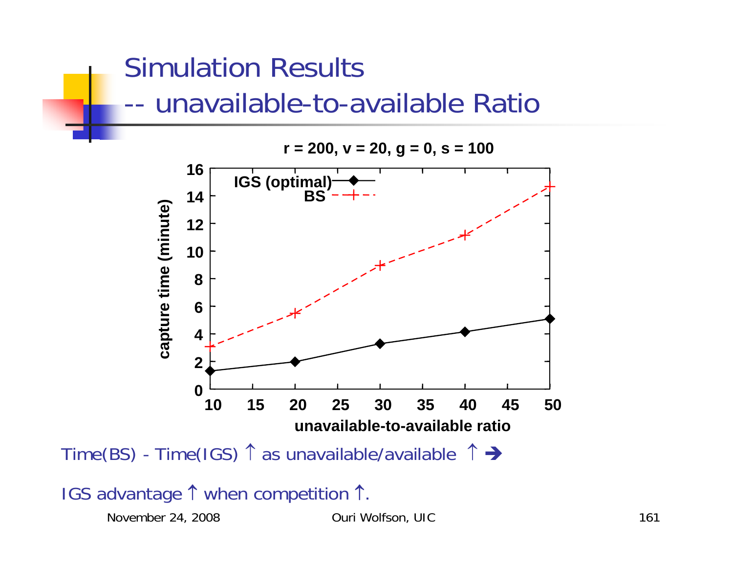# Simulation Results
## -- unavailable-to-available Ratio

r = 200, v = 20, g = 0, s = 100

| unavailable-to-available ratio | IGS (optimal) capture time (minute) | BS capture time (minute) |
|---|---|---|
| 10 | ~1.3 | ~3.1 |
| 20 | ~2.0 | ~5.5 |
| 30 | ~3.3 | ~9.0 |
| 40 | ~4.2 | ~11.2 |
| 50 | ~5.1 | ~14.7 |

Time(BS) - Time(IGS) ↑ as unavailable/available ↑ ➔

IGS advantage ↑ when competition ↑.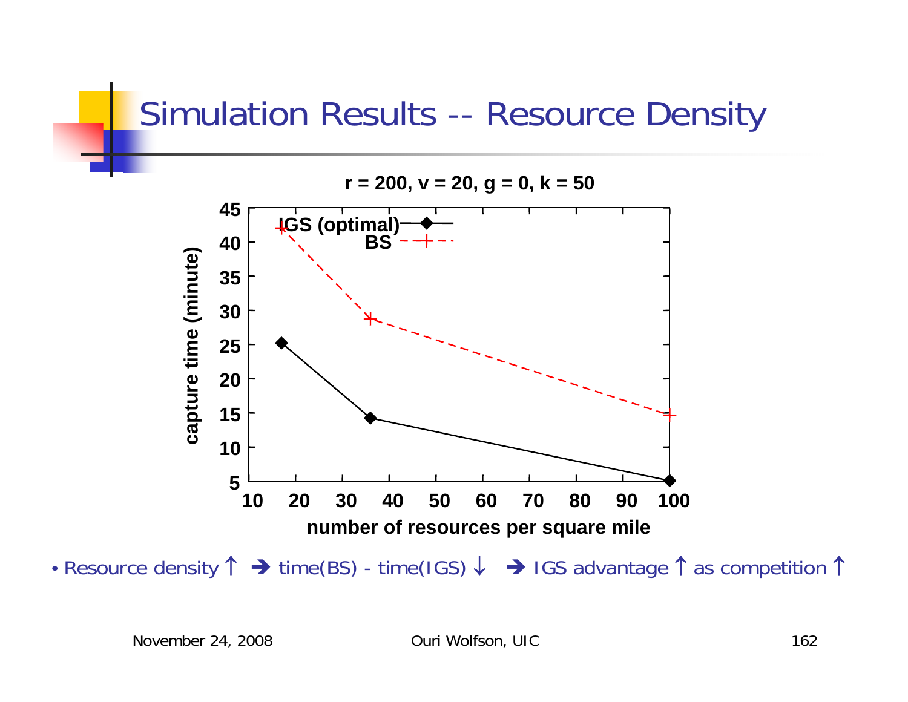# Simulation Results -- Resource Density

**r = 200, v = 20, g = 0, k = 50**

| number of resources per square mile | IGS (optimal) capture time (minute) | BS capture time (minute) |
|---|---|---|
| ~17 | ~25.3 | ~42 |
| ~36 | ~14.3 | ~28.8 |
| ~100 | ~5.1 | ~14.7 |

- Resource density ↑ ➔ time(BS) - time(IGS) ↓ ➔ IGS advantage ↑ as competition ↑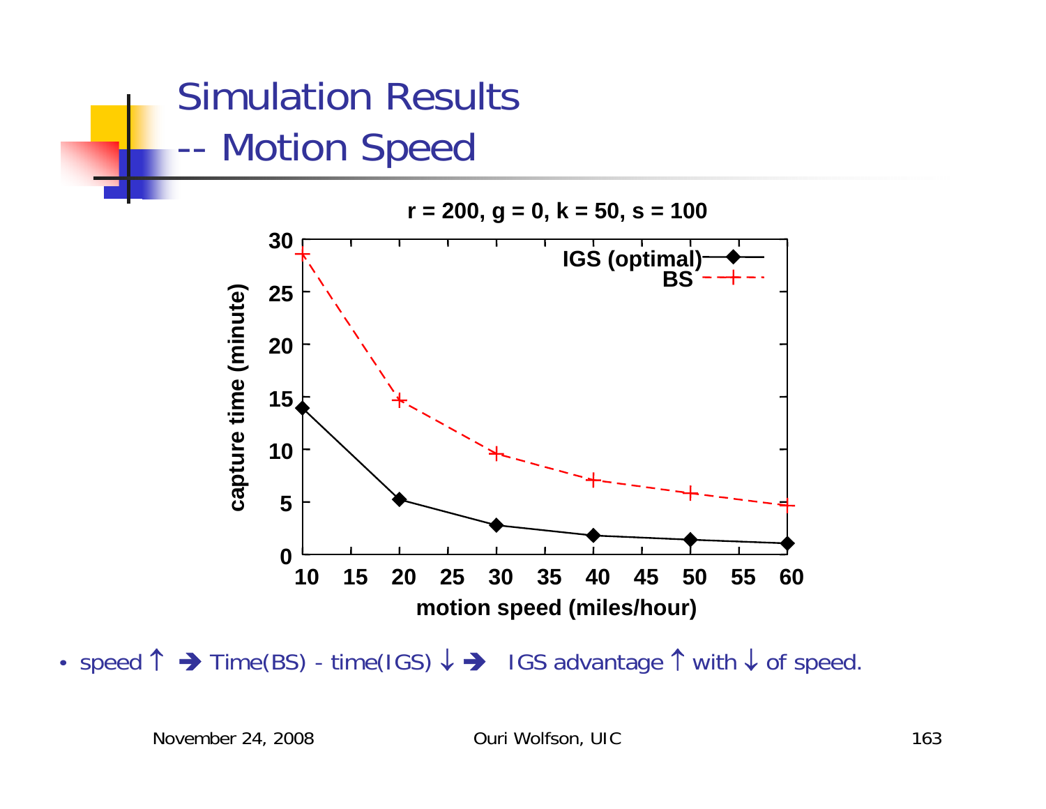# Simulation Results -- Motion Speed

**r = 200, g = 0, k = 50, s = 100**

| motion speed (miles/hour) | IGS (optimal) capture time (minute) | BS capture time (minute) |
|---|---|---|
| 10 | 14 | 28.5 |
| 20 | 5.2 | 14.6 |
| 30 | 2.8 | 9.7 |
| 40 | 1.8 | 7.1 |
| 50 | 1.4 | 5.9 |
| 60 | 1.1 | 4.8 |

- speed ↑ ➔ Time(BS) - time(IGS) ↓ ➔ IGS advantage ↑ with ↓ of speed.

November 24, 2008 Ouri Wolfson, UIC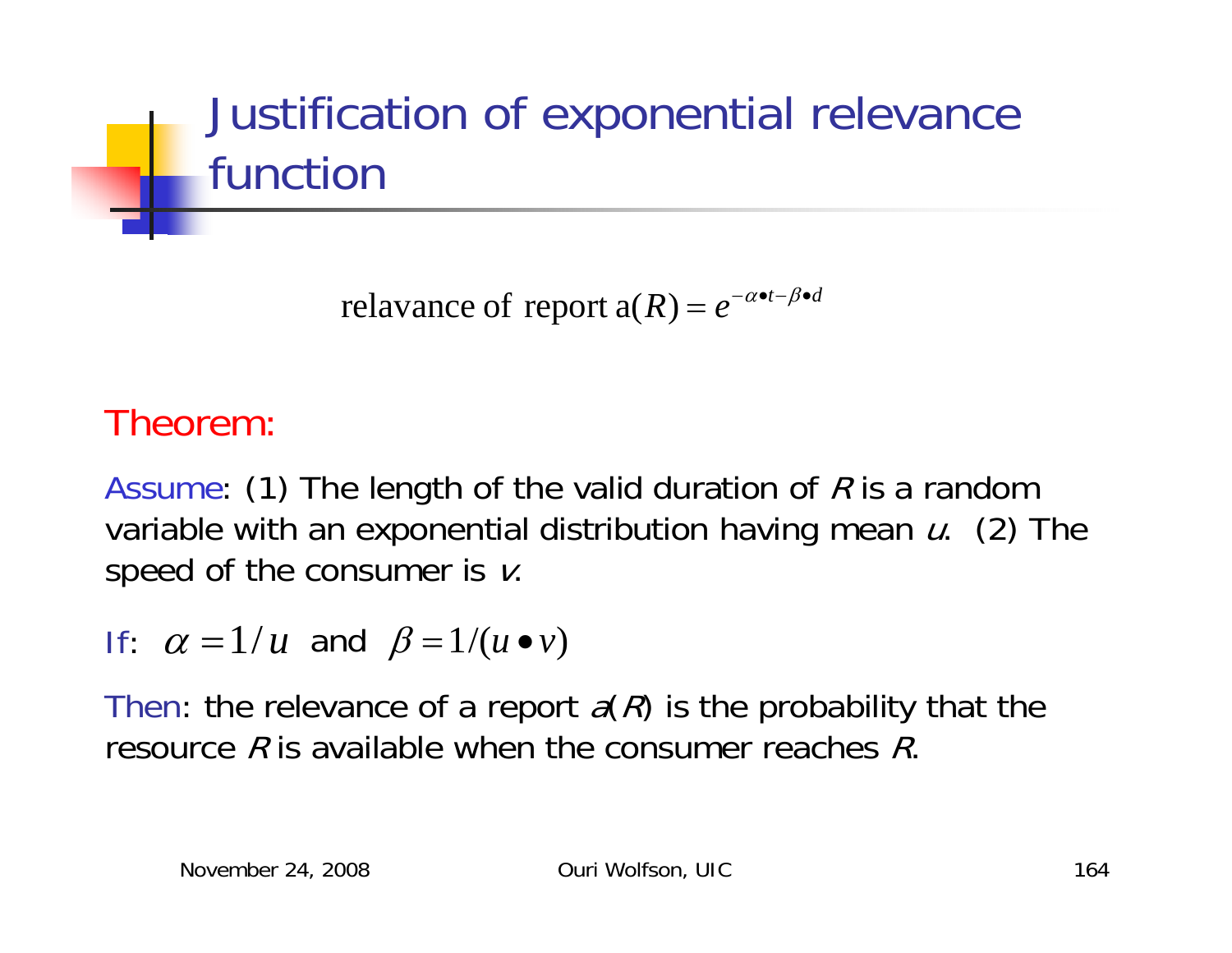# Justification of exponential relevance function

$$\text{relavance of report } a(R) = e^{-\alpha \bullet t - \beta \bullet d}$$

Theorem:

Assume: (1) The length of the valid duration of *R* is a random variable with an exponential distribution having mean *u*. (2) The speed of the consumer is *v*.

If: $\alpha = 1/u$ and $\beta = 1/(u \bullet v)$

Then: the relevance of a report *a*(*R*) is the probability that the resource *R* is available when the consumer reaches *R*.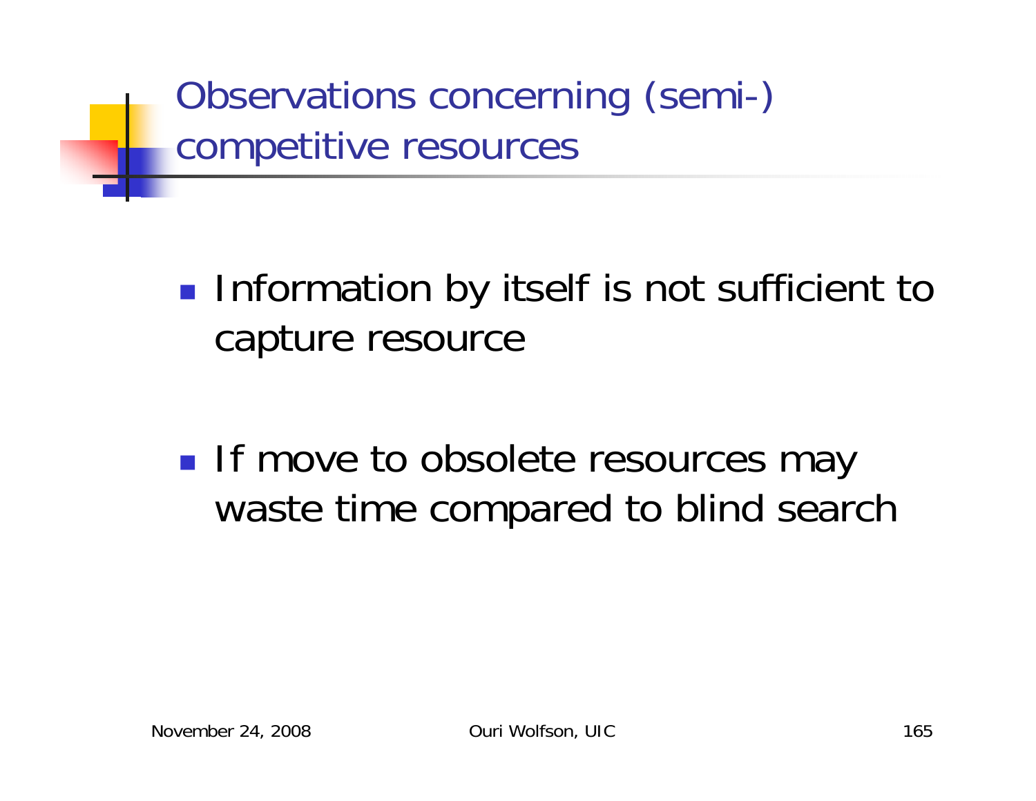# Observations concerning (semi-) competitive resources

- Information by itself is not sufficient to capture resource
- If move to obsolete resources may waste time compared to blind search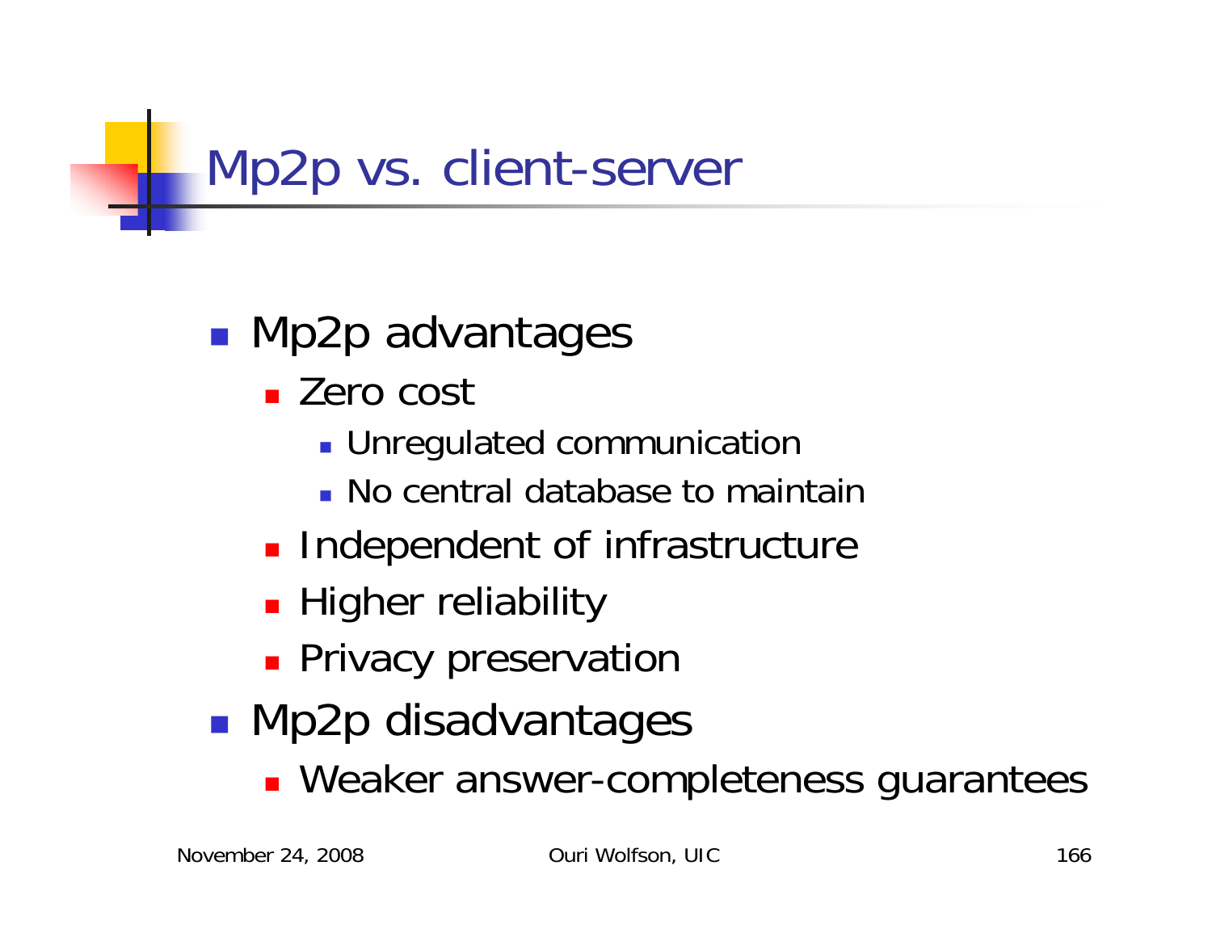# Mp2p vs. client-server

- Mp2p advantages
  - Zero cost
    - Unregulated communication
    - No central database to maintain
  - Independent of infrastructure
  - Higher reliability
  - Privacy preservation
- Mp2p disadvantages
  - Weaker answer-completeness guarantees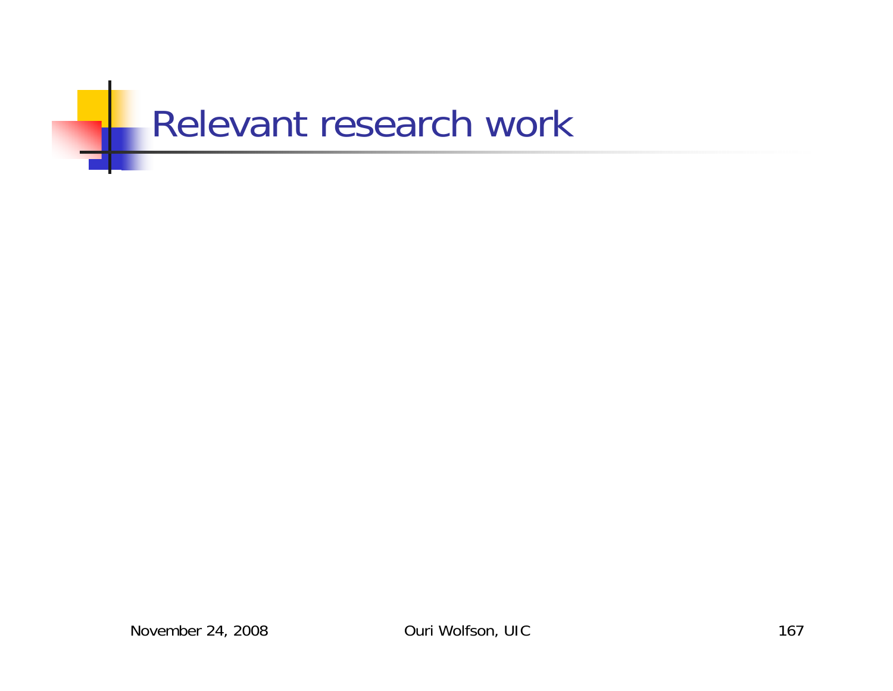# Relevant research work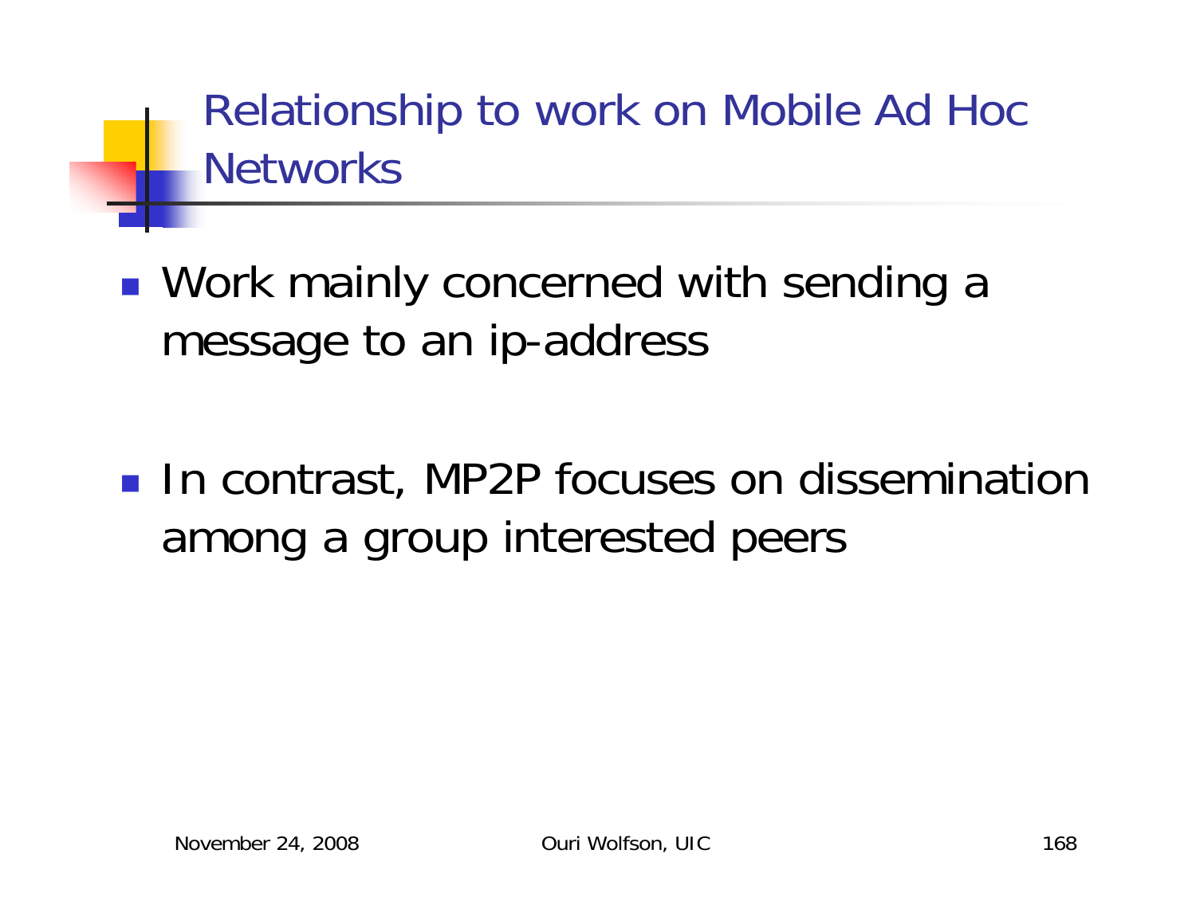# Relationship to work on Mobile Ad Hoc Networks

- Work mainly concerned with sending a message to an ip-address

- In contrast, MP2P focuses on dissemination among a group interested peers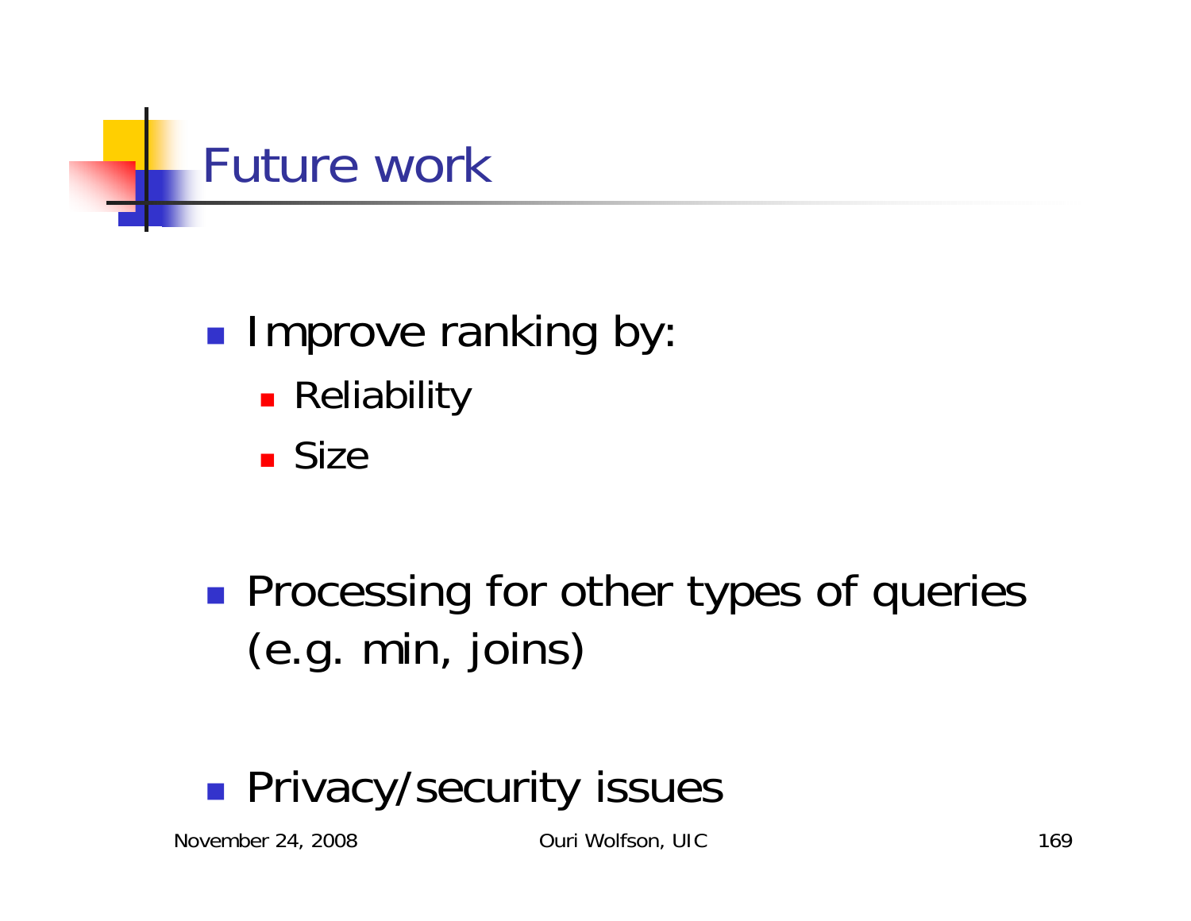# Future work

- Improve ranking by:
  - Reliability
  - Size

- Processing for other types of queries (e.g. min, joins)

- Privacy/security issues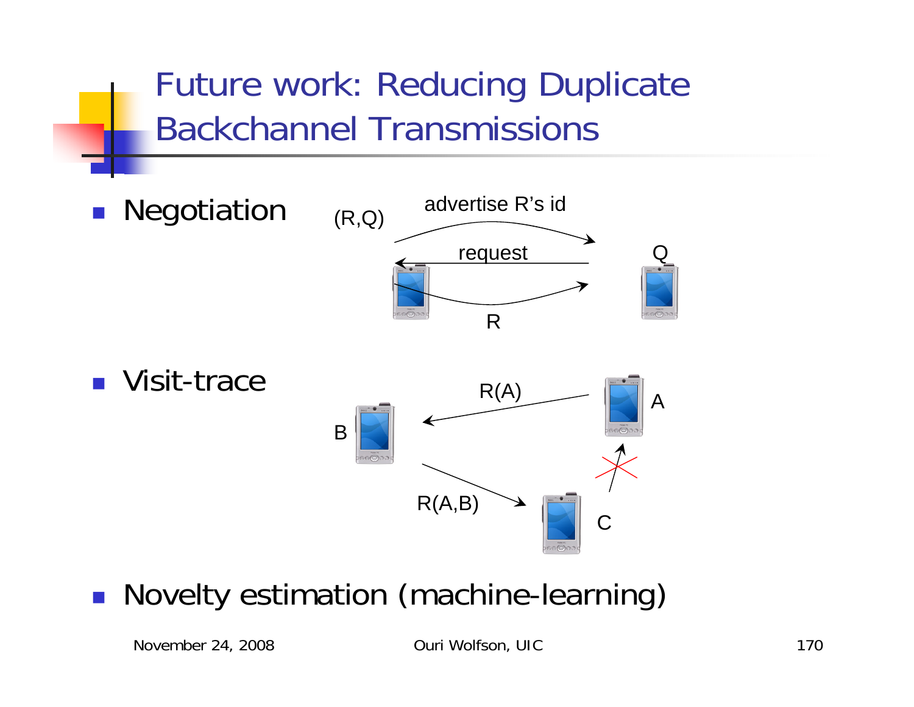# Future work: Reducing Duplicate Backchannel Transmissions

- Negotiation

(R,Q)

advertise R's id

request

Q

R

- Visit-trace

R(A)

A

B

R(A,B)

C

- Novelty estimation (machine-learning)